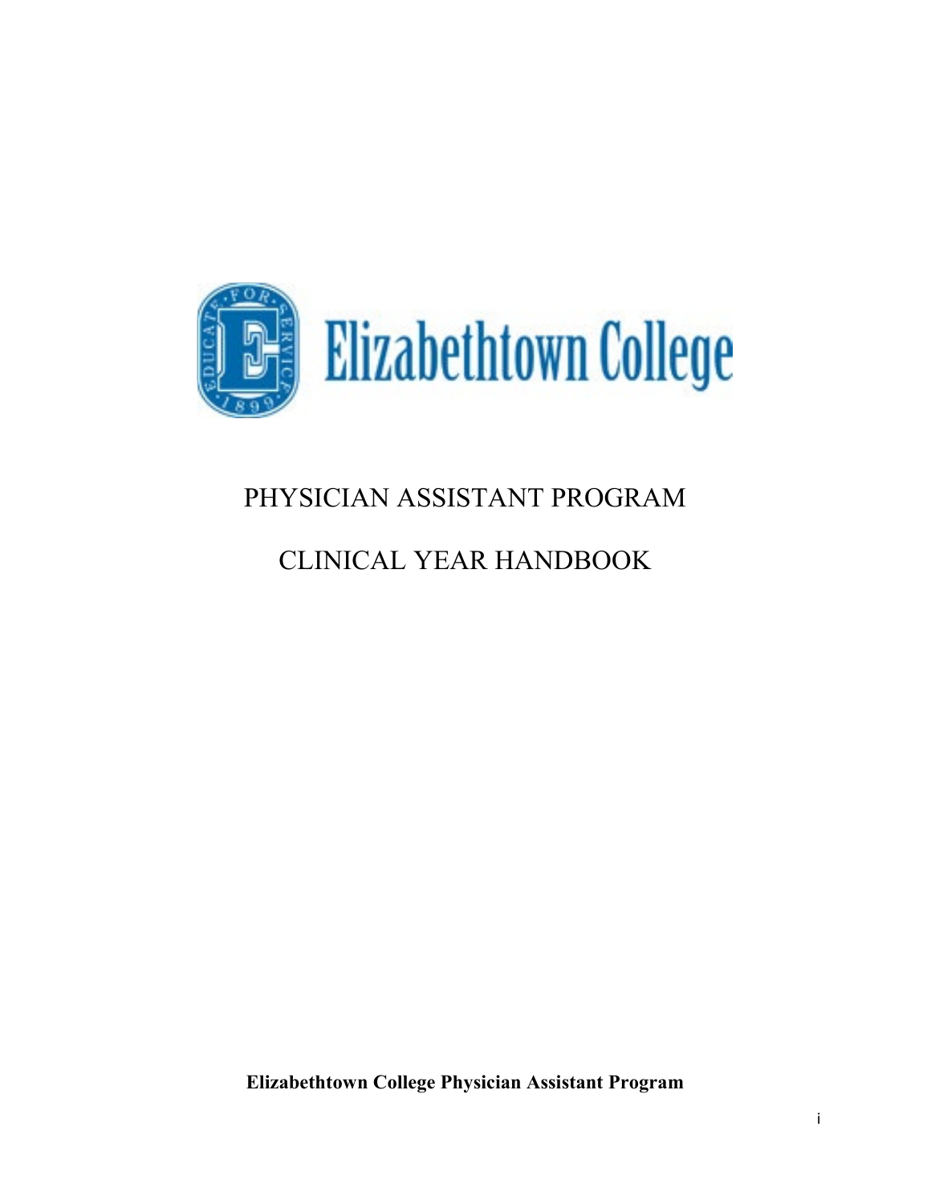Elizabethtown College

# PHYSICIAN ASSISTANT PROGRAM

# CLINICAL YEAR HANDBOOK

**Elizabethtown College Physician Assistant Program**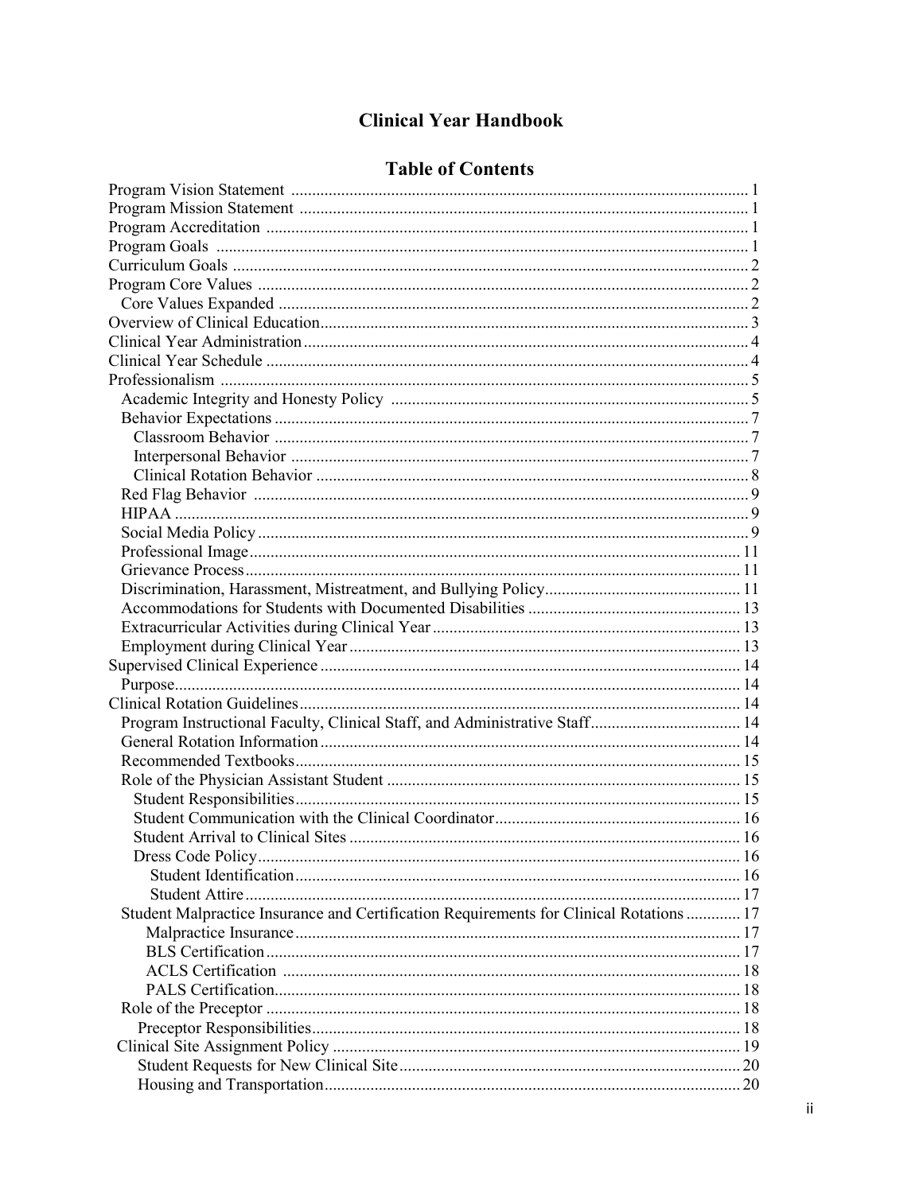# Clinical Year Handbook

## Table of Contents

- Program Vision Statement ..... 1
- Program Mission Statement ..... 1
- Program Accreditation ..... 1
- Program Goals ..... 1
- Curriculum Goals ..... 2
- Program Core Values ..... 2
  - Core Values Expanded ..... 2
- Overview of Clinical Education ..... 3
- Clinical Year Administration ..... 4
- Clinical Year Schedule ..... 4
- Professionalism ..... 5
  - Academic Integrity and Honesty Policy ..... 5
  - Behavior Expectations ..... 7
    - Classroom Behavior ..... 7
    - Interpersonal Behavior ..... 7
    - Clinical Rotation Behavior ..... 8
  - Red Flag Behavior ..... 9
  - HIPAA ..... 9
  - Social Media Policy ..... 9
  - Professional Image ..... 11
  - Grievance Process ..... 11
  - Discrimination, Harassment, Mistreatment, and Bullying Policy ..... 11
  - Accommodations for Students with Documented Disabilities ..... 13
  - Extracurricular Activities during Clinical Year ..... 13
  - Employment during Clinical Year ..... 13
- Supervised Clinical Experience ..... 14
  - Purpose ..... 14
- Clinical Rotation Guidelines ..... 14
  - Program Instructional Faculty, Clinical Staff, and Administrative Staff ..... 14
  - General Rotation Information ..... 14
  - Recommended Textbooks ..... 15
  - Role of the Physician Assistant Student ..... 15
    - Student Responsibilities ..... 15
    - Student Communication with the Clinical Coordinator ..... 16
    - Student Arrival to Clinical Sites ..... 16
    - Dress Code Policy ..... 16
      - Student Identification ..... 16
      - Student Attire ..... 17
  - Student Malpractice Insurance and Certification Requirements for Clinical Rotations ..... 17
      - Malpractice Insurance ..... 17
      - BLS Certification ..... 17
      - ACLS Certification ..... 18
      - PALS Certification ..... 18
  - Role of the Preceptor ..... 18
    - Preceptor Responsibilities ..... 18
  - Clinical Site Assignment Policy ..... 19
    - Student Requests for New Clinical Site ..... 20
    - Housing and Transportation ..... 20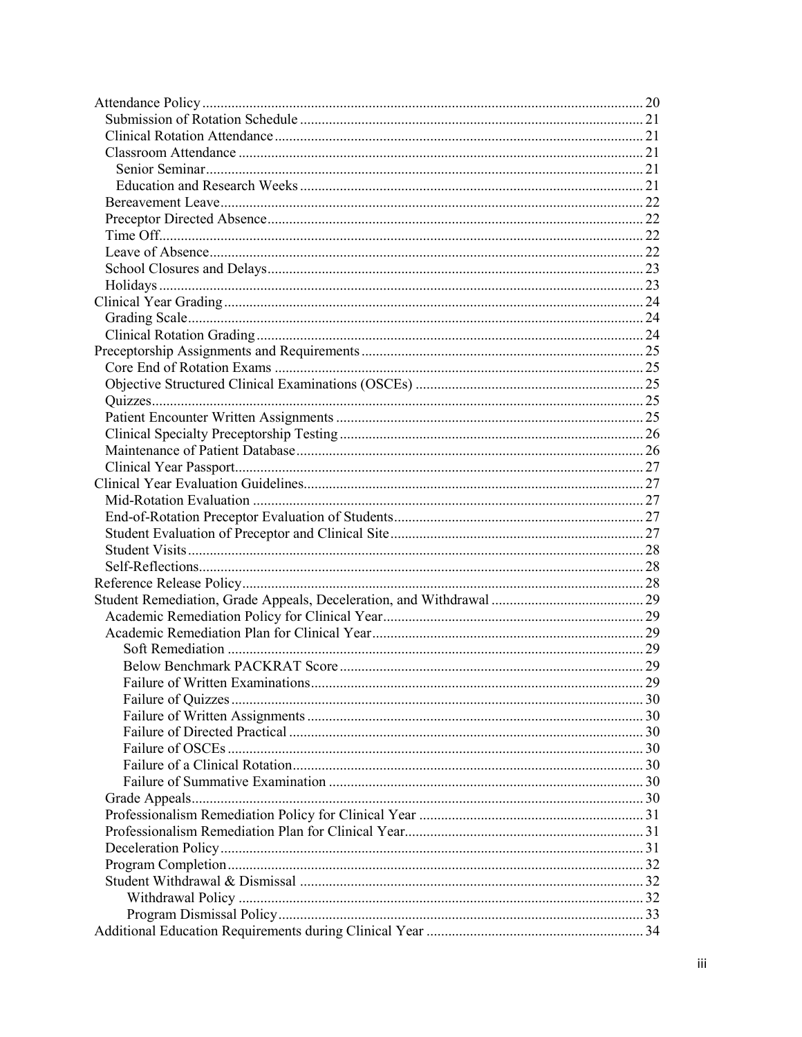- Attendance Policy ........ 20
  - Submission of Rotation Schedule ........ 21
  - Clinical Rotation Attendance ........ 21
  - Classroom Attendance ........ 21
    - Senior Seminar ........ 21
    - Education and Research Weeks ........ 21
  - Bereavement Leave ........ 22
  - Preceptor Directed Absence ........ 22
  - Time Off ........ 22
  - Leave of Absence ........ 22
  - School Closures and Delays ........ 23
  - Holidays ........ 23
- Clinical Year Grading ........ 24
  - Grading Scale ........ 24
  - Clinical Rotation Grading ........ 24
- Preceptorship Assignments and Requirements ........ 25
  - Core End of Rotation Exams ........ 25
  - Objective Structured Clinical Examinations (OSCEs) ........ 25
  - Quizzes ........ 25
  - Patient Encounter Written Assignments ........ 25
  - Clinical Specialty Preceptorship Testing ........ 26
  - Maintenance of Patient Database ........ 26
  - Clinical Year Passport ........ 27
- Clinical Year Evaluation Guidelines ........ 27
  - Mid-Rotation Evaluation ........ 27
  - End-of-Rotation Preceptor Evaluation of Students ........ 27
  - Student Evaluation of Preceptor and Clinical Site ........ 27
  - Student Visits ........ 28
  - Self-Reflections ........ 28
- Reference Release Policy ........ 28
- Student Remediation, Grade Appeals, Deceleration, and Withdrawal ........ 29
  - Academic Remediation Policy for Clinical Year ........ 29
  - Academic Remediation Plan for Clinical Year ........ 29
    - Soft Remediation ........ 29
    - Below Benchmark PACKRAT Score ........ 29
    - Failure of Written Examinations ........ 29
    - Failure of Quizzes ........ 30
    - Failure of Written Assignments ........ 30
    - Failure of Directed Practical ........ 30
    - Failure of OSCEs ........ 30
    - Failure of a Clinical Rotation ........ 30
    - Failure of Summative Examination ........ 30
  - Grade Appeals ........ 30
  - Professionalism Remediation Policy for Clinical Year ........ 31
  - Professionalism Remediation Plan for Clinical Year ........ 31
  - Deceleration Policy ........ 31
  - Program Completion ........ 32
  - Student Withdrawal & Dismissal ........ 32
    - Withdrawal Policy ........ 32
    - Program Dismissal Policy ........ 33
- Additional Education Requirements during Clinical Year ........ 34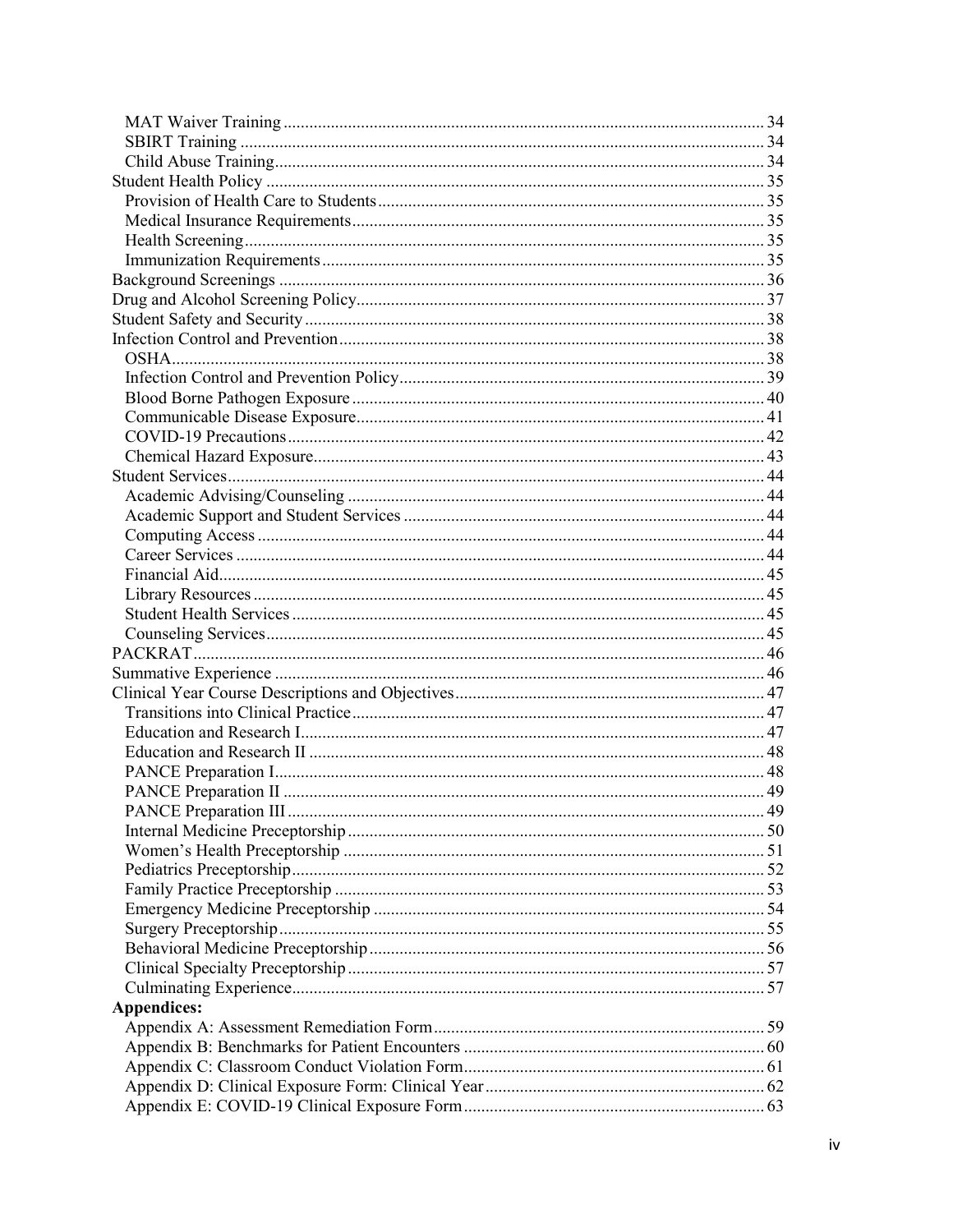- MAT Waiver Training ........ 34
- SBIRT Training ........ 34
- Child Abuse Training ........ 34

Student Health Policy ........ 35

- Provision of Health Care to Students ........ 35
- Medical Insurance Requirements ........ 35
- Health Screening ........ 35
- Immunization Requirements ........ 35

Background Screenings ........ 36

Drug and Alcohol Screening Policy ........ 37

Student Safety and Security ........ 38

Infection Control and Prevention ........ 38

- OSHA ........ 38
- Infection Control and Prevention Policy ........ 39
- Blood Borne Pathogen Exposure ........ 40
- Communicable Disease Exposure ........ 41
- COVID-19 Precautions ........ 42
- Chemical Hazard Exposure ........ 43

Student Services ........ 44

- Academic Advising/Counseling ........ 44
- Academic Support and Student Services ........ 44
- Computing Access ........ 44
- Career Services ........ 44
- Financial Aid ........ 45
- Library Resources ........ 45
- Student Health Services ........ 45
- Counseling Services ........ 45

PACKRAT ........ 46

Summative Experience ........ 46

Clinical Year Course Descriptions and Objectives ........ 47

- Transitions into Clinical Practice ........ 47
- Education and Research I ........ 47
- Education and Research II ........ 48
- PANCE Preparation I ........ 48
- PANCE Preparation II ........ 49
- PANCE Preparation III ........ 49
- Internal Medicine Preceptorship ........ 50
- Women's Health Preceptorship ........ 51
- Pediatrics Preceptorship ........ 52
- Family Practice Preceptorship ........ 53
- Emergency Medicine Preceptorship ........ 54
- Surgery Preceptorship ........ 55
- Behavioral Medicine Preceptorship ........ 56
- Clinical Specialty Preceptorship ........ 57
- Culminating Experience ........ 57

**Appendices:**

- Appendix A: Assessment Remediation Form ........ 59
- Appendix B: Benchmarks for Patient Encounters ........ 60
- Appendix C: Classroom Conduct Violation Form ........ 61
- Appendix D: Clinical Exposure Form: Clinical Year ........ 62
- Appendix E: COVID-19 Clinical Exposure Form ........ 63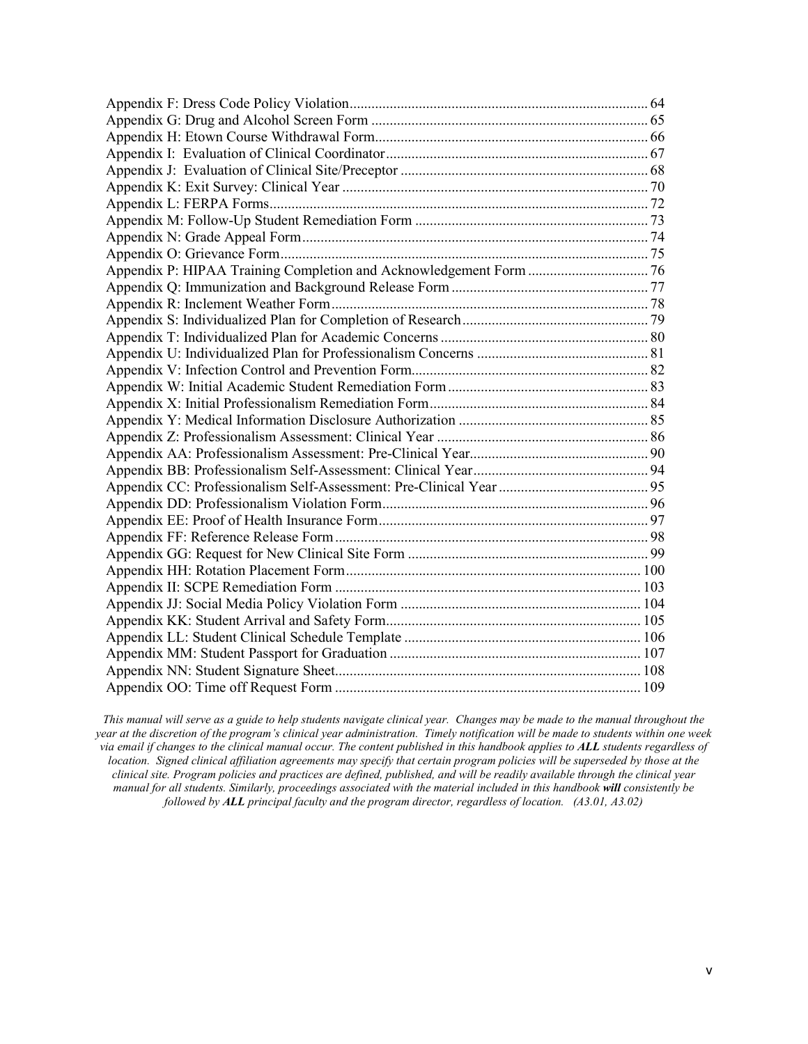Appendix F: Dress Code Policy Violation ..... 64
Appendix G: Drug and Alcohol Screen Form ..... 65
Appendix H: Etown Course Withdrawal Form ..... 66
Appendix I: Evaluation of Clinical Coordinator ..... 67
Appendix J: Evaluation of Clinical Site/Preceptor ..... 68
Appendix K: Exit Survey: Clinical Year ..... 70
Appendix L: FERPA Forms ..... 72
Appendix M: Follow-Up Student Remediation Form ..... 73
Appendix N: Grade Appeal Form ..... 74
Appendix O: Grievance Form ..... 75
Appendix P: HIPAA Training Completion and Acknowledgement Form ..... 76
Appendix Q: Immunization and Background Release Form ..... 77
Appendix R: Inclement Weather Form ..... 78
Appendix S: Individualized Plan for Completion of Research ..... 79
Appendix T: Individualized Plan for Academic Concerns ..... 80
Appendix U: Individualized Plan for Professionalism Concerns ..... 81
Appendix V: Infection Control and Prevention Form ..... 82
Appendix W: Initial Academic Student Remediation Form ..... 83
Appendix X: Initial Professionalism Remediation Form ..... 84
Appendix Y: Medical Information Disclosure Authorization ..... 85
Appendix Z: Professionalism Assessment: Clinical Year ..... 86
Appendix AA: Professionalism Assessment: Pre-Clinical Year ..... 90
Appendix BB: Professionalism Self-Assessment: Clinical Year ..... 94
Appendix CC: Professionalism Self-Assessment: Pre-Clinical Year ..... 95
Appendix DD: Professionalism Violation Form ..... 96
Appendix EE: Proof of Health Insurance Form ..... 97
Appendix FF: Reference Release Form ..... 98
Appendix GG: Request for New Clinical Site Form ..... 99
Appendix HH: Rotation Placement Form ..... 100
Appendix II: SCPE Remediation Form ..... 103
Appendix JJ: Social Media Policy Violation Form ..... 104
Appendix KK: Student Arrival and Safety Form ..... 105
Appendix LL: Student Clinical Schedule Template ..... 106
Appendix MM: Student Passport for Graduation ..... 107
Appendix NN: Student Signature Sheet ..... 108
Appendix OO: Time off Request Form ..... 109

*This manual will serve as a guide to help students navigate clinical year. Changes may be made to the manual throughout the year at the discretion of the program's clinical year administration. Timely notification will be made to students within one week via email if changes to the clinical manual occur. The content published in this handbook applies to **ALL** students regardless of location. Signed clinical affiliation agreements may specify that certain program policies will be superseded by those at the clinical site. Program policies and practices are defined, published, and will be readily available through the clinical year manual for all students. Similarly, proceedings associated with the material included in this handbook **will** consistently be followed by **ALL** principal faculty and the program director, regardless of location. (A3.01, A3.02)*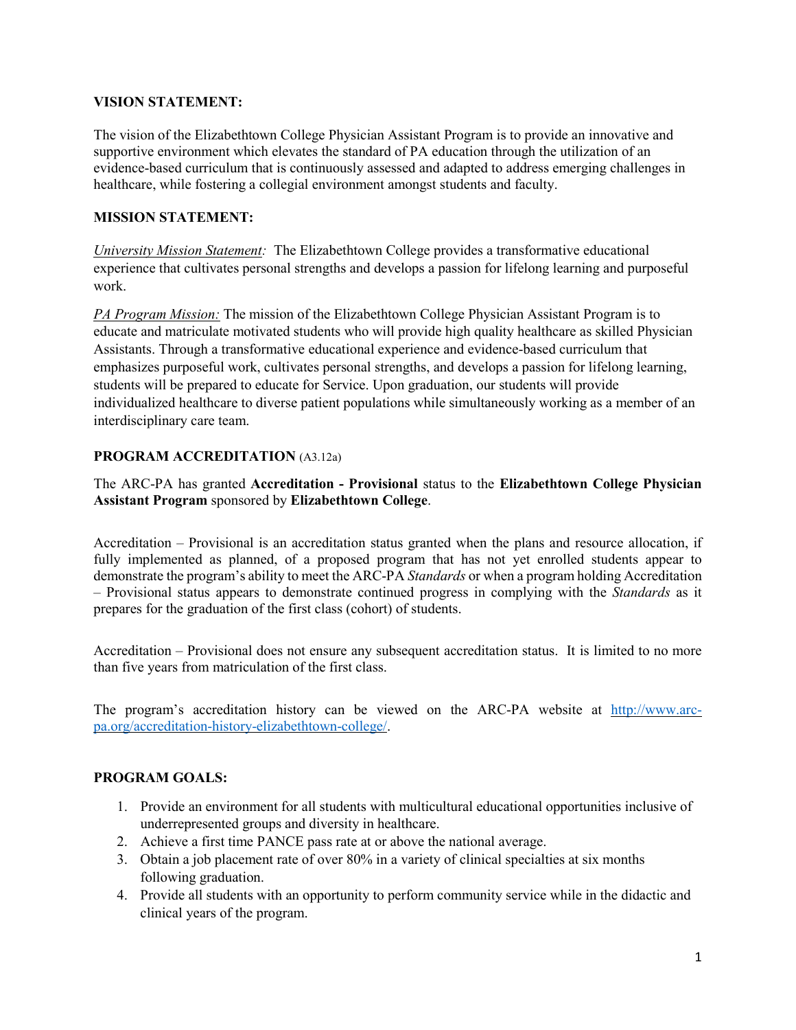**VISION STATEMENT:**

The vision of the Elizabethtown College Physician Assistant Program is to provide an innovative and supportive environment which elevates the standard of PA education through the utilization of an evidence-based curriculum that is continuously assessed and adapted to address emerging challenges in healthcare, while fostering a collegial environment amongst students and faculty.

**MISSION STATEMENT:**

*University Mission Statement:* The Elizabethtown College provides a transformative educational experience that cultivates personal strengths and develops a passion for lifelong learning and purposeful work.

*PA Program Mission:* The mission of the Elizabethtown College Physician Assistant Program is to educate and matriculate motivated students who will provide high quality healthcare as skilled Physician Assistants. Through a transformative educational experience and evidence-based curriculum that emphasizes purposeful work, cultivates personal strengths, and develops a passion for lifelong learning, students will be prepared to educate for Service. Upon graduation, our students will provide individualized healthcare to diverse patient populations while simultaneously working as a member of an interdisciplinary care team.

**PROGRAM ACCREDITATION** (A3.12a)

The ARC-PA has granted **Accreditation - Provisional** status to the **Elizabethtown College Physician Assistant Program** sponsored by **Elizabethtown College**.

Accreditation – Provisional is an accreditation status granted when the plans and resource allocation, if fully implemented as planned, of a proposed program that has not yet enrolled students appear to demonstrate the program's ability to meet the ARC-PA *Standards* or when a program holding Accreditation – Provisional status appears to demonstrate continued progress in complying with the *Standards* as it prepares for the graduation of the first class (cohort) of students.

Accreditation – Provisional does not ensure any subsequent accreditation status. It is limited to no more than five years from matriculation of the first class.

The program's accreditation history can be viewed on the ARC-PA website at [http://www.arc-pa.org/accreditation-history-elizabethtown-college/](http://www.arc-pa.org/accreditation-history-elizabethtown-college/).

**PROGRAM GOALS:**

1. Provide an environment for all students with multicultural educational opportunities inclusive of underrepresented groups and diversity in healthcare.
2. Achieve a first time PANCE pass rate at or above the national average.
3. Obtain a job placement rate of over 80% in a variety of clinical specialties at six months following graduation.
4. Provide all students with an opportunity to perform community service while in the didactic and clinical years of the program.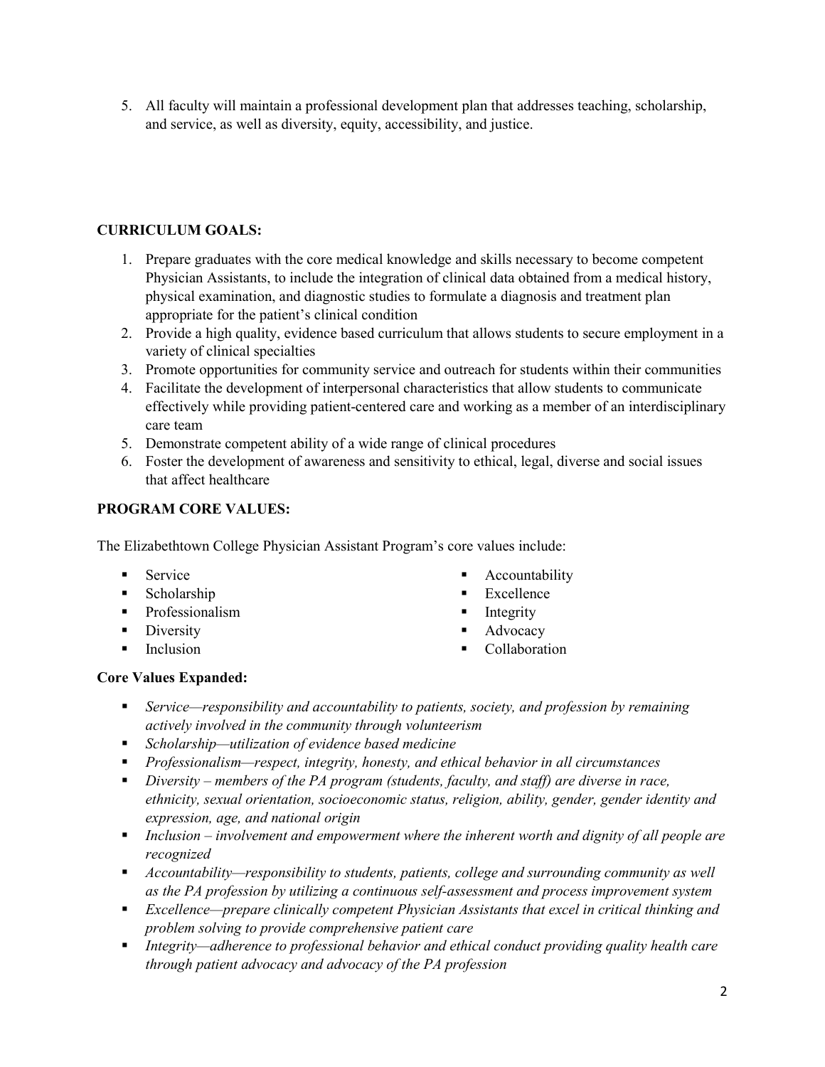5. All faculty will maintain a professional development plan that addresses teaching, scholarship, and service, as well as diversity, equity, accessibility, and justice.

**CURRICULUM GOALS:**

1. Prepare graduates with the core medical knowledge and skills necessary to become competent Physician Assistants, to include the integration of clinical data obtained from a medical history, physical examination, and diagnostic studies to formulate a diagnosis and treatment plan appropriate for the patient's clinical condition
2. Provide a high quality, evidence based curriculum that allows students to secure employment in a variety of clinical specialties
3. Promote opportunities for community service and outreach for students within their communities
4. Facilitate the development of interpersonal characteristics that allow students to communicate effectively while providing patient-centered care and working as a member of an interdisciplinary care team
5. Demonstrate competent ability of a wide range of clinical procedures
6. Foster the development of awareness and sensitivity to ethical, legal, diverse and social issues that affect healthcare

**PROGRAM CORE VALUES:**

The Elizabethtown College Physician Assistant Program's core values include:

- Service
- Scholarship
- Professionalism
- Diversity
- Inclusion
- Accountability
- Excellence
- Integrity
- Advocacy
- Collaboration

**Core Values Expanded:**

- *Service—responsibility and accountability to patients, society, and profession by remaining actively involved in the community through volunteerism*
- *Scholarship—utilization of evidence based medicine*
- *Professionalism—respect, integrity, honesty, and ethical behavior in all circumstances*
- *Diversity – members of the PA program (students, faculty, and staff) are diverse in race, ethnicity, sexual orientation, socioeconomic status, religion, ability, gender, gender identity and expression, age, and national origin*
- *Inclusion – involvement and empowerment where the inherent worth and dignity of all people are recognized*
- *Accountability—responsibility to students, patients, college and surrounding community as well as the PA profession by utilizing a continuous self-assessment and process improvement system*
- *Excellence—prepare clinically competent Physician Assistants that excel in critical thinking and problem solving to provide comprehensive patient care*
- *Integrity—adherence to professional behavior and ethical conduct providing quality health care through patient advocacy and advocacy of the PA profession*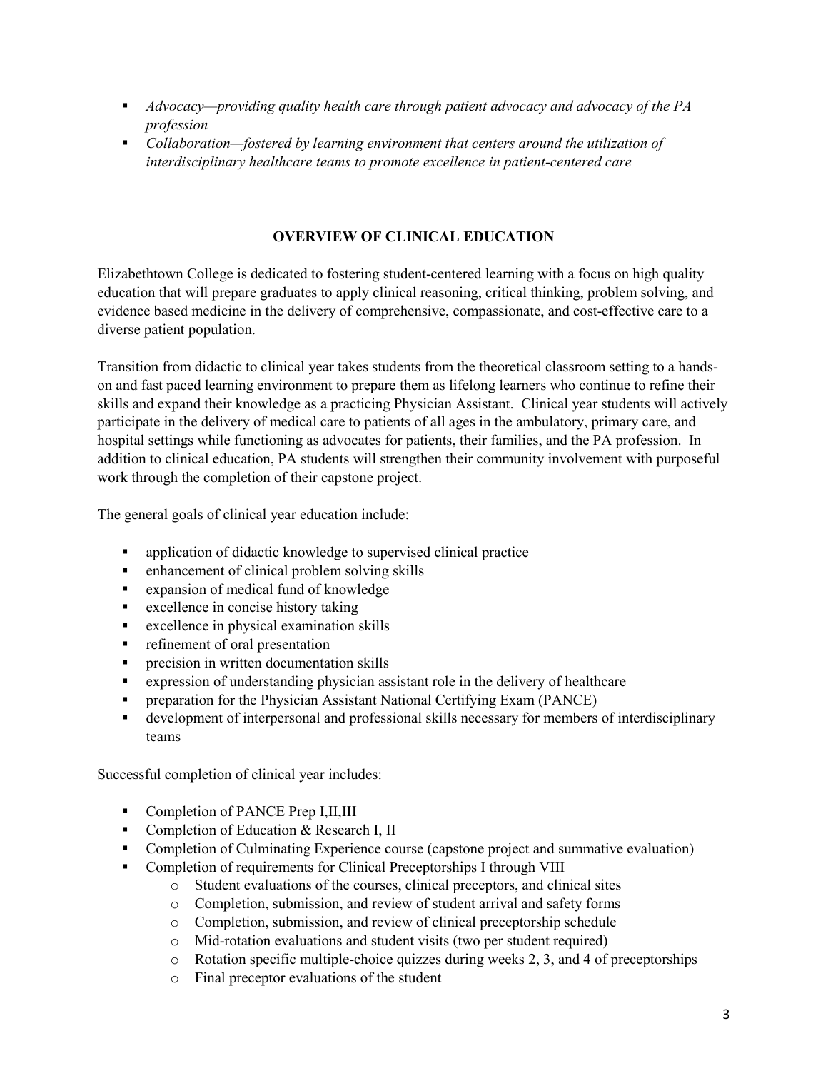- *Advocacy—providing quality health care through patient advocacy and advocacy of the PA profession*
- *Collaboration—fostered by learning environment that centers around the utilization of interdisciplinary healthcare teams to promote excellence in patient-centered care*

## OVERVIEW OF CLINICAL EDUCATION

Elizabethtown College is dedicated to fostering student-centered learning with a focus on high quality education that will prepare graduates to apply clinical reasoning, critical thinking, problem solving, and evidence based medicine in the delivery of comprehensive, compassionate, and cost-effective care to a diverse patient population.

Transition from didactic to clinical year takes students from the theoretical classroom setting to a hands-on and fast paced learning environment to prepare them as lifelong learners who continue to refine their skills and expand their knowledge as a practicing Physician Assistant. Clinical year students will actively participate in the delivery of medical care to patients of all ages in the ambulatory, primary care, and hospital settings while functioning as advocates for patients, their families, and the PA profession. In addition to clinical education, PA students will strengthen their community involvement with purposeful work through the completion of their capstone project.

The general goals of clinical year education include:

- application of didactic knowledge to supervised clinical practice
- enhancement of clinical problem solving skills
- expansion of medical fund of knowledge
- excellence in concise history taking
- excellence in physical examination skills
- refinement of oral presentation
- precision in written documentation skills
- expression of understanding physician assistant role in the delivery of healthcare
- preparation for the Physician Assistant National Certifying Exam (PANCE)
- development of interpersonal and professional skills necessary for members of interdisciplinary teams

Successful completion of clinical year includes:

- Completion of PANCE Prep I,II,III
- Completion of Education & Research I, II
- Completion of Culminating Experience course (capstone project and summative evaluation)
- Completion of requirements for Clinical Preceptorships I through VIII
  - Student evaluations of the courses, clinical preceptors, and clinical sites
  - Completion, submission, and review of student arrival and safety forms
  - Completion, submission, and review of clinical preceptorship schedule
  - Mid-rotation evaluations and student visits (two per student required)
  - Rotation specific multiple-choice quizzes during weeks 2, 3, and 4 of preceptorships
  - Final preceptor evaluations of the student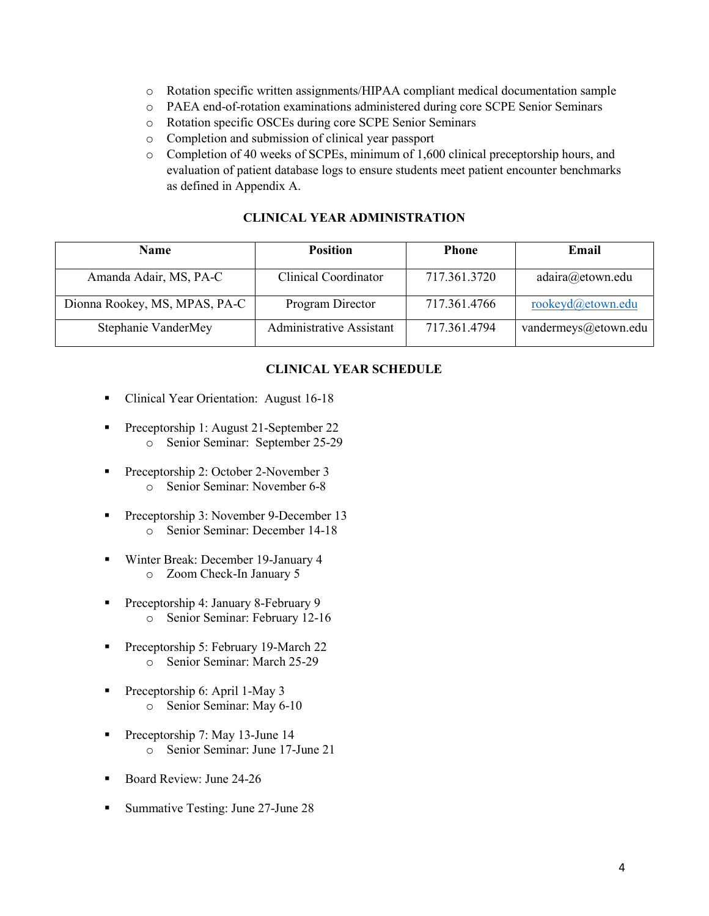- Rotation specific written assignments/HIPAA compliant medical documentation sample
- PAEA end-of-rotation examinations administered during core SCPE Senior Seminars
- Rotation specific OSCEs during core SCPE Senior Seminars
- Completion and submission of clinical year passport
- Completion of 40 weeks of SCPEs, minimum of 1,600 clinical preceptorship hours, and evaluation of patient database logs to ensure students meet patient encounter benchmarks as defined in Appendix A.

## CLINICAL YEAR ADMINISTRATION

| Name | Position | Phone | Email |
|---|---|---|---|
| Amanda Adair, MS, PA-C | Clinical Coordinator | 717.361.3720 | adaira@etown.edu |
| Dionna Rookey, MS, MPAS, PA-C | Program Director | 717.361.4766 | rookeyd@etown.edu |
| Stephanie VanderMey | Administrative Assistant | 717.361.4794 | vandermeys@etown.edu |

## CLINICAL YEAR SCHEDULE

- Clinical Year Orientation: August 16-18
- Preceptorship 1: August 21-September 22
  - Senior Seminar: September 25-29
- Preceptorship 2: October 2-November 3
  - Senior Seminar: November 6-8
- Preceptorship 3: November 9-December 13
  - Senior Seminar: December 14-18
- Winter Break: December 19-January 4
  - Zoom Check-In January 5
- Preceptorship 4: January 8-February 9
  - Senior Seminar: February 12-16
- Preceptorship 5: February 19-March 22
  - Senior Seminar: March 25-29
- Preceptorship 6: April 1-May 3
  - Senior Seminar: May 6-10
- Preceptorship 7: May 13-June 14
  - Senior Seminar: June 17-June 21
- Board Review: June 24-26
- Summative Testing: June 27-June 28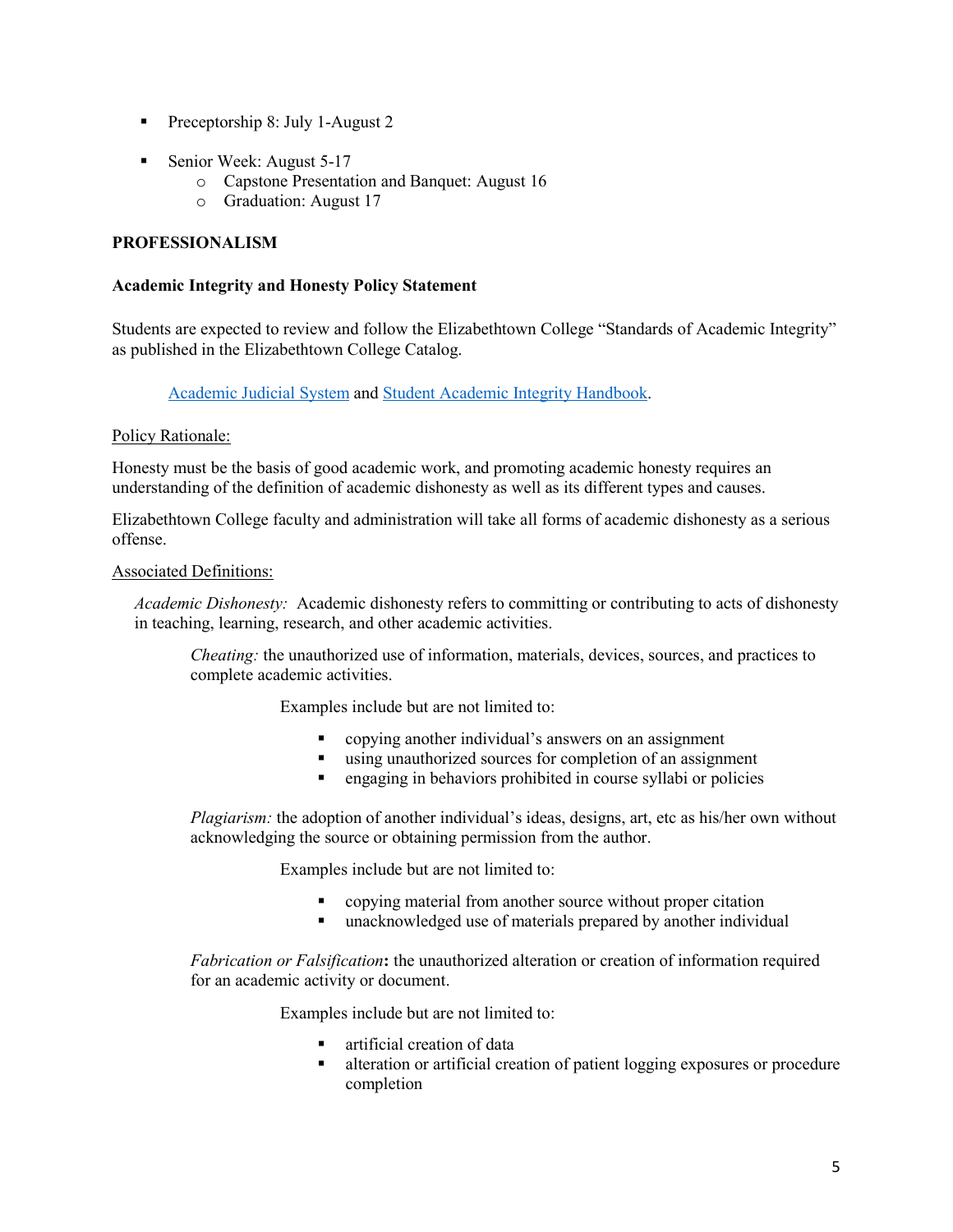- Preceptorship 8: July 1-August 2
- Senior Week: August 5-17
  - Capstone Presentation and Banquet: August 16
  - Graduation: August 17

## PROFESSIONALISM

### Academic Integrity and Honesty Policy Statement

Students are expected to review and follow the Elizabethtown College "Standards of Academic Integrity" as published in the Elizabethtown College Catalog.

> Academic Judicial System and Student Academic Integrity Handbook.

Policy Rationale:

Honesty must be the basis of good academic work, and promoting academic honesty requires an understanding of the definition of academic dishonesty as well as its different types and causes.

Elizabethtown College faculty and administration will take all forms of academic dishonesty as a serious offense.

Associated Definitions:

*Academic Dishonesty:* Academic dishonesty refers to committing or contributing to acts of dishonesty in teaching, learning, research, and other academic activities.

*Cheating:* the unauthorized use of information, materials, devices, sources, and practices to complete academic activities.

Examples include but are not limited to:

- copying another individual's answers on an assignment
- using unauthorized sources for completion of an assignment
- engaging in behaviors prohibited in course syllabi or policies

*Plagiarism:* the adoption of another individual's ideas, designs, art, etc as his/her own without acknowledging the source or obtaining permission from the author.

Examples include but are not limited to:

- copying material from another source without proper citation
- unacknowledged use of materials prepared by another individual

*Fabrication or Falsification***:** the unauthorized alteration or creation of information required for an academic activity or document.

Examples include but are not limited to:

- artificial creation of data
- alteration or artificial creation of patient logging exposures or procedure completion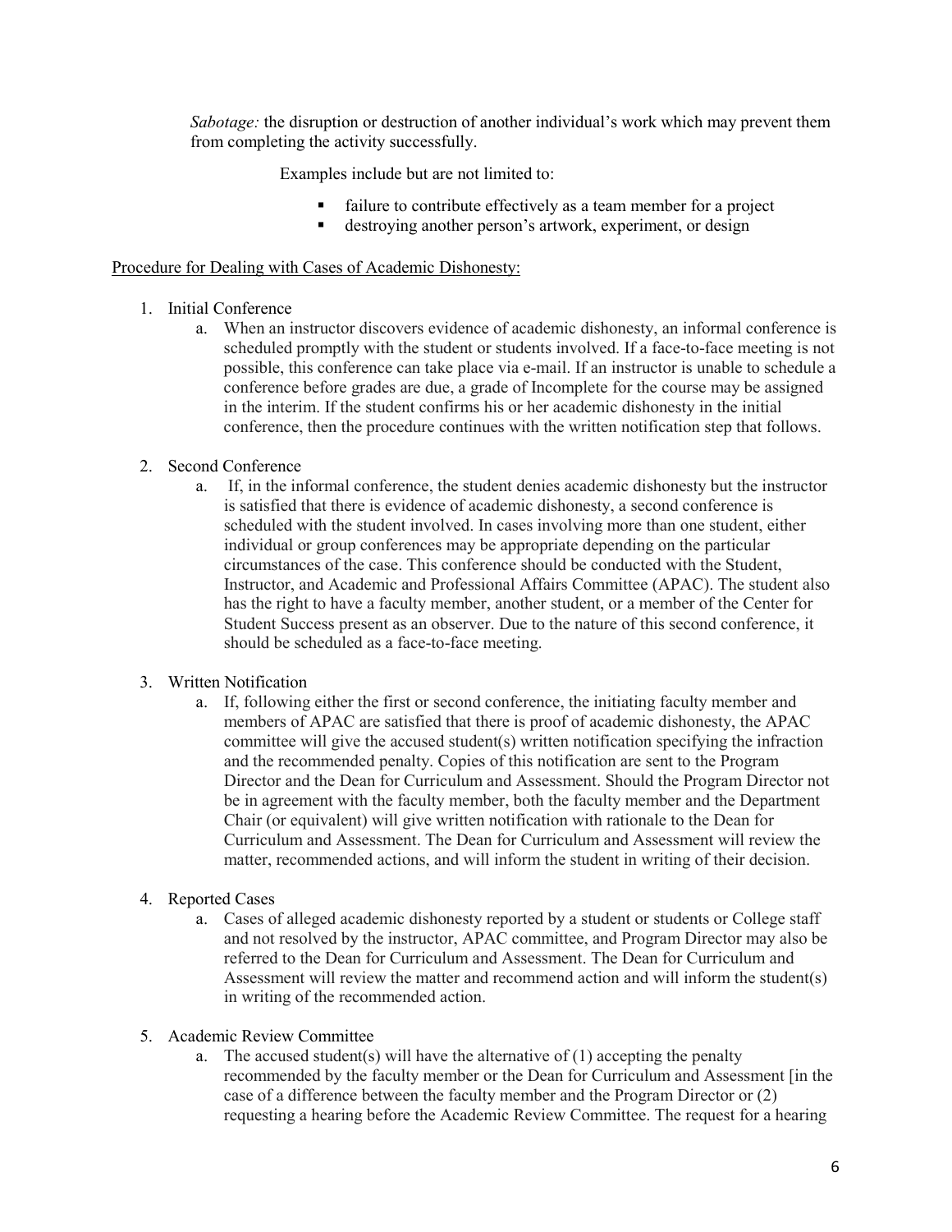*Sabotage:* the disruption or destruction of another individual's work which may prevent them from completing the activity successfully.

Examples include but are not limited to:

- failure to contribute effectively as a team member for a project
- destroying another person's artwork, experiment, or design

Procedure for Dealing with Cases of Academic Dishonesty:

1. Initial Conference
   a. When an instructor discovers evidence of academic dishonesty, an informal conference is scheduled promptly with the student or students involved. If a face-to-face meeting is not possible, this conference can take place via e-mail. If an instructor is unable to schedule a conference before grades are due, a grade of Incomplete for the course may be assigned in the interim. If the student confirms his or her academic dishonesty in the initial conference, then the procedure continues with the written notification step that follows.

2. Second Conference
   a. If, in the informal conference, the student denies academic dishonesty but the instructor is satisfied that there is evidence of academic dishonesty, a second conference is scheduled with the student involved. In cases involving more than one student, either individual or group conferences may be appropriate depending on the particular circumstances of the case. This conference should be conducted with the Student, Instructor, and Academic and Professional Affairs Committee (APAC). The student also has the right to have a faculty member, another student, or a member of the Center for Student Success present as an observer. Due to the nature of this second conference, it should be scheduled as a face-to-face meeting.

3. Written Notification
   a. If, following either the first or second conference, the initiating faculty member and members of APAC are satisfied that there is proof of academic dishonesty, the APAC committee will give the accused student(s) written notification specifying the infraction and the recommended penalty. Copies of this notification are sent to the Program Director and the Dean for Curriculum and Assessment. Should the Program Director not be in agreement with the faculty member, both the faculty member and the Department Chair (or equivalent) will give written notification with rationale to the Dean for Curriculum and Assessment. The Dean for Curriculum and Assessment will review the matter, recommended actions, and will inform the student in writing of their decision.

4. Reported Cases
   a. Cases of alleged academic dishonesty reported by a student or students or College staff and not resolved by the instructor, APAC committee, and Program Director may also be referred to the Dean for Curriculum and Assessment. The Dean for Curriculum and Assessment will review the matter and recommend action and will inform the student(s) in writing of the recommended action.

5. Academic Review Committee
   a. The accused student(s) will have the alternative of (1) accepting the penalty recommended by the faculty member or the Dean for Curriculum and Assessment [in the case of a difference between the faculty member and the Program Director or (2) requesting a hearing before the Academic Review Committee. The request for a hearing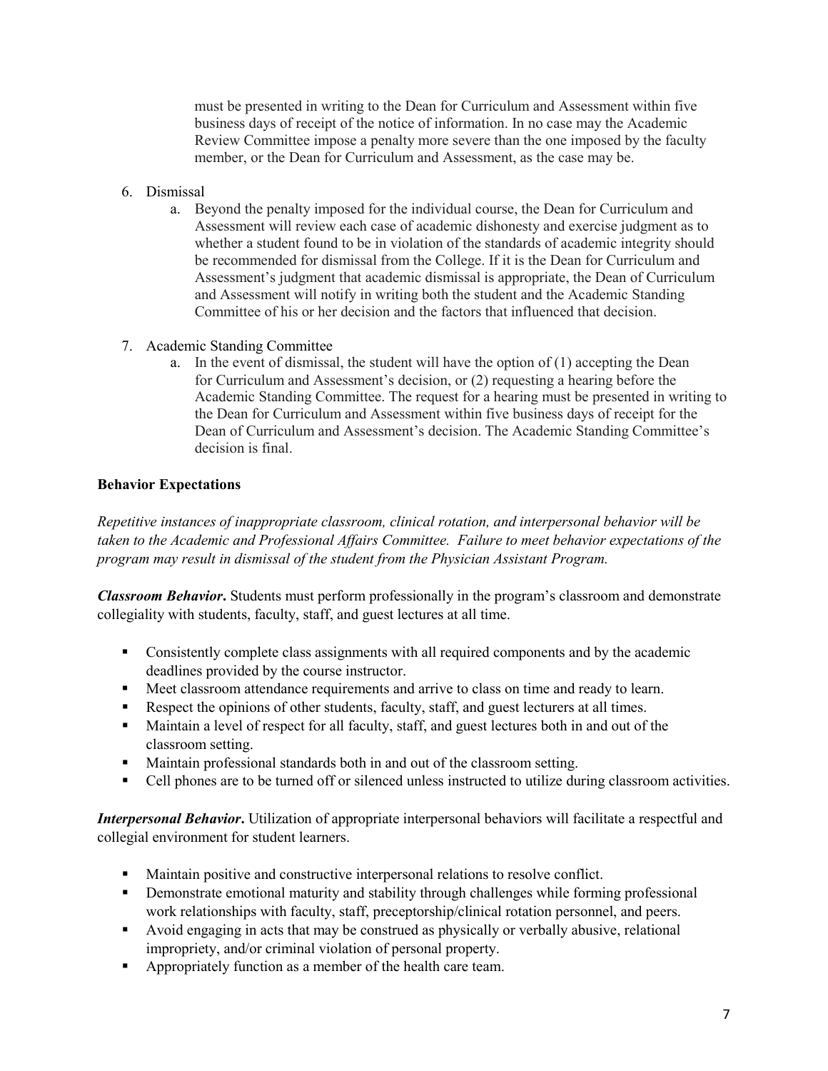must be presented in writing to the Dean for Curriculum and Assessment within five business days of receipt of the notice of information. In no case may the Academic Review Committee impose a penalty more severe than the one imposed by the faculty member, or the Dean for Curriculum and Assessment, as the case may be.

6. Dismissal
   a. Beyond the penalty imposed for the individual course, the Dean for Curriculum and Assessment will review each case of academic dishonesty and exercise judgment as to whether a student found to be in violation of the standards of academic integrity should be recommended for dismissal from the College. If it is the Dean for Curriculum and Assessment's judgment that academic dismissal is appropriate, the Dean of Curriculum and Assessment will notify in writing both the student and the Academic Standing Committee of his or her decision and the factors that influenced that decision.

7. Academic Standing Committee
   a. In the event of dismissal, the student will have the option of (1) accepting the Dean for Curriculum and Assessment's decision, or (2) requesting a hearing before the Academic Standing Committee. The request for a hearing must be presented in writing to the Dean for Curriculum and Assessment within five business days of receipt for the Dean of Curriculum and Assessment's decision. The Academic Standing Committee's decision is final.

**Behavior Expectations**

*Repetitive instances of inappropriate classroom, clinical rotation, and interpersonal behavior will be taken to the Academic and Professional Affairs Committee. Failure to meet behavior expectations of the program may result in dismissal of the student from the Physician Assistant Program.*

***Classroom Behavior*.** Students must perform professionally in the program's classroom and demonstrate collegiality with students, faculty, staff, and guest lectures at all time.

- Consistently complete class assignments with all required components and by the academic deadlines provided by the course instructor.
- Meet classroom attendance requirements and arrive to class on time and ready to learn.
- Respect the opinions of other students, faculty, staff, and guest lecturers at all times.
- Maintain a level of respect for all faculty, staff, and guest lectures both in and out of the classroom setting.
- Maintain professional standards both in and out of the classroom setting.
- Cell phones are to be turned off or silenced unless instructed to utilize during classroom activities.

***Interpersonal Behavior*.** Utilization of appropriate interpersonal behaviors will facilitate a respectful and collegial environment for student learners.

- Maintain positive and constructive interpersonal relations to resolve conflict.
- Demonstrate emotional maturity and stability through challenges while forming professional work relationships with faculty, staff, preceptorship/clinical rotation personnel, and peers.
- Avoid engaging in acts that may be construed as physically or verbally abusive, relational impropriety, and/or criminal violation of personal property.
- Appropriately function as a member of the health care team.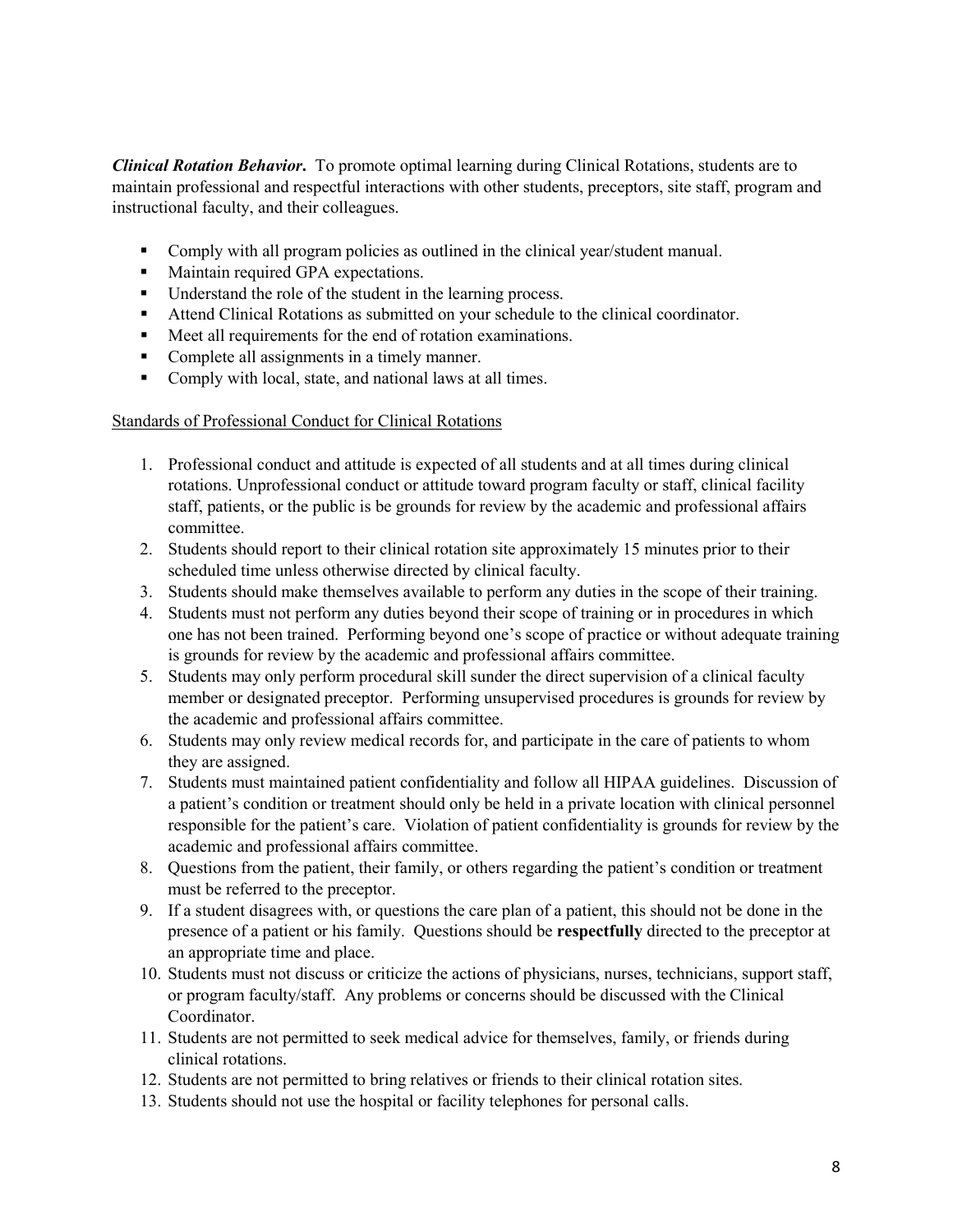***Clinical Rotation Behavior*.** To promote optimal learning during Clinical Rotations, students are to maintain professional and respectful interactions with other students, preceptors, site staff, program and instructional faculty, and their colleagues.

- Comply with all program policies as outlined in the clinical year/student manual.
- Maintain required GPA expectations.
- Understand the role of the student in the learning process.
- Attend Clinical Rotations as submitted on your schedule to the clinical coordinator.
- Meet all requirements for the end of rotation examinations.
- Complete all assignments in a timely manner.
- Comply with local, state, and national laws at all times.

<u>Standards of Professional Conduct for Clinical Rotations</u>

1. Professional conduct and attitude is expected of all students and at all times during clinical rotations. Unprofessional conduct or attitude toward program faculty or staff, clinical facility staff, patients, or the public is be grounds for review by the academic and professional affairs committee.
2. Students should report to their clinical rotation site approximately 15 minutes prior to their scheduled time unless otherwise directed by clinical faculty.
3. Students should make themselves available to perform any duties in the scope of their training.
4. Students must not perform any duties beyond their scope of training or in procedures in which one has not been trained. Performing beyond one's scope of practice or without adequate training is grounds for review by the academic and professional affairs committee.
5. Students may only perform procedural skill sunder the direct supervision of a clinical faculty member or designated preceptor. Performing unsupervised procedures is grounds for review by the academic and professional affairs committee.
6. Students may only review medical records for, and participate in the care of patients to whom they are assigned.
7. Students must maintained patient confidentiality and follow all HIPAA guidelines. Discussion of a patient's condition or treatment should only be held in a private location with clinical personnel responsible for the patient's care. Violation of patient confidentiality is grounds for review by the academic and professional affairs committee.
8. Questions from the patient, their family, or others regarding the patient's condition or treatment must be referred to the preceptor.
9. If a student disagrees with, or questions the care plan of a patient, this should not be done in the presence of a patient or his family. Questions should be **respectfully** directed to the preceptor at an appropriate time and place.
10. Students must not discuss or criticize the actions of physicians, nurses, technicians, support staff, or program faculty/staff. Any problems or concerns should be discussed with the Clinical Coordinator.
11. Students are not permitted to seek medical advice for themselves, family, or friends during clinical rotations.
12. Students are not permitted to bring relatives or friends to their clinical rotation sites.
13. Students should not use the hospital or facility telephones for personal calls.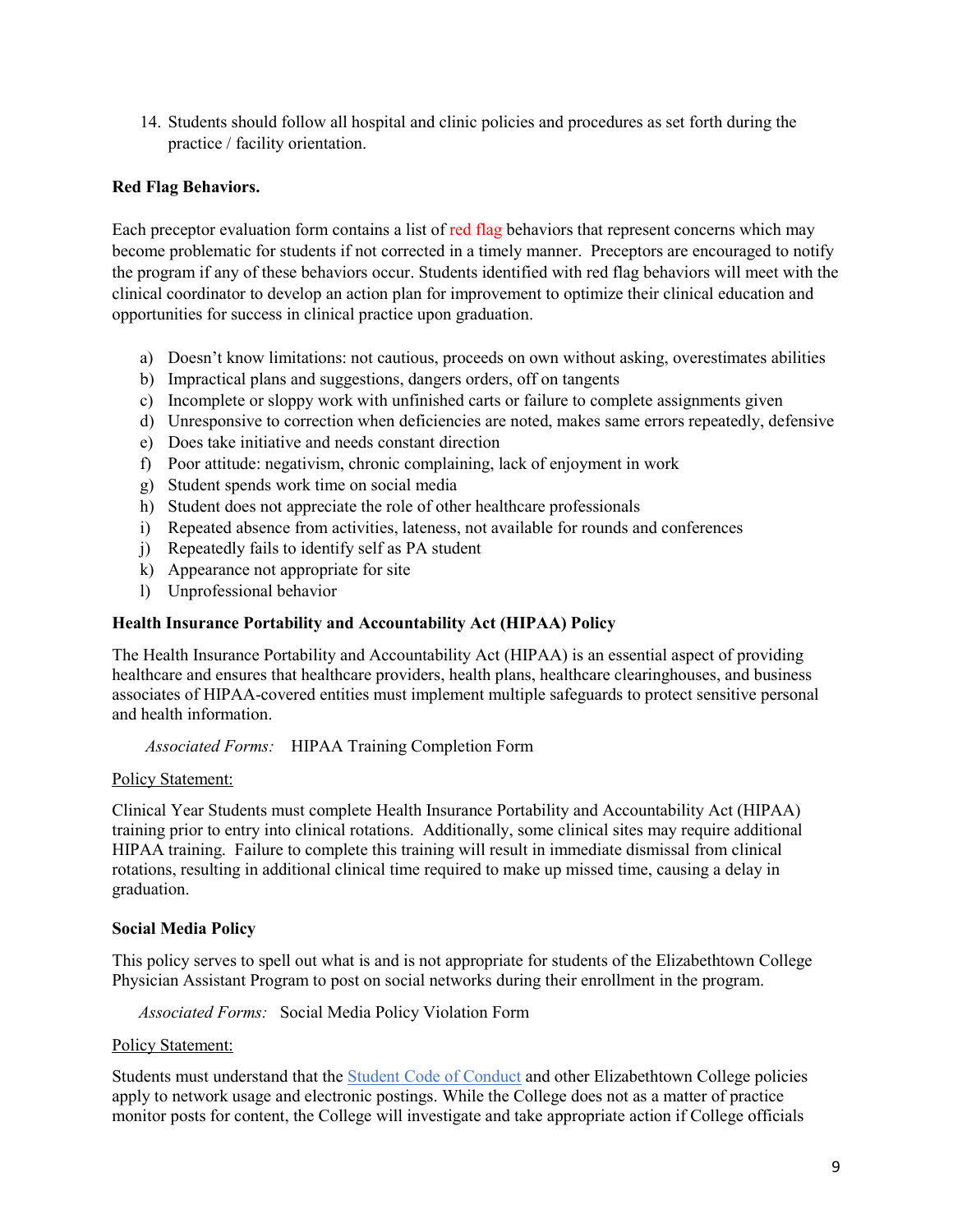14. Students should follow all hospital and clinic policies and procedures as set forth during the practice / facility orientation.

**Red Flag Behaviors.**

Each preceptor evaluation form contains a list of red flag behaviors that represent concerns which may become problematic for students if not corrected in a timely manner. Preceptors are encouraged to notify the program if any of these behaviors occur. Students identified with red flag behaviors will meet with the clinical coordinator to develop an action plan for improvement to optimize their clinical education and opportunities for success in clinical practice upon graduation.

a) Doesn't know limitations: not cautious, proceeds on own without asking, overestimates abilities
b) Impractical plans and suggestions, dangers orders, off on tangents
c) Incomplete or sloppy work with unfinished carts or failure to complete assignments given
d) Unresponsive to correction when deficiencies are noted, makes same errors repeatedly, defensive
e) Does take initiative and needs constant direction
f) Poor attitude: negativism, chronic complaining, lack of enjoyment in work
g) Student spends work time on social media
h) Student does not appreciate the role of other healthcare professionals
i) Repeated absence from activities, lateness, not available for rounds and conferences
j) Repeatedly fails to identify self as PA student
k) Appearance not appropriate for site
l) Unprofessional behavior

**Health Insurance Portability and Accountability Act (HIPAA) Policy**

The Health Insurance Portability and Accountability Act (HIPAA) is an essential aspect of providing healthcare and ensures that healthcare providers, health plans, healthcare clearinghouses, and business associates of HIPAA-covered entities must implement multiple safeguards to protect sensitive personal and health information.

*Associated Forms:* HIPAA Training Completion Form

Policy Statement:

Clinical Year Students must complete Health Insurance Portability and Accountability Act (HIPAA) training prior to entry into clinical rotations. Additionally, some clinical sites may require additional HIPAA training. Failure to complete this training will result in immediate dismissal from clinical rotations, resulting in additional clinical time required to make up missed time, causing a delay in graduation.

**Social Media Policy**

This policy serves to spell out what is and is not appropriate for students of the Elizabethtown College Physician Assistant Program to post on social networks during their enrollment in the program.

*Associated Forms:* Social Media Policy Violation Form

Policy Statement:

Students must understand that the Student Code of Conduct and other Elizabethtown College policies apply to network usage and electronic postings. While the College does not as a matter of practice monitor posts for content, the College will investigate and take appropriate action if College officials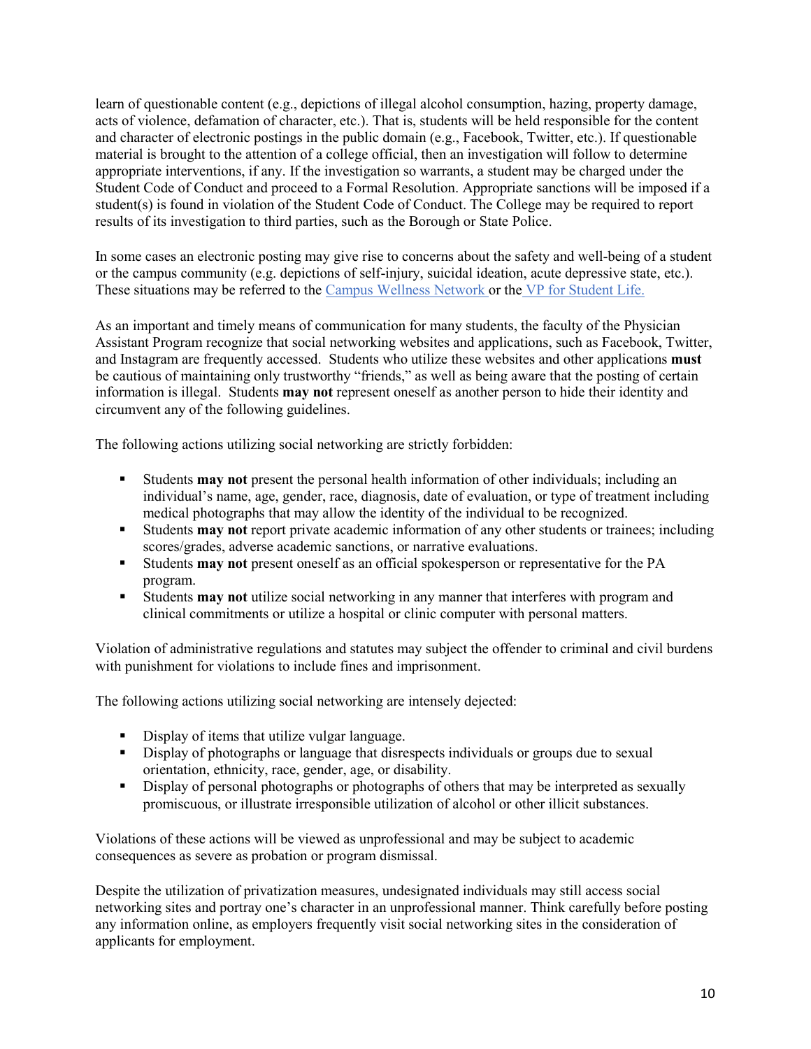learn of questionable content (e.g., depictions of illegal alcohol consumption, hazing, property damage, acts of violence, defamation of character, etc.). That is, students will be held responsible for the content and character of electronic postings in the public domain (e.g., Facebook, Twitter, etc.). If questionable material is brought to the attention of a college official, then an investigation will follow to determine appropriate interventions, if any. If the investigation so warrants, a student may be charged under the Student Code of Conduct and proceed to a Formal Resolution. Appropriate sanctions will be imposed if a student(s) is found in violation of the Student Code of Conduct. The College may be required to report results of its investigation to third parties, such as the Borough or State Police.

In some cases an electronic posting may give rise to concerns about the safety and well-being of a student or the campus community (e.g. depictions of self-injury, suicidal ideation, acute depressive state, etc.). These situations may be referred to the Campus Wellness Network or the VP for Student Life.

As an important and timely means of communication for many students, the faculty of the Physician Assistant Program recognize that social networking websites and applications, such as Facebook, Twitter, and Instagram are frequently accessed. Students who utilize these websites and other applications **must** be cautious of maintaining only trustworthy "friends," as well as being aware that the posting of certain information is illegal. Students **may not** represent oneself as another person to hide their identity and circumvent any of the following guidelines.

The following actions utilizing social networking are strictly forbidden:

- Students **may not** present the personal health information of other individuals; including an individual's name, age, gender, race, diagnosis, date of evaluation, or type of treatment including medical photographs that may allow the identity of the individual to be recognized.
- Students **may not** report private academic information of any other students or trainees; including scores/grades, adverse academic sanctions, or narrative evaluations.
- Students **may not** present oneself as an official spokesperson or representative for the PA program.
- Students **may not** utilize social networking in any manner that interferes with program and clinical commitments or utilize a hospital or clinic computer with personal matters.

Violation of administrative regulations and statutes may subject the offender to criminal and civil burdens with punishment for violations to include fines and imprisonment.

The following actions utilizing social networking are intensely dejected:

- Display of items that utilize vulgar language.
- Display of photographs or language that disrespects individuals or groups due to sexual orientation, ethnicity, race, gender, age, or disability.
- Display of personal photographs or photographs of others that may be interpreted as sexually promiscuous, or illustrate irresponsible utilization of alcohol or other illicit substances.

Violations of these actions will be viewed as unprofessional and may be subject to academic consequences as severe as probation or program dismissal.

Despite the utilization of privatization measures, undesignated individuals may still access social networking sites and portray one's character in an unprofessional manner. Think carefully before posting any information online, as employers frequently visit social networking sites in the consideration of applicants for employment.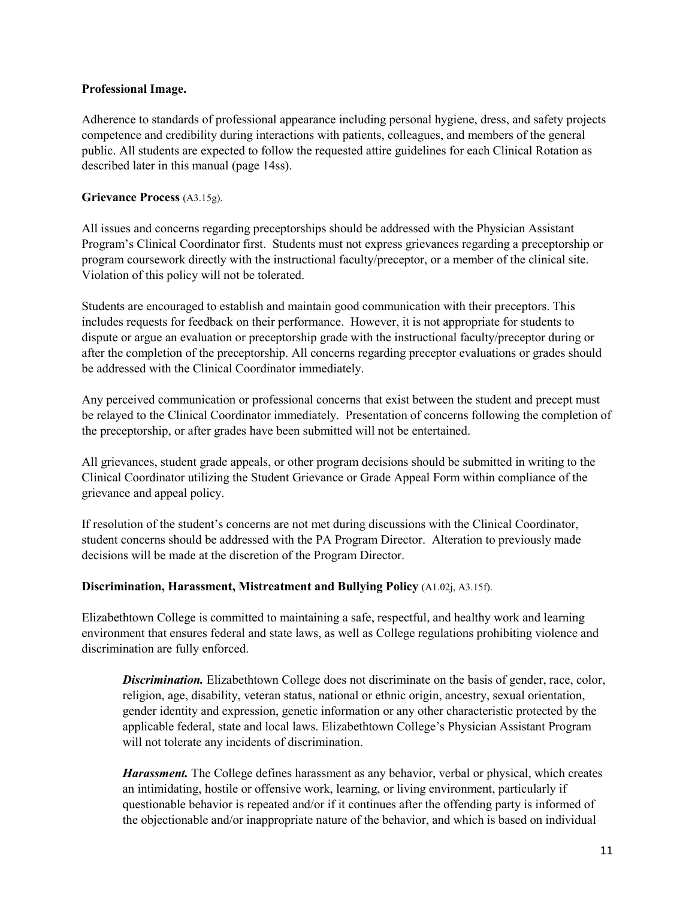**Professional Image.**

Adherence to standards of professional appearance including personal hygiene, dress, and safety projects competence and credibility during interactions with patients, colleagues, and members of the general public. All students are expected to follow the requested attire guidelines for each Clinical Rotation as described later in this manual (page 14ss).

**Grievance Process** (A3.15g).

All issues and concerns regarding preceptorships should be addressed with the Physician Assistant Program's Clinical Coordinator first. Students must not express grievances regarding a preceptorship or program coursework directly with the instructional faculty/preceptor, or a member of the clinical site. Violation of this policy will not be tolerated.

Students are encouraged to establish and maintain good communication with their preceptors. This includes requests for feedback on their performance. However, it is not appropriate for students to dispute or argue an evaluation or preceptorship grade with the instructional faculty/preceptor during or after the completion of the preceptorship. All concerns regarding preceptor evaluations or grades should be addressed with the Clinical Coordinator immediately.

Any perceived communication or professional concerns that exist between the student and precept must be relayed to the Clinical Coordinator immediately. Presentation of concerns following the completion of the preceptorship, or after grades have been submitted will not be entertained.

All grievances, student grade appeals, or other program decisions should be submitted in writing to the Clinical Coordinator utilizing the Student Grievance or Grade Appeal Form within compliance of the grievance and appeal policy.

If resolution of the student's concerns are not met during discussions with the Clinical Coordinator, student concerns should be addressed with the PA Program Director. Alteration to previously made decisions will be made at the discretion of the Program Director.

**Discrimination, Harassment, Mistreatment and Bullying Policy** (A1.02j, A3.15f).

Elizabethtown College is committed to maintaining a safe, respectful, and healthy work and learning environment that ensures federal and state laws, as well as College regulations prohibiting violence and discrimination are fully enforced.

> ***Discrimination.*** Elizabethtown College does not discriminate on the basis of gender, race, color, religion, age, disability, veteran status, national or ethnic origin, ancestry, sexual orientation, gender identity and expression, genetic information or any other characteristic protected by the applicable federal, state and local laws. Elizabethtown College's Physician Assistant Program will not tolerate any incidents of discrimination.
>
> ***Harassment.*** The College defines harassment as any behavior, verbal or physical, which creates an intimidating, hostile or offensive work, learning, or living environment, particularly if questionable behavior is repeated and/or if it continues after the offending party is informed of the objectionable and/or inappropriate nature of the behavior, and which is based on individual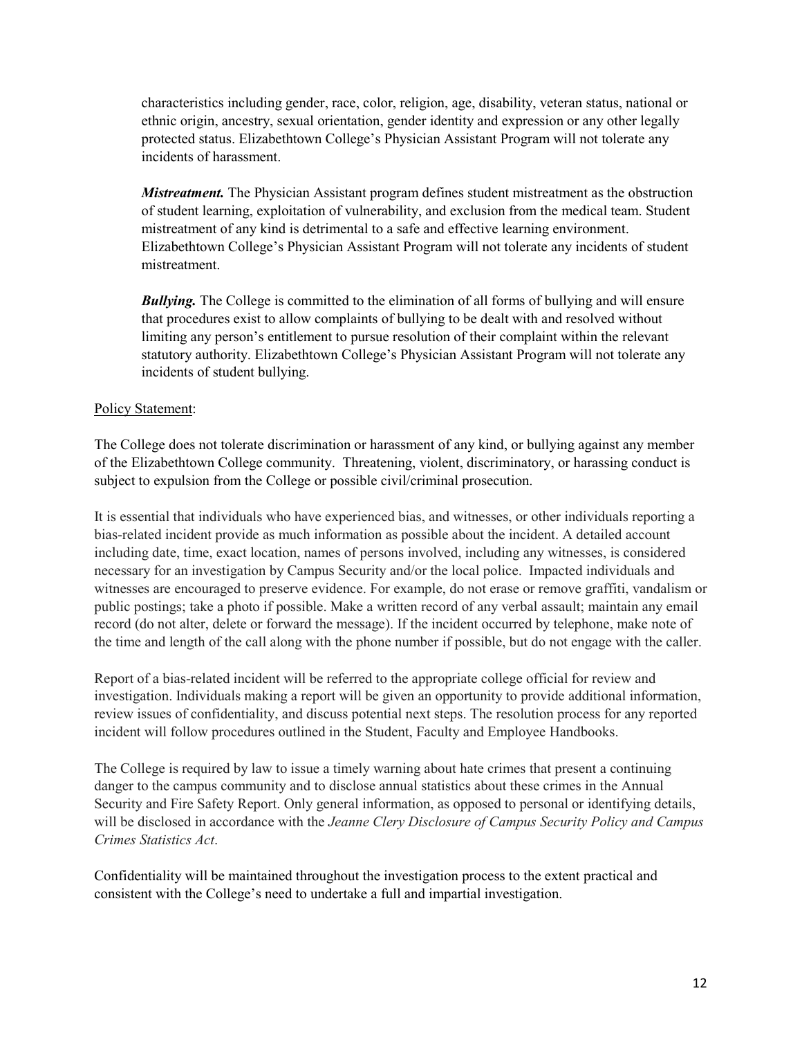characteristics including gender, race, color, religion, age, disability, veteran status, national or ethnic origin, ancestry, sexual orientation, gender identity and expression or any other legally protected status. Elizabethtown College's Physician Assistant Program will not tolerate any incidents of harassment.

***Mistreatment.*** The Physician Assistant program defines student mistreatment as the obstruction of student learning, exploitation of vulnerability, and exclusion from the medical team. Student mistreatment of any kind is detrimental to a safe and effective learning environment. Elizabethtown College's Physician Assistant Program will not tolerate any incidents of student mistreatment.

***Bullying.*** The College is committed to the elimination of all forms of bullying and will ensure that procedures exist to allow complaints of bullying to be dealt with and resolved without limiting any person's entitlement to pursue resolution of their complaint within the relevant statutory authority. Elizabethtown College's Physician Assistant Program will not tolerate any incidents of student bullying.

Policy Statement:

The College does not tolerate discrimination or harassment of any kind, or bullying against any member of the Elizabethtown College community. Threatening, violent, discriminatory, or harassing conduct is subject to expulsion from the College or possible civil/criminal prosecution.

It is essential that individuals who have experienced bias, and witnesses, or other individuals reporting a bias-related incident provide as much information as possible about the incident. A detailed account including date, time, exact location, names of persons involved, including any witnesses, is considered necessary for an investigation by Campus Security and/or the local police. Impacted individuals and witnesses are encouraged to preserve evidence. For example, do not erase or remove graffiti, vandalism or public postings; take a photo if possible. Make a written record of any verbal assault; maintain any email record (do not alter, delete or forward the message). If the incident occurred by telephone, make note of the time and length of the call along with the phone number if possible, but do not engage with the caller.

Report of a bias-related incident will be referred to the appropriate college official for review and investigation. Individuals making a report will be given an opportunity to provide additional information, review issues of confidentiality, and discuss potential next steps. The resolution process for any reported incident will follow procedures outlined in the Student, Faculty and Employee Handbooks.

The College is required by law to issue a timely warning about hate crimes that present a continuing danger to the campus community and to disclose annual statistics about these crimes in the Annual Security and Fire Safety Report. Only general information, as opposed to personal or identifying details, will be disclosed in accordance with the *Jeanne Clery Disclosure of Campus Security Policy and Campus Crimes Statistics Act*.

Confidentiality will be maintained throughout the investigation process to the extent practical and consistent with the College's need to undertake a full and impartial investigation.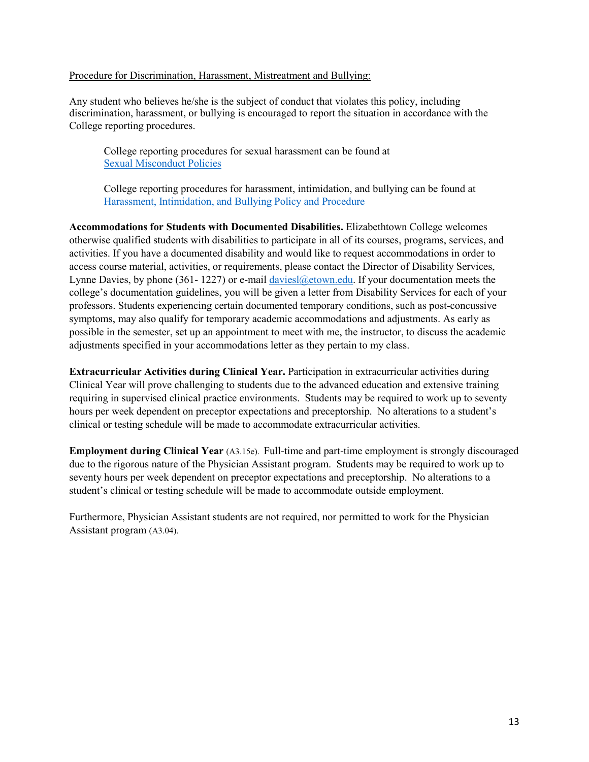Procedure for Discrimination, Harassment, Mistreatment and Bullying:

Any student who believes he/she is the subject of conduct that violates this policy, including discrimination, harassment, or bullying is encouraged to report the situation in accordance with the College reporting procedures.

> College reporting procedures for sexual harassment can be found at [Sexual Misconduct Policies]
>
> College reporting procedures for harassment, intimidation, and bullying can be found at [Harassment, Intimidation, and Bullying Policy and Procedure]

**Accommodations for Students with Documented Disabilities.** Elizabethtown College welcomes otherwise qualified students with disabilities to participate in all of its courses, programs, services, and activities. If you have a documented disability and would like to request accommodations in order to access course material, activities, or requirements, please contact the Director of Disability Services, Lynne Davies, by phone (361- 1227) or e-mail daviesl@etown.edu. If your documentation meets the college's documentation guidelines, you will be given a letter from Disability Services for each of your professors. Students experiencing certain documented temporary conditions, such as post-concussive symptoms, may also qualify for temporary academic accommodations and adjustments. As early as possible in the semester, set up an appointment to meet with me, the instructor, to discuss the academic adjustments specified in your accommodations letter as they pertain to my class.

**Extracurricular Activities during Clinical Year.** Participation in extracurricular activities during Clinical Year will prove challenging to students due to the advanced education and extensive training requiring in supervised clinical practice environments. Students may be required to work up to seventy hours per week dependent on preceptor expectations and preceptorship. No alterations to a student's clinical or testing schedule will be made to accommodate extracurricular activities.

**Employment during Clinical Year** (A3.15e). Full-time and part-time employment is strongly discouraged due to the rigorous nature of the Physician Assistant program. Students may be required to work up to seventy hours per week dependent on preceptor expectations and preceptorship. No alterations to a student's clinical or testing schedule will be made to accommodate outside employment.

Furthermore, Physician Assistant students are not required, nor permitted to work for the Physician Assistant program (A3.04).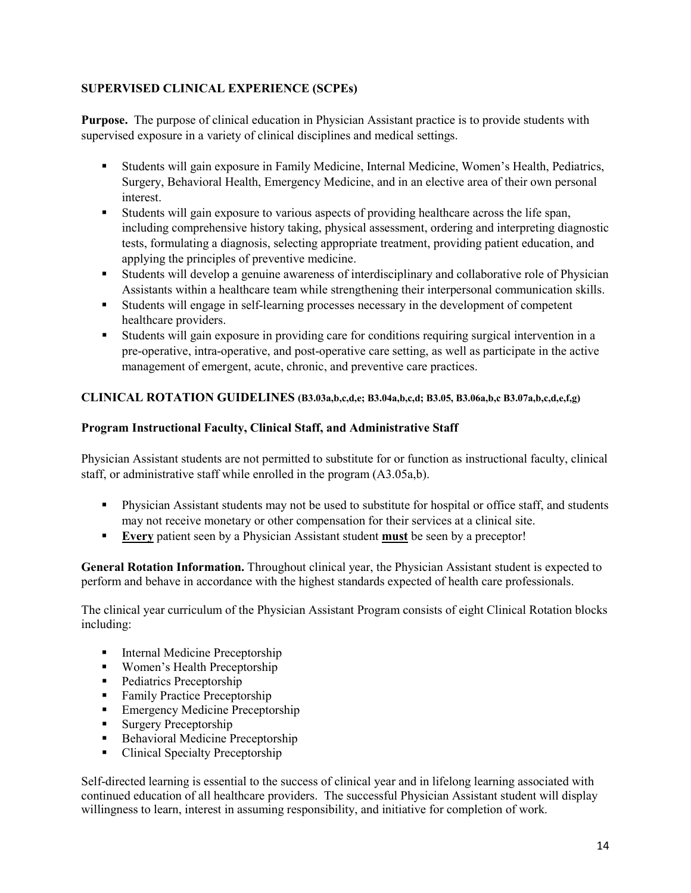## SUPERVISED CLINICAL EXPERIENCE (SCPEs)

**Purpose.** The purpose of clinical education in Physician Assistant practice is to provide students with supervised exposure in a variety of clinical disciplines and medical settings.

- Students will gain exposure in Family Medicine, Internal Medicine, Women's Health, Pediatrics, Surgery, Behavioral Health, Emergency Medicine, and in an elective area of their own personal interest.
- Students will gain exposure to various aspects of providing healthcare across the life span, including comprehensive history taking, physical assessment, ordering and interpreting diagnostic tests, formulating a diagnosis, selecting appropriate treatment, providing patient education, and applying the principles of preventive medicine.
- Students will develop a genuine awareness of interdisciplinary and collaborative role of Physician Assistants within a healthcare team while strengthening their interpersonal communication skills.
- Students will engage in self-learning processes necessary in the development of competent healthcare providers.
- Students will gain exposure in providing care for conditions requiring surgical intervention in a pre-operative, intra-operative, and post-operative care setting, as well as participate in the active management of emergent, acute, chronic, and preventive care practices.

## CLINICAL ROTATION GUIDELINES (B3.03a,b,c,d,e; B3.04a,b,c,d; B3.05, B3.06a,b,c B3.07a,b,c,d,e,f,g)

### Program Instructional Faculty, Clinical Staff, and Administrative Staff

Physician Assistant students are not permitted to substitute for or function as instructional faculty, clinical staff, or administrative staff while enrolled in the program (A3.05a,b).

- Physician Assistant students may not be used to substitute for hospital or office staff, and students may not receive monetary or other compensation for their services at a clinical site.
- **Every** patient seen by a Physician Assistant student **must** be seen by a preceptor!

**General Rotation Information.** Throughout clinical year, the Physician Assistant student is expected to perform and behave in accordance with the highest standards expected of health care professionals.

The clinical year curriculum of the Physician Assistant Program consists of eight Clinical Rotation blocks including:

- Internal Medicine Preceptorship
- Women's Health Preceptorship
- Pediatrics Preceptorship
- Family Practice Preceptorship
- Emergency Medicine Preceptorship
- Surgery Preceptorship
- Behavioral Medicine Preceptorship
- Clinical Specialty Preceptorship

Self-directed learning is essential to the success of clinical year and in lifelong learning associated with continued education of all healthcare providers. The successful Physician Assistant student will display willingness to learn, interest in assuming responsibility, and initiative for completion of work.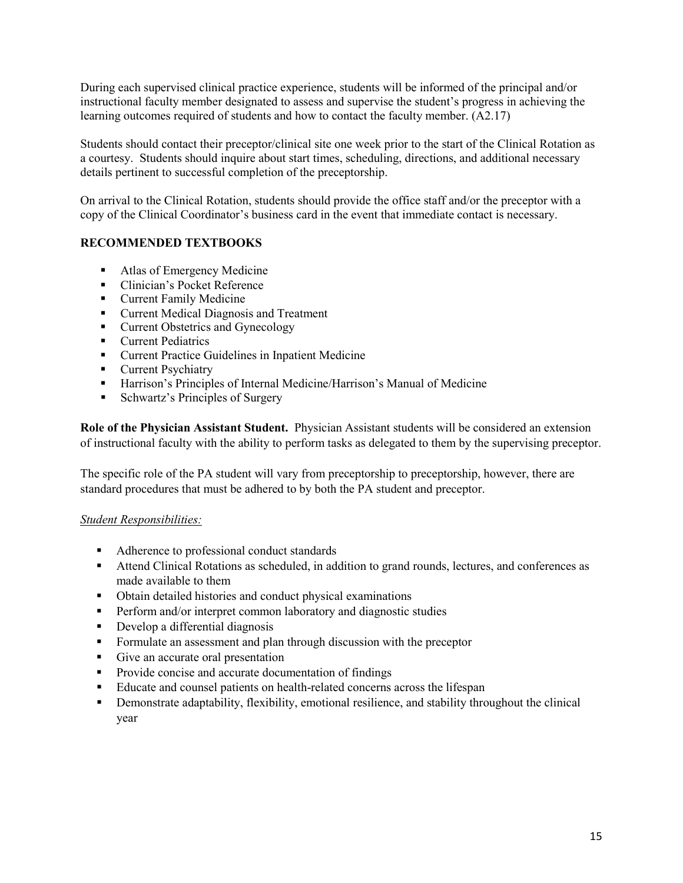During each supervised clinical practice experience, students will be informed of the principal and/or instructional faculty member designated to assess and supervise the student's progress in achieving the learning outcomes required of students and how to contact the faculty member. (A2.17)

Students should contact their preceptor/clinical site one week prior to the start of the Clinical Rotation as a courtesy. Students should inquire about start times, scheduling, directions, and additional necessary details pertinent to successful completion of the preceptorship.

On arrival to the Clinical Rotation, students should provide the office staff and/or the preceptor with a copy of the Clinical Coordinator's business card in the event that immediate contact is necessary.

## RECOMMENDED TEXTBOOKS

- Atlas of Emergency Medicine
- Clinician's Pocket Reference
- Current Family Medicine
- Current Medical Diagnosis and Treatment
- Current Obstetrics and Gynecology
- Current Pediatrics
- Current Practice Guidelines in Inpatient Medicine
- Current Psychiatry
- Harrison's Principles of Internal Medicine/Harrison's Manual of Medicine
- Schwartz's Principles of Surgery

**Role of the Physician Assistant Student.** Physician Assistant students will be considered an extension of instructional faculty with the ability to perform tasks as delegated to them by the supervising preceptor.

The specific role of the PA student will vary from preceptorship to preceptorship, however, there are standard procedures that must be adhered to by both the PA student and preceptor.

*Student Responsibilities:*

- Adherence to professional conduct standards
- Attend Clinical Rotations as scheduled, in addition to grand rounds, lectures, and conferences as made available to them
- Obtain detailed histories and conduct physical examinations
- Perform and/or interpret common laboratory and diagnostic studies
- Develop a differential diagnosis
- Formulate an assessment and plan through discussion with the preceptor
- Give an accurate oral presentation
- Provide concise and accurate documentation of findings
- Educate and counsel patients on health-related concerns across the lifespan
- Demonstrate adaptability, flexibility, emotional resilience, and stability throughout the clinical year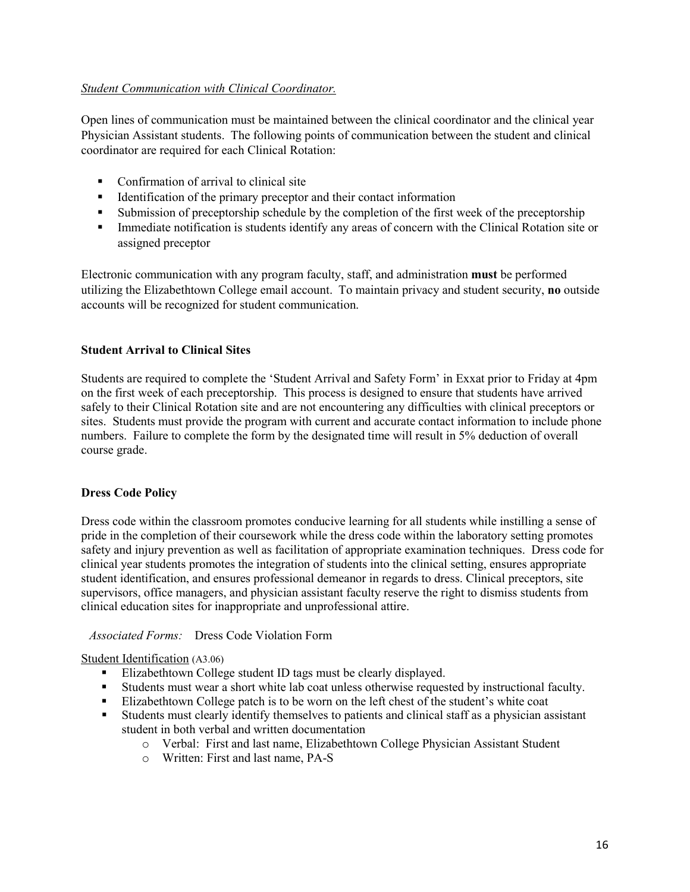*Student Communication with Clinical Coordinator.*

Open lines of communication must be maintained between the clinical coordinator and the clinical year Physician Assistant students. The following points of communication between the student and clinical coordinator are required for each Clinical Rotation:

- Confirmation of arrival to clinical site
- Identification of the primary preceptor and their contact information
- Submission of preceptorship schedule by the completion of the first week of the preceptorship
- Immediate notification is students identify any areas of concern with the Clinical Rotation site or assigned preceptor

Electronic communication with any program faculty, staff, and administration **must** be performed utilizing the Elizabethtown College email account. To maintain privacy and student security, **no** outside accounts will be recognized for student communication.

### Student Arrival to Clinical Sites

Students are required to complete the 'Student Arrival and Safety Form' in Exxat prior to Friday at 4pm on the first week of each preceptorship. This process is designed to ensure that students have arrived safely to their Clinical Rotation site and are not encountering any difficulties with clinical preceptors or sites. Students must provide the program with current and accurate contact information to include phone numbers. Failure to complete the form by the designated time will result in 5% deduction of overall course grade.

### Dress Code Policy

Dress code within the classroom promotes conducive learning for all students while instilling a sense of pride in the completion of their coursework while the dress code within the laboratory setting promotes safety and injury prevention as well as facilitation of appropriate examination techniques. Dress code for clinical year students promotes the integration of students into the clinical setting, ensures appropriate student identification, and ensures professional demeanor in regards to dress. Clinical preceptors, site supervisors, office managers, and physician assistant faculty reserve the right to dismiss students from clinical education sites for inappropriate and unprofessional attire.

*Associated Forms:* Dress Code Violation Form

<u>Student Identification</u> (A3.06)

- Elizabethtown College student ID tags must be clearly displayed.
- Students must wear a short white lab coat unless otherwise requested by instructional faculty.
- Elizabethtown College patch is to be worn on the left chest of the student's white coat
- Students must clearly identify themselves to patients and clinical staff as a physician assistant student in both verbal and written documentation
  - Verbal: First and last name, Elizabethtown College Physician Assistant Student
  - Written: First and last name, PA-S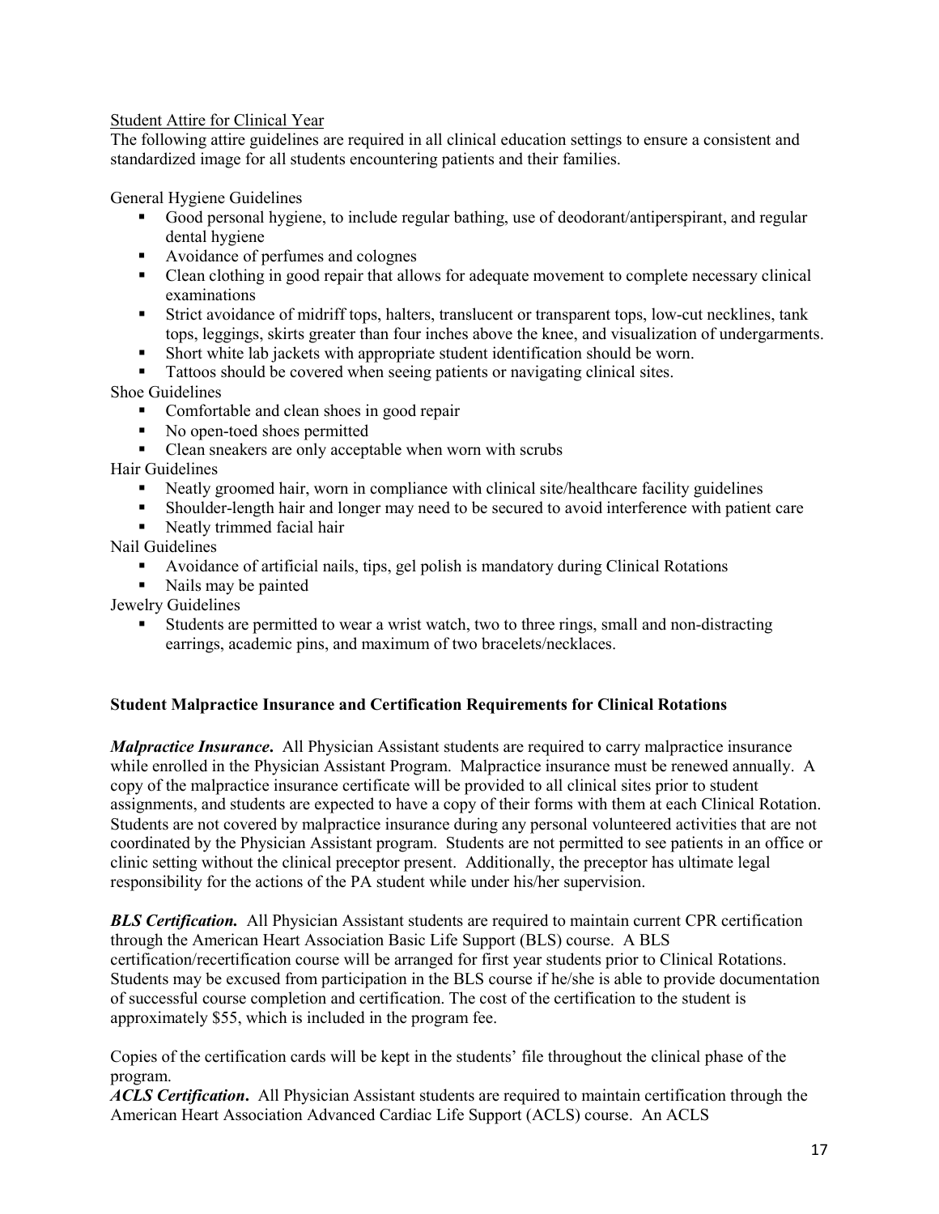Student Attire for Clinical Year

The following attire guidelines are required in all clinical education settings to ensure a consistent and standardized image for all students encountering patients and their families.

General Hygiene Guidelines

- Good personal hygiene, to include regular bathing, use of deodorant/antiperspirant, and regular dental hygiene
- Avoidance of perfumes and colognes
- Clean clothing in good repair that allows for adequate movement to complete necessary clinical examinations
- Strict avoidance of midriff tops, halters, translucent or transparent tops, low-cut necklines, tank tops, leggings, skirts greater than four inches above the knee, and visualization of undergarments.
- Short white lab jackets with appropriate student identification should be worn.
- Tattoos should be covered when seeing patients or navigating clinical sites.

Shoe Guidelines

- Comfortable and clean shoes in good repair
- No open-toed shoes permitted
- Clean sneakers are only acceptable when worn with scrubs

Hair Guidelines

- Neatly groomed hair, worn in compliance with clinical site/healthcare facility guidelines
- Shoulder-length hair and longer may need to be secured to avoid interference with patient care
- Neatly trimmed facial hair

Nail Guidelines

- Avoidance of artificial nails, tips, gel polish is mandatory during Clinical Rotations
- Nails may be painted

Jewelry Guidelines

- Students are permitted to wear a wrist watch, two to three rings, small and non-distracting earrings, academic pins, and maximum of two bracelets/necklaces.

**Student Malpractice Insurance and Certification Requirements for Clinical Rotations**

***Malpractice Insurance***. All Physician Assistant students are required to carry malpractice insurance while enrolled in the Physician Assistant Program. Malpractice insurance must be renewed annually. A copy of the malpractice insurance certificate will be provided to all clinical sites prior to student assignments, and students are expected to have a copy of their forms with them at each Clinical Rotation. Students are not covered by malpractice insurance during any personal volunteered activities that are not coordinated by the Physician Assistant program. Students are not permitted to see patients in an office or clinic setting without the clinical preceptor present. Additionally, the preceptor has ultimate legal responsibility for the actions of the PA student while under his/her supervision.

***BLS Certification.*** All Physician Assistant students are required to maintain current CPR certification through the American Heart Association Basic Life Support (BLS) course. A BLS certification/recertification course will be arranged for first year students prior to Clinical Rotations. Students may be excused from participation in the BLS course if he/she is able to provide documentation of successful course completion and certification. The cost of the certification to the student is approximately $55, which is included in the program fee.

Copies of the certification cards will be kept in the students' file throughout the clinical phase of the program.

***ACLS Certification***. All Physician Assistant students are required to maintain certification through the American Heart Association Advanced Cardiac Life Support (ACLS) course. An ACLS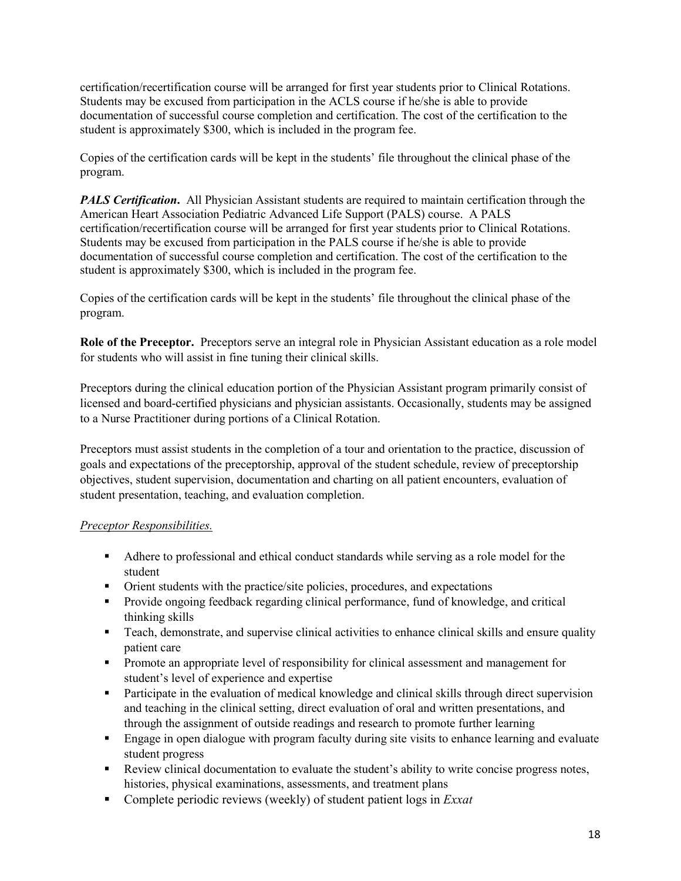certification/recertification course will be arranged for first year students prior to Clinical Rotations. Students may be excused from participation in the ACLS course if he/she is able to provide documentation of successful course completion and certification. The cost of the certification to the student is approximately $300, which is included in the program fee.

Copies of the certification cards will be kept in the students' file throughout the clinical phase of the program.

***PALS Certification*.** All Physician Assistant students are required to maintain certification through the American Heart Association Pediatric Advanced Life Support (PALS) course. A PALS certification/recertification course will be arranged for first year students prior to Clinical Rotations. Students may be excused from participation in the PALS course if he/she is able to provide documentation of successful course completion and certification. The cost of the certification to the student is approximately $300, which is included in the program fee.

Copies of the certification cards will be kept in the students' file throughout the clinical phase of the program.

**Role of the Preceptor.** Preceptors serve an integral role in Physician Assistant education as a role model for students who will assist in fine tuning their clinical skills.

Preceptors during the clinical education portion of the Physician Assistant program primarily consist of licensed and board-certified physicians and physician assistants. Occasionally, students may be assigned to a Nurse Practitioner during portions of a Clinical Rotation.

Preceptors must assist students in the completion of a tour and orientation to the practice, discussion of goals and expectations of the preceptorship, approval of the student schedule, review of preceptorship objectives, student supervision, documentation and charting on all patient encounters, evaluation of student presentation, teaching, and evaluation completion.

*Preceptor Responsibilities.*

- Adhere to professional and ethical conduct standards while serving as a role model for the student
- Orient students with the practice/site policies, procedures, and expectations
- Provide ongoing feedback regarding clinical performance, fund of knowledge, and critical thinking skills
- Teach, demonstrate, and supervise clinical activities to enhance clinical skills and ensure quality patient care
- Promote an appropriate level of responsibility for clinical assessment and management for student's level of experience and expertise
- Participate in the evaluation of medical knowledge and clinical skills through direct supervision and teaching in the clinical setting, direct evaluation of oral and written presentations, and through the assignment of outside readings and research to promote further learning
- Engage in open dialogue with program faculty during site visits to enhance learning and evaluate student progress
- Review clinical documentation to evaluate the student's ability to write concise progress notes, histories, physical examinations, assessments, and treatment plans
- Complete periodic reviews (weekly) of student patient logs in *Exxat*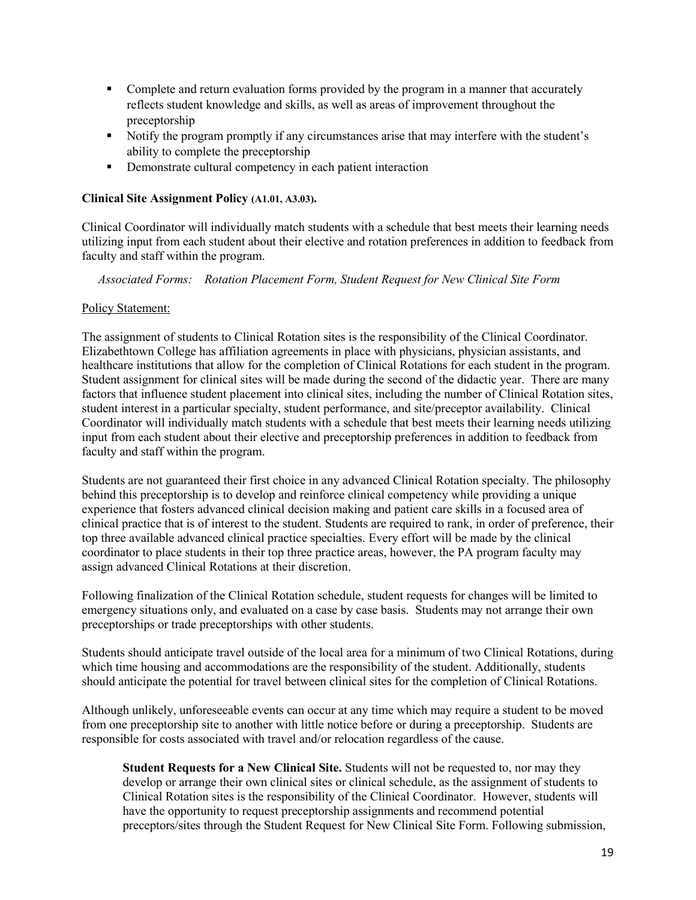- Complete and return evaluation forms provided by the program in a manner that accurately reflects student knowledge and skills, as well as areas of improvement throughout the preceptorship
- Notify the program promptly if any circumstances arise that may interfere with the student's ability to complete the preceptorship
- Demonstrate cultural competency in each patient interaction

**Clinical Site Assignment Policy (A1.01, A3.03).**

Clinical Coordinator will individually match students with a schedule that best meets their learning needs utilizing input from each student about their elective and rotation preferences in addition to feedback from faculty and staff within the program.

*Associated Forms: Rotation Placement Form, Student Request for New Clinical Site Form*

Policy Statement:

The assignment of students to Clinical Rotation sites is the responsibility of the Clinical Coordinator. Elizabethtown College has affiliation agreements in place with physicians, physician assistants, and healthcare institutions that allow for the completion of Clinical Rotations for each student in the program. Student assignment for clinical sites will be made during the second of the didactic year. There are many factors that influence student placement into clinical sites, including the number of Clinical Rotation sites, student interest in a particular specialty, student performance, and site/preceptor availability. Clinical Coordinator will individually match students with a schedule that best meets their learning needs utilizing input from each student about their elective and preceptorship preferences in addition to feedback from faculty and staff within the program.

Students are not guaranteed their first choice in any advanced Clinical Rotation specialty. The philosophy behind this preceptorship is to develop and reinforce clinical competency while providing a unique experience that fosters advanced clinical decision making and patient care skills in a focused area of clinical practice that is of interest to the student. Students are required to rank, in order of preference, their top three available advanced clinical practice specialties. Every effort will be made by the clinical coordinator to place students in their top three practice areas, however, the PA program faculty may assign advanced Clinical Rotations at their discretion.

Following finalization of the Clinical Rotation schedule, student requests for changes will be limited to emergency situations only, and evaluated on a case by case basis. Students may not arrange their own preceptorships or trade preceptorships with other students.

Students should anticipate travel outside of the local area for a minimum of two Clinical Rotations, during which time housing and accommodations are the responsibility of the student. Additionally, students should anticipate the potential for travel between clinical sites for the completion of Clinical Rotations.

Although unlikely, unforeseeable events can occur at any time which may require a student to be moved from one preceptorship site to another with little notice before or during a preceptorship. Students are responsible for costs associated with travel and/or relocation regardless of the cause.

**Student Requests for a New Clinical Site.** Students will not be requested to, nor may they develop or arrange their own clinical sites or clinical schedule, as the assignment of students to Clinical Rotation sites is the responsibility of the Clinical Coordinator. However, students will have the opportunity to request preceptorship assignments and recommend potential preceptors/sites through the Student Request for New Clinical Site Form. Following submission,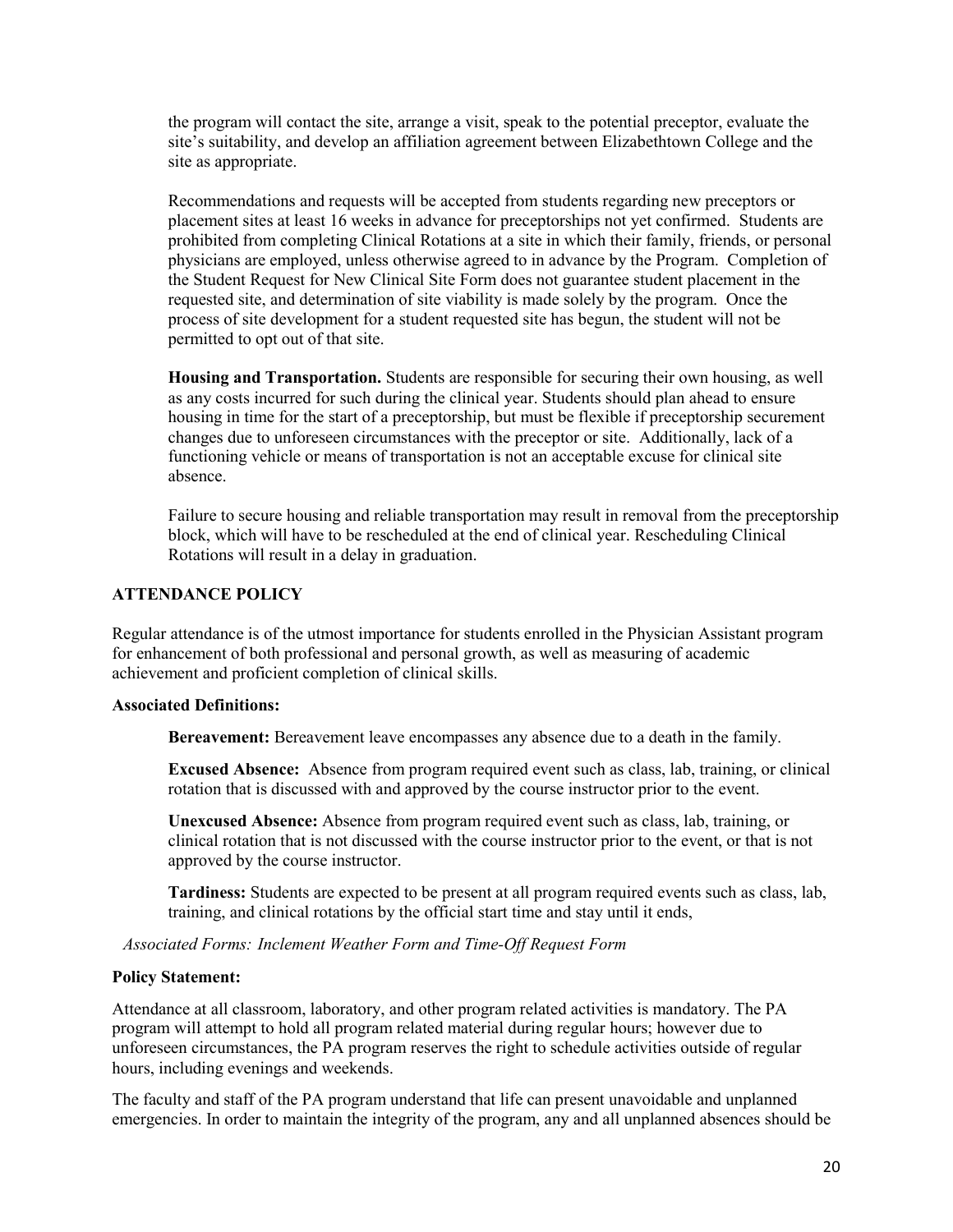the program will contact the site, arrange a visit, speak to the potential preceptor, evaluate the site's suitability, and develop an affiliation agreement between Elizabethtown College and the site as appropriate.

Recommendations and requests will be accepted from students regarding new preceptors or placement sites at least 16 weeks in advance for preceptorships not yet confirmed. Students are prohibited from completing Clinical Rotations at a site in which their family, friends, or personal physicians are employed, unless otherwise agreed to in advance by the Program. Completion of the Student Request for New Clinical Site Form does not guarantee student placement in the requested site, and determination of site viability is made solely by the program. Once the process of site development for a student requested site has begun, the student will not be permitted to opt out of that site.

**Housing and Transportation.** Students are responsible for securing their own housing, as well as any costs incurred for such during the clinical year. Students should plan ahead to ensure housing in time for the start of a preceptorship, but must be flexible if preceptorship securement changes due to unforeseen circumstances with the preceptor or site. Additionally, lack of a functioning vehicle or means of transportation is not an acceptable excuse for clinical site absence.

Failure to secure housing and reliable transportation may result in removal from the preceptorship block, which will have to be rescheduled at the end of clinical year. Rescheduling Clinical Rotations will result in a delay in graduation.

## ATTENDANCE POLICY

Regular attendance is of the utmost importance for students enrolled in the Physician Assistant program for enhancement of both professional and personal growth, as well as measuring of academic achievement and proficient completion of clinical skills.

**Associated Definitions:**

**Bereavement:** Bereavement leave encompasses any absence due to a death in the family.

**Excused Absence:** Absence from program required event such as class, lab, training, or clinical rotation that is discussed with and approved by the course instructor prior to the event.

**Unexcused Absence:** Absence from program required event such as class, lab, training, or clinical rotation that is not discussed with the course instructor prior to the event, or that is not approved by the course instructor.

**Tardiness:** Students are expected to be present at all program required events such as class, lab, training, and clinical rotations by the official start time and stay until it ends,

*Associated Forms: Inclement Weather Form and Time-Off Request Form*

**Policy Statement:**

Attendance at all classroom, laboratory, and other program related activities is mandatory. The PA program will attempt to hold all program related material during regular hours; however due to unforeseen circumstances, the PA program reserves the right to schedule activities outside of regular hours, including evenings and weekends.

The faculty and staff of the PA program understand that life can present unavoidable and unplanned emergencies. In order to maintain the integrity of the program, any and all unplanned absences should be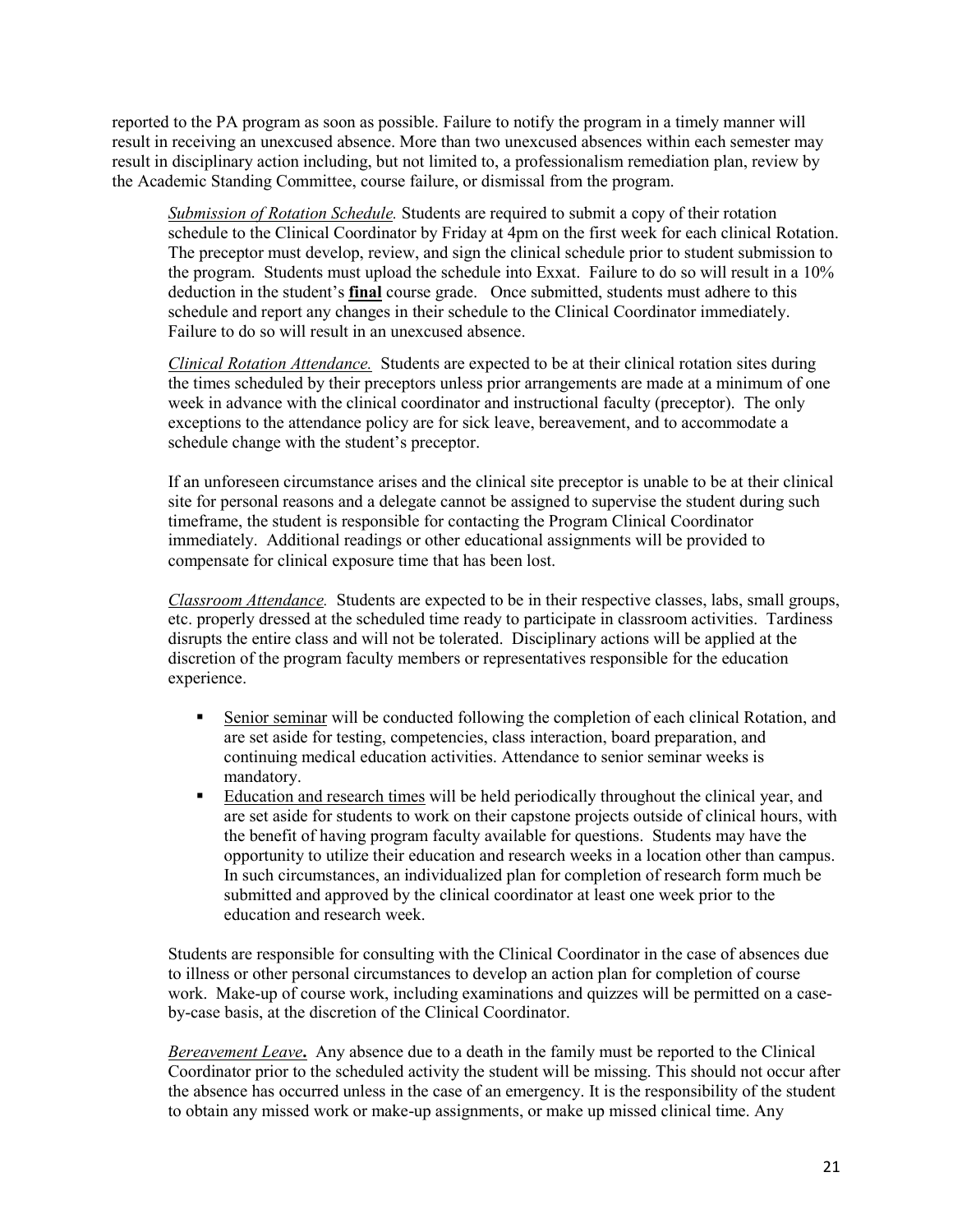reported to the PA program as soon as possible. Failure to notify the program in a timely manner will result in receiving an unexcused absence. More than two unexcused absences within each semester may result in disciplinary action including, but not limited to, a professionalism remediation plan, review by the Academic Standing Committee, course failure, or dismissal from the program.

*Submission of Rotation Schedule.* Students are required to submit a copy of their rotation schedule to the Clinical Coordinator by Friday at 4pm on the first week for each clinical Rotation. The preceptor must develop, review, and sign the clinical schedule prior to student submission to the program. Students must upload the schedule into Exxat. Failure to do so will result in a 10% deduction in the student's **final** course grade. Once submitted, students must adhere to this schedule and report any changes in their schedule to the Clinical Coordinator immediately. Failure to do so will result in an unexcused absence.

*Clinical Rotation Attendance.* Students are expected to be at their clinical rotation sites during the times scheduled by their preceptors unless prior arrangements are made at a minimum of one week in advance with the clinical coordinator and instructional faculty (preceptor). The only exceptions to the attendance policy are for sick leave, bereavement, and to accommodate a schedule change with the student's preceptor.

If an unforeseen circumstance arises and the clinical site preceptor is unable to be at their clinical site for personal reasons and a delegate cannot be assigned to supervise the student during such timeframe, the student is responsible for contacting the Program Clinical Coordinator immediately. Additional readings or other educational assignments will be provided to compensate for clinical exposure time that has been lost.

*Classroom Attendance.* Students are expected to be in their respective classes, labs, small groups, etc. properly dressed at the scheduled time ready to participate in classroom activities. Tardiness disrupts the entire class and will not be tolerated. Disciplinary actions will be applied at the discretion of the program faculty members or representatives responsible for the education experience.

- Senior seminar will be conducted following the completion of each clinical Rotation, and are set aside for testing, competencies, class interaction, board preparation, and continuing medical education activities. Attendance to senior seminar weeks is mandatory.
- Education and research times will be held periodically throughout the clinical year, and are set aside for students to work on their capstone projects outside of clinical hours, with the benefit of having program faculty available for questions. Students may have the opportunity to utilize their education and research weeks in a location other than campus. In such circumstances, an individualized plan for completion of research form much be submitted and approved by the clinical coordinator at least one week prior to the education and research week.

Students are responsible for consulting with the Clinical Coordinator in the case of absences due to illness or other personal circumstances to develop an action plan for completion of course work. Make-up of course work, including examinations and quizzes will be permitted on a case-by-case basis, at the discretion of the Clinical Coordinator.

***Bereavement Leave*.** Any absence due to a death in the family must be reported to the Clinical Coordinator prior to the scheduled activity the student will be missing. This should not occur after the absence has occurred unless in the case of an emergency. It is the responsibility of the student to obtain any missed work or make-up assignments, or make up missed clinical time. Any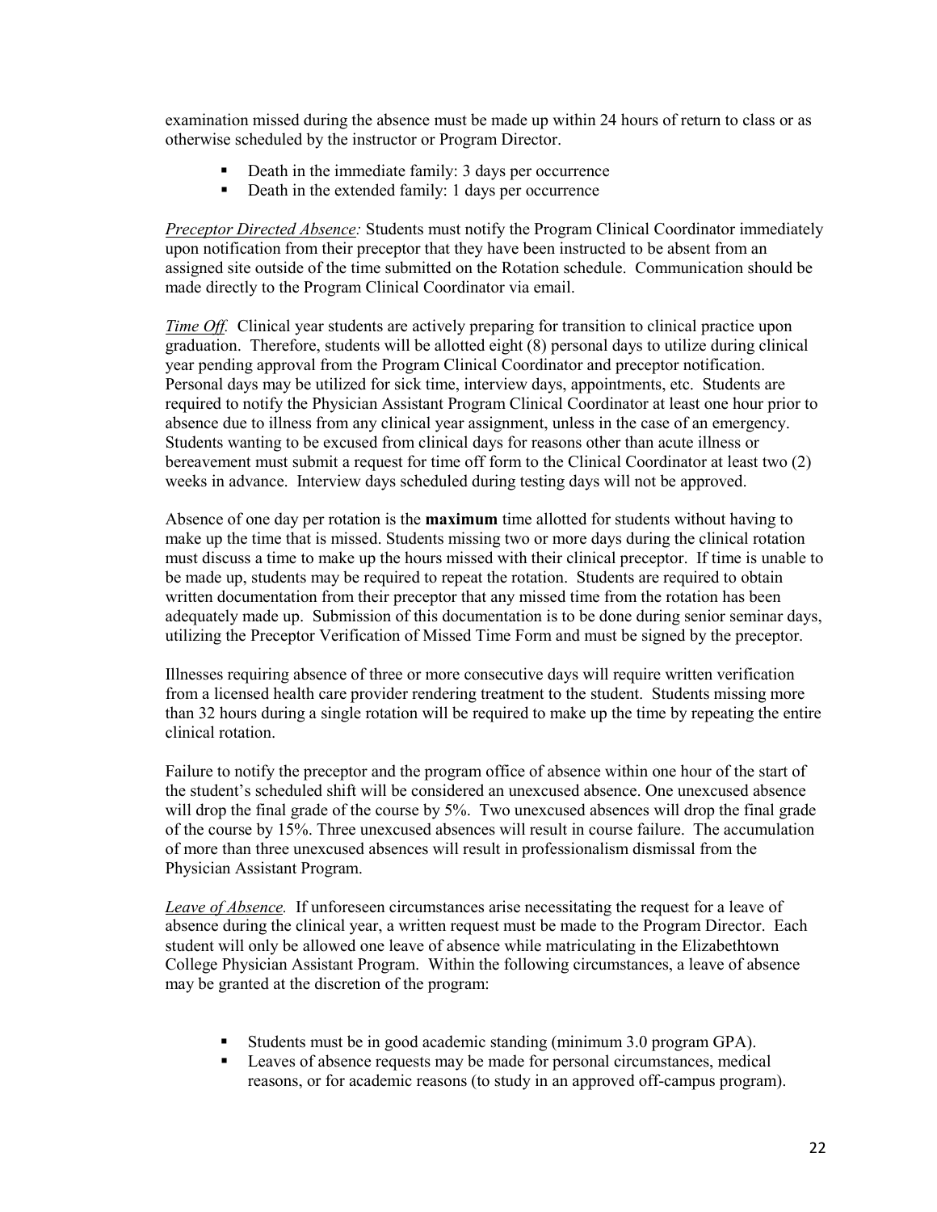examination missed during the absence must be made up within 24 hours of return to class or as otherwise scheduled by the instructor or Program Director.

- Death in the immediate family: 3 days per occurrence
- Death in the extended family: 1 days per occurrence

*Preceptor Directed Absence:* Students must notify the Program Clinical Coordinator immediately upon notification from their preceptor that they have been instructed to be absent from an assigned site outside of the time submitted on the Rotation schedule. Communication should be made directly to the Program Clinical Coordinator via email.

*Time Off.* Clinical year students are actively preparing for transition to clinical practice upon graduation. Therefore, students will be allotted eight (8) personal days to utilize during clinical year pending approval from the Program Clinical Coordinator and preceptor notification. Personal days may be utilized for sick time, interview days, appointments, etc. Students are required to notify the Physician Assistant Program Clinical Coordinator at least one hour prior to absence due to illness from any clinical year assignment, unless in the case of an emergency. Students wanting to be excused from clinical days for reasons other than acute illness or bereavement must submit a request for time off form to the Clinical Coordinator at least two (2) weeks in advance. Interview days scheduled during testing days will not be approved.

Absence of one day per rotation is the **maximum** time allotted for students without having to make up the time that is missed. Students missing two or more days during the clinical rotation must discuss a time to make up the hours missed with their clinical preceptor. If time is unable to be made up, students may be required to repeat the rotation. Students are required to obtain written documentation from their preceptor that any missed time from the rotation has been adequately made up. Submission of this documentation is to be done during senior seminar days, utilizing the Preceptor Verification of Missed Time Form and must be signed by the preceptor.

Illnesses requiring absence of three or more consecutive days will require written verification from a licensed health care provider rendering treatment to the student. Students missing more than 32 hours during a single rotation will be required to make up the time by repeating the entire clinical rotation.

Failure to notify the preceptor and the program office of absence within one hour of the start of the student's scheduled shift will be considered an unexcused absence. One unexcused absence will drop the final grade of the course by 5%. Two unexcused absences will drop the final grade of the course by 15%. Three unexcused absences will result in course failure. The accumulation of more than three unexcused absences will result in professionalism dismissal from the Physician Assistant Program.

*Leave of Absence.* If unforeseen circumstances arise necessitating the request for a leave of absence during the clinical year, a written request must be made to the Program Director. Each student will only be allowed one leave of absence while matriculating in the Elizabethtown College Physician Assistant Program. Within the following circumstances, a leave of absence may be granted at the discretion of the program:

- Students must be in good academic standing (minimum 3.0 program GPA).
- Leaves of absence requests may be made for personal circumstances, medical reasons, or for academic reasons (to study in an approved off-campus program).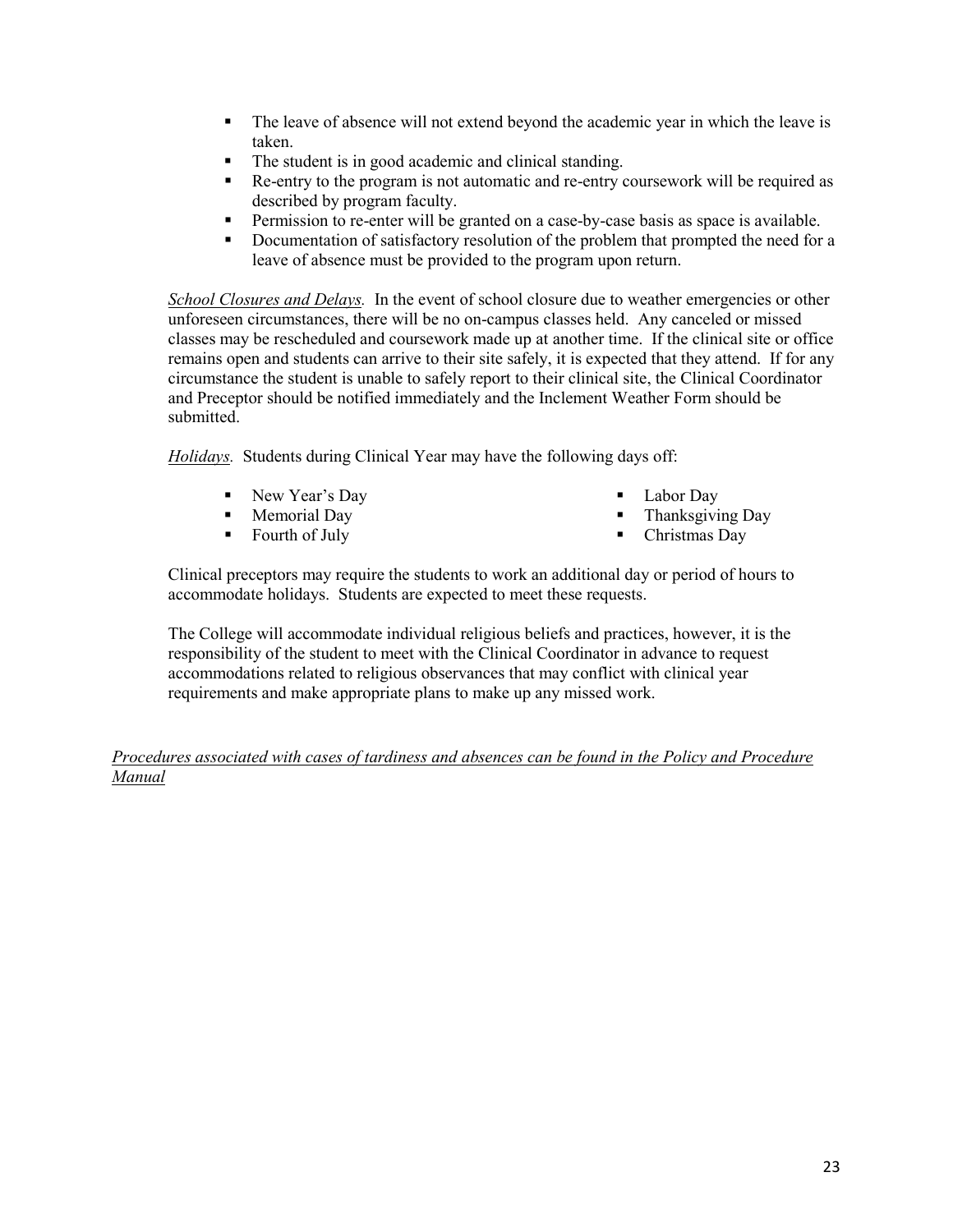- The leave of absence will not extend beyond the academic year in which the leave is taken.
- The student is in good academic and clinical standing.
- Re-entry to the program is not automatic and re-entry coursework will be required as described by program faculty.
- Permission to re-enter will be granted on a case-by-case basis as space is available.
- Documentation of satisfactory resolution of the problem that prompted the need for a leave of absence must be provided to the program upon return.

*School Closures and Delays.* In the event of school closure due to weather emergencies or other unforeseen circumstances, there will be no on-campus classes held. Any canceled or missed classes may be rescheduled and coursework made up at another time. If the clinical site or office remains open and students can arrive to their site safely, it is expected that they attend. If for any circumstance the student is unable to safely report to their clinical site, the Clinical Coordinator and Preceptor should be notified immediately and the Inclement Weather Form should be submitted.

*Holidays.* Students during Clinical Year may have the following days off:

- New Year's Day
- Memorial Day
- Fourth of July
- Labor Day
- Thanksgiving Day
- Christmas Day

Clinical preceptors may require the students to work an additional day or period of hours to accommodate holidays. Students are expected to meet these requests.

The College will accommodate individual religious beliefs and practices, however, it is the responsibility of the student to meet with the Clinical Coordinator in advance to request accommodations related to religious observances that may conflict with clinical year requirements and make appropriate plans to make up any missed work.

*Procedures associated with cases of tardiness and absences can be found in the Policy and Procedure Manual*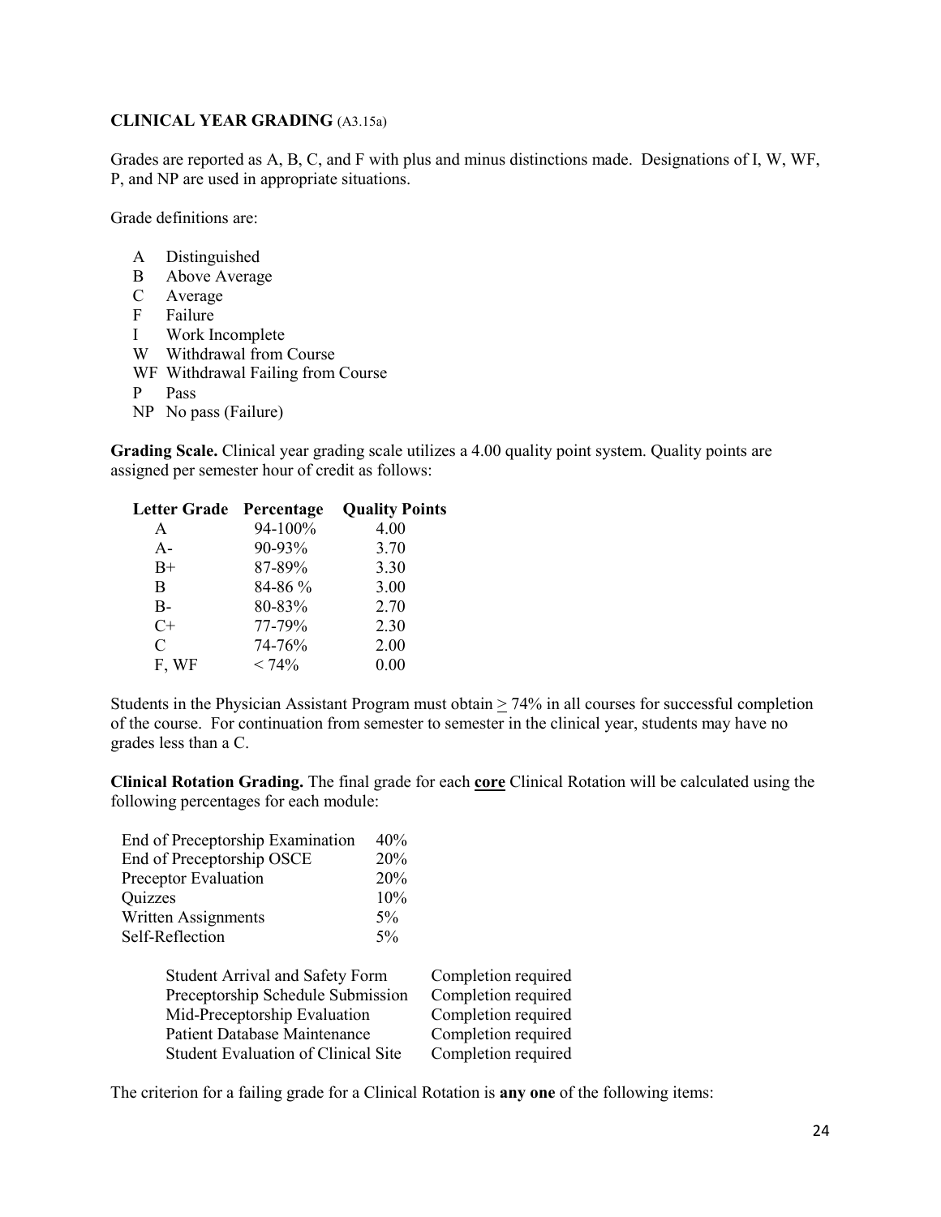## CLINICAL YEAR GRADING (A3.15a)

Grades are reported as A, B, C, and F with plus and minus distinctions made. Designations of I, W, WF, P, and NP are used in appropriate situations.

Grade definitions are:

- A Distinguished
- B Above Average
- C Average
- F Failure
- I Work Incomplete
- W Withdrawal from Course
- WF Withdrawal Failing from Course
- P Pass
- NP No pass (Failure)

**Grading Scale.** Clinical year grading scale utilizes a 4.00 quality point system. Quality points are assigned per semester hour of credit as follows:

| Letter Grade | Percentage | Quality Points |
|---|---|---|
| A | 94-100% | 4.00 |
| A- | 90-93% | 3.70 |
| B+ | 87-89% | 3.30 |
| B | 84-86 % | 3.00 |
| B- | 80-83% | 2.70 |
| C+ | 77-79% | 2.30 |
| C | 74-76% | 2.00 |
| F, WF | < 74% | 0.00 |

Students in the Physician Assistant Program must obtain ≥ 74% in all courses for successful completion of the course. For continuation from semester to semester in the clinical year, students may have no grades less than a C.

**Clinical Rotation Grading.** The final grade for each **core** Clinical Rotation will be calculated using the following percentages for each module:

| Component | Weight |
|---|---|
| End of Preceptorship Examination | 40% |
| End of Preceptorship OSCE | 20% |
| Preceptor Evaluation | 20% |
| Quizzes | 10% |
| Written Assignments | 5% |
| Self-Reflection | 5% |

| Item | Requirement |
|---|---|
| Student Arrival and Safety Form | Completion required |
| Preceptorship Schedule Submission | Completion required |
| Mid-Preceptorship Evaluation | Completion required |
| Patient Database Maintenance | Completion required |
| Student Evaluation of Clinical Site | Completion required |

The criterion for a failing grade for a Clinical Rotation is **any one** of the following items: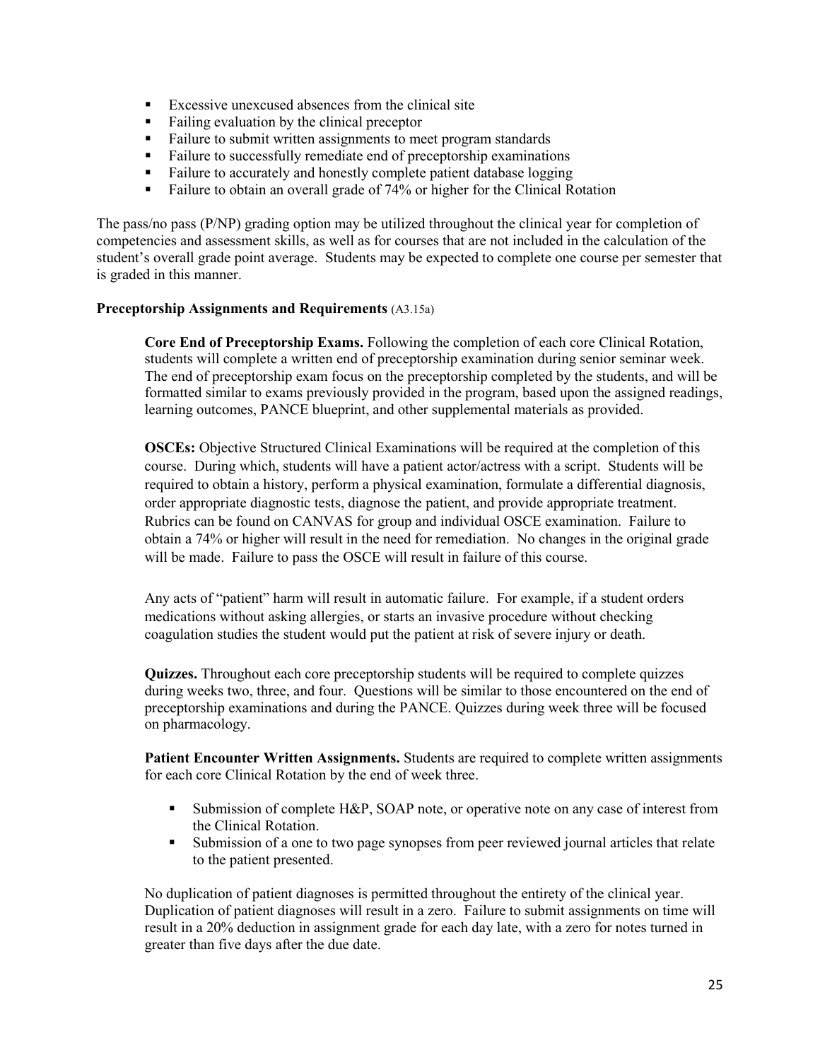- Excessive unexcused absences from the clinical site
- Failing evaluation by the clinical preceptor
- Failure to submit written assignments to meet program standards
- Failure to successfully remediate end of preceptorship examinations
- Failure to accurately and honestly complete patient database logging
- Failure to obtain an overall grade of 74% or higher for the Clinical Rotation

The pass/no pass (P/NP) grading option may be utilized throughout the clinical year for completion of competencies and assessment skills, as well as for courses that are not included in the calculation of the student's overall grade point average. Students may be expected to complete one course per semester that is graded in this manner.

**Preceptorship Assignments and Requirements** (A3.15a)

**Core End of Preceptorship Exams.** Following the completion of each core Clinical Rotation, students will complete a written end of preceptorship examination during senior seminar week. The end of preceptorship exam focus on the preceptorship completed by the students, and will be formatted similar to exams previously provided in the program, based upon the assigned readings, learning outcomes, PANCE blueprint, and other supplemental materials as provided.

**OSCEs:** Objective Structured Clinical Examinations will be required at the completion of this course. During which, students will have a patient actor/actress with a script. Students will be required to obtain a history, perform a physical examination, formulate a differential diagnosis, order appropriate diagnostic tests, diagnose the patient, and provide appropriate treatment. Rubrics can be found on CANVAS for group and individual OSCE examination. Failure to obtain a 74% or higher will result in the need for remediation. No changes in the original grade will be made. Failure to pass the OSCE will result in failure of this course.

Any acts of "patient" harm will result in automatic failure. For example, if a student orders medications without asking allergies, or starts an invasive procedure without checking coagulation studies the student would put the patient at risk of severe injury or death.

**Quizzes.** Throughout each core preceptorship students will be required to complete quizzes during weeks two, three, and four. Questions will be similar to those encountered on the end of preceptorship examinations and during the PANCE. Quizzes during week three will be focused on pharmacology.

**Patient Encounter Written Assignments.** Students are required to complete written assignments for each core Clinical Rotation by the end of week three.

- Submission of complete H&P, SOAP note, or operative note on any case of interest from the Clinical Rotation.
- Submission of a one to two page synopses from peer reviewed journal articles that relate to the patient presented.

No duplication of patient diagnoses is permitted throughout the entirety of the clinical year. Duplication of patient diagnoses will result in a zero. Failure to submit assignments on time will result in a 20% deduction in assignment grade for each day late, with a zero for notes turned in greater than five days after the due date.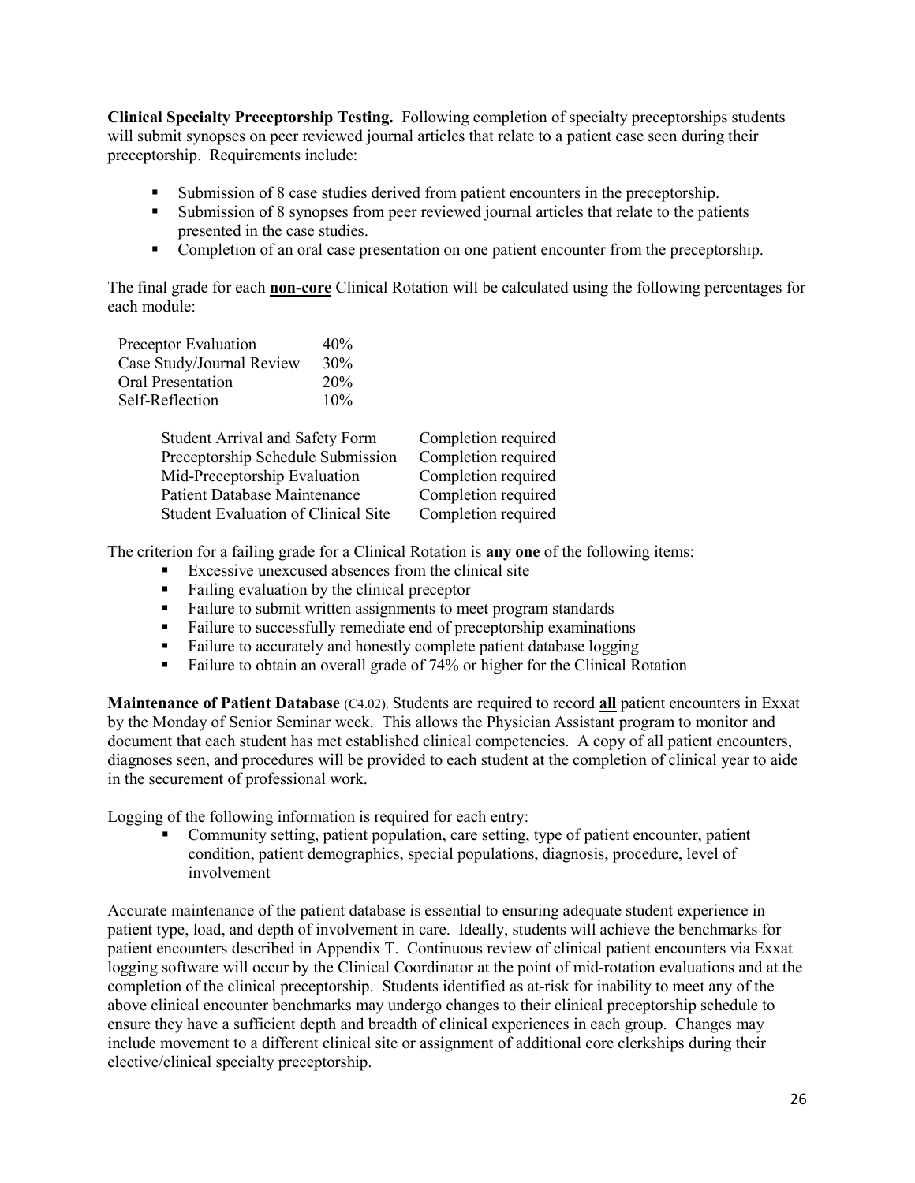**Clinical Specialty Preceptorship Testing.** Following completion of specialty preceptorships students will submit synopses on peer reviewed journal articles that relate to a patient case seen during their preceptorship. Requirements include:

- Submission of 8 case studies derived from patient encounters in the preceptorship.
- Submission of 8 synopses from peer reviewed journal articles that relate to the patients presented in the case studies.
- Completion of an oral case presentation on one patient encounter from the preceptorship.

The final grade for each **non-core** Clinical Rotation will be calculated using the following percentages for each module:

| | |
|---|---|
| Preceptor Evaluation | 40% |
| Case Study/Journal Review | 30% |
| Oral Presentation | 20% |
| Self-Reflection | 10% |

| | |
|---|---|
| Student Arrival and Safety Form | Completion required |
| Preceptorship Schedule Submission | Completion required |
| Mid-Preceptorship Evaluation | Completion required |
| Patient Database Maintenance | Completion required |
| Student Evaluation of Clinical Site | Completion required |

The criterion for a failing grade for a Clinical Rotation is **any one** of the following items:

- Excessive unexcused absences from the clinical site
- Failing evaluation by the clinical preceptor
- Failure to submit written assignments to meet program standards
- Failure to successfully remediate end of preceptorship examinations
- Failure to accurately and honestly complete patient database logging
- Failure to obtain an overall grade of 74% or higher for the Clinical Rotation

**Maintenance of Patient Database** (C4.02). Students are required to record **all** patient encounters in Exxat by the Monday of Senior Seminar week. This allows the Physician Assistant program to monitor and document that each student has met established clinical competencies. A copy of all patient encounters, diagnoses seen, and procedures will be provided to each student at the completion of clinical year to aide in the securement of professional work.

Logging of the following information is required for each entry:

- Community setting, patient population, care setting, type of patient encounter, patient condition, patient demographics, special populations, diagnosis, procedure, level of involvement

Accurate maintenance of the patient database is essential to ensuring adequate student experience in patient type, load, and depth of involvement in care. Ideally, students will achieve the benchmarks for patient encounters described in Appendix T. Continuous review of clinical patient encounters via Exxat logging software will occur by the Clinical Coordinator at the point of mid-rotation evaluations and at the completion of the clinical preceptorship. Students identified as at-risk for inability to meet any of the above clinical encounter benchmarks may undergo changes to their clinical preceptorship schedule to ensure they have a sufficient depth and breadth of clinical experiences in each group. Changes may include movement to a different clinical site or assignment of additional core clerkships during their elective/clinical specialty preceptorship.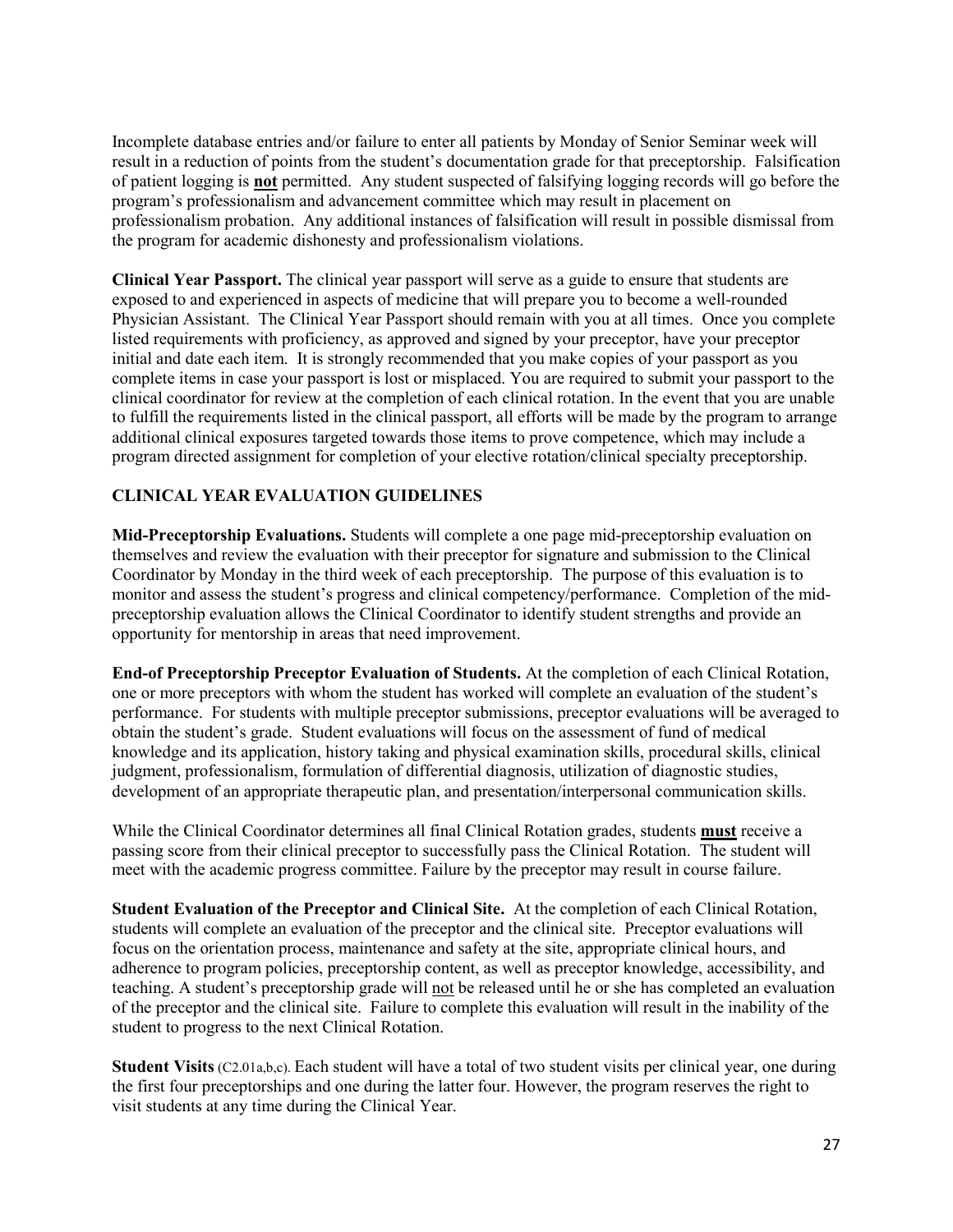Incomplete database entries and/or failure to enter all patients by Monday of Senior Seminar week will result in a reduction of points from the student's documentation grade for that preceptorship. Falsification of patient logging is **not** permitted. Any student suspected of falsifying logging records will go before the program's professionalism and advancement committee which may result in placement on professionalism probation. Any additional instances of falsification will result in possible dismissal from the program for academic dishonesty and professionalism violations.

**Clinical Year Passport.** The clinical year passport will serve as a guide to ensure that students are exposed to and experienced in aspects of medicine that will prepare you to become a well-rounded Physician Assistant. The Clinical Year Passport should remain with you at all times. Once you complete listed requirements with proficiency, as approved and signed by your preceptor, have your preceptor initial and date each item. It is strongly recommended that you make copies of your passport as you complete items in case your passport is lost or misplaced. You are required to submit your passport to the clinical coordinator for review at the completion of each clinical rotation. In the event that you are unable to fulfill the requirements listed in the clinical passport, all efforts will be made by the program to arrange additional clinical exposures targeted towards those items to prove competence, which may include a program directed assignment for completion of your elective rotation/clinical specialty preceptorship.

## CLINICAL YEAR EVALUATION GUIDELINES

**Mid-Preceptorship Evaluations.** Students will complete a one page mid-preceptorship evaluation on themselves and review the evaluation with their preceptor for signature and submission to the Clinical Coordinator by Monday in the third week of each preceptorship. The purpose of this evaluation is to monitor and assess the student's progress and clinical competency/performance. Completion of the mid-preceptorship evaluation allows the Clinical Coordinator to identify student strengths and provide an opportunity for mentorship in areas that need improvement.

**End-of Preceptorship Preceptor Evaluation of Students.** At the completion of each Clinical Rotation, one or more preceptors with whom the student has worked will complete an evaluation of the student's performance. For students with multiple preceptor submissions, preceptor evaluations will be averaged to obtain the student's grade. Student evaluations will focus on the assessment of fund of medical knowledge and its application, history taking and physical examination skills, procedural skills, clinical judgment, professionalism, formulation of differential diagnosis, utilization of diagnostic studies, development of an appropriate therapeutic plan, and presentation/interpersonal communication skills.

While the Clinical Coordinator determines all final Clinical Rotation grades, students **must** receive a passing score from their clinical preceptor to successfully pass the Clinical Rotation. The student will meet with the academic progress committee. Failure by the preceptor may result in course failure.

**Student Evaluation of the Preceptor and Clinical Site.** At the completion of each Clinical Rotation, students will complete an evaluation of the preceptor and the clinical site. Preceptor evaluations will focus on the orientation process, maintenance and safety at the site, appropriate clinical hours, and adherence to program policies, preceptorship content, as well as preceptor knowledge, accessibility, and teaching. A student's preceptorship grade will not be released until he or she has completed an evaluation of the preceptor and the clinical site. Failure to complete this evaluation will result in the inability of the student to progress to the next Clinical Rotation.

**Student Visits** (C2.01a,b,c). Each student will have a total of two student visits per clinical year, one during the first four preceptorships and one during the latter four. However, the program reserves the right to visit students at any time during the Clinical Year.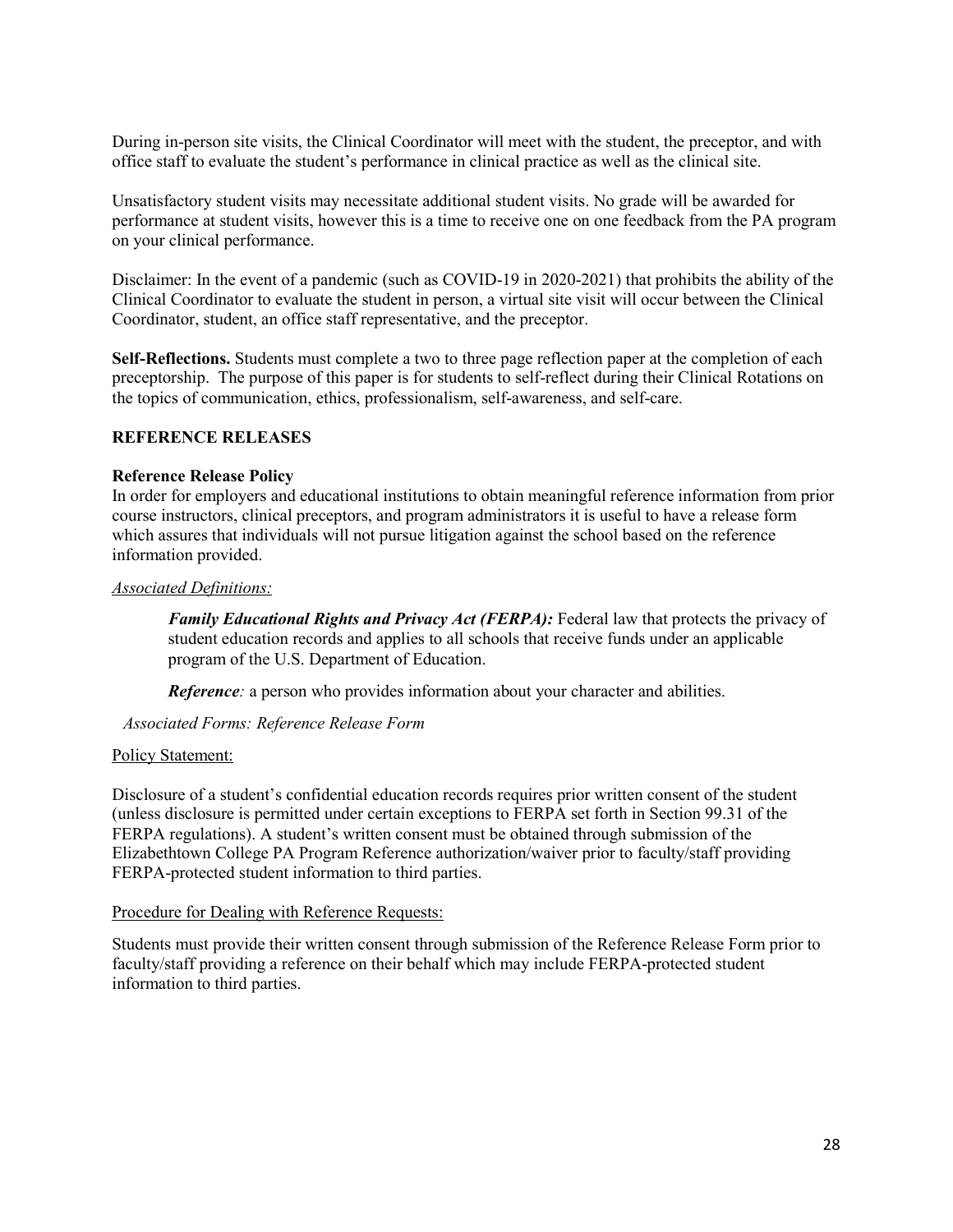During in-person site visits, the Clinical Coordinator will meet with the student, the preceptor, and with office staff to evaluate the student's performance in clinical practice as well as the clinical site.

Unsatisfactory student visits may necessitate additional student visits. No grade will be awarded for performance at student visits, however this is a time to receive one on one feedback from the PA program on your clinical performance.

Disclaimer: In the event of a pandemic (such as COVID-19 in 2020-2021) that prohibits the ability of the Clinical Coordinator to evaluate the student in person, a virtual site visit will occur between the Clinical Coordinator, student, an office staff representative, and the preceptor.

**Self-Reflections.** Students must complete a two to three page reflection paper at the completion of each preceptorship. The purpose of this paper is for students to self-reflect during their Clinical Rotations on the topics of communication, ethics, professionalism, self-awareness, and self-care.

## REFERENCE RELEASES

### Reference Release Policy

In order for employers and educational institutions to obtain meaningful reference information from prior course instructors, clinical preceptors, and program administrators it is useful to have a release form which assures that individuals will not pursue litigation against the school based on the reference information provided.

*Associated Definitions:*

> ***Family Educational Rights and Privacy Act (FERPA):*** Federal law that protects the privacy of student education records and applies to all schools that receive funds under an applicable program of the U.S. Department of Education.
>
> ***Reference****:* a person who provides information about your character and abilities.

*Associated Forms: Reference Release Form*

Policy Statement:

Disclosure of a student's confidential education records requires prior written consent of the student (unless disclosure is permitted under certain exceptions to FERPA set forth in Section 99.31 of the FERPA regulations). A student's written consent must be obtained through submission of the Elizabethtown College PA Program Reference authorization/waiver prior to faculty/staff providing FERPA-protected student information to third parties.

Procedure for Dealing with Reference Requests:

Students must provide their written consent through submission of the Reference Release Form prior to faculty/staff providing a reference on their behalf which may include FERPA-protected student information to third parties.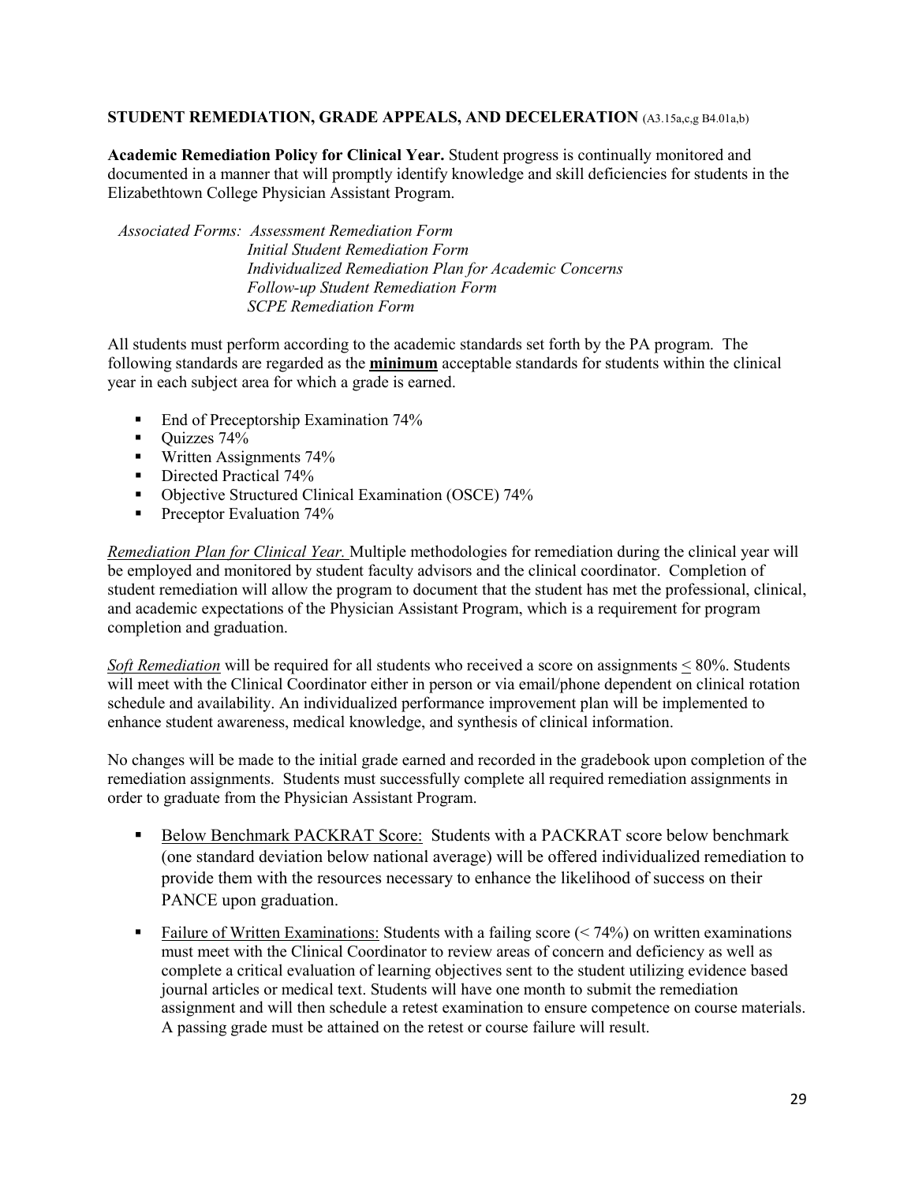## STUDENT REMEDIATION, GRADE APPEALS, AND DECELERATION (A3.15a,c,g B4.01a,b)

**Academic Remediation Policy for Clinical Year.** Student progress is continually monitored and documented in a manner that will promptly identify knowledge and skill deficiencies for students in the Elizabethtown College Physician Assistant Program.

*Associated Forms: Assessment Remediation Form*
*Initial Student Remediation Form*
*Individualized Remediation Plan for Academic Concerns*
*Follow-up Student Remediation Form*
*SCPE Remediation Form*

All students must perform according to the academic standards set forth by the PA program. The following standards are regarded as the **minimum** acceptable standards for students within the clinical year in each subject area for which a grade is earned.

- End of Preceptorship Examination 74%
- Quizzes 74%
- Written Assignments 74%
- Directed Practical 74%
- Objective Structured Clinical Examination (OSCE) 74%
- Preceptor Evaluation 74%

*Remediation Plan for Clinical Year.* Multiple methodologies for remediation during the clinical year will be employed and monitored by student faculty advisors and the clinical coordinator. Completion of student remediation will allow the program to document that the student has met the professional, clinical, and academic expectations of the Physician Assistant Program, which is a requirement for program completion and graduation.

*Soft Remediation* will be required for all students who received a score on assignments ≤ 80%. Students will meet with the Clinical Coordinator either in person or via email/phone dependent on clinical rotation schedule and availability. An individualized performance improvement plan will be implemented to enhance student awareness, medical knowledge, and synthesis of clinical information.

No changes will be made to the initial grade earned and recorded in the gradebook upon completion of the remediation assignments. Students must successfully complete all required remediation assignments in order to graduate from the Physician Assistant Program.

- Below Benchmark PACKRAT Score: Students with a PACKRAT score below benchmark (one standard deviation below national average) will be offered individualized remediation to provide them with the resources necessary to enhance the likelihood of success on their PANCE upon graduation.
- Failure of Written Examinations: Students with a failing score (< 74%) on written examinations must meet with the Clinical Coordinator to review areas of concern and deficiency as well as complete a critical evaluation of learning objectives sent to the student utilizing evidence based journal articles or medical text. Students will have one month to submit the remediation assignment and will then schedule a retest examination to ensure competence on course materials. A passing grade must be attained on the retest or course failure will result.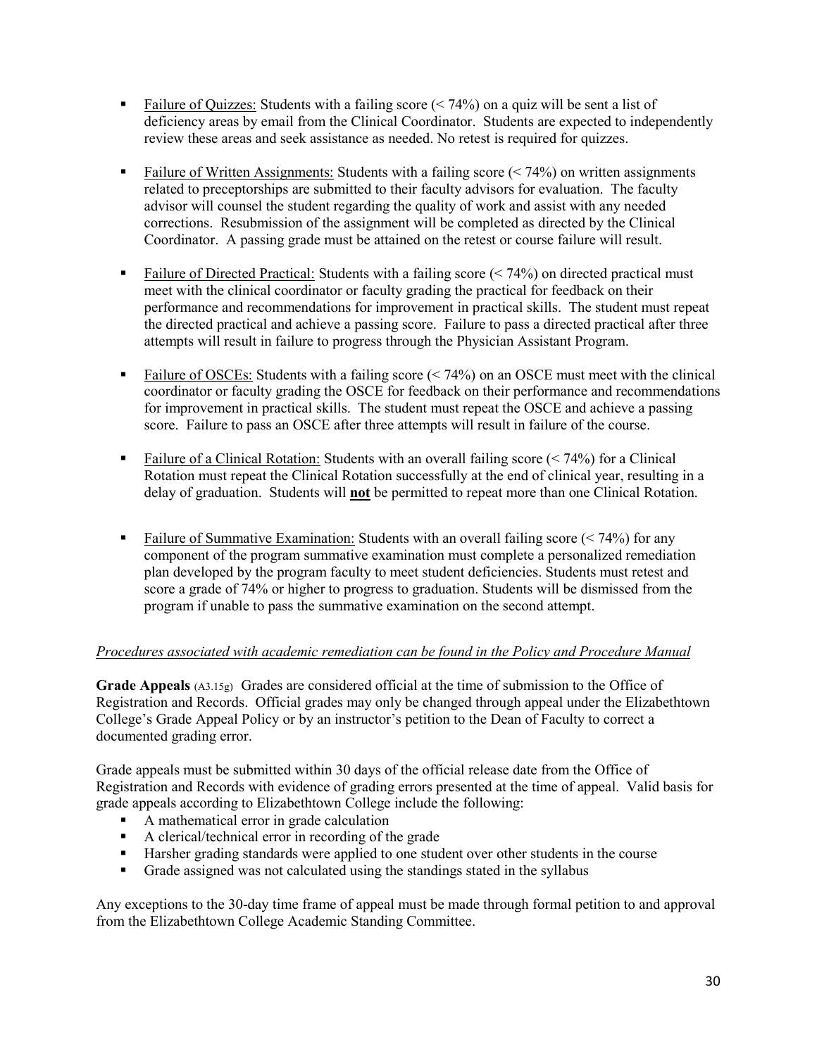- <u>Failure of Quizzes:</u> Students with a failing score (< 74%) on a quiz will be sent a list of deficiency areas by email from the Clinical Coordinator. Students are expected to independently review these areas and seek assistance as needed. No retest is required for quizzes.

- <u>Failure of Written Assignments:</u> Students with a failing score (< 74%) on written assignments related to preceptorships are submitted to their faculty advisors for evaluation. The faculty advisor will counsel the student regarding the quality of work and assist with any needed corrections. Resubmission of the assignment will be completed as directed by the Clinical Coordinator. A passing grade must be attained on the retest or course failure will result.

- <u>Failure of Directed Practical:</u> Students with a failing score (< 74%) on directed practical must meet with the clinical coordinator or faculty grading the practical for feedback on their performance and recommendations for improvement in practical skills. The student must repeat the directed practical and achieve a passing score. Failure to pass a directed practical after three attempts will result in failure to progress through the Physician Assistant Program.

- <u>Failure of OSCEs:</u> Students with a failing score (< 74%) on an OSCE must meet with the clinical coordinator or faculty grading the OSCE for feedback on their performance and recommendations for improvement in practical skills. The student must repeat the OSCE and achieve a passing score. Failure to pass an OSCE after three attempts will result in failure of the course.

- <u>Failure of a Clinical Rotation:</u> Students with an overall failing score (< 74%) for a Clinical Rotation must repeat the Clinical Rotation successfully at the end of clinical year, resulting in a delay of graduation. Students will <u>**not**</u> be permitted to repeat more than one Clinical Rotation.

- <u>Failure of Summative Examination:</u> Students with an overall failing score (< 74%) for any component of the program summative examination must complete a personalized remediation plan developed by the program faculty to meet student deficiencies. Students must retest and score a grade of 74% or higher to progress to graduation. Students will be dismissed from the program if unable to pass the summative examination on the second attempt.

<u>*Procedures associated with academic remediation can be found in the Policy and Procedure Manual*</u>

**Grade Appeals** (A3.15g) Grades are considered official at the time of submission to the Office of Registration and Records. Official grades may only be changed through appeal under the Elizabethtown College's Grade Appeal Policy or by an instructor's petition to the Dean of Faculty to correct a documented grading error.

Grade appeals must be submitted within 30 days of the official release date from the Office of Registration and Records with evidence of grading errors presented at the time of appeal. Valid basis for grade appeals according to Elizabethtown College include the following:

- A mathematical error in grade calculation
- A clerical/technical error in recording of the grade
- Harsher grading standards were applied to one student over other students in the course
- Grade assigned was not calculated using the standings stated in the syllabus

Any exceptions to the 30-day time frame of appeal must be made through formal petition to and approval from the Elizabethtown College Academic Standing Committee.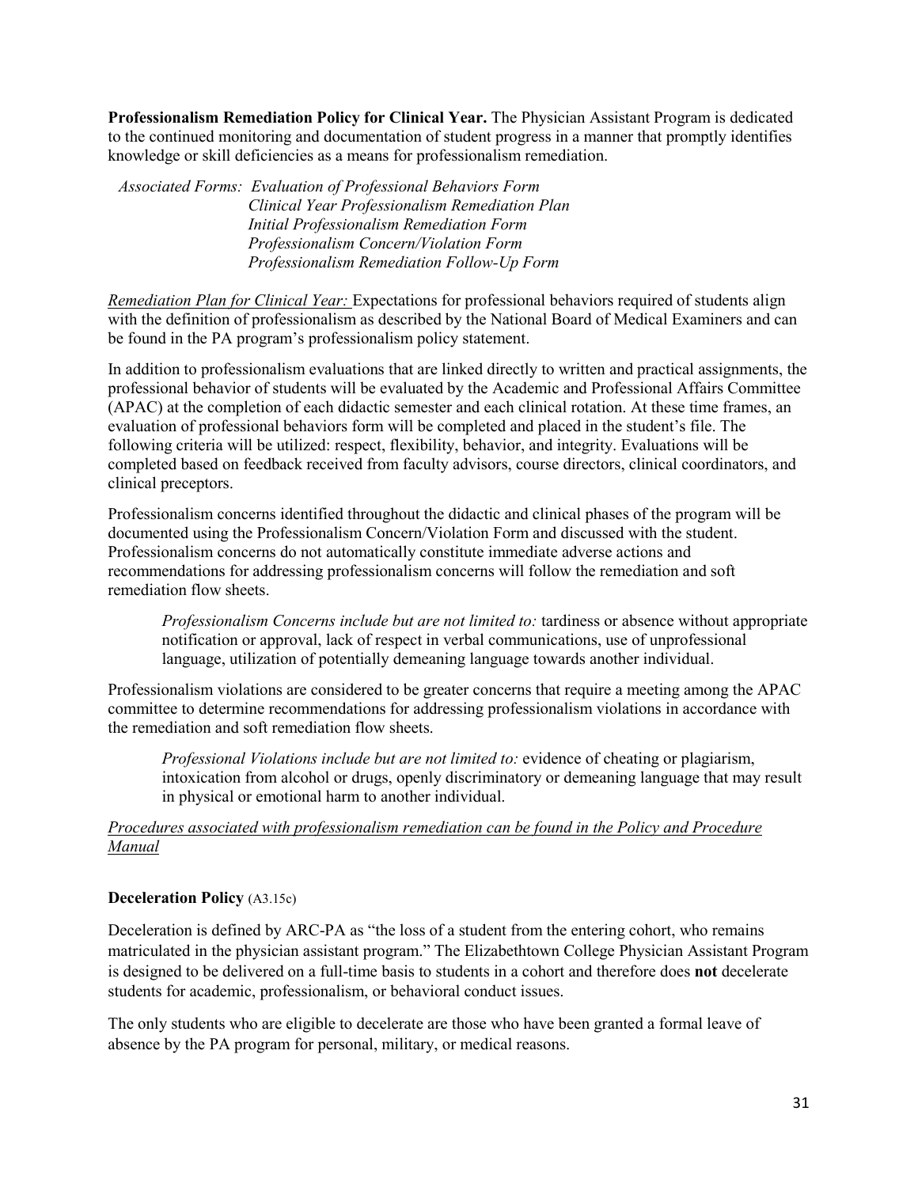**Professionalism Remediation Policy for Clinical Year.** The Physician Assistant Program is dedicated to the continued monitoring and documentation of student progress in a manner that promptly identifies knowledge or skill deficiencies as a means for professionalism remediation.

*Associated Forms: Evaluation of Professional Behaviors Form*
*Clinical Year Professionalism Remediation Plan*
*Initial Professionalism Remediation Form*
*Professionalism Concern/Violation Form*
*Professionalism Remediation Follow-Up Form*

*Remediation Plan for Clinical Year:* Expectations for professional behaviors required of students align with the definition of professionalism as described by the National Board of Medical Examiners and can be found in the PA program's professionalism policy statement.

In addition to professionalism evaluations that are linked directly to written and practical assignments, the professional behavior of students will be evaluated by the Academic and Professional Affairs Committee (APAC) at the completion of each didactic semester and each clinical rotation. At these time frames, an evaluation of professional behaviors form will be completed and placed in the student's file. The following criteria will be utilized: respect, flexibility, behavior, and integrity. Evaluations will be completed based on feedback received from faculty advisors, course directors, clinical coordinators, and clinical preceptors.

Professionalism concerns identified throughout the didactic and clinical phases of the program will be documented using the Professionalism Concern/Violation Form and discussed with the student. Professionalism concerns do not automatically constitute immediate adverse actions and recommendations for addressing professionalism concerns will follow the remediation and soft remediation flow sheets.

> *Professionalism Concerns include but are not limited to:* tardiness or absence without appropriate notification or approval, lack of respect in verbal communications, use of unprofessional language, utilization of potentially demeaning language towards another individual.

Professionalism violations are considered to be greater concerns that require a meeting among the APAC committee to determine recommendations for addressing professionalism violations in accordance with the remediation and soft remediation flow sheets.

> *Professional Violations include but are not limited to:* evidence of cheating or plagiarism, intoxication from alcohol or drugs, openly discriminatory or demeaning language that may result in physical or emotional harm to another individual.

*Procedures associated with professionalism remediation can be found in the Policy and Procedure Manual*

**Deceleration Policy** (A3.15c)

Deceleration is defined by ARC-PA as "the loss of a student from the entering cohort, who remains matriculated in the physician assistant program." The Elizabethtown College Physician Assistant Program is designed to be delivered on a full-time basis to students in a cohort and therefore does **not** decelerate students for academic, professionalism, or behavioral conduct issues.

The only students who are eligible to decelerate are those who have been granted a formal leave of absence by the PA program for personal, military, or medical reasons.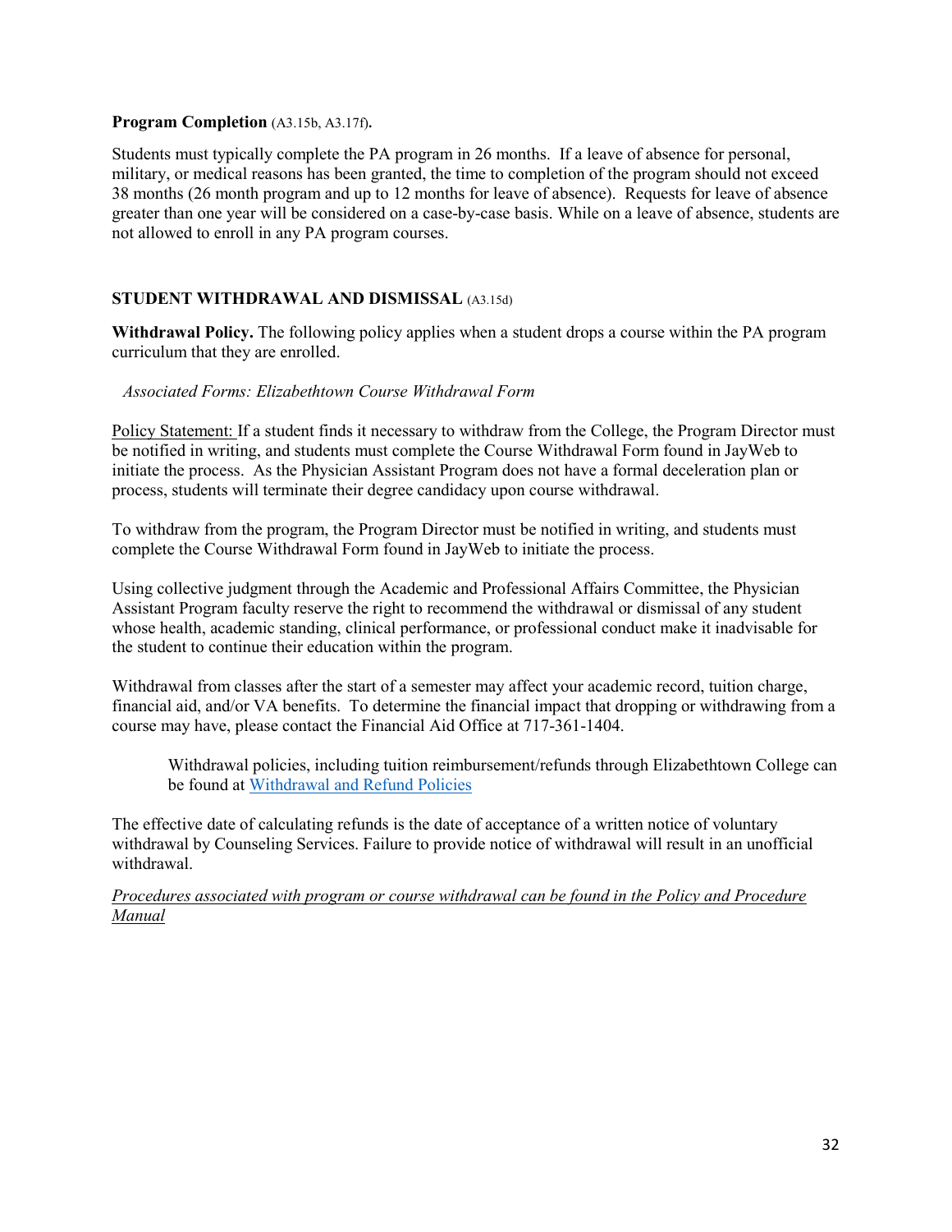**Program Completion** (A3.15b, A3.17f)**.**

Students must typically complete the PA program in 26 months. If a leave of absence for personal, military, or medical reasons has been granted, the time to completion of the program should not exceed 38 months (26 month program and up to 12 months for leave of absence). Requests for leave of absence greater than one year will be considered on a case-by-case basis. While on a leave of absence, students are not allowed to enroll in any PA program courses.

## STUDENT WITHDRAWAL AND DISMISSAL (A3.15d)

**Withdrawal Policy.** The following policy applies when a student drops a course within the PA program curriculum that they are enrolled.

*Associated Forms: Elizabethtown Course Withdrawal Form*

Policy Statement: If a student finds it necessary to withdraw from the College, the Program Director must be notified in writing, and students must complete the Course Withdrawal Form found in JayWeb to initiate the process. As the Physician Assistant Program does not have a formal deceleration plan or process, students will terminate their degree candidacy upon course withdrawal.

To withdraw from the program, the Program Director must be notified in writing, and students must complete the Course Withdrawal Form found in JayWeb to initiate the process.

Using collective judgment through the Academic and Professional Affairs Committee, the Physician Assistant Program faculty reserve the right to recommend the withdrawal or dismissal of any student whose health, academic standing, clinical performance, or professional conduct make it inadvisable for the student to continue their education within the program.

Withdrawal from classes after the start of a semester may affect your academic record, tuition charge, financial aid, and/or VA benefits. To determine the financial impact that dropping or withdrawing from a course may have, please contact the Financial Aid Office at 717-361-1404.

> Withdrawal policies, including tuition reimbursement/refunds through Elizabethtown College can be found at Withdrawal and Refund Policies

The effective date of calculating refunds is the date of acceptance of a written notice of voluntary withdrawal by Counseling Services. Failure to provide notice of withdrawal will result in an unofficial withdrawal.

*Procedures associated with program or course withdrawal can be found in the Policy and Procedure Manual*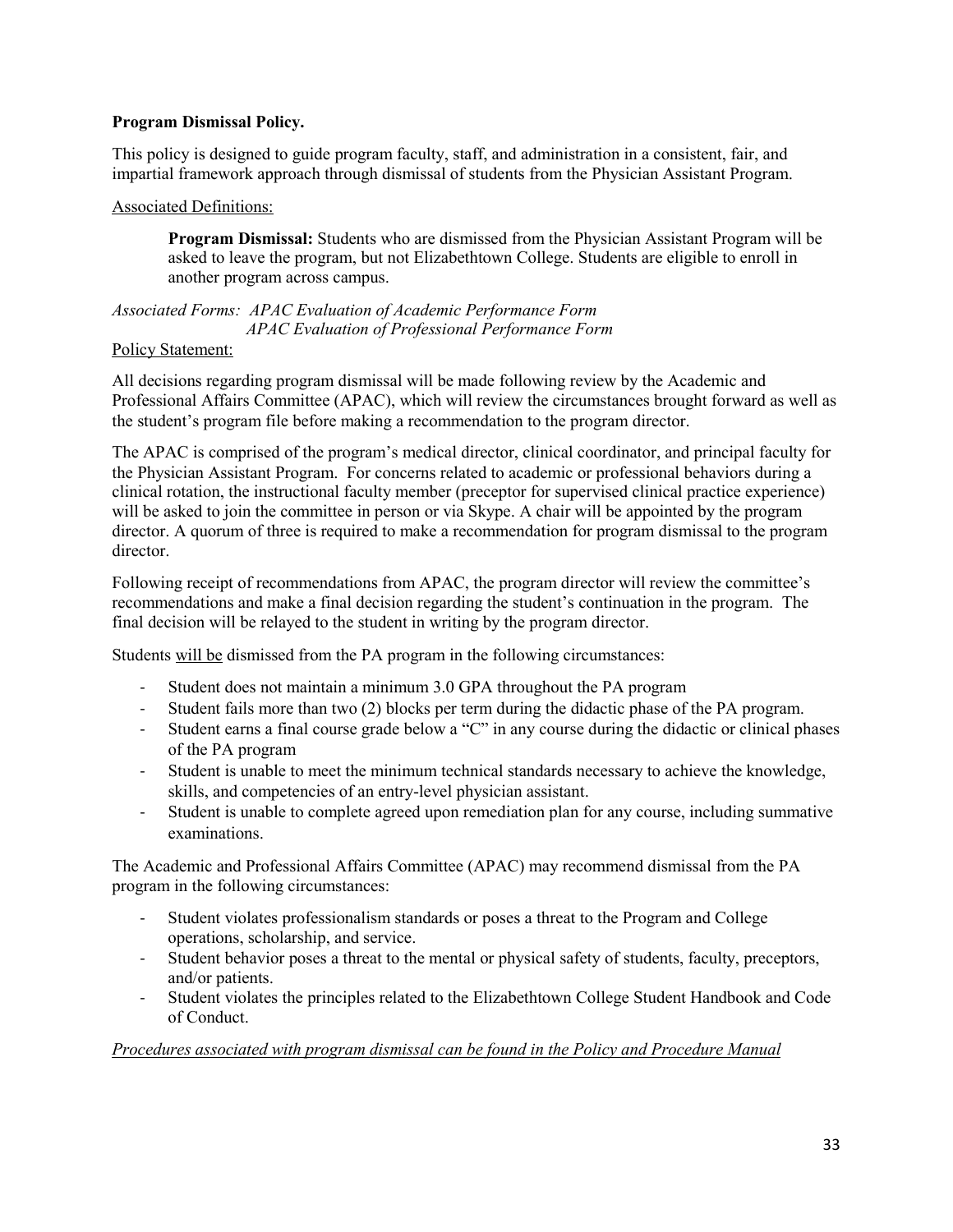**Program Dismissal Policy.**

This policy is designed to guide program faculty, staff, and administration in a consistent, fair, and impartial framework approach through dismissal of students from the Physician Assistant Program.

Associated Definitions:

> **Program Dismissal:** Students who are dismissed from the Physician Assistant Program will be asked to leave the program, but not Elizabethtown College. Students are eligible to enroll in another program across campus.

*Associated Forms: APAC Evaluation of Academic Performance Form*
*APAC Evaluation of Professional Performance Form*

Policy Statement:

All decisions regarding program dismissal will be made following review by the Academic and Professional Affairs Committee (APAC), which will review the circumstances brought forward as well as the student's program file before making a recommendation to the program director.

The APAC is comprised of the program's medical director, clinical coordinator, and principal faculty for the Physician Assistant Program. For concerns related to academic or professional behaviors during a clinical rotation, the instructional faculty member (preceptor for supervised clinical practice experience) will be asked to join the committee in person or via Skype. A chair will be appointed by the program director. A quorum of three is required to make a recommendation for program dismissal to the program director.

Following receipt of recommendations from APAC, the program director will review the committee's recommendations and make a final decision regarding the student's continuation in the program. The final decision will be relayed to the student in writing by the program director.

Students will be dismissed from the PA program in the following circumstances:

- Student does not maintain a minimum 3.0 GPA throughout the PA program
- Student fails more than two (2) blocks per term during the didactic phase of the PA program.
- Student earns a final course grade below a "C" in any course during the didactic or clinical phases of the PA program
- Student is unable to meet the minimum technical standards necessary to achieve the knowledge, skills, and competencies of an entry-level physician assistant.
- Student is unable to complete agreed upon remediation plan for any course, including summative examinations.

The Academic and Professional Affairs Committee (APAC) may recommend dismissal from the PA program in the following circumstances:

- Student violates professionalism standards or poses a threat to the Program and College operations, scholarship, and service.
- Student behavior poses a threat to the mental or physical safety of students, faculty, preceptors, and/or patients.
- Student violates the principles related to the Elizabethtown College Student Handbook and Code of Conduct.

*Procedures associated with program dismissal can be found in the Policy and Procedure Manual*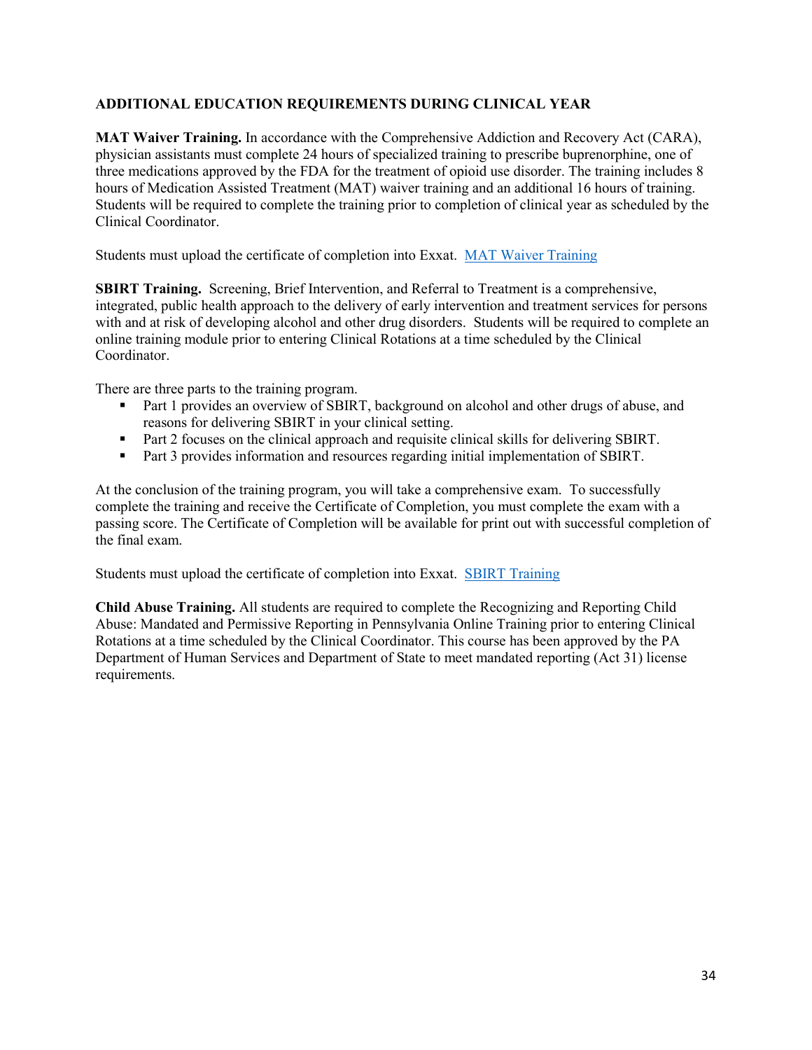## ADDITIONAL EDUCATION REQUIREMENTS DURING CLINICAL YEAR

**MAT Waiver Training.** In accordance with the Comprehensive Addiction and Recovery Act (CARA), physician assistants must complete 24 hours of specialized training to prescribe buprenorphine, one of three medications approved by the FDA for the treatment of opioid use disorder. The training includes 8 hours of Medication Assisted Treatment (MAT) waiver training and an additional 16 hours of training. Students will be required to complete the training prior to completion of clinical year as scheduled by the Clinical Coordinator.

Students must upload the certificate of completion into Exxat. MAT Waiver Training

**SBIRT Training.** Screening, Brief Intervention, and Referral to Treatment is a comprehensive, integrated, public health approach to the delivery of early intervention and treatment services for persons with and at risk of developing alcohol and other drug disorders. Students will be required to complete an online training module prior to entering Clinical Rotations at a time scheduled by the Clinical Coordinator.

There are three parts to the training program.

- Part 1 provides an overview of SBIRT, background on alcohol and other drugs of abuse, and reasons for delivering SBIRT in your clinical setting.
- Part 2 focuses on the clinical approach and requisite clinical skills for delivering SBIRT.
- Part 3 provides information and resources regarding initial implementation of SBIRT.

At the conclusion of the training program, you will take a comprehensive exam. To successfully complete the training and receive the Certificate of Completion, you must complete the exam with a passing score. The Certificate of Completion will be available for print out with successful completion of the final exam.

Students must upload the certificate of completion into Exxat. SBIRT Training

**Child Abuse Training.** All students are required to complete the Recognizing and Reporting Child Abuse: Mandated and Permissive Reporting in Pennsylvania Online Training prior to entering Clinical Rotations at a time scheduled by the Clinical Coordinator. This course has been approved by the PA Department of Human Services and Department of State to meet mandated reporting (Act 31) license requirements.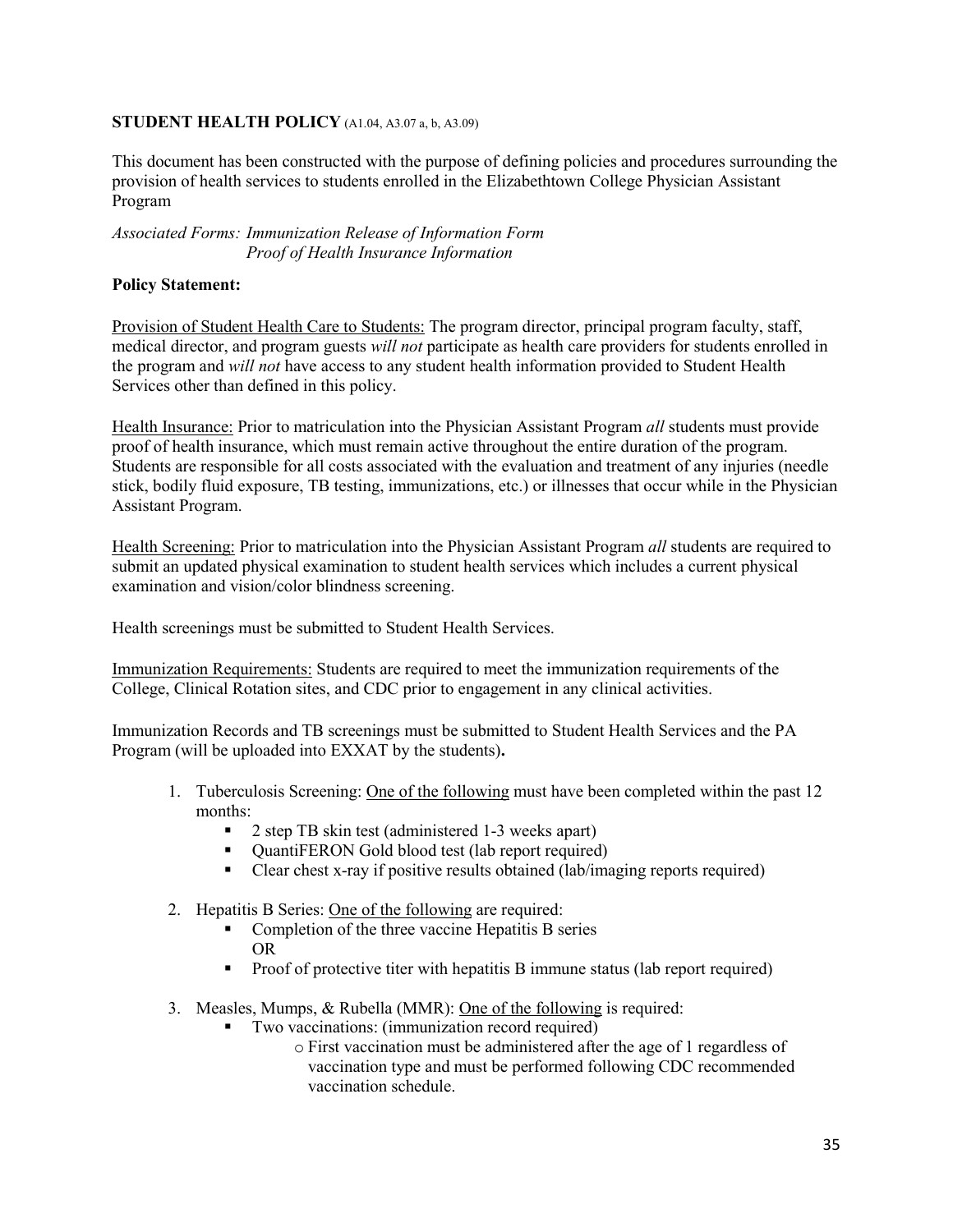## STUDENT HEALTH POLICY (A1.04, A3.07 a, b, A3.09)

This document has been constructed with the purpose of defining policies and procedures surrounding the provision of health services to students enrolled in the Elizabethtown College Physician Assistant Program

*Associated Forms: Immunization Release of Information Form*
*Proof of Health Insurance Information*

**Policy Statement:**

Provision of Student Health Care to Students: The program director, principal program faculty, staff, medical director, and program guests *will not* participate as health care providers for students enrolled in the program and *will not* have access to any student health information provided to Student Health Services other than defined in this policy.

Health Insurance: Prior to matriculation into the Physician Assistant Program *all* students must provide proof of health insurance, which must remain active throughout the entire duration of the program. Students are responsible for all costs associated with the evaluation and treatment of any injuries (needle stick, bodily fluid exposure, TB testing, immunizations, etc.) or illnesses that occur while in the Physician Assistant Program.

Health Screening: Prior to matriculation into the Physician Assistant Program *all* students are required to submit an updated physical examination to student health services which includes a current physical examination and vision/color blindness screening.

Health screenings must be submitted to Student Health Services.

Immunization Requirements: Students are required to meet the immunization requirements of the College, Clinical Rotation sites, and CDC prior to engagement in any clinical activities.

Immunization Records and TB screenings must be submitted to Student Health Services and the PA Program (will be uploaded into EXXAT by the students)**.**

1. Tuberculosis Screening: One of the following must have been completed within the past 12 months:
   - 2 step TB skin test (administered 1-3 weeks apart)
   - QuantiFERON Gold blood test (lab report required)
   - Clear chest x-ray if positive results obtained (lab/imaging reports required)
2. Hepatitis B Series: One of the following are required:
   - Completion of the three vaccine Hepatitis B series
     OR
   - Proof of protective titer with hepatitis B immune status (lab report required)
3. Measles, Mumps, & Rubella (MMR): One of the following is required:
   - Two vaccinations: (immunization record required)
     - First vaccination must be administered after the age of 1 regardless of vaccination type and must be performed following CDC recommended vaccination schedule.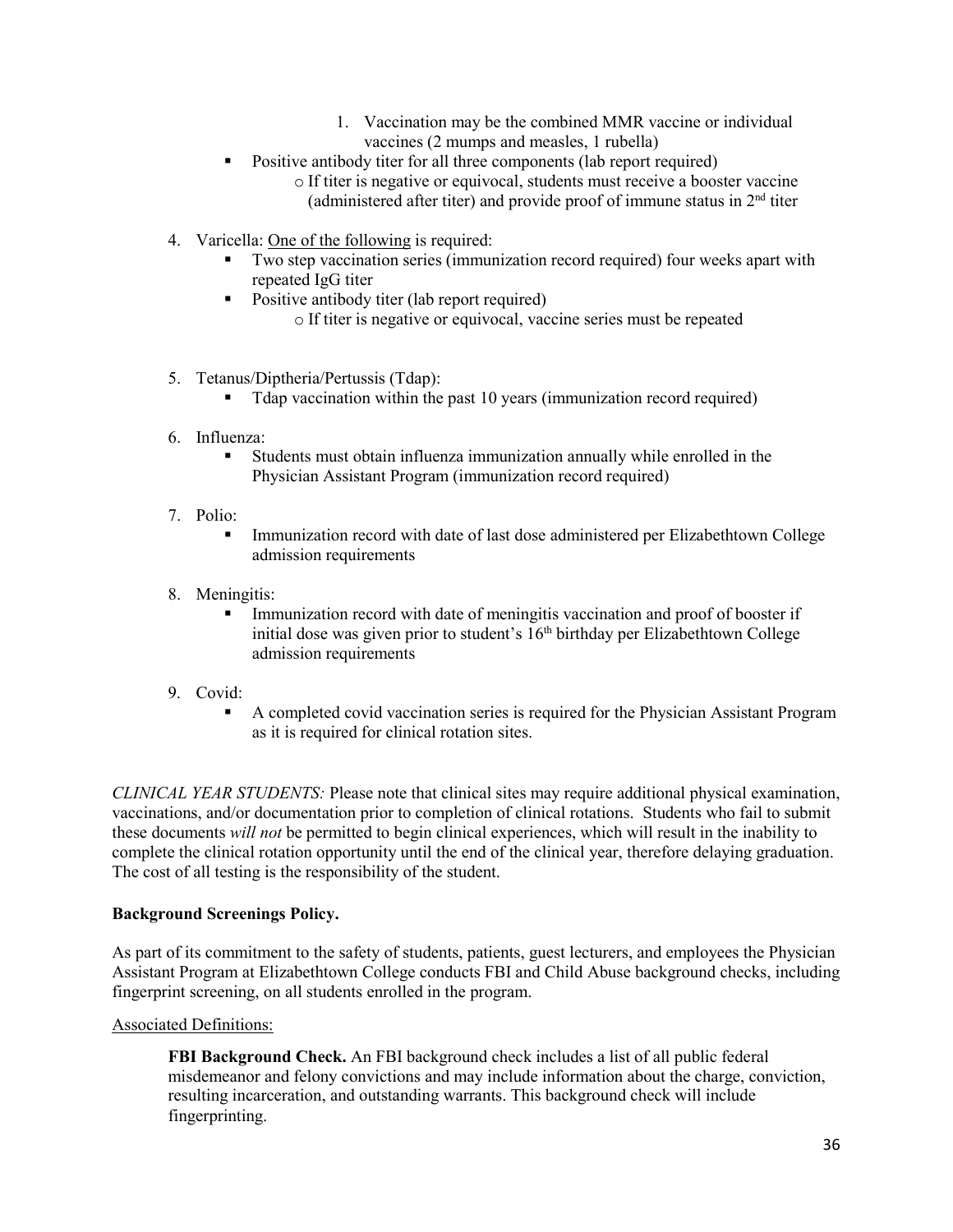1. Vaccination may be the combined MMR vaccine or individual vaccines (2 mumps and measles, 1 rubella)

- Positive antibody titer for all three components (lab report required)
  - If titer is negative or equivocal, students must receive a booster vaccine (administered after titer) and provide proof of immune status in 2nd titer

4. Varicella: <u>One of the following</u> is required:
   - Two step vaccination series (immunization record required) four weeks apart with repeated IgG titer
   - Positive antibody titer (lab report required)
     - If titer is negative or equivocal, vaccine series must be repeated

5. Tetanus/Diptheria/Pertussis (Tdap):
   - Tdap vaccination within the past 10 years (immunization record required)

6. Influenza:
   - Students must obtain influenza immunization annually while enrolled in the Physician Assistant Program (immunization record required)

7. Polio:
   - Immunization record with date of last dose administered per Elizabethtown College admission requirements

8. Meningitis:
   - Immunization record with date of meningitis vaccination and proof of booster if initial dose was given prior to student's 16th birthday per Elizabethtown College admission requirements

9. Covid:
   - A completed covid vaccination series is required for the Physician Assistant Program as it is required for clinical rotation sites.

*CLINICAL YEAR STUDENTS:* Please note that clinical sites may require additional physical examination, vaccinations, and/or documentation prior to completion of clinical rotations. Students who fail to submit these documents *will not* be permitted to begin clinical experiences, which will result in the inability to complete the clinical rotation opportunity until the end of the clinical year, therefore delaying graduation. The cost of all testing is the responsibility of the student.

**Background Screenings Policy.**

As part of its commitment to the safety of students, patients, guest lecturers, and employees the Physician Assistant Program at Elizabethtown College conducts FBI and Child Abuse background checks, including fingerprint screening, on all students enrolled in the program.

<u>Associated Definitions:</u>

**FBI Background Check.** An FBI background check includes a list of all public federal misdemeanor and felony convictions and may include information about the charge, conviction, resulting incarceration, and outstanding warrants. This background check will include fingerprinting.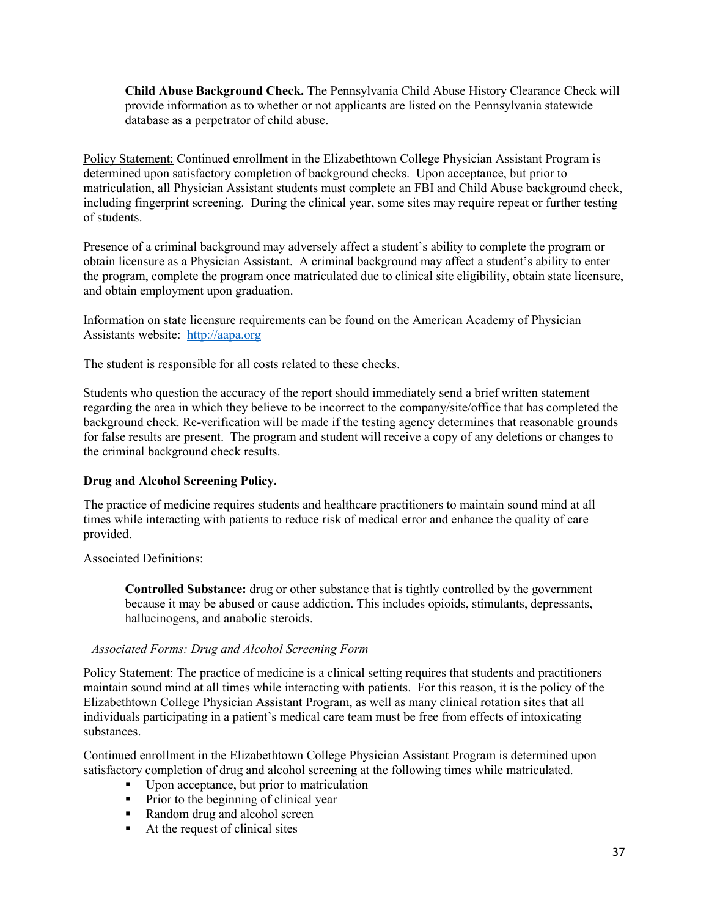**Child Abuse Background Check.** The Pennsylvania Child Abuse History Clearance Check will provide information as to whether or not applicants are listed on the Pennsylvania statewide database as a perpetrator of child abuse.

Policy Statement: Continued enrollment in the Elizabethtown College Physician Assistant Program is determined upon satisfactory completion of background checks. Upon acceptance, but prior to matriculation, all Physician Assistant students must complete an FBI and Child Abuse background check, including fingerprint screening. During the clinical year, some sites may require repeat or further testing of students.

Presence of a criminal background may adversely affect a student's ability to complete the program or obtain licensure as a Physician Assistant. A criminal background may affect a student's ability to enter the program, complete the program once matriculated due to clinical site eligibility, obtain state licensure, and obtain employment upon graduation.

Information on state licensure requirements can be found on the American Academy of Physician Assistants website: [http://aapa.org](http://aapa.org)

The student is responsible for all costs related to these checks.

Students who question the accuracy of the report should immediately send a brief written statement regarding the area in which they believe to be incorrect to the company/site/office that has completed the background check. Re-verification will be made if the testing agency determines that reasonable grounds for false results are present. The program and student will receive a copy of any deletions or changes to the criminal background check results.

**Drug and Alcohol Screening Policy.**

The practice of medicine requires students and healthcare practitioners to maintain sound mind at all times while interacting with patients to reduce risk of medical error and enhance the quality of care provided.

Associated Definitions:

**Controlled Substance:** drug or other substance that is tightly controlled by the government because it may be abused or cause addiction. This includes opioids, stimulants, depressants, hallucinogens, and anabolic steroids.

*Associated Forms: Drug and Alcohol Screening Form*

Policy Statement: The practice of medicine is a clinical setting requires that students and practitioners maintain sound mind at all times while interacting with patients. For this reason, it is the policy of the Elizabethtown College Physician Assistant Program, as well as many clinical rotation sites that all individuals participating in a patient's medical care team must be free from effects of intoxicating substances.

Continued enrollment in the Elizabethtown College Physician Assistant Program is determined upon satisfactory completion of drug and alcohol screening at the following times while matriculated.

- Upon acceptance, but prior to matriculation
- Prior to the beginning of clinical year
- Random drug and alcohol screen
- At the request of clinical sites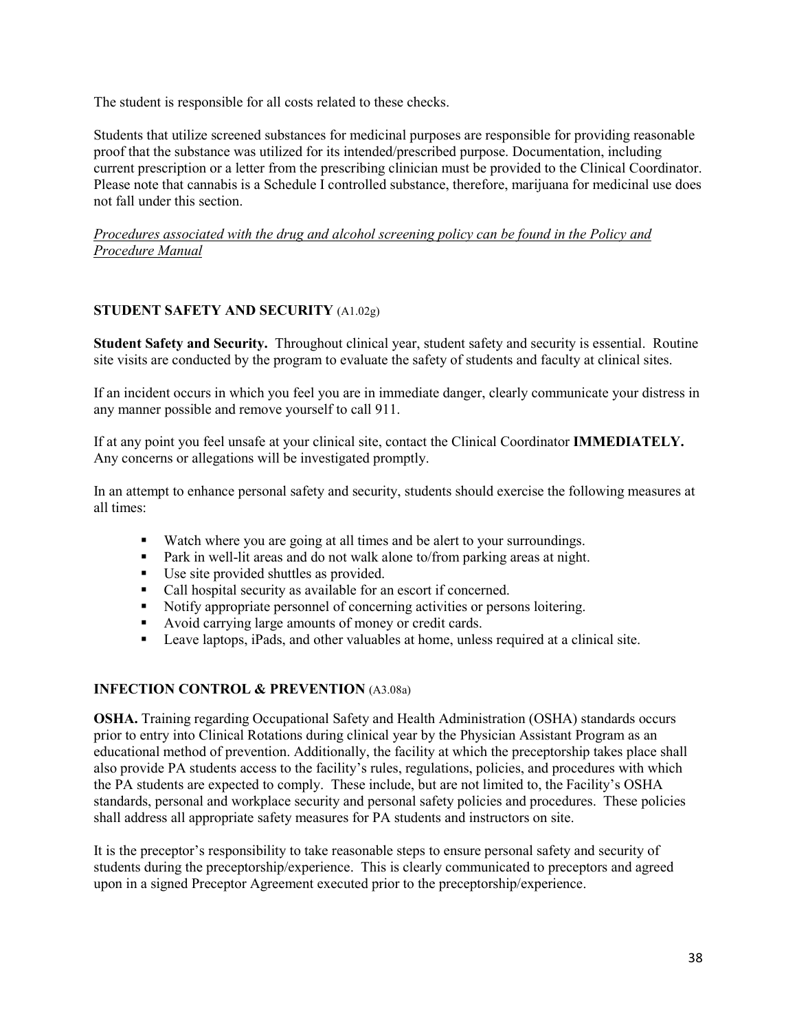The student is responsible for all costs related to these checks.

Students that utilize screened substances for medicinal purposes are responsible for providing reasonable proof that the substance was utilized for its intended/prescribed purpose. Documentation, including current prescription or a letter from the prescribing clinician must be provided to the Clinical Coordinator. Please note that cannabis is a Schedule I controlled substance, therefore, marijuana for medicinal use does not fall under this section.

*Procedures associated with the drug and alcohol screening policy can be found in the Policy and Procedure Manual*

## STUDENT SAFETY AND SECURITY (A1.02g)

**Student Safety and Security.** Throughout clinical year, student safety and security is essential. Routine site visits are conducted by the program to evaluate the safety of students and faculty at clinical sites.

If an incident occurs in which you feel you are in immediate danger, clearly communicate your distress in any manner possible and remove yourself to call 911.

If at any point you feel unsafe at your clinical site, contact the Clinical Coordinator **IMMEDIATELY.** Any concerns or allegations will be investigated promptly.

In an attempt to enhance personal safety and security, students should exercise the following measures at all times:

- Watch where you are going at all times and be alert to your surroundings.
- Park in well-lit areas and do not walk alone to/from parking areas at night.
- Use site provided shuttles as provided.
- Call hospital security as available for an escort if concerned.
- Notify appropriate personnel of concerning activities or persons loitering.
- Avoid carrying large amounts of money or credit cards.
- Leave laptops, iPads, and other valuables at home, unless required at a clinical site.

## INFECTION CONTROL & PREVENTION (A3.08a)

**OSHA.** Training regarding Occupational Safety and Health Administration (OSHA) standards occurs prior to entry into Clinical Rotations during clinical year by the Physician Assistant Program as an educational method of prevention. Additionally, the facility at which the preceptorship takes place shall also provide PA students access to the facility's rules, regulations, policies, and procedures with which the PA students are expected to comply. These include, but are not limited to, the Facility's OSHA standards, personal and workplace security and personal safety policies and procedures. These policies shall address all appropriate safety measures for PA students and instructors on site.

It is the preceptor's responsibility to take reasonable steps to ensure personal safety and security of students during the preceptorship/experience. This is clearly communicated to preceptors and agreed upon in a signed Preceptor Agreement executed prior to the preceptorship/experience.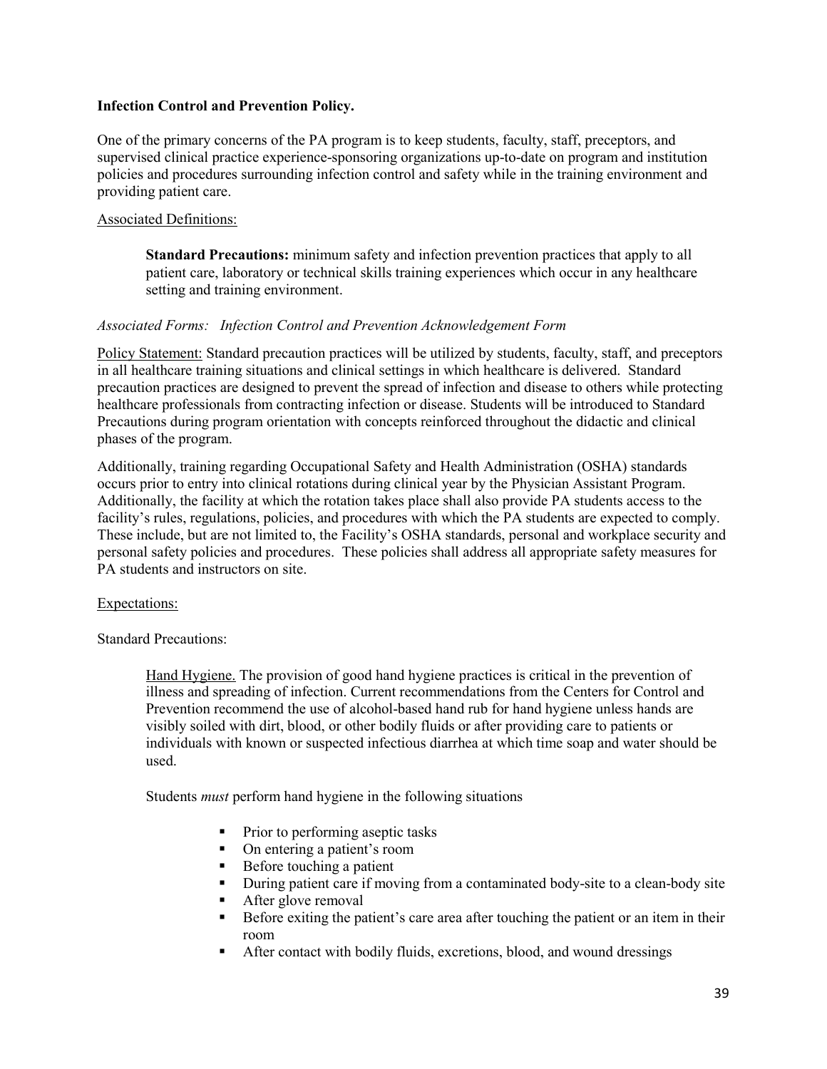**Infection Control and Prevention Policy.**

One of the primary concerns of the PA program is to keep students, faculty, staff, preceptors, and supervised clinical practice experience-sponsoring organizations up-to-date on program and institution policies and procedures surrounding infection control and safety while in the training environment and providing patient care.

<u>Associated Definitions:</u>

> **Standard Precautions:** minimum safety and infection prevention practices that apply to all patient care, laboratory or technical skills training experiences which occur in any healthcare setting and training environment.

*Associated Forms: Infection Control and Prevention Acknowledgement Form*

<u>Policy Statement:</u> Standard precaution practices will be utilized by students, faculty, staff, and preceptors in all healthcare training situations and clinical settings in which healthcare is delivered. Standard precaution practices are designed to prevent the spread of infection and disease to others while protecting healthcare professionals from contracting infection or disease. Students will be introduced to Standard Precautions during program orientation with concepts reinforced throughout the didactic and clinical phases of the program.

Additionally, training regarding Occupational Safety and Health Administration (OSHA) standards occurs prior to entry into clinical rotations during clinical year by the Physician Assistant Program. Additionally, the facility at which the rotation takes place shall also provide PA students access to the facility's rules, regulations, policies, and procedures with which the PA students are expected to comply. These include, but are not limited to, the Facility's OSHA standards, personal and workplace security and personal safety policies and procedures. These policies shall address all appropriate safety measures for PA students and instructors on site.

<u>Expectations:</u>

Standard Precautions:

> <u>Hand Hygiene.</u> The provision of good hand hygiene practices is critical in the prevention of illness and spreading of infection. Current recommendations from the Centers for Control and Prevention recommend the use of alcohol-based hand rub for hand hygiene unless hands are visibly soiled with dirt, blood, or other bodily fluids or after providing care to patients or individuals with known or suspected infectious diarrhea at which time soap and water should be used.
>
> Students *must* perform hand hygiene in the following situations
>
> - Prior to performing aseptic tasks
> - On entering a patient's room
> - Before touching a patient
> - During patient care if moving from a contaminated body-site to a clean-body site
> - After glove removal
> - Before exiting the patient's care area after touching the patient or an item in their room
> - After contact with bodily fluids, excretions, blood, and wound dressings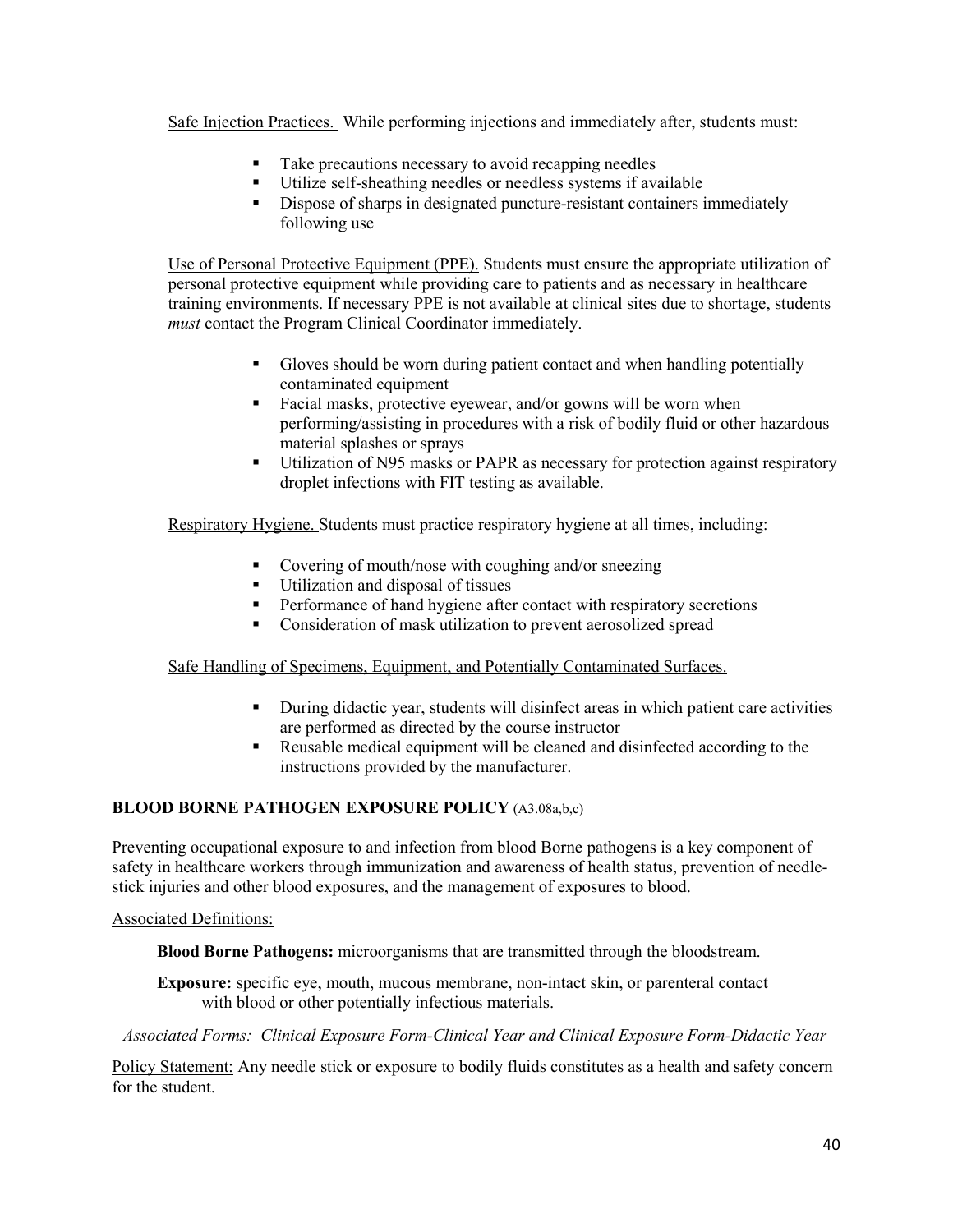Safe Injection Practices. While performing injections and immediately after, students must:

- Take precautions necessary to avoid recapping needles
- Utilize self-sheathing needles or needless systems if available
- Dispose of sharps in designated puncture-resistant containers immediately following use

Use of Personal Protective Equipment (PPE). Students must ensure the appropriate utilization of personal protective equipment while providing care to patients and as necessary in healthcare training environments. If necessary PPE is not available at clinical sites due to shortage, students *must* contact the Program Clinical Coordinator immediately.

- Gloves should be worn during patient contact and when handling potentially contaminated equipment
- Facial masks, protective eyewear, and/or gowns will be worn when performing/assisting in procedures with a risk of bodily fluid or other hazardous material splashes or sprays
- Utilization of N95 masks or PAPR as necessary for protection against respiratory droplet infections with FIT testing as available.

Respiratory Hygiene. Students must practice respiratory hygiene at all times, including:

- Covering of mouth/nose with coughing and/or sneezing
- Utilization and disposal of tissues
- Performance of hand hygiene after contact with respiratory secretions
- Consideration of mask utilization to prevent aerosolized spread

Safe Handling of Specimens, Equipment, and Potentially Contaminated Surfaces.

- During didactic year, students will disinfect areas in which patient care activities are performed as directed by the course instructor
- Reusable medical equipment will be cleaned and disinfected according to the instructions provided by the manufacturer.

## BLOOD BORNE PATHOGEN EXPOSURE POLICY (A3.08a,b,c)

Preventing occupational exposure to and infection from blood Borne pathogens is a key component of safety in healthcare workers through immunization and awareness of health status, prevention of needle-stick injuries and other blood exposures, and the management of exposures to blood.

Associated Definitions:

**Blood Borne Pathogens:** microorganisms that are transmitted through the bloodstream.

**Exposure:** specific eye, mouth, mucous membrane, non-intact skin, or parenteral contact with blood or other potentially infectious materials.

*Associated Forms: Clinical Exposure Form-Clinical Year and Clinical Exposure Form-Didactic Year*

Policy Statement: Any needle stick or exposure to bodily fluids constitutes as a health and safety concern for the student.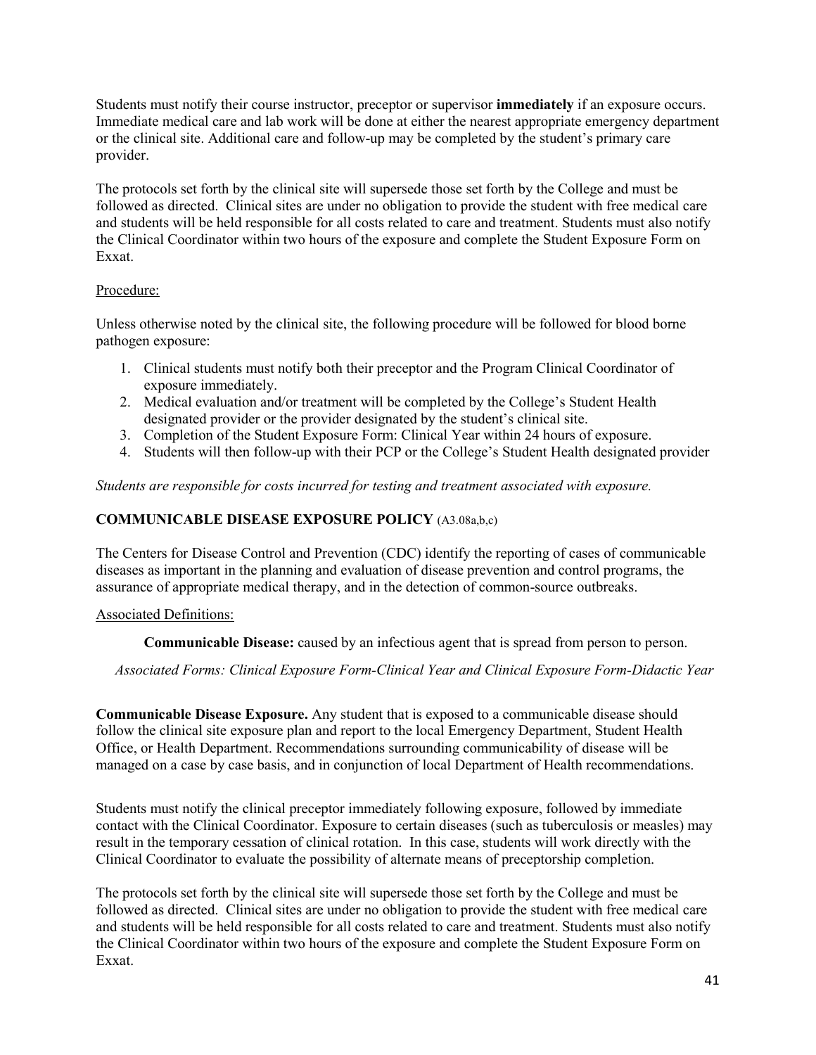Students must notify their course instructor, preceptor or supervisor **immediately** if an exposure occurs. Immediate medical care and lab work will be done at either the nearest appropriate emergency department or the clinical site. Additional care and follow-up may be completed by the student's primary care provider.

The protocols set forth by the clinical site will supersede those set forth by the College and must be followed as directed. Clinical sites are under no obligation to provide the student with free medical care and students will be held responsible for all costs related to care and treatment. Students must also notify the Clinical Coordinator within two hours of the exposure and complete the Student Exposure Form on Exxat.

Procedure:

Unless otherwise noted by the clinical site, the following procedure will be followed for blood borne pathogen exposure:

1. Clinical students must notify both their preceptor and the Program Clinical Coordinator of exposure immediately.
2. Medical evaluation and/or treatment will be completed by the College's Student Health designated provider or the provider designated by the student's clinical site.
3. Completion of the Student Exposure Form: Clinical Year within 24 hours of exposure.
4. Students will then follow-up with their PCP or the College's Student Health designated provider

*Students are responsible for costs incurred for testing and treatment associated with exposure.*

### COMMUNICABLE DISEASE EXPOSURE POLICY (A3.08a,b,c)

The Centers for Disease Control and Prevention (CDC) identify the reporting of cases of communicable diseases as important in the planning and evaluation of disease prevention and control programs, the assurance of appropriate medical therapy, and in the detection of common-source outbreaks.

Associated Definitions:

**Communicable Disease:** caused by an infectious agent that is spread from person to person.

*Associated Forms: Clinical Exposure Form-Clinical Year and Clinical Exposure Form-Didactic Year*

**Communicable Disease Exposure.** Any student that is exposed to a communicable disease should follow the clinical site exposure plan and report to the local Emergency Department, Student Health Office, or Health Department. Recommendations surrounding communicability of disease will be managed on a case by case basis, and in conjunction of local Department of Health recommendations.

Students must notify the clinical preceptor immediately following exposure, followed by immediate contact with the Clinical Coordinator. Exposure to certain diseases (such as tuberculosis or measles) may result in the temporary cessation of clinical rotation. In this case, students will work directly with the Clinical Coordinator to evaluate the possibility of alternate means of preceptorship completion.

The protocols set forth by the clinical site will supersede those set forth by the College and must be followed as directed. Clinical sites are under no obligation to provide the student with free medical care and students will be held responsible for all costs related to care and treatment. Students must also notify the Clinical Coordinator within two hours of the exposure and complete the Student Exposure Form on Exxat.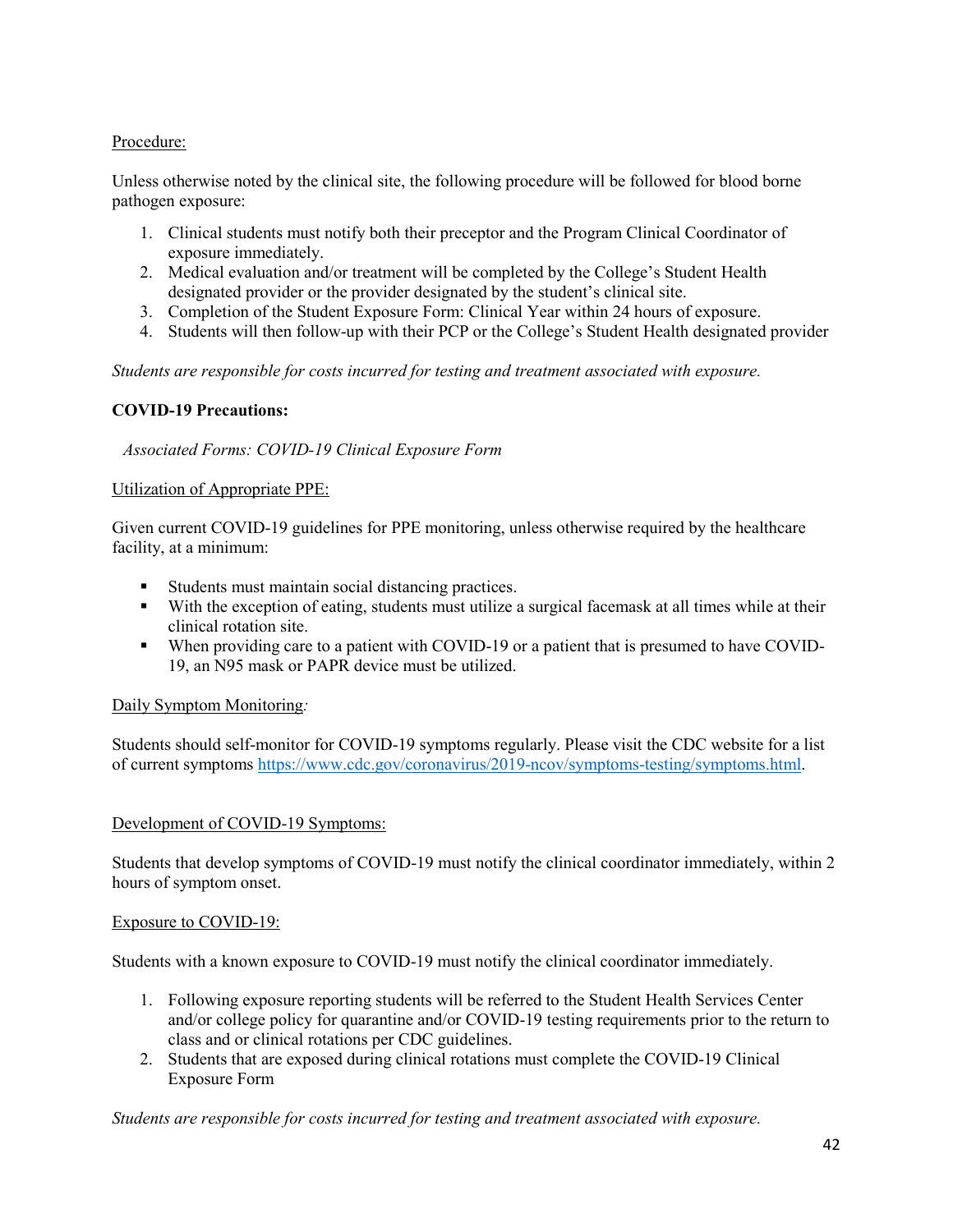Procedure:

Unless otherwise noted by the clinical site, the following procedure will be followed for blood borne pathogen exposure:

1. Clinical students must notify both their preceptor and the Program Clinical Coordinator of exposure immediately.
2. Medical evaluation and/or treatment will be completed by the College's Student Health designated provider or the provider designated by the student's clinical site.
3. Completion of the Student Exposure Form: Clinical Year within 24 hours of exposure.
4. Students will then follow-up with their PCP or the College's Student Health designated provider

*Students are responsible for costs incurred for testing and treatment associated with exposure.*

**COVID-19 Precautions:**

*Associated Forms: COVID-19 Clinical Exposure Form*

Utilization of Appropriate PPE:

Given current COVID-19 guidelines for PPE monitoring, unless otherwise required by the healthcare facility, at a minimum:

- Students must maintain social distancing practices.
- With the exception of eating, students must utilize a surgical facemask at all times while at their clinical rotation site.
- When providing care to a patient with COVID-19 or a patient that is presumed to have COVID-19, an N95 mask or PAPR device must be utilized.

Daily Symptom Monitoring:

Students should self-monitor for COVID-19 symptoms regularly. Please visit the CDC website for a list of current symptoms https://www.cdc.gov/coronavirus/2019-ncov/symptoms-testing/symptoms.html.

Development of COVID-19 Symptoms:

Students that develop symptoms of COVID-19 must notify the clinical coordinator immediately, within 2 hours of symptom onset.

Exposure to COVID-19:

Students with a known exposure to COVID-19 must notify the clinical coordinator immediately.

1. Following exposure reporting students will be referred to the Student Health Services Center and/or college policy for quarantine and/or COVID-19 testing requirements prior to the return to class and or clinical rotations per CDC guidelines.
2. Students that are exposed during clinical rotations must complete the COVID-19 Clinical Exposure Form

*Students are responsible for costs incurred for testing and treatment associated with exposure.*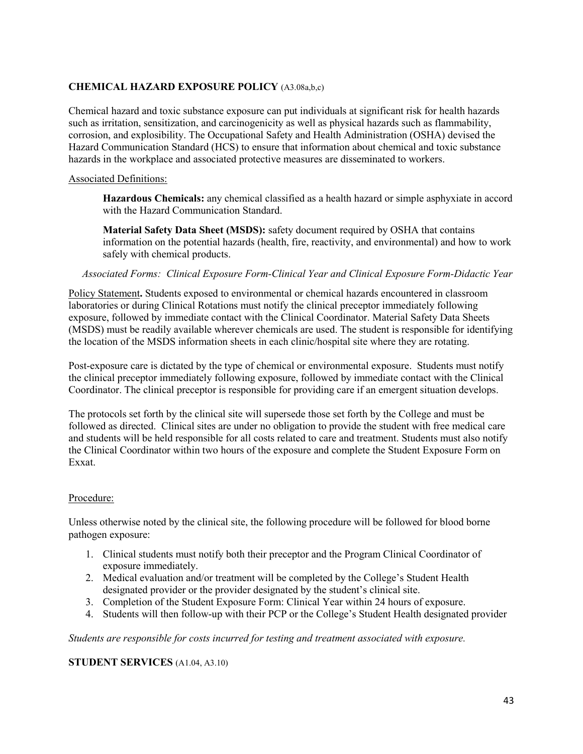## CHEMICAL HAZARD EXPOSURE POLICY (A3.08a,b,c)

Chemical hazard and toxic substance exposure can put individuals at significant risk for health hazards such as irritation, sensitization, and carcinogenicity as well as physical hazards such as flammability, corrosion, and explosibility. The Occupational Safety and Health Administration (OSHA) devised the Hazard Communication Standard (HCS) to ensure that information about chemical and toxic substance hazards in the workplace and associated protective measures are disseminated to workers.

Associated Definitions:

> **Hazardous Chemicals:** any chemical classified as a health hazard or simple asphyxiate in accord with the Hazard Communication Standard.
>
> **Material Safety Data Sheet (MSDS):** safety document required by OSHA that contains information on the potential hazards (health, fire, reactivity, and environmental) and how to work safely with chemical products.

*Associated Forms: Clinical Exposure Form-Clinical Year and Clinical Exposure Form-Didactic Year*

Policy Statement**.** Students exposed to environmental or chemical hazards encountered in classroom laboratories or during Clinical Rotations must notify the clinical preceptor immediately following exposure, followed by immediate contact with the Clinical Coordinator. Material Safety Data Sheets (MSDS) must be readily available wherever chemicals are used. The student is responsible for identifying the location of the MSDS information sheets in each clinic/hospital site where they are rotating.

Post-exposure care is dictated by the type of chemical or environmental exposure. Students must notify the clinical preceptor immediately following exposure, followed by immediate contact with the Clinical Coordinator. The clinical preceptor is responsible for providing care if an emergent situation develops.

The protocols set forth by the clinical site will supersede those set forth by the College and must be followed as directed. Clinical sites are under no obligation to provide the student with free medical care and students will be held responsible for all costs related to care and treatment. Students must also notify the Clinical Coordinator within two hours of the exposure and complete the Student Exposure Form on Exxat.

Procedure:

Unless otherwise noted by the clinical site, the following procedure will be followed for blood borne pathogen exposure:

1. Clinical students must notify both their preceptor and the Program Clinical Coordinator of exposure immediately.
2. Medical evaluation and/or treatment will be completed by the College's Student Health designated provider or the provider designated by the student's clinical site.
3. Completion of the Student Exposure Form: Clinical Year within 24 hours of exposure.
4. Students will then follow-up with their PCP or the College's Student Health designated provider

*Students are responsible for costs incurred for testing and treatment associated with exposure.*

## STUDENT SERVICES (A1.04, A3.10)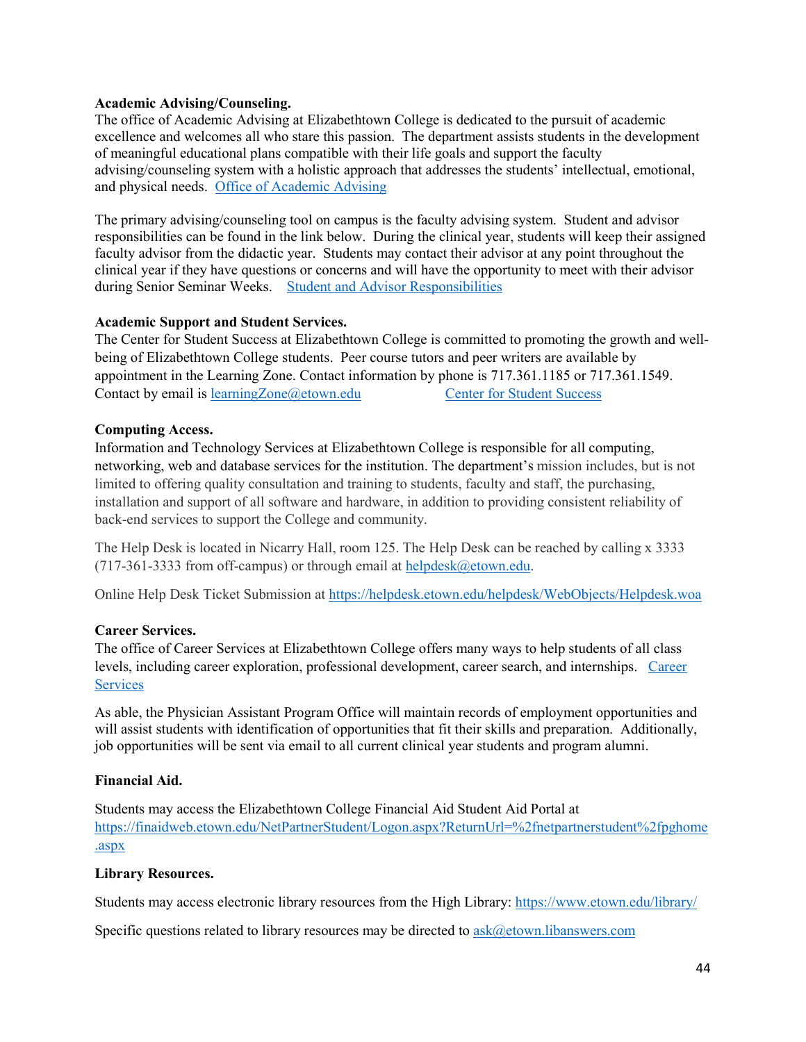**Academic Advising/Counseling.**
The office of Academic Advising at Elizabethtown College is dedicated to the pursuit of academic excellence and welcomes all who stare this passion. The department assists students in the development of meaningful educational plans compatible with their life goals and support the faculty advising/counseling system with a holistic approach that addresses the students' intellectual, emotional, and physical needs. Office of Academic Advising

The primary advising/counseling tool on campus is the faculty advising system. Student and advisor responsibilities can be found in the link below. During the clinical year, students will keep their assigned faculty advisor from the didactic year. Students may contact their advisor at any point throughout the clinical year if they have questions or concerns and will have the opportunity to meet with their advisor during Senior Seminar Weeks. Student and Advisor Responsibilities

**Academic Support and Student Services.**
The Center for Student Success at Elizabethtown College is committed to promoting the growth and well-being of Elizabethtown College students. Peer course tutors and peer writers are available by appointment in the Learning Zone. Contact information by phone is 717.361.1185 or 717.361.1549. Contact by email is learningZone@etown.edu Center for Student Success

**Computing Access.**
Information and Technology Services at Elizabethtown College is responsible for all computing, networking, web and database services for the institution. The department's mission includes, but is not limited to offering quality consultation and training to students, faculty and staff, the purchasing, installation and support of all software and hardware, in addition to providing consistent reliability of back-end services to support the College and community.

The Help Desk is located in Nicarry Hall, room 125. The Help Desk can be reached by calling x 3333 (717-361-3333 from off-campus) or through email at helpdesk@etown.edu.

Online Help Desk Ticket Submission at https://helpdesk.etown.edu/helpdesk/WebObjects/Helpdesk.woa

**Career Services.**
The office of Career Services at Elizabethtown College offers many ways to help students of all class levels, including career exploration, professional development, career search, and internships. Career Services

As able, the Physician Assistant Program Office will maintain records of employment opportunities and will assist students with identification of opportunities that fit their skills and preparation. Additionally, job opportunities will be sent via email to all current clinical year students and program alumni.

**Financial Aid.**

Students may access the Elizabethtown College Financial Aid Student Aid Portal at https://finaidweb.etown.edu/NetPartnerStudent/Logon.aspx?ReturnUrl=%2fnetpartnerstudent%2fpghome.aspx

**Library Resources.**

Students may access electronic library resources from the High Library: https://www.etown.edu/library/

Specific questions related to library resources may be directed to ask@etown.libanswers.com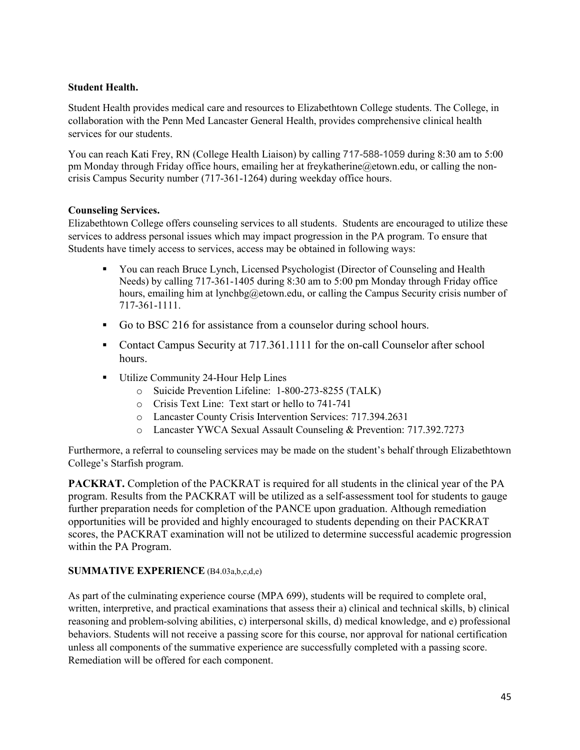**Student Health.**

Student Health provides medical care and resources to Elizabethtown College students. The College, in collaboration with the Penn Med Lancaster General Health, provides comprehensive clinical health services for our students.

You can reach Kati Frey, RN (College Health Liaison) by calling 717-588-1059 during 8:30 am to 5:00 pm Monday through Friday office hours, emailing her at freykatherine@etown.edu, or calling the non-crisis Campus Security number (717-361-1264) during weekday office hours.

**Counseling Services.**

Elizabethtown College offers counseling services to all students. Students are encouraged to utilize these services to address personal issues which may impact progression in the PA program. To ensure that Students have timely access to services, access may be obtained in following ways:

- You can reach Bruce Lynch, Licensed Psychologist (Director of Counseling and Health Needs) by calling 717-361-1405 during 8:30 am to 5:00 pm Monday through Friday office hours, emailing him at lynchbg@etown.edu, or calling the Campus Security crisis number of 717-361-1111.
- Go to BSC 216 for assistance from a counselor during school hours.
- Contact Campus Security at 717.361.1111 for the on-call Counselor after school hours.
- Utilize Community 24-Hour Help Lines
  - Suicide Prevention Lifeline: 1-800-273-8255 (TALK)
  - Crisis Text Line: Text start or hello to 741-741
  - Lancaster County Crisis Intervention Services: 717.394.2631
  - Lancaster YWCA Sexual Assault Counseling & Prevention: 717.392.7273

Furthermore, a referral to counseling services may be made on the student's behalf through Elizabethtown College's Starfish program.

**PACKRAT.** Completion of the PACKRAT is required for all students in the clinical year of the PA program. Results from the PACKRAT will be utilized as a self-assessment tool for students to gauge further preparation needs for completion of the PANCE upon graduation. Although remediation opportunities will be provided and highly encouraged to students depending on their PACKRAT scores, the PACKRAT examination will not be utilized to determine successful academic progression within the PA Program.

**SUMMATIVE EXPERIENCE** (B4.03a,b,c,d,e)

As part of the culminating experience course (MPA 699), students will be required to complete oral, written, interpretive, and practical examinations that assess their a) clinical and technical skills, b) clinical reasoning and problem-solving abilities, c) interpersonal skills, d) medical knowledge, and e) professional behaviors. Students will not receive a passing score for this course, nor approval for national certification unless all components of the summative experience are successfully completed with a passing score. Remediation will be offered for each component.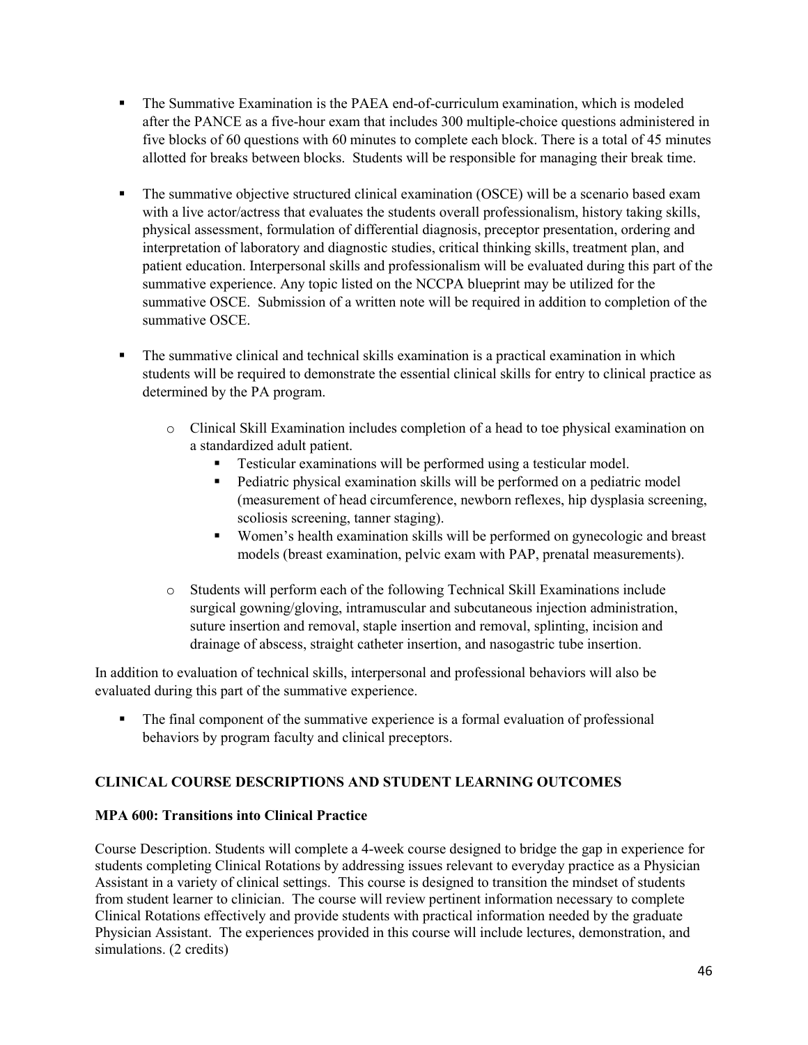- The Summative Examination is the PAEA end-of-curriculum examination, which is modeled after the PANCE as a five-hour exam that includes 300 multiple-choice questions administered in five blocks of 60 questions with 60 minutes to complete each block. There is a total of 45 minutes allotted for breaks between blocks. Students will be responsible for managing their break time.

- The summative objective structured clinical examination (OSCE) will be a scenario based exam with a live actor/actress that evaluates the students overall professionalism, history taking skills, physical assessment, formulation of differential diagnosis, preceptor presentation, ordering and interpretation of laboratory and diagnostic studies, critical thinking skills, treatment plan, and patient education. Interpersonal skills and professionalism will be evaluated during this part of the summative experience. Any topic listed on the NCCPA blueprint may be utilized for the summative OSCE. Submission of a written note will be required in addition to completion of the summative OSCE.

- The summative clinical and technical skills examination is a practical examination in which students will be required to demonstrate the essential clinical skills for entry to clinical practice as determined by the PA program.
  - Clinical Skill Examination includes completion of a head to toe physical examination on a standardized adult patient.
    - Testicular examinations will be performed using a testicular model.
    - Pediatric physical examination skills will be performed on a pediatric model (measurement of head circumference, newborn reflexes, hip dysplasia screening, scoliosis screening, tanner staging).
    - Women's health examination skills will be performed on gynecologic and breast models (breast examination, pelvic exam with PAP, prenatal measurements).
  - Students will perform each of the following Technical Skill Examinations include surgical gowning/gloving, intramuscular and subcutaneous injection administration, suture insertion and removal, staple insertion and removal, splinting, incision and drainage of abscess, straight catheter insertion, and nasogastric tube insertion.

In addition to evaluation of technical skills, interpersonal and professional behaviors will also be evaluated during this part of the summative experience.

- The final component of the summative experience is a formal evaluation of professional behaviors by program faculty and clinical preceptors.

## CLINICAL COURSE DESCRIPTIONS AND STUDENT LEARNING OUTCOMES

### MPA 600: Transitions into Clinical Practice

Course Description. Students will complete a 4-week course designed to bridge the gap in experience for students completing Clinical Rotations by addressing issues relevant to everyday practice as a Physician Assistant in a variety of clinical settings. This course is designed to transition the mindset of students from student learner to clinician. The course will review pertinent information necessary to complete Clinical Rotations effectively and provide students with practical information needed by the graduate Physician Assistant. The experiences provided in this course will include lectures, demonstration, and simulations. (2 credits)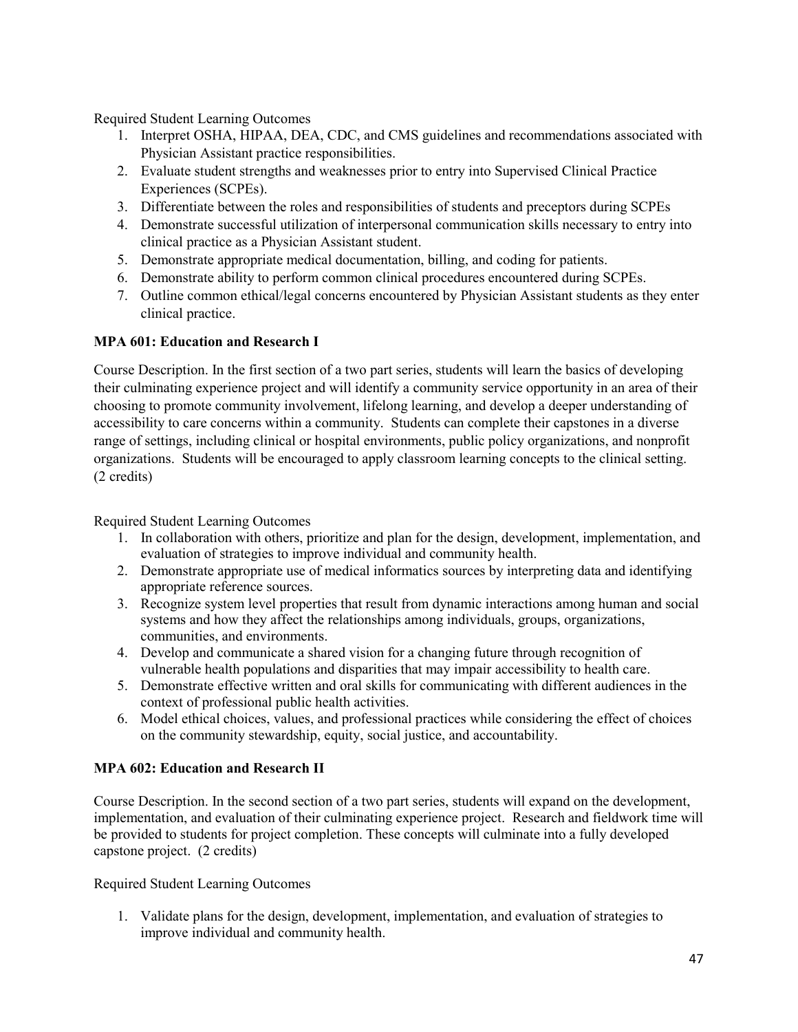Required Student Learning Outcomes

1. Interpret OSHA, HIPAA, DEA, CDC, and CMS guidelines and recommendations associated with Physician Assistant practice responsibilities.
2. Evaluate student strengths and weaknesses prior to entry into Supervised Clinical Practice Experiences (SCPEs).
3. Differentiate between the roles and responsibilities of students and preceptors during SCPEs
4. Demonstrate successful utilization of interpersonal communication skills necessary to entry into clinical practice as a Physician Assistant student.
5. Demonstrate appropriate medical documentation, billing, and coding for patients.
6. Demonstrate ability to perform common clinical procedures encountered during SCPEs.
7. Outline common ethical/legal concerns encountered by Physician Assistant students as they enter clinical practice.

**MPA 601: Education and Research I**

Course Description. In the first section of a two part series, students will learn the basics of developing their culminating experience project and will identify a community service opportunity in an area of their choosing to promote community involvement, lifelong learning, and develop a deeper understanding of accessibility to care concerns within a community. Students can complete their capstones in a diverse range of settings, including clinical or hospital environments, public policy organizations, and nonprofit organizations. Students will be encouraged to apply classroom learning concepts to the clinical setting. (2 credits)

Required Student Learning Outcomes

1. In collaboration with others, prioritize and plan for the design, development, implementation, and evaluation of strategies to improve individual and community health.
2. Demonstrate appropriate use of medical informatics sources by interpreting data and identifying appropriate reference sources.
3. Recognize system level properties that result from dynamic interactions among human and social systems and how they affect the relationships among individuals, groups, organizations, communities, and environments.
4. Develop and communicate a shared vision for a changing future through recognition of vulnerable health populations and disparities that may impair accessibility to health care.
5. Demonstrate effective written and oral skills for communicating with different audiences in the context of professional public health activities.
6. Model ethical choices, values, and professional practices while considering the effect of choices on the community stewardship, equity, social justice, and accountability.

**MPA 602: Education and Research II**

Course Description. In the second section of a two part series, students will expand on the development, implementation, and evaluation of their culminating experience project. Research and fieldwork time will be provided to students for project completion. These concepts will culminate into a fully developed capstone project. (2 credits)

Required Student Learning Outcomes

1. Validate plans for the design, development, implementation, and evaluation of strategies to improve individual and community health.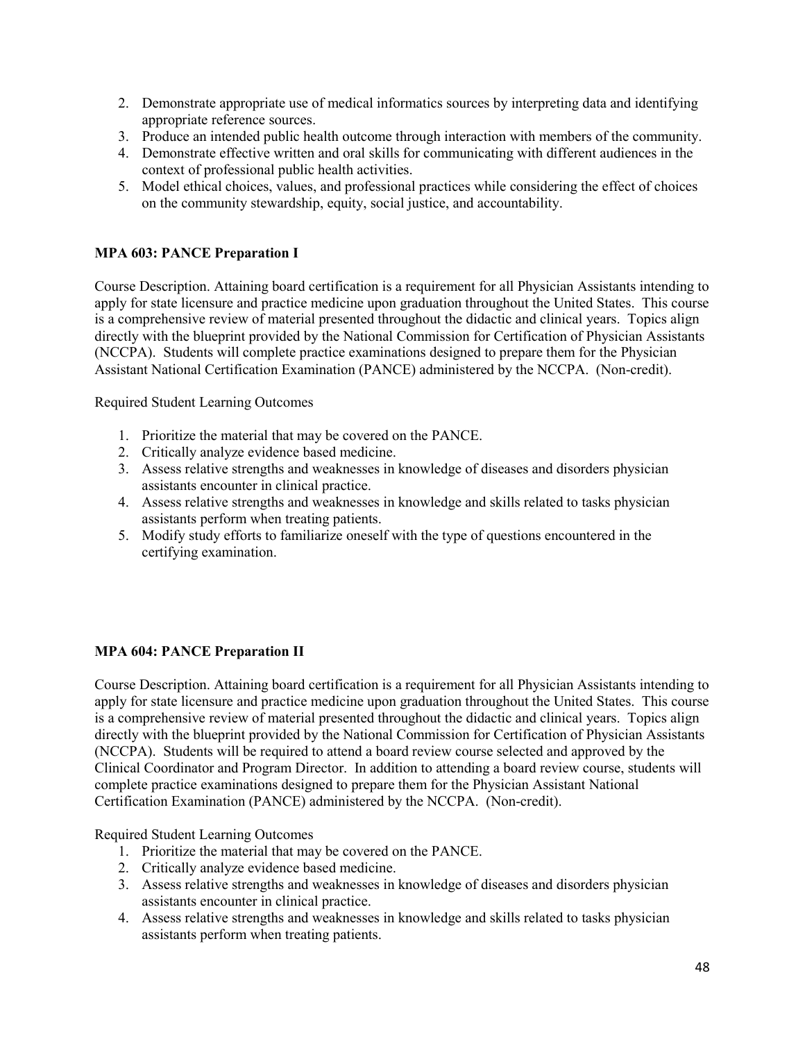2. Demonstrate appropriate use of medical informatics sources by interpreting data and identifying appropriate reference sources.
3. Produce an intended public health outcome through interaction with members of the community.
4. Demonstrate effective written and oral skills for communicating with different audiences in the context of professional public health activities.
5. Model ethical choices, values, and professional practices while considering the effect of choices on the community stewardship, equity, social justice, and accountability.

**MPA 603: PANCE Preparation I**

Course Description. Attaining board certification is a requirement for all Physician Assistants intending to apply for state licensure and practice medicine upon graduation throughout the United States. This course is a comprehensive review of material presented throughout the didactic and clinical years. Topics align directly with the blueprint provided by the National Commission for Certification of Physician Assistants (NCCPA). Students will complete practice examinations designed to prepare them for the Physician Assistant National Certification Examination (PANCE) administered by the NCCPA. (Non-credit).

Required Student Learning Outcomes

1. Prioritize the material that may be covered on the PANCE.
2. Critically analyze evidence based medicine.
3. Assess relative strengths and weaknesses in knowledge of diseases and disorders physician assistants encounter in clinical practice.
4. Assess relative strengths and weaknesses in knowledge and skills related to tasks physician assistants perform when treating patients.
5. Modify study efforts to familiarize oneself with the type of questions encountered in the certifying examination.

**MPA 604: PANCE Preparation II**

Course Description. Attaining board certification is a requirement for all Physician Assistants intending to apply for state licensure and practice medicine upon graduation throughout the United States. This course is a comprehensive review of material presented throughout the didactic and clinical years. Topics align directly with the blueprint provided by the National Commission for Certification of Physician Assistants (NCCPA). Students will be required to attend a board review course selected and approved by the Clinical Coordinator and Program Director. In addition to attending a board review course, students will complete practice examinations designed to prepare them for the Physician Assistant National Certification Examination (PANCE) administered by the NCCPA. (Non-credit).

Required Student Learning Outcomes

1. Prioritize the material that may be covered on the PANCE.
2. Critically analyze evidence based medicine.
3. Assess relative strengths and weaknesses in knowledge of diseases and disorders physician assistants encounter in clinical practice.
4. Assess relative strengths and weaknesses in knowledge and skills related to tasks physician assistants perform when treating patients.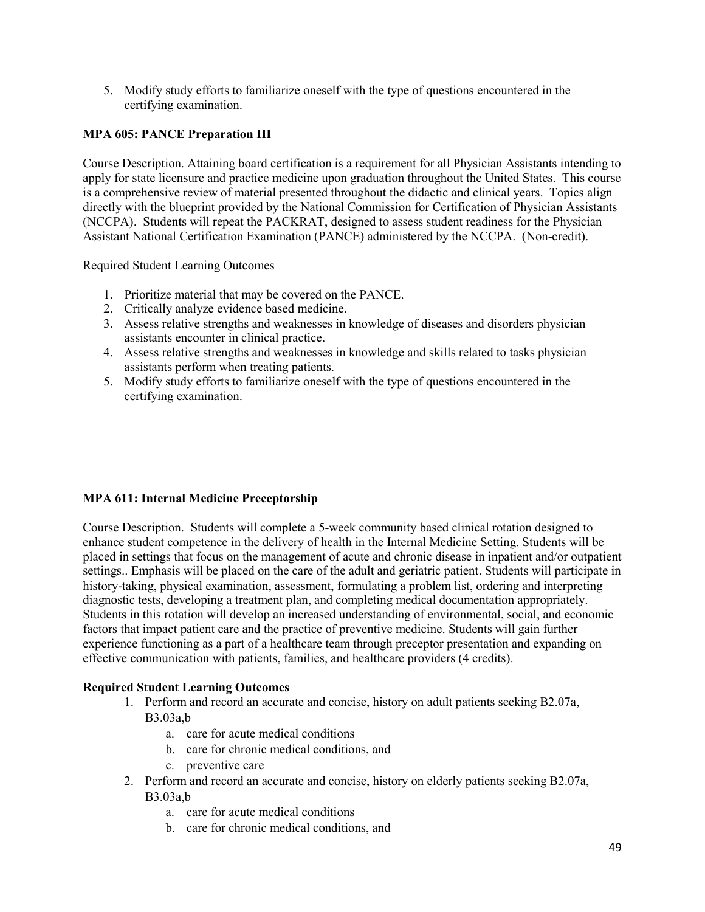5. Modify study efforts to familiarize oneself with the type of questions encountered in the certifying examination.

**MPA 605: PANCE Preparation III**

Course Description. Attaining board certification is a requirement for all Physician Assistants intending to apply for state licensure and practice medicine upon graduation throughout the United States. This course is a comprehensive review of material presented throughout the didactic and clinical years. Topics align directly with the blueprint provided by the National Commission for Certification of Physician Assistants (NCCPA). Students will repeat the PACKRAT, designed to assess student readiness for the Physician Assistant National Certification Examination (PANCE) administered by the NCCPA. (Non-credit).

Required Student Learning Outcomes

1. Prioritize material that may be covered on the PANCE.
2. Critically analyze evidence based medicine.
3. Assess relative strengths and weaknesses in knowledge of diseases and disorders physician assistants encounter in clinical practice.
4. Assess relative strengths and weaknesses in knowledge and skills related to tasks physician assistants perform when treating patients.
5. Modify study efforts to familiarize oneself with the type of questions encountered in the certifying examination.

**MPA 611: Internal Medicine Preceptorship**

Course Description. Students will complete a 5-week community based clinical rotation designed to enhance student competence in the delivery of health in the Internal Medicine Setting. Students will be placed in settings that focus on the management of acute and chronic disease in inpatient and/or outpatient settings.. Emphasis will be placed on the care of the adult and geriatric patient. Students will participate in history-taking, physical examination, assessment, formulating a problem list, ordering and interpreting diagnostic tests, developing a treatment plan, and completing medical documentation appropriately. Students in this rotation will develop an increased understanding of environmental, social, and economic factors that impact patient care and the practice of preventive medicine. Students will gain further experience functioning as a part of a healthcare team through preceptor presentation and expanding on effective communication with patients, families, and healthcare providers (4 credits).

**Required Student Learning Outcomes**

1. Perform and record an accurate and concise, history on adult patients seeking B2.07a, B3.03a,b
   a. care for acute medical conditions
   b. care for chronic medical conditions, and
   c. preventive care
2. Perform and record an accurate and concise, history on elderly patients seeking B2.07a, B3.03a,b
   a. care for acute medical conditions
   b. care for chronic medical conditions, and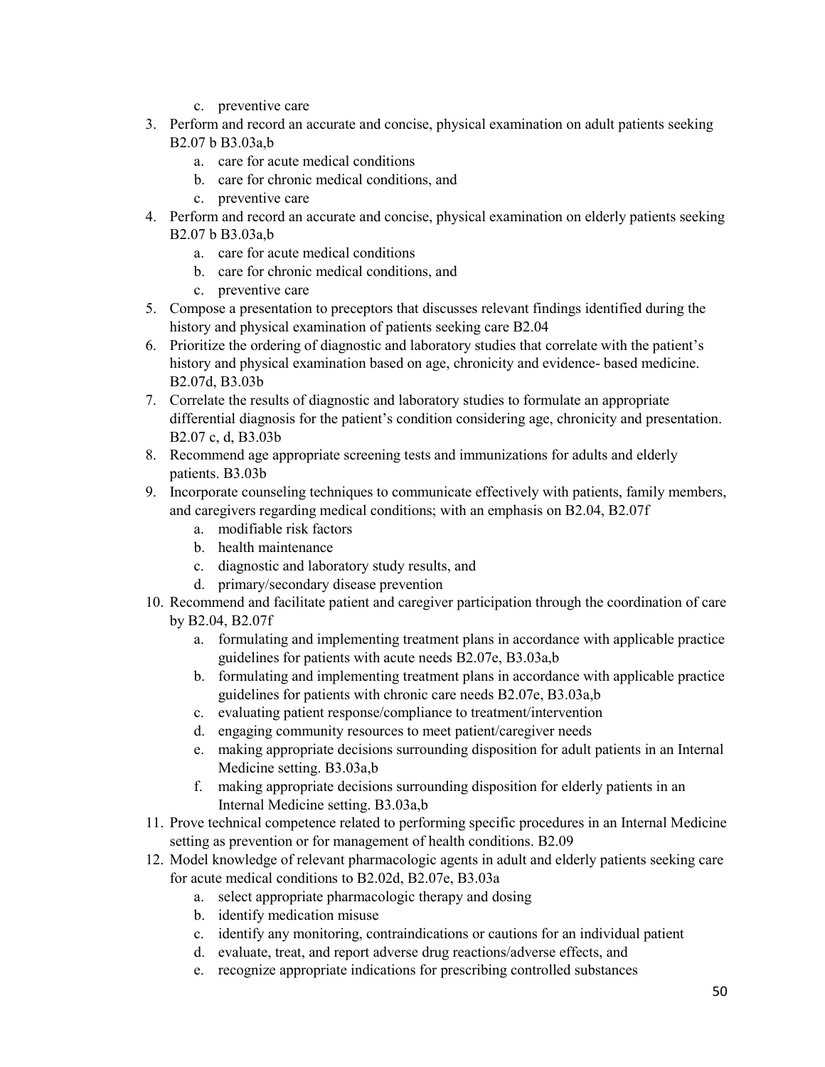c. preventive care

3. Perform and record an accurate and concise, physical examination on adult patients seeking B2.07 b B3.03a,b
    a. care for acute medical conditions
    b. care for chronic medical conditions, and
    c. preventive care
4. Perform and record an accurate and concise, physical examination on elderly patients seeking B2.07 b B3.03a,b
    a. care for acute medical conditions
    b. care for chronic medical conditions, and
    c. preventive care
5. Compose a presentation to preceptors that discusses relevant findings identified during the history and physical examination of patients seeking care B2.04
6. Prioritize the ordering of diagnostic and laboratory studies that correlate with the patient's history and physical examination based on age, chronicity and evidence- based medicine. B2.07d, B3.03b
7. Correlate the results of diagnostic and laboratory studies to formulate an appropriate differential diagnosis for the patient's condition considering age, chronicity and presentation. B2.07 c, d, B3.03b
8. Recommend age appropriate screening tests and immunizations for adults and elderly patients. B3.03b
9. Incorporate counseling techniques to communicate effectively with patients, family members, and caregivers regarding medical conditions; with an emphasis on B2.04, B2.07f
    a. modifiable risk factors
    b. health maintenance
    c. diagnostic and laboratory study results, and
    d. primary/secondary disease prevention
10. Recommend and facilitate patient and caregiver participation through the coordination of care by B2.04, B2.07f
    a. formulating and implementing treatment plans in accordance with applicable practice guidelines for patients with acute needs B2.07e, B3.03a,b
    b. formulating and implementing treatment plans in accordance with applicable practice guidelines for patients with chronic care needs B2.07e, B3.03a,b
    c. evaluating patient response/compliance to treatment/intervention
    d. engaging community resources to meet patient/caregiver needs
    e. making appropriate decisions surrounding disposition for adult patients in an Internal Medicine setting. B3.03a,b
    f. making appropriate decisions surrounding disposition for elderly patients in an Internal Medicine setting. B3.03a,b
11. Prove technical competence related to performing specific procedures in an Internal Medicine setting as prevention or for management of health conditions. B2.09
12. Model knowledge of relevant pharmacologic agents in adult and elderly patients seeking care for acute medical conditions to B2.02d, B2.07e, B3.03a
    a. select appropriate pharmacologic therapy and dosing
    b. identify medication misuse
    c. identify any monitoring, contraindications or cautions for an individual patient
    d. evaluate, treat, and report adverse drug reactions/adverse effects, and
    e. recognize appropriate indications for prescribing controlled substances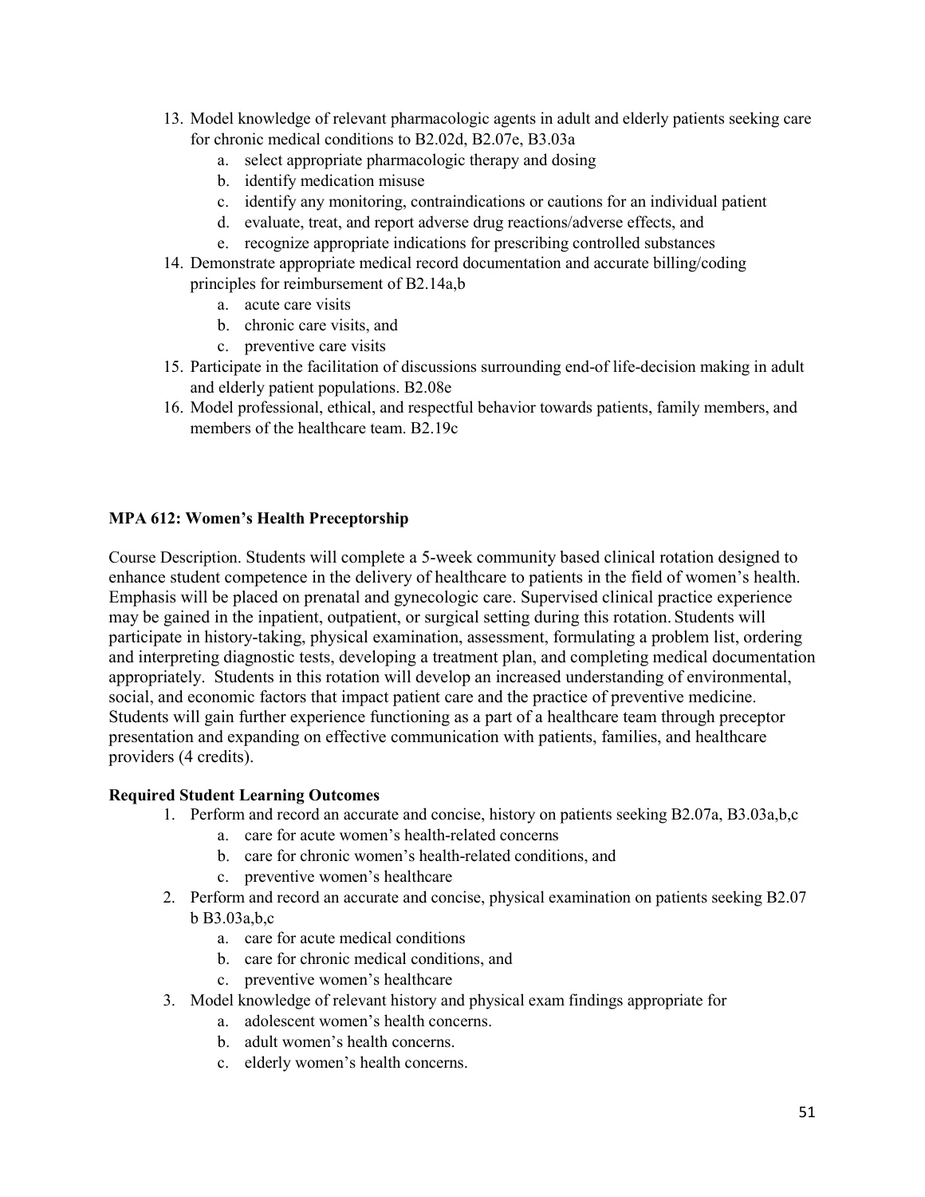13. Model knowledge of relevant pharmacologic agents in adult and elderly patients seeking care for chronic medical conditions to B2.02d, B2.07e, B3.03a
    a. select appropriate pharmacologic therapy and dosing
    b. identify medication misuse
    c. identify any monitoring, contraindications or cautions for an individual patient
    d. evaluate, treat, and report adverse drug reactions/adverse effects, and
    e. recognize appropriate indications for prescribing controlled substances
14. Demonstrate appropriate medical record documentation and accurate billing/coding principles for reimbursement of B2.14a,b
    a. acute care visits
    b. chronic care visits, and
    c. preventive care visits
15. Participate in the facilitation of discussions surrounding end-of life-decision making in adult and elderly patient populations. B2.08e
16. Model professional, ethical, and respectful behavior towards patients, family members, and members of the healthcare team. B2.19c

**MPA 612: Women's Health Preceptorship**

Course Description. Students will complete a 5-week community based clinical rotation designed to enhance student competence in the delivery of healthcare to patients in the field of women's health. Emphasis will be placed on prenatal and gynecologic care. Supervised clinical practice experience may be gained in the inpatient, outpatient, or surgical setting during this rotation. Students will participate in history-taking, physical examination, assessment, formulating a problem list, ordering and interpreting diagnostic tests, developing a treatment plan, and completing medical documentation appropriately. Students in this rotation will develop an increased understanding of environmental, social, and economic factors that impact patient care and the practice of preventive medicine. Students will gain further experience functioning as a part of a healthcare team through preceptor presentation and expanding on effective communication with patients, families, and healthcare providers (4 credits).

**Required Student Learning Outcomes**

1. Perform and record an accurate and concise, history on patients seeking B2.07a, B3.03a,b,c
    a. care for acute women's health-related concerns
    b. care for chronic women's health-related conditions, and
    c. preventive women's healthcare
2. Perform and record an accurate and concise, physical examination on patients seeking B2.07 b B3.03a,b,c
    a. care for acute medical conditions
    b. care for chronic medical conditions, and
    c. preventive women's healthcare
3. Model knowledge of relevant history and physical exam findings appropriate for
    a. adolescent women's health concerns.
    b. adult women's health concerns.
    c. elderly women's health concerns.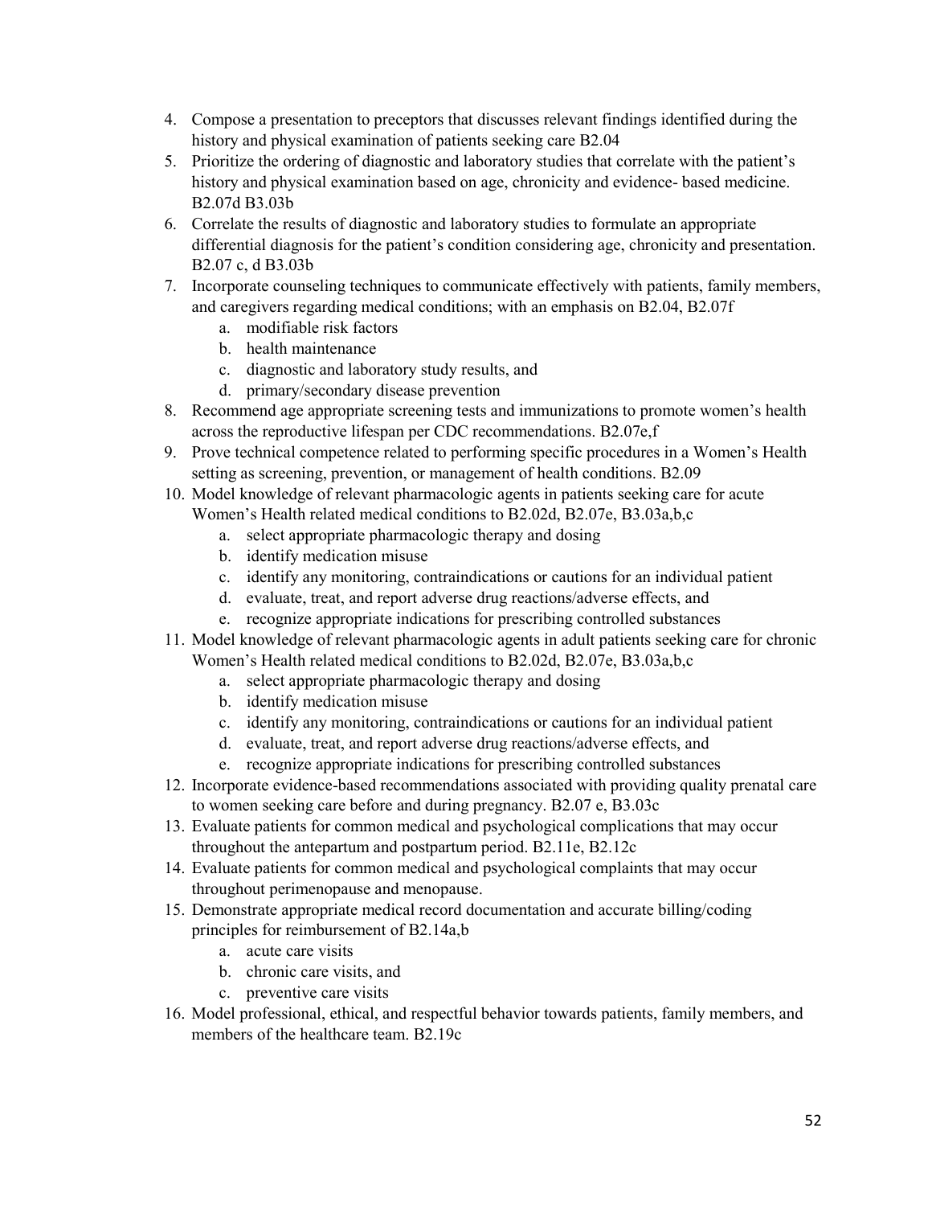4. Compose a presentation to preceptors that discusses relevant findings identified during the history and physical examination of patients seeking care B2.04
5. Prioritize the ordering of diagnostic and laboratory studies that correlate with the patient's history and physical examination based on age, chronicity and evidence- based medicine. B2.07d B3.03b
6. Correlate the results of diagnostic and laboratory studies to formulate an appropriate differential diagnosis for the patient's condition considering age, chronicity and presentation. B2.07 c, d B3.03b
7. Incorporate counseling techniques to communicate effectively with patients, family members, and caregivers regarding medical conditions; with an emphasis on B2.04, B2.07f
   a. modifiable risk factors
   b. health maintenance
   c. diagnostic and laboratory study results, and
   d. primary/secondary disease prevention
8. Recommend age appropriate screening tests and immunizations to promote women's health across the reproductive lifespan per CDC recommendations. B2.07e,f
9. Prove technical competence related to performing specific procedures in a Women's Health setting as screening, prevention, or management of health conditions. B2.09
10. Model knowledge of relevant pharmacologic agents in patients seeking care for acute Women's Health related medical conditions to B2.02d, B2.07e, B3.03a,b,c
    a. select appropriate pharmacologic therapy and dosing
    b. identify medication misuse
    c. identify any monitoring, contraindications or cautions for an individual patient
    d. evaluate, treat, and report adverse drug reactions/adverse effects, and
    e. recognize appropriate indications for prescribing controlled substances
11. Model knowledge of relevant pharmacologic agents in adult patients seeking care for chronic Women's Health related medical conditions to B2.02d, B2.07e, B3.03a,b,c
    a. select appropriate pharmacologic therapy and dosing
    b. identify medication misuse
    c. identify any monitoring, contraindications or cautions for an individual patient
    d. evaluate, treat, and report adverse drug reactions/adverse effects, and
    e. recognize appropriate indications for prescribing controlled substances
12. Incorporate evidence-based recommendations associated with providing quality prenatal care to women seeking care before and during pregnancy. B2.07 e, B3.03c
13. Evaluate patients for common medical and psychological complications that may occur throughout the antepartum and postpartum period. B2.11e, B2.12c
14. Evaluate patients for common medical and psychological complaints that may occur throughout perimenopause and menopause.
15. Demonstrate appropriate medical record documentation and accurate billing/coding principles for reimbursement of B2.14a,b
    a. acute care visits
    b. chronic care visits, and
    c. preventive care visits
16. Model professional, ethical, and respectful behavior towards patients, family members, and members of the healthcare team. B2.19c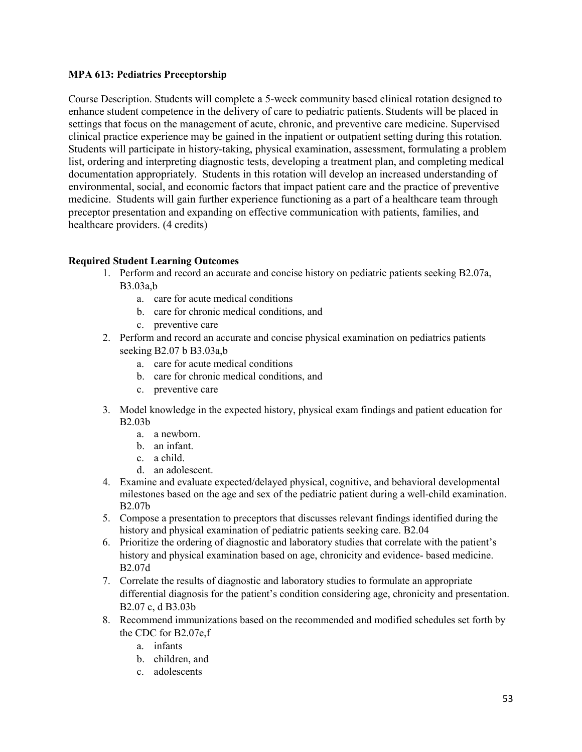**MPA 613: Pediatrics Preceptorship**

Course Description. Students will complete a 5-week community based clinical rotation designed to enhance student competence in the delivery of care to pediatric patients. Students will be placed in settings that focus on the management of acute, chronic, and preventive care medicine. Supervised clinical practice experience may be gained in the inpatient or outpatient setting during this rotation. Students will participate in history-taking, physical examination, assessment, formulating a problem list, ordering and interpreting diagnostic tests, developing a treatment plan, and completing medical documentation appropriately. Students in this rotation will develop an increased understanding of environmental, social, and economic factors that impact patient care and the practice of preventive medicine. Students will gain further experience functioning as a part of a healthcare team through preceptor presentation and expanding on effective communication with patients, families, and healthcare providers. (4 credits)

**Required Student Learning Outcomes**

1. Perform and record an accurate and concise history on pediatric patients seeking B2.07a, B3.03a,b
    a. care for acute medical conditions
    b. care for chronic medical conditions, and
    c. preventive care
2. Perform and record an accurate and concise physical examination on pediatrics patients seeking B2.07 b B3.03a,b
    a. care for acute medical conditions
    b. care for chronic medical conditions, and
    c. preventive care
3. Model knowledge in the expected history, physical exam findings and patient education for B2.03b
    a. a newborn.
    b. an infant.
    c. a child.
    d. an adolescent.
4. Examine and evaluate expected/delayed physical, cognitive, and behavioral developmental milestones based on the age and sex of the pediatric patient during a well-child examination. B2.07b
5. Compose a presentation to preceptors that discusses relevant findings identified during the history and physical examination of pediatric patients seeking care. B2.04
6. Prioritize the ordering of diagnostic and laboratory studies that correlate with the patient's history and physical examination based on age, chronicity and evidence- based medicine. B2.07d
7. Correlate the results of diagnostic and laboratory studies to formulate an appropriate differential diagnosis for the patient's condition considering age, chronicity and presentation. B2.07 c, d B3.03b
8. Recommend immunizations based on the recommended and modified schedules set forth by the CDC for B2.07e,f
    a. infants
    b. children, and
    c. adolescents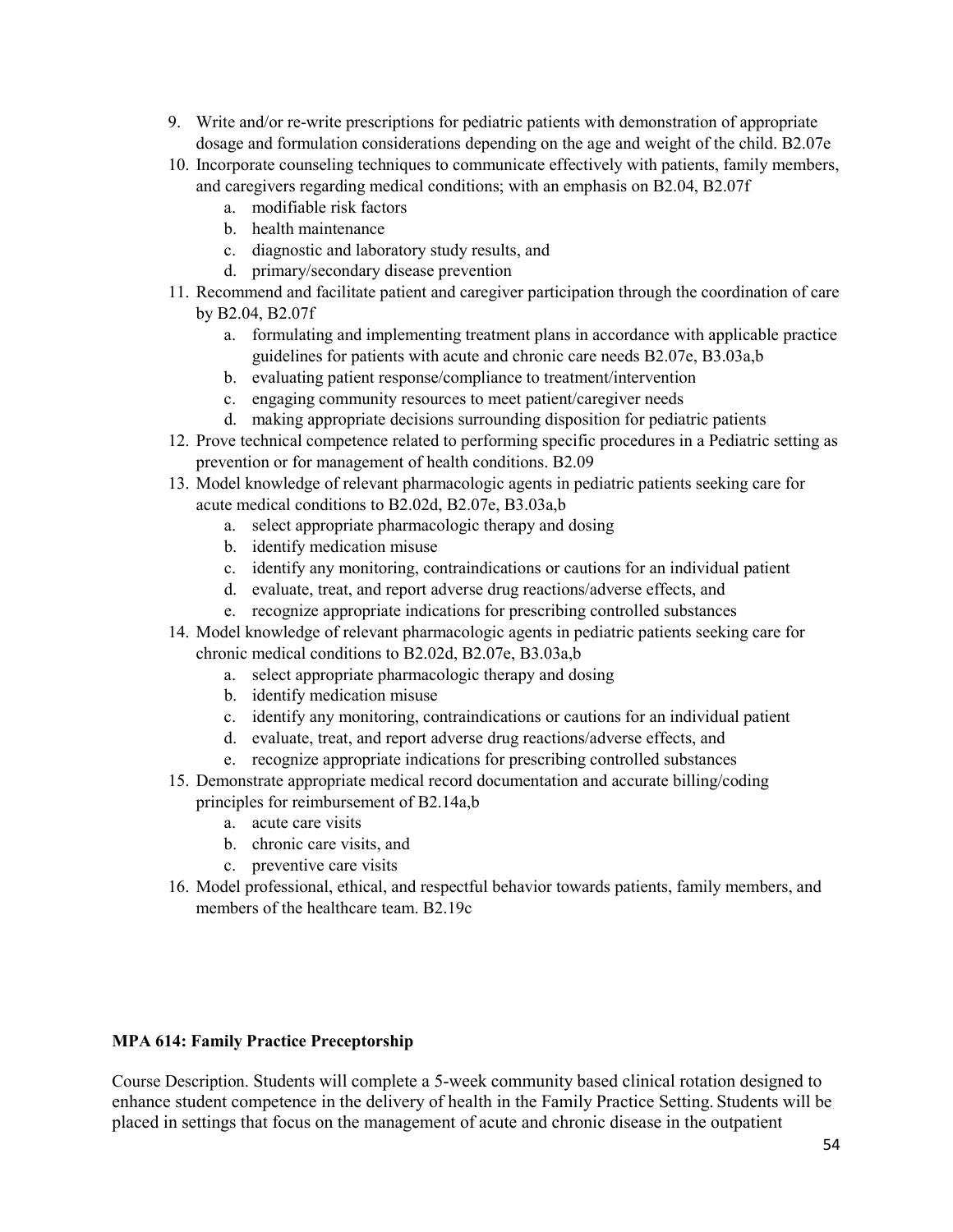9. Write and/or re-write prescriptions for pediatric patients with demonstration of appropriate dosage and formulation considerations depending on the age and weight of the child. B2.07e
10. Incorporate counseling techniques to communicate effectively with patients, family members, and caregivers regarding medical conditions; with an emphasis on B2.04, B2.07f
    a. modifiable risk factors
    b. health maintenance
    c. diagnostic and laboratory study results, and
    d. primary/secondary disease prevention
11. Recommend and facilitate patient and caregiver participation through the coordination of care by B2.04, B2.07f
    a. formulating and implementing treatment plans in accordance with applicable practice guidelines for patients with acute and chronic care needs B2.07e, B3.03a,b
    b. evaluating patient response/compliance to treatment/intervention
    c. engaging community resources to meet patient/caregiver needs
    d. making appropriate decisions surrounding disposition for pediatric patients
12. Prove technical competence related to performing specific procedures in a Pediatric setting as prevention or for management of health conditions. B2.09
13. Model knowledge of relevant pharmacologic agents in pediatric patients seeking care for acute medical conditions to B2.02d, B2.07e, B3.03a,b
    a. select appropriate pharmacologic therapy and dosing
    b. identify medication misuse
    c. identify any monitoring, contraindications or cautions for an individual patient
    d. evaluate, treat, and report adverse drug reactions/adverse effects, and
    e. recognize appropriate indications for prescribing controlled substances
14. Model knowledge of relevant pharmacologic agents in pediatric patients seeking care for chronic medical conditions to B2.02d, B2.07e, B3.03a,b
    a. select appropriate pharmacologic therapy and dosing
    b. identify medication misuse
    c. identify any monitoring, contraindications or cautions for an individual patient
    d. evaluate, treat, and report adverse drug reactions/adverse effects, and
    e. recognize appropriate indications for prescribing controlled substances
15. Demonstrate appropriate medical record documentation and accurate billing/coding principles for reimbursement of B2.14a,b
    a. acute care visits
    b. chronic care visits, and
    c. preventive care visits
16. Model professional, ethical, and respectful behavior towards patients, family members, and members of the healthcare team. B2.19c

**MPA 614: Family Practice Preceptorship**

Course Description. Students will complete a 5-week community based clinical rotation designed to enhance student competence in the delivery of health in the Family Practice Setting. Students will be placed in settings that focus on the management of acute and chronic disease in the outpatient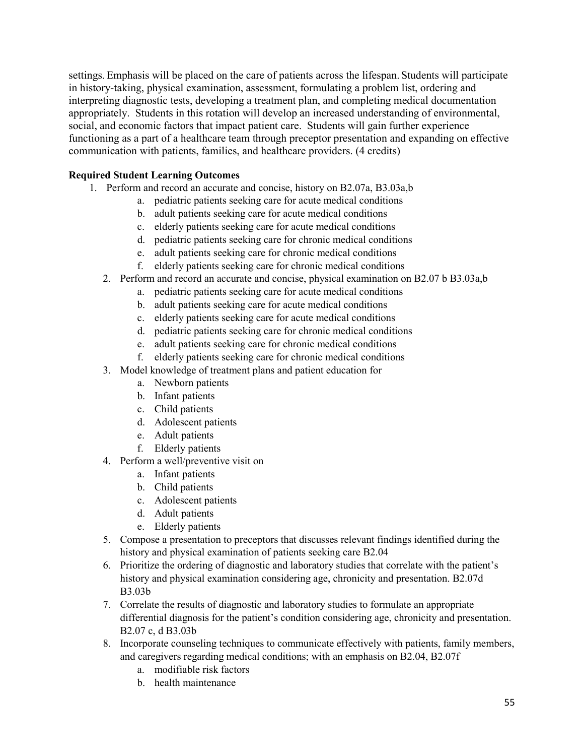settings. Emphasis will be placed on the care of patients across the lifespan. Students will participate in history-taking, physical examination, assessment, formulating a problem list, ordering and interpreting diagnostic tests, developing a treatment plan, and completing medical documentation appropriately. Students in this rotation will develop an increased understanding of environmental, social, and economic factors that impact patient care. Students will gain further experience functioning as a part of a healthcare team through preceptor presentation and expanding on effective communication with patients, families, and healthcare providers. (4 credits)

**Required Student Learning Outcomes**

1. Perform and record an accurate and concise, history on B2.07a, B3.03a,b
    a. pediatric patients seeking care for acute medical conditions
    b. adult patients seeking care for acute medical conditions
    c. elderly patients seeking care for acute medical conditions
    d. pediatric patients seeking care for chronic medical conditions
    e. adult patients seeking care for chronic medical conditions
    f. elderly patients seeking care for chronic medical conditions
2. Perform and record an accurate and concise, physical examination on B2.07 b B3.03a,b
    a. pediatric patients seeking care for acute medical conditions
    b. adult patients seeking care for acute medical conditions
    c. elderly patients seeking care for acute medical conditions
    d. pediatric patients seeking care for chronic medical conditions
    e. adult patients seeking care for chronic medical conditions
    f. elderly patients seeking care for chronic medical conditions
3. Model knowledge of treatment plans and patient education for
    a. Newborn patients
    b. Infant patients
    c. Child patients
    d. Adolescent patients
    e. Adult patients
    f. Elderly patients
4. Perform a well/preventive visit on
    a. Infant patients
    b. Child patients
    c. Adolescent patients
    d. Adult patients
    e. Elderly patients
5. Compose a presentation to preceptors that discusses relevant findings identified during the history and physical examination of patients seeking care B2.04
6. Prioritize the ordering of diagnostic and laboratory studies that correlate with the patient's history and physical examination considering age, chronicity and presentation. B2.07d B3.03b
7. Correlate the results of diagnostic and laboratory studies to formulate an appropriate differential diagnosis for the patient's condition considering age, chronicity and presentation. B2.07 c, d B3.03b
8. Incorporate counseling techniques to communicate effectively with patients, family members, and caregivers regarding medical conditions; with an emphasis on B2.04, B2.07f
    a. modifiable risk factors
    b. health maintenance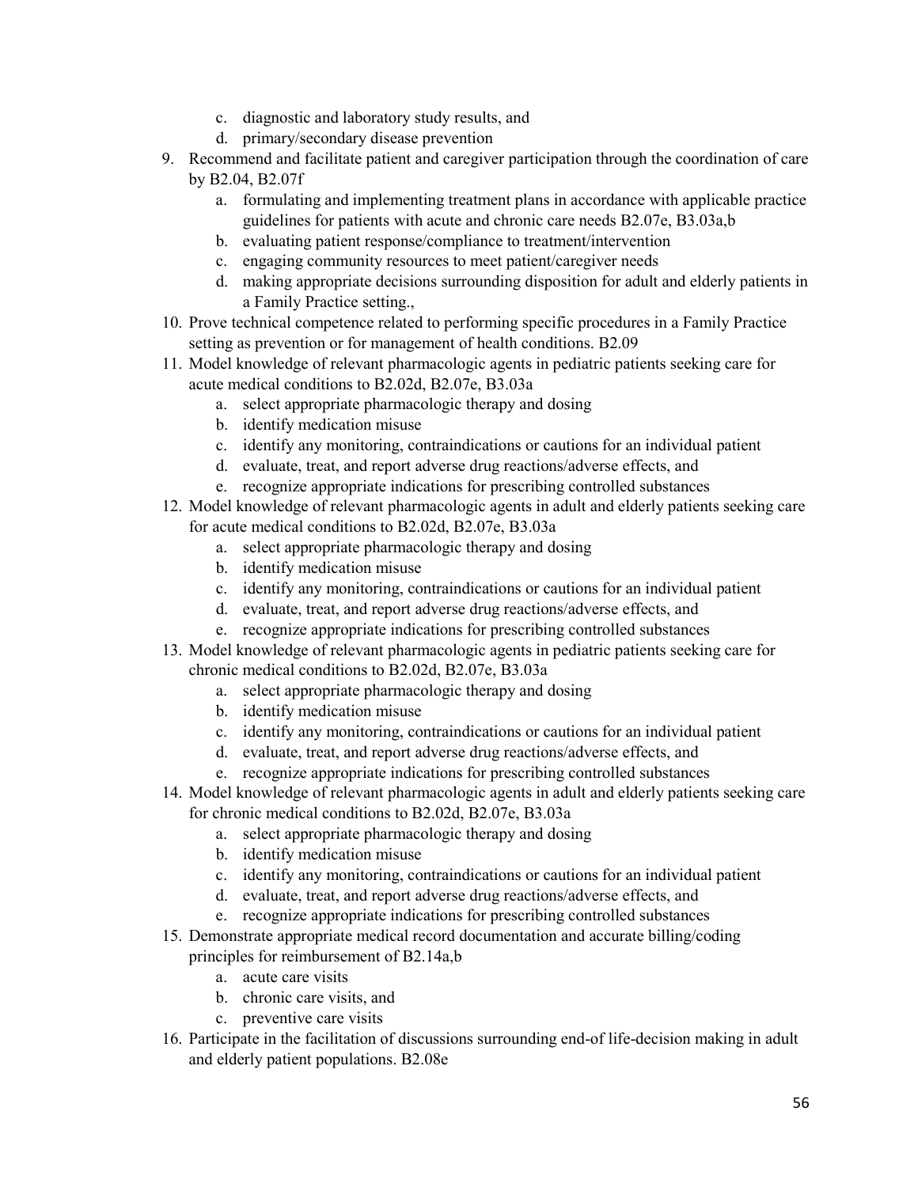c. diagnostic and laboratory study results, and
   d. primary/secondary disease prevention

9. Recommend and facilitate patient and caregiver participation through the coordination of care by B2.04, B2.07f
   a. formulating and implementing treatment plans in accordance with applicable practice guidelines for patients with acute and chronic care needs B2.07e, B3.03a,b
   b. evaluating patient response/compliance to treatment/intervention
   c. engaging community resources to meet patient/caregiver needs
   d. making appropriate decisions surrounding disposition for adult and elderly patients in a Family Practice setting.,
10. Prove technical competence related to performing specific procedures in a Family Practice setting as prevention or for management of health conditions. B2.09
11. Model knowledge of relevant pharmacologic agents in pediatric patients seeking care for acute medical conditions to B2.02d, B2.07e, B3.03a
    a. select appropriate pharmacologic therapy and dosing
    b. identify medication misuse
    c. identify any monitoring, contraindications or cautions for an individual patient
    d. evaluate, treat, and report adverse drug reactions/adverse effects, and
    e. recognize appropriate indications for prescribing controlled substances
12. Model knowledge of relevant pharmacologic agents in adult and elderly patients seeking care for acute medical conditions to B2.02d, B2.07e, B3.03a
    a. select appropriate pharmacologic therapy and dosing
    b. identify medication misuse
    c. identify any monitoring, contraindications or cautions for an individual patient
    d. evaluate, treat, and report adverse drug reactions/adverse effects, and
    e. recognize appropriate indications for prescribing controlled substances
13. Model knowledge of relevant pharmacologic agents in pediatric patients seeking care for chronic medical conditions to B2.02d, B2.07e, B3.03a
    a. select appropriate pharmacologic therapy and dosing
    b. identify medication misuse
    c. identify any monitoring, contraindications or cautions for an individual patient
    d. evaluate, treat, and report adverse drug reactions/adverse effects, and
    e. recognize appropriate indications for prescribing controlled substances
14. Model knowledge of relevant pharmacologic agents in adult and elderly patients seeking care for chronic medical conditions to B2.02d, B2.07e, B3.03a
    a. select appropriate pharmacologic therapy and dosing
    b. identify medication misuse
    c. identify any monitoring, contraindications or cautions for an individual patient
    d. evaluate, treat, and report adverse drug reactions/adverse effects, and
    e. recognize appropriate indications for prescribing controlled substances
15. Demonstrate appropriate medical record documentation and accurate billing/coding principles for reimbursement of B2.14a,b
    a. acute care visits
    b. chronic care visits, and
    c. preventive care visits
16. Participate in the facilitation of discussions surrounding end-of life-decision making in adult and elderly patient populations. B2.08e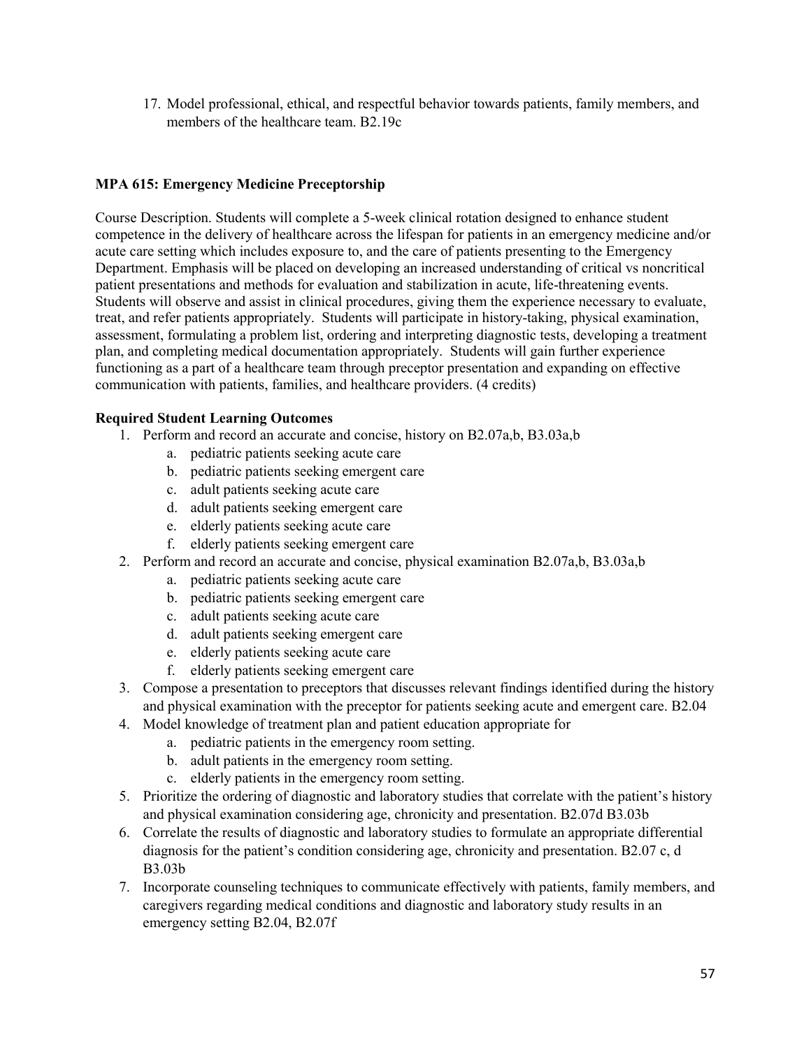17. Model professional, ethical, and respectful behavior towards patients, family members, and members of the healthcare team. B2.19c

**MPA 615: Emergency Medicine Preceptorship**

Course Description. Students will complete a 5-week clinical rotation designed to enhance student competence in the delivery of healthcare across the lifespan for patients in an emergency medicine and/or acute care setting which includes exposure to, and the care of patients presenting to the Emergency Department. Emphasis will be placed on developing an increased understanding of critical vs noncritical patient presentations and methods for evaluation and stabilization in acute, life-threatening events. Students will observe and assist in clinical procedures, giving them the experience necessary to evaluate, treat, and refer patients appropriately. Students will participate in history-taking, physical examination, assessment, formulating a problem list, ordering and interpreting diagnostic tests, developing a treatment plan, and completing medical documentation appropriately. Students will gain further experience functioning as a part of a healthcare team through preceptor presentation and expanding on effective communication with patients, families, and healthcare providers. (4 credits)

**Required Student Learning Outcomes**

1. Perform and record an accurate and concise, history on B2.07a,b, B3.03a,b
   a. pediatric patients seeking acute care
   b. pediatric patients seeking emergent care
   c. adult patients seeking acute care
   d. adult patients seeking emergent care
   e. elderly patients seeking acute care
   f. elderly patients seeking emergent care
2. Perform and record an accurate and concise, physical examination B2.07a,b, B3.03a,b
   a. pediatric patients seeking acute care
   b. pediatric patients seeking emergent care
   c. adult patients seeking acute care
   d. adult patients seeking emergent care
   e. elderly patients seeking acute care
   f. elderly patients seeking emergent care
3. Compose a presentation to preceptors that discusses relevant findings identified during the history and physical examination with the preceptor for patients seeking acute and emergent care. B2.04
4. Model knowledge of treatment plan and patient education appropriate for
   a. pediatric patients in the emergency room setting.
   b. adult patients in the emergency room setting.
   c. elderly patients in the emergency room setting.
5. Prioritize the ordering of diagnostic and laboratory studies that correlate with the patient's history and physical examination considering age, chronicity and presentation. B2.07d B3.03b
6. Correlate the results of diagnostic and laboratory studies to formulate an appropriate differential diagnosis for the patient's condition considering age, chronicity and presentation. B2.07 c, d B3.03b
7. Incorporate counseling techniques to communicate effectively with patients, family members, and caregivers regarding medical conditions and diagnostic and laboratory study results in an emergency setting B2.04, B2.07f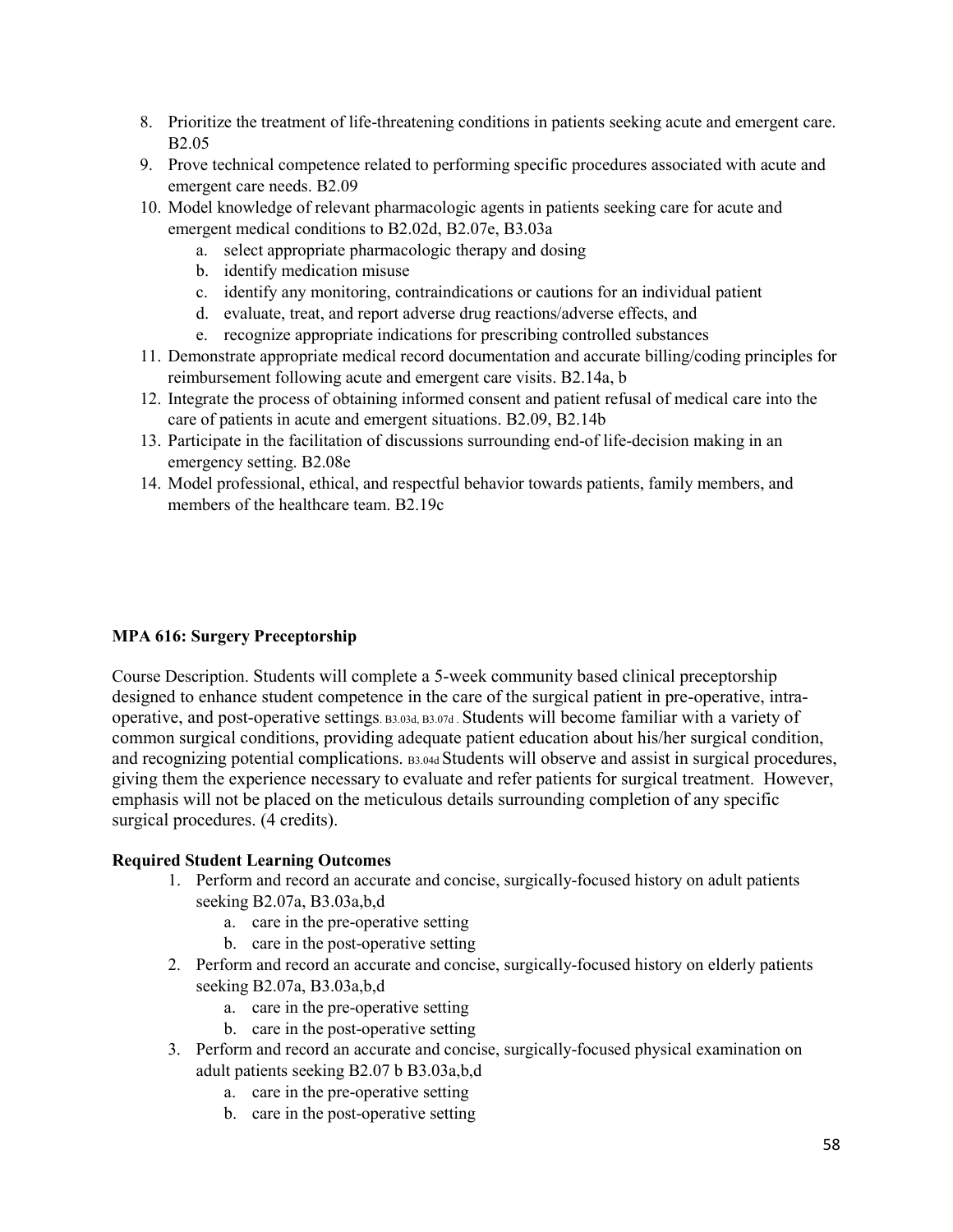8. Prioritize the treatment of life-threatening conditions in patients seeking acute and emergent care. B2.05
9. Prove technical competence related to performing specific procedures associated with acute and emergent care needs. B2.09
10. Model knowledge of relevant pharmacologic agents in patients seeking care for acute and emergent medical conditions to B2.02d, B2.07e, B3.03a
    a. select appropriate pharmacologic therapy and dosing
    b. identify medication misuse
    c. identify any monitoring, contraindications or cautions for an individual patient
    d. evaluate, treat, and report adverse drug reactions/adverse effects, and
    e. recognize appropriate indications for prescribing controlled substances
11. Demonstrate appropriate medical record documentation and accurate billing/coding principles for reimbursement following acute and emergent care visits. B2.14a, b
12. Integrate the process of obtaining informed consent and patient refusal of medical care into the care of patients in acute and emergent situations. B2.09, B2.14b
13. Participate in the facilitation of discussions surrounding end-of life-decision making in an emergency setting. B2.08e
14. Model professional, ethical, and respectful behavior towards patients, family members, and members of the healthcare team. B2.19c

**MPA 616: Surgery Preceptorship**

Course Description. Students will complete a 5-week community based clinical preceptorship designed to enhance student competence in the care of the surgical patient in pre-operative, intra-operative, and post-operative settings. B3.03d, B3.07d . Students will become familiar with a variety of common surgical conditions, providing adequate patient education about his/her surgical condition, and recognizing potential complications. B3.04d Students will observe and assist in surgical procedures, giving them the experience necessary to evaluate and refer patients for surgical treatment. However, emphasis will not be placed on the meticulous details surrounding completion of any specific surgical procedures. (4 credits).

**Required Student Learning Outcomes**

1. Perform and record an accurate and concise, surgically-focused history on adult patients seeking B2.07a, B3.03a,b,d
    a. care in the pre-operative setting
    b. care in the post-operative setting
2. Perform and record an accurate and concise, surgically-focused history on elderly patients seeking B2.07a, B3.03a,b,d
    a. care in the pre-operative setting
    b. care in the post-operative setting
3. Perform and record an accurate and concise, surgically-focused physical examination on adult patients seeking B2.07 b B3.03a,b,d
    a. care in the pre-operative setting
    b. care in the post-operative setting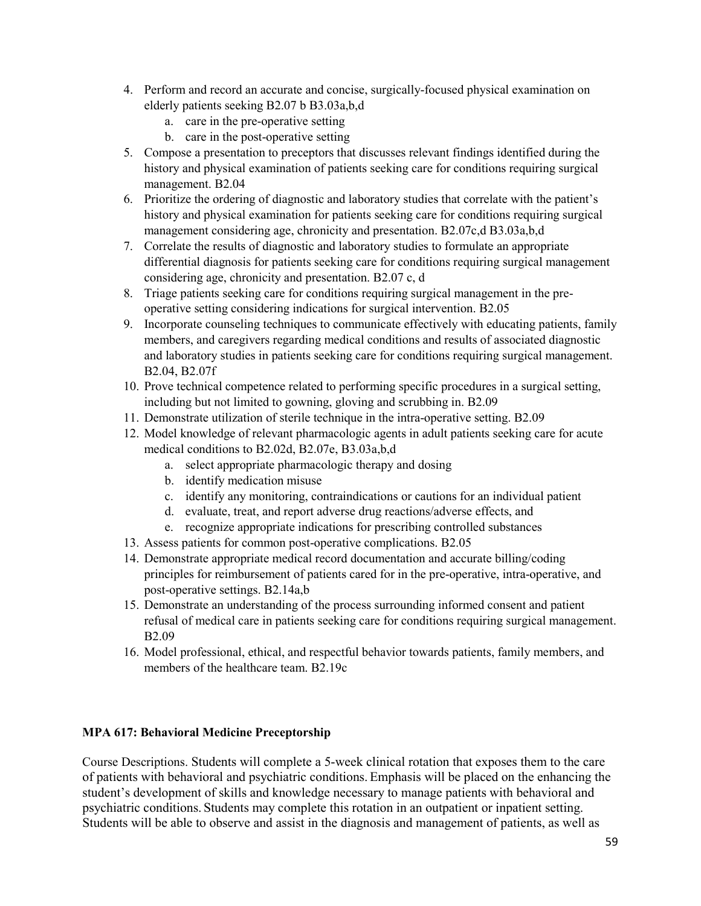4. Perform and record an accurate and concise, surgically-focused physical examination on elderly patients seeking B2.07 b B3.03a,b,d
    a. care in the pre-operative setting
    b. care in the post-operative setting
5. Compose a presentation to preceptors that discusses relevant findings identified during the history and physical examination of patients seeking care for conditions requiring surgical management. B2.04
6. Prioritize the ordering of diagnostic and laboratory studies that correlate with the patient's history and physical examination for patients seeking care for conditions requiring surgical management considering age, chronicity and presentation. B2.07c,d B3.03a,b,d
7. Correlate the results of diagnostic and laboratory studies to formulate an appropriate differential diagnosis for patients seeking care for conditions requiring surgical management considering age, chronicity and presentation. B2.07 c, d
8. Triage patients seeking care for conditions requiring surgical management in the pre-operative setting considering indications for surgical intervention. B2.05
9. Incorporate counseling techniques to communicate effectively with educating patients, family members, and caregivers regarding medical conditions and results of associated diagnostic and laboratory studies in patients seeking care for conditions requiring surgical management. B2.04, B2.07f
10. Prove technical competence related to performing specific procedures in a surgical setting, including but not limited to gowning, gloving and scrubbing in. B2.09
11. Demonstrate utilization of sterile technique in the intra-operative setting. B2.09
12. Model knowledge of relevant pharmacologic agents in adult patients seeking care for acute medical conditions to B2.02d, B2.07e, B3.03a,b,d
    a. select appropriate pharmacologic therapy and dosing
    b. identify medication misuse
    c. identify any monitoring, contraindications or cautions for an individual patient
    d. evaluate, treat, and report adverse drug reactions/adverse effects, and
    e. recognize appropriate indications for prescribing controlled substances
13. Assess patients for common post-operative complications. B2.05
14. Demonstrate appropriate medical record documentation and accurate billing/coding principles for reimbursement of patients cared for in the pre-operative, intra-operative, and post-operative settings. B2.14a,b
15. Demonstrate an understanding of the process surrounding informed consent and patient refusal of medical care in patients seeking care for conditions requiring surgical management. B2.09
16. Model professional, ethical, and respectful behavior towards patients, family members, and members of the healthcare team. B2.19c

**MPA 617: Behavioral Medicine Preceptorship**

Course Descriptions. Students will complete a 5-week clinical rotation that exposes them to the care of patients with behavioral and psychiatric conditions. Emphasis will be placed on the enhancing the student's development of skills and knowledge necessary to manage patients with behavioral and psychiatric conditions. Students may complete this rotation in an outpatient or inpatient setting. Students will be able to observe and assist in the diagnosis and management of patients, as well as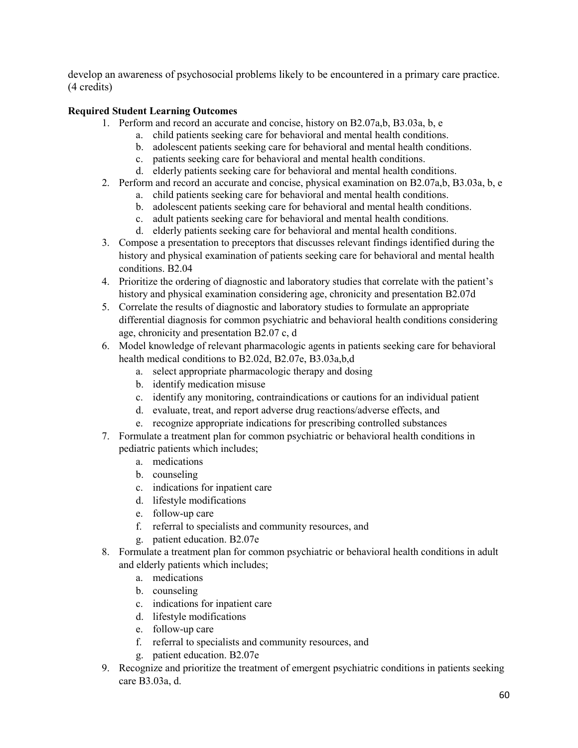develop an awareness of psychosocial problems likely to be encountered in a primary care practice. (4 credits)

**Required Student Learning Outcomes**

1. Perform and record an accurate and concise, history on B2.07a,b, B3.03a, b, e
   a. child patients seeking care for behavioral and mental health conditions.
   b. adolescent patients seeking care for behavioral and mental health conditions.
   c. patients seeking care for behavioral and mental health conditions.
   d. elderly patients seeking care for behavioral and mental health conditions.
2. Perform and record an accurate and concise, physical examination on B2.07a,b, B3.03a, b, e
   a. child patients seeking care for behavioral and mental health conditions.
   b. adolescent patients seeking care for behavioral and mental health conditions.
   c. adult patients seeking care for behavioral and mental health conditions.
   d. elderly patients seeking care for behavioral and mental health conditions.
3. Compose a presentation to preceptors that discusses relevant findings identified during the history and physical examination of patients seeking care for behavioral and mental health conditions. B2.04
4. Prioritize the ordering of diagnostic and laboratory studies that correlate with the patient's history and physical examination considering age, chronicity and presentation B2.07d
5. Correlate the results of diagnostic and laboratory studies to formulate an appropriate differential diagnosis for common psychiatric and behavioral health conditions considering age, chronicity and presentation B2.07 c, d
6. Model knowledge of relevant pharmacologic agents in patients seeking care for behavioral health medical conditions to B2.02d, B2.07e, B3.03a,b,d
   a. select appropriate pharmacologic therapy and dosing
   b. identify medication misuse
   c. identify any monitoring, contraindications or cautions for an individual patient
   d. evaluate, treat, and report adverse drug reactions/adverse effects, and
   e. recognize appropriate indications for prescribing controlled substances
7. Formulate a treatment plan for common psychiatric or behavioral health conditions in pediatric patients which includes;
   a. medications
   b. counseling
   c. indications for inpatient care
   d. lifestyle modifications
   e. follow-up care
   f. referral to specialists and community resources, and
   g. patient education. B2.07e
8. Formulate a treatment plan for common psychiatric or behavioral health conditions in adult and elderly patients which includes;
   a. medications
   b. counseling
   c. indications for inpatient care
   d. lifestyle modifications
   e. follow-up care
   f. referral to specialists and community resources, and
   g. patient education. B2.07e
9. Recognize and prioritize the treatment of emergent psychiatric conditions in patients seeking care B3.03a, d.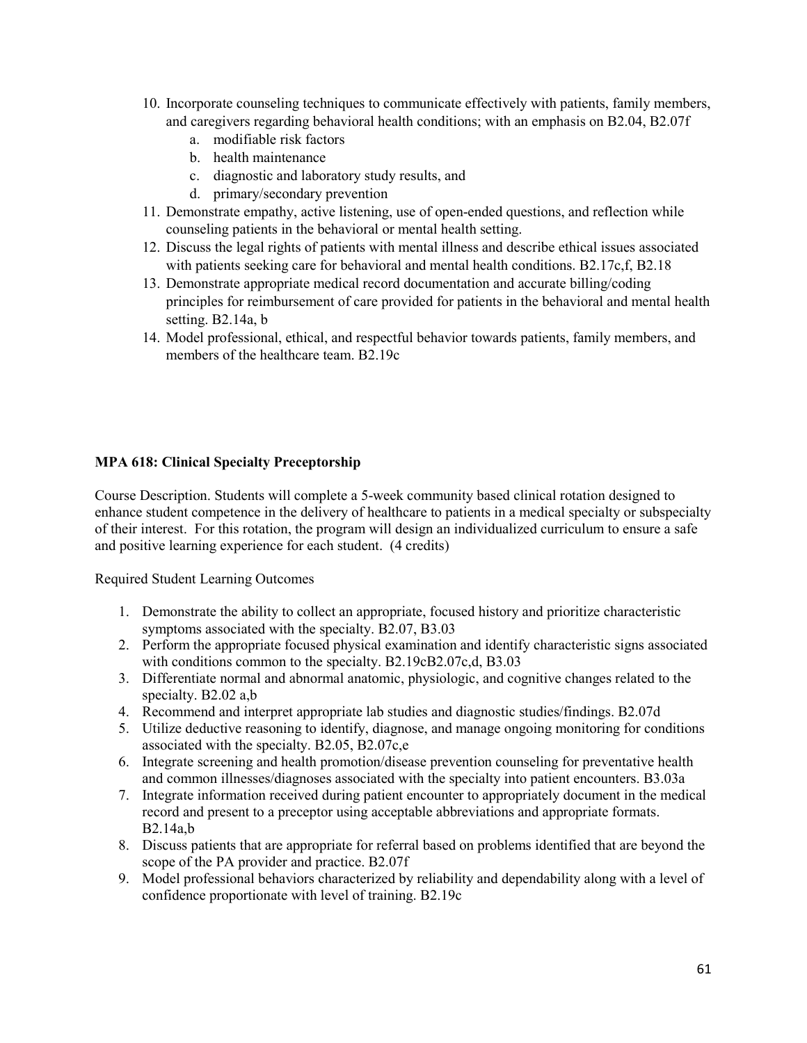10. Incorporate counseling techniques to communicate effectively with patients, family members, and caregivers regarding behavioral health conditions; with an emphasis on B2.04, B2.07f
    a. modifiable risk factors
    b. health maintenance
    c. diagnostic and laboratory study results, and
    d. primary/secondary prevention
11. Demonstrate empathy, active listening, use of open-ended questions, and reflection while counseling patients in the behavioral or mental health setting.
12. Discuss the legal rights of patients with mental illness and describe ethical issues associated with patients seeking care for behavioral and mental health conditions. B2.17c,f, B2.18
13. Demonstrate appropriate medical record documentation and accurate billing/coding principles for reimbursement of care provided for patients in the behavioral and mental health setting. B2.14a, b
14. Model professional, ethical, and respectful behavior towards patients, family members, and members of the healthcare team. B2.19c

**MPA 618: Clinical Specialty Preceptorship**

Course Description. Students will complete a 5-week community based clinical rotation designed to enhance student competence in the delivery of healthcare to patients in a medical specialty or subspecialty of their interest. For this rotation, the program will design an individualized curriculum to ensure a safe and positive learning experience for each student. (4 credits)

Required Student Learning Outcomes

1. Demonstrate the ability to collect an appropriate, focused history and prioritize characteristic symptoms associated with the specialty. B2.07, B3.03
2. Perform the appropriate focused physical examination and identify characteristic signs associated with conditions common to the specialty. B2.19cB2.07c,d, B3.03
3. Differentiate normal and abnormal anatomic, physiologic, and cognitive changes related to the specialty. B2.02 a,b
4. Recommend and interpret appropriate lab studies and diagnostic studies/findings. B2.07d
5. Utilize deductive reasoning to identify, diagnose, and manage ongoing monitoring for conditions associated with the specialty. B2.05, B2.07c,e
6. Integrate screening and health promotion/disease prevention counseling for preventative health and common illnesses/diagnoses associated with the specialty into patient encounters. B3.03a
7. Integrate information received during patient encounter to appropriately document in the medical record and present to a preceptor using acceptable abbreviations and appropriate formats. B2.14a,b
8. Discuss patients that are appropriate for referral based on problems identified that are beyond the scope of the PA provider and practice. B2.07f
9. Model professional behaviors characterized by reliability and dependability along with a level of confidence proportionate with level of training. B2.19c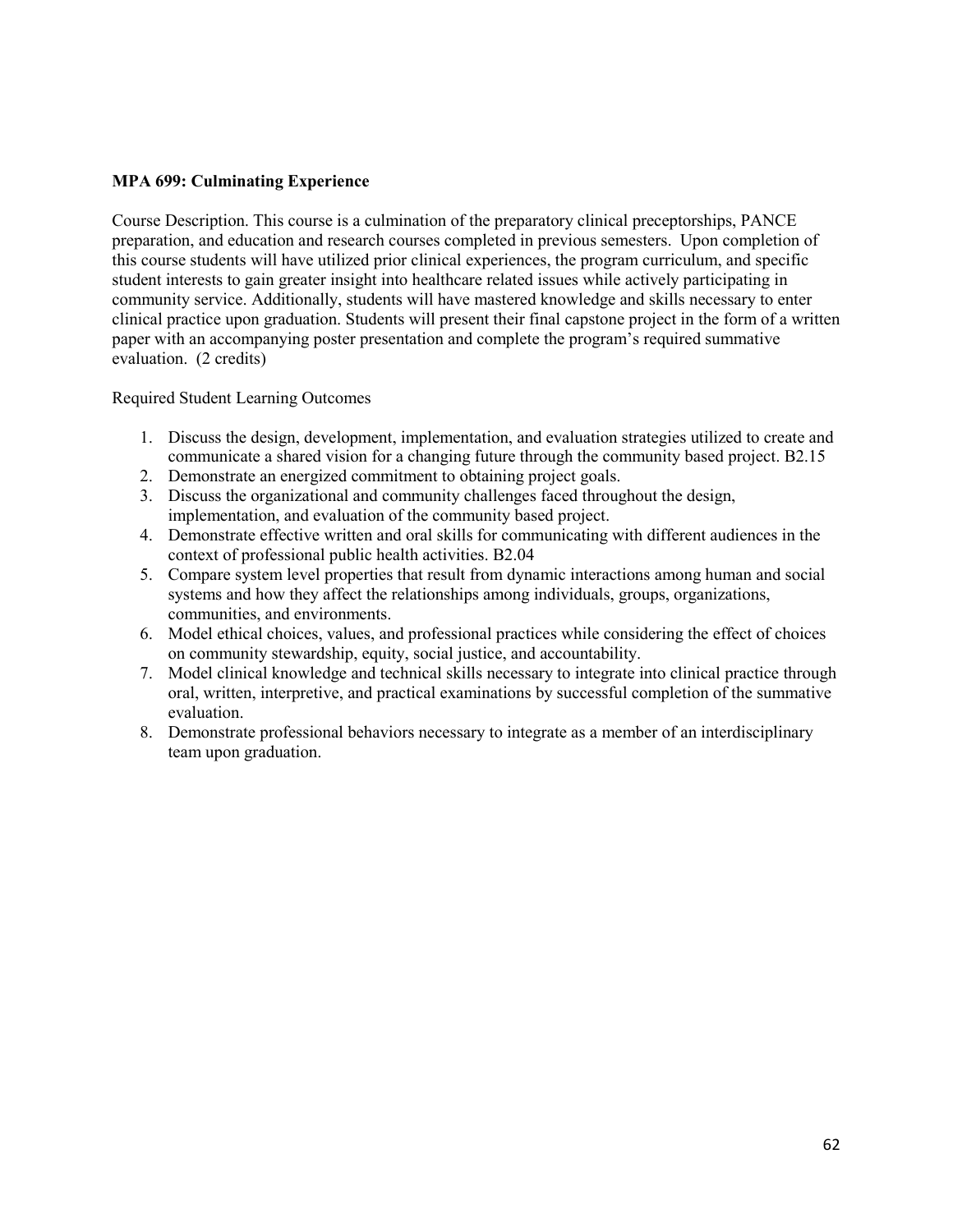**MPA 699: Culminating Experience**

Course Description. This course is a culmination of the preparatory clinical preceptorships, PANCE preparation, and education and research courses completed in previous semesters. Upon completion of this course students will have utilized prior clinical experiences, the program curriculum, and specific student interests to gain greater insight into healthcare related issues while actively participating in community service. Additionally, students will have mastered knowledge and skills necessary to enter clinical practice upon graduation. Students will present their final capstone project in the form of a written paper with an accompanying poster presentation and complete the program's required summative evaluation. (2 credits)

Required Student Learning Outcomes

1. Discuss the design, development, implementation, and evaluation strategies utilized to create and communicate a shared vision for a changing future through the community based project. B2.15
2. Demonstrate an energized commitment to obtaining project goals.
3. Discuss the organizational and community challenges faced throughout the design, implementation, and evaluation of the community based project.
4. Demonstrate effective written and oral skills for communicating with different audiences in the context of professional public health activities. B2.04
5. Compare system level properties that result from dynamic interactions among human and social systems and how they affect the relationships among individuals, groups, organizations, communities, and environments.
6. Model ethical choices, values, and professional practices while considering the effect of choices on community stewardship, equity, social justice, and accountability.
7. Model clinical knowledge and technical skills necessary to integrate into clinical practice through oral, written, interpretive, and practical examinations by successful completion of the summative evaluation.
8. Demonstrate professional behaviors necessary to integrate as a member of an interdisciplinary team upon graduation.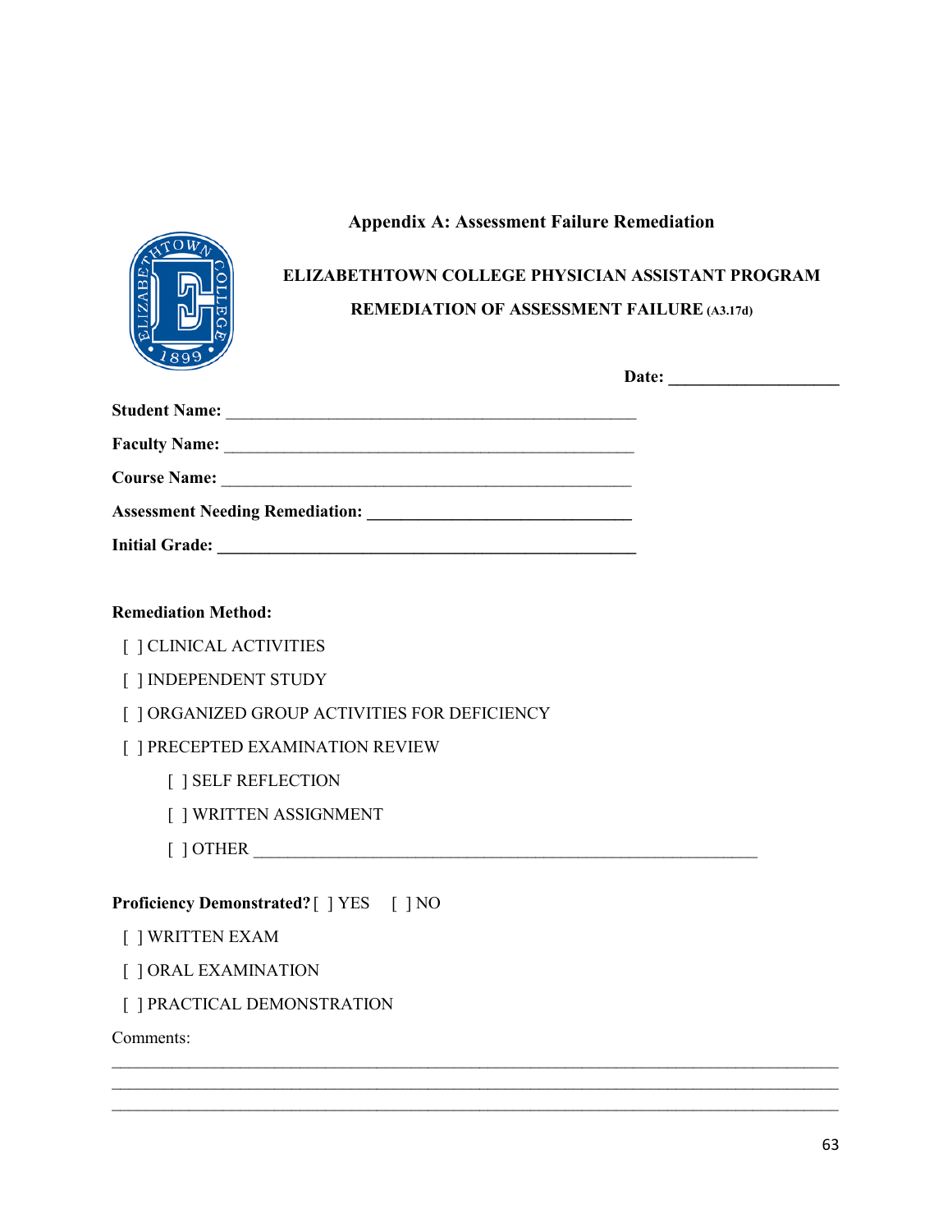## Appendix A: Assessment Failure Remediation

**ELIZABETHTOWN COLLEGE PHYSICIAN ASSISTANT PROGRAM**

**REMEDIATION OF ASSESSMENT FAILURE** (A3.17d)

**Date:** ____________________

**Student Name:** ________________________________________________

**Faculty Name:** ________________________________________________

**Course Name:** ________________________________________________

**Assessment Needing Remediation:** ______________________________

**Initial Grade:** ________________________________________________

**Remediation Method:**

[ ] CLINICAL ACTIVITIES

[ ] INDEPENDENT STUDY

[ ] ORGANIZED GROUP ACTIVITIES FOR DEFICIENCY

[ ] PRECEPTED EXAMINATION REVIEW

  [ ] SELF REFLECTION

  [ ] WRITTEN ASSIGNMENT

  [ ] OTHER ____________________________________________________________

**Proficiency Demonstrated?** [ ] YES  [ ] NO

[ ] WRITTEN EXAM

[ ] ORAL EXAMINATION

[ ] PRACTICAL DEMONSTRATION

Comments:

________________________________________________________________________________

________________________________________________________________________________

________________________________________________________________________________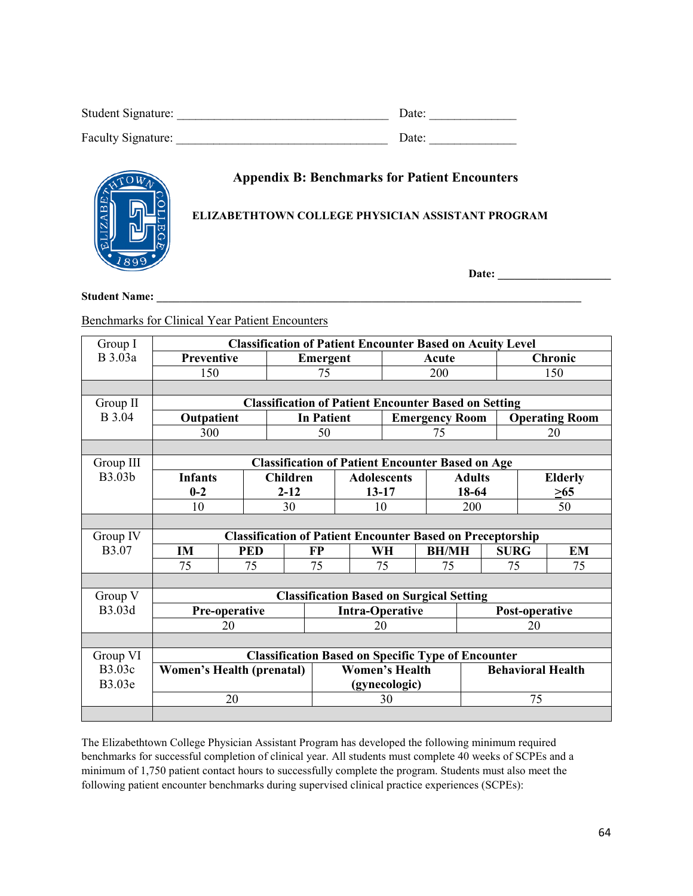Student Signature: ___________________________________ Date: ______________

Faculty Signature: ___________________________________ Date: ______________

## Appendix B: Benchmarks for Patient Encounters

**ELIZABETHTOWN COLLEGE PHYSICIAN ASSISTANT PROGRAM**

**Date: ____________________**

**Student Name: ___________________________________________________________________________**

Benchmarks for Clinical Year Patient Encounters

| Group I<br>B 3.03a | **Classification of Patient Encounter Based on Acuity Level** | | | |
|---|---|---|---|---|
| | **Preventive** | **Emergent** | **Acute** | **Chronic** |
| | 150 | 75 | 200 | 150 |

| Group II<br>B 3.04 | **Classification of Patient Encounter Based on Setting** | | | |
|---|---|---|---|---|
| | **Outpatient** | **In Patient** | **Emergency Room** | **Operating Room** |
| | 300 | 50 | 75 | 20 |

| Group III<br>B3.03b | **Classification of Patient Encounter Based on Age** | | | | |
|---|---|---|---|---|---|
| | **Infants<br>0-2** | **Children<br>2-12** | **Adolescents<br>13-17** | **Adults<br>18-64** | **Elderly<br>≥65** |
| | 10 | 30 | 10 | 200 | 50 |

| Group IV<br>B3.07 | **Classification of Patient Encounter Based on Preceptorship** | | | | | | |
|---|---|---|---|---|---|---|---|
| | **IM** | **PED** | **FP** | **WH** | **BH/MH** | **SURG** | **EM** |
| | 75 | 75 | 75 | 75 | 75 | 75 | 75 |

| Group V<br>B3.03d | **Classification Based on Surgical Setting** | | |
|---|---|---|---|
| | **Pre-operative** | **Intra-Operative** | **Post-operative** |
| | 20 | 20 | 20 |

| Group VI<br>B3.03c<br>B3.03e | **Classification Based on Specific Type of Encounter** | | |
|---|---|---|---|
| | **Women's Health (prenatal)** | **Women's Health (gynecologic)** | **Behavioral Health** |
| | 20 | 30 | 75 |

The Elizabethtown College Physician Assistant Program has developed the following minimum required benchmarks for successful completion of clinical year. All students must complete 40 weeks of SCPEs and a minimum of 1,750 patient contact hours to successfully complete the program. Students must also meet the following patient encounter benchmarks during supervised clinical practice experiences (SCPEs):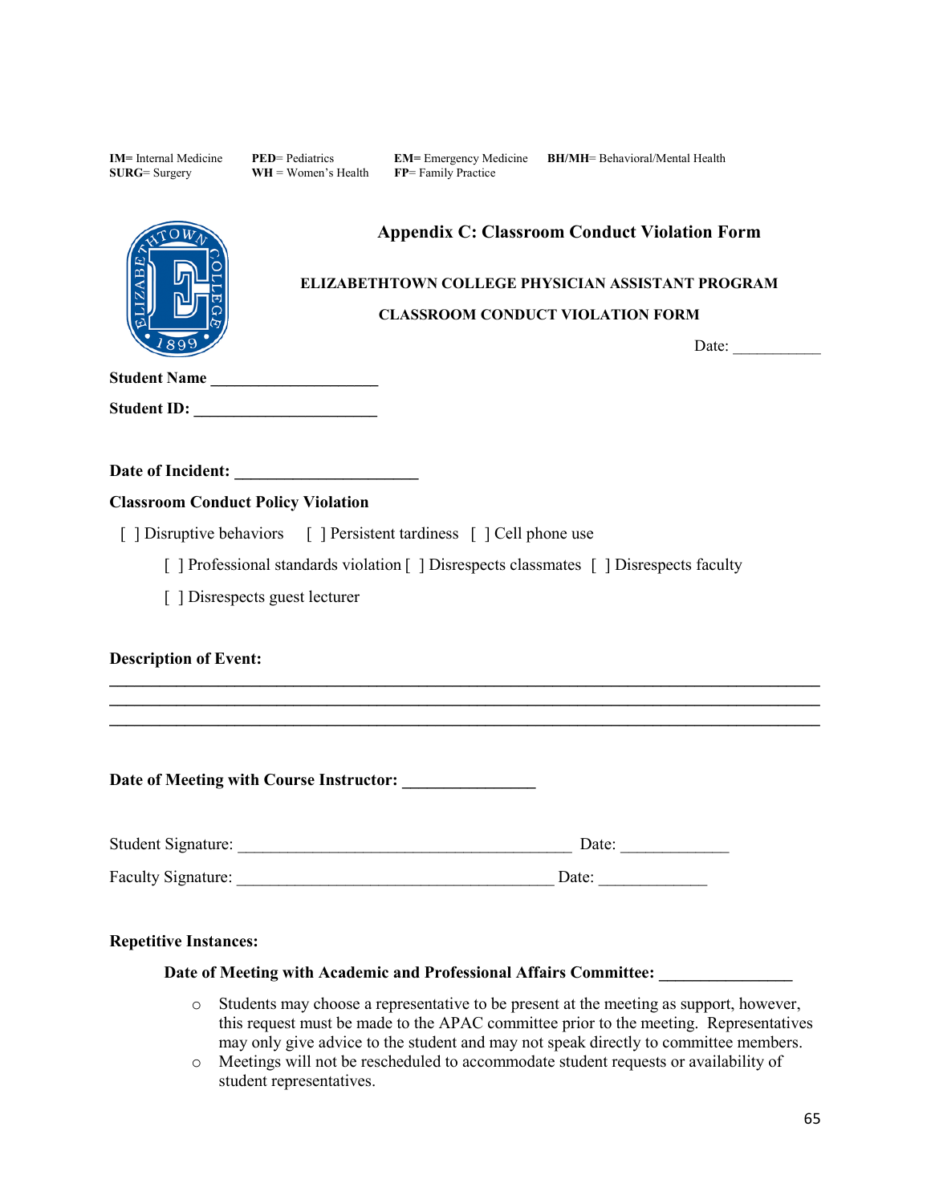**IM**= Internal Medicine **PED**= Pediatrics **EM**= Emergency Medicine **BH/MH**= Behavioral/Mental Health
**SURG**= Surgery **WH** = Women's Health **FP**= Family Practice

## Appendix C: Classroom Conduct Violation Form

**ELIZABETHTOWN COLLEGE PHYSICIAN ASSISTANT PROGRAM**

**CLASSROOM CONDUCT VIOLATION FORM**

Date: ___________

**Student Name** ____________________

**Student ID:** ______________________

**Date of Incident:** _____________________

**Classroom Conduct Policy Violation**

[ ] Disruptive behaviors [ ] Persistent tardiness [ ] Cell phone use

[ ] Professional standards violation [ ] Disrespects classmates [ ] Disrespects faculty

[ ] Disrespects guest lecturer

**Description of Event:**

________________________________________________________________________________
________________________________________________________________________________
________________________________________________________________________________

**Date of Meeting with Course Instructor:** _______________

Student Signature: ________________________________________ Date: _____________

Faculty Signature: ______________________________________ Date: _____________

**Repetitive Instances:**

**Date of Meeting with Academic and Professional Affairs Committee:** _______________

- Students may choose a representative to be present at the meeting as support, however, this request must be made to the APAC committee prior to the meeting. Representatives may only give advice to the student and may not speak directly to committee members.
- Meetings will not be rescheduled to accommodate student requests or availability of student representatives.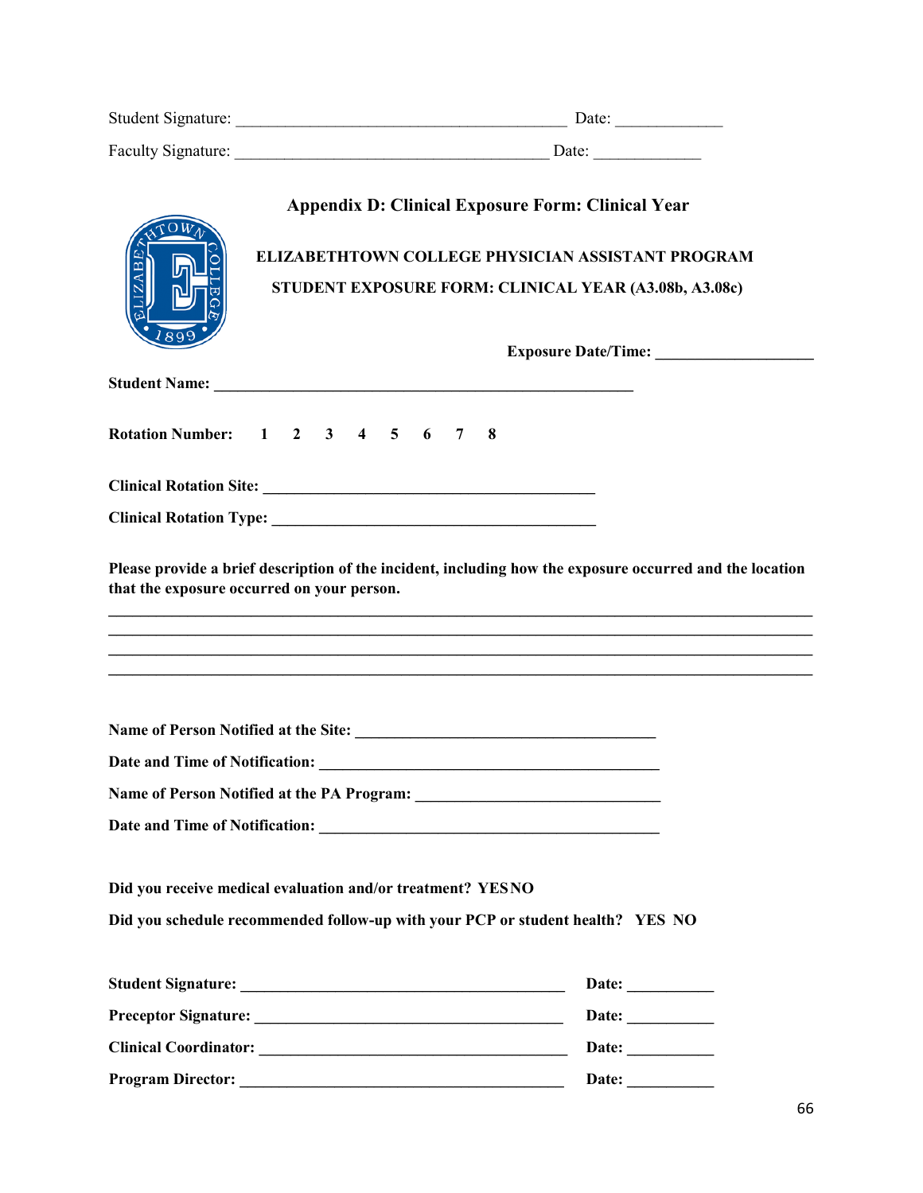Student Signature: ________________________________________ Date: _____________

Faculty Signature: ______________________________________ Date: _____________

## Appendix D: Clinical Exposure Form: Clinical Year

**ELIZABETHTOWN COLLEGE PHYSICIAN ASSISTANT PROGRAM**

**STUDENT EXPOSURE FORM: CLINICAL YEAR (A3.08b, A3.08c)**

**Exposure Date/Time:** ____________________

**Student Name:** ______________________________________________________

**Rotation Number:** 1 2 3 4 5 6 7 8

**Clinical Rotation Site:** __________________________________________

**Clinical Rotation Type:** __________________________________________

**Please provide a brief description of the incident, including how the exposure occurred and the location that the exposure occurred on your person.**

____________________________________________________________________________________

____________________________________________________________________________________

____________________________________________________________________________________

____________________________________________________________________________________

**Name of Person Notified at the Site:** ______________________________________

**Date and Time of Notification:** ____________________________________________

**Name of Person Notified at the PA Program:** ________________________________

**Date and Time of Notification:** ____________________________________________

**Did you receive medical evaluation and/or treatment? YES NO**

**Did you schedule recommended follow-up with your PCP or student health? YES NO**

**Student Signature:** ________________________________________ **Date:** ___________

**Preceptor Signature:** ______________________________________ **Date:** ___________

**Clinical Coordinator:** ______________________________________ **Date:** ___________

**Program Director:** ________________________________________ **Date:** ___________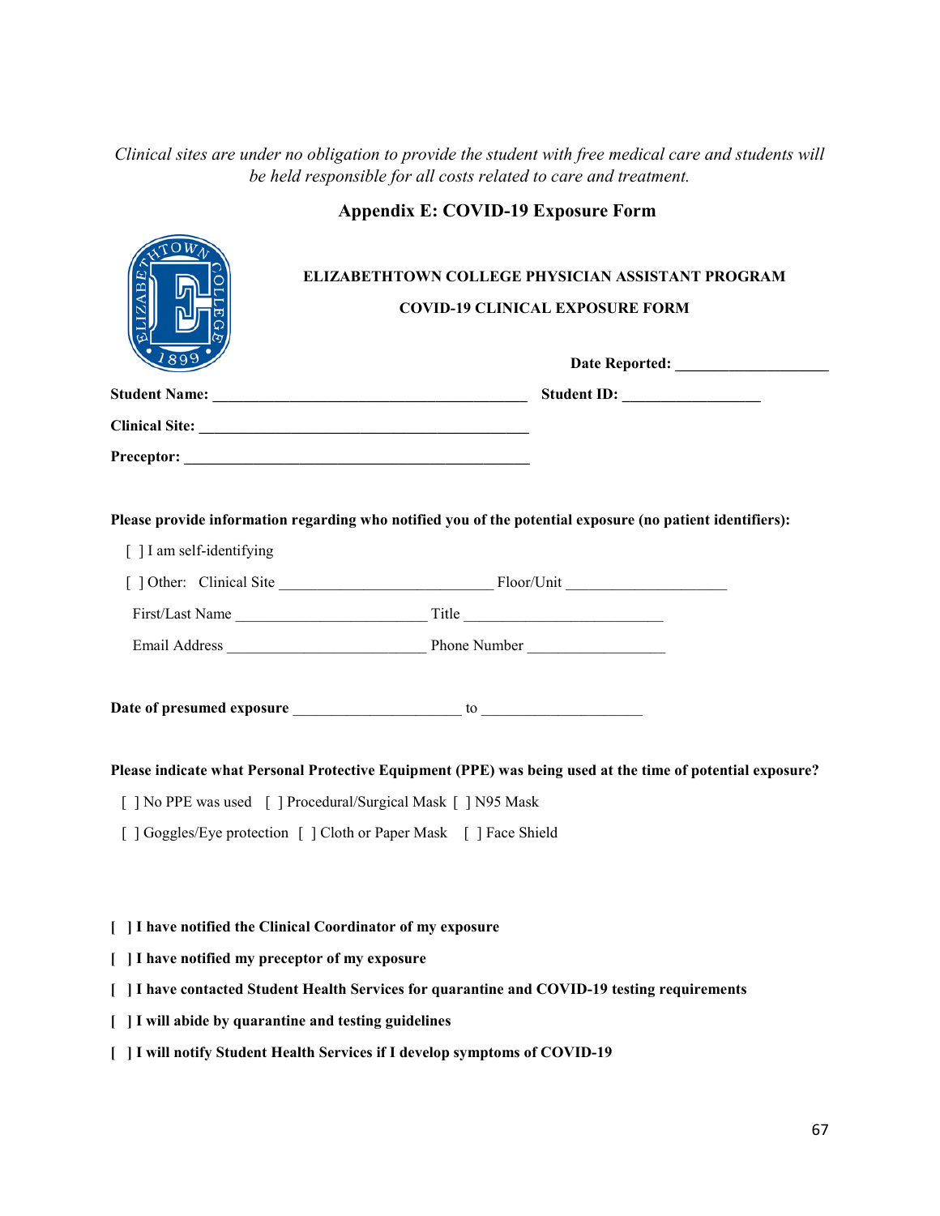*Clinical sites are under no obligation to provide the student with free medical care and students will be held responsible for all costs related to care and treatment.*

## Appendix E: COVID-19 Exposure Form

**ELIZABETHTOWN COLLEGE PHYSICIAN ASSISTANT PROGRAM**

**COVID-19 CLINICAL EXPOSURE FORM**

**Date Reported:** ____________________

**Student Name:** ________________________________________ **Student ID:** __________________

**Clinical Site:** ___________________________________________

**Preceptor:** _____________________________________________

**Please provide information regarding who notified you of the potential exposure (no patient identifiers):**

[ ] I am self-identifying

[ ] Other: Clinical Site ___________________________ Floor/Unit ____________________

First/Last Name ________________________ Title __________________________

Email Address _________________________ Phone Number __________________

**Date of presumed exposure** _____________________ to ____________________

**Please indicate what Personal Protective Equipment (PPE) was being used at the time of potential exposure?**

[ ] No PPE was used [ ] Procedural/Surgical Mask [ ] N95 Mask

[ ] Goggles/Eye protection [ ] Cloth or Paper Mask [ ] Face Shield

**[ ] I have notified the Clinical Coordinator of my exposure**

**[ ] I have notified my preceptor of my exposure**

**[ ] I have contacted Student Health Services for quarantine and COVID-19 testing requirements**

**[ ] I will abide by quarantine and testing guidelines**

**[ ] I will notify Student Health Services if I develop symptoms of COVID-19**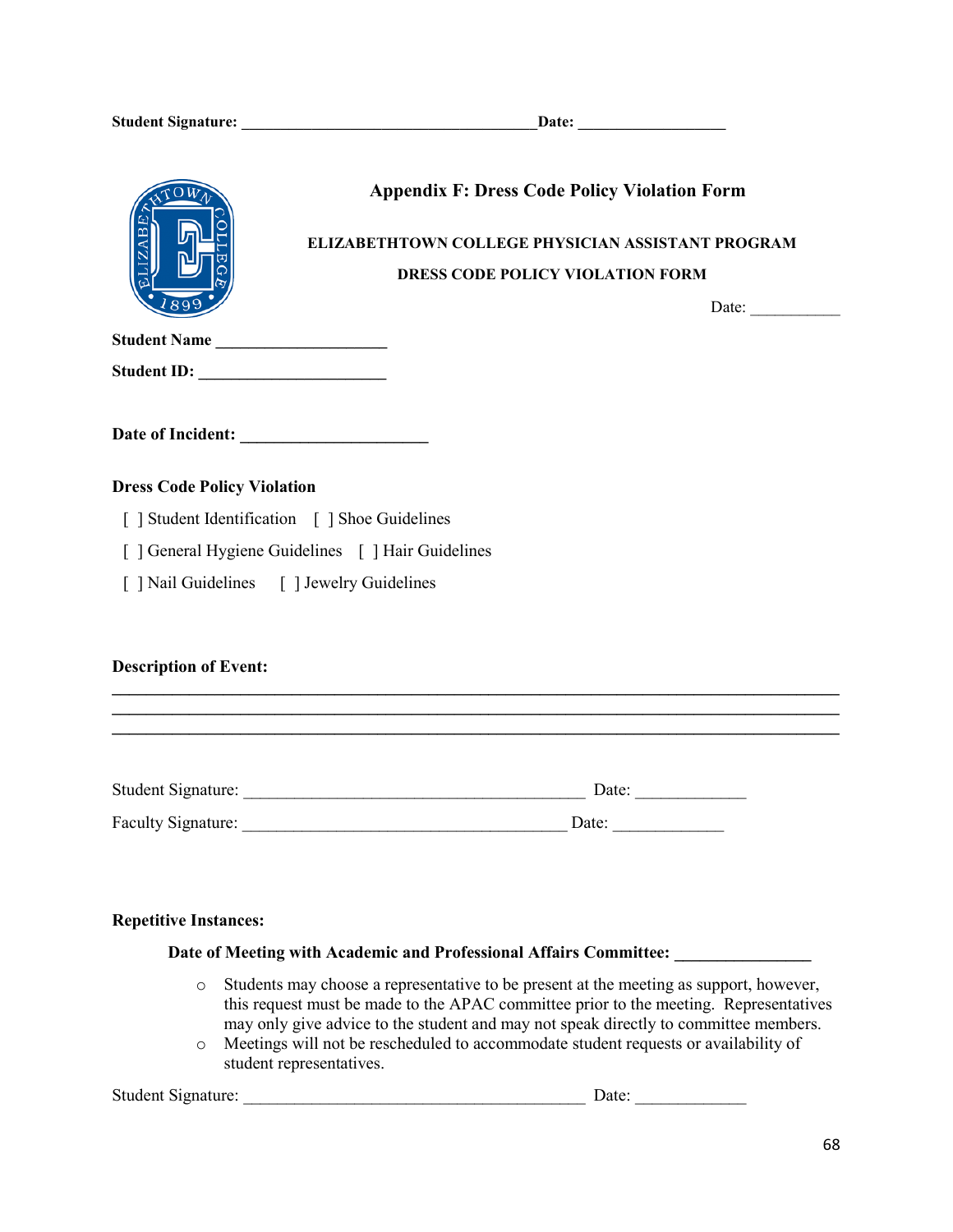**Student Signature: ______________________________________Date: ___________________**

## Appendix F: Dress Code Policy Violation Form

**ELIZABETHTOWN COLLEGE PHYSICIAN ASSISTANT PROGRAM**

**DRESS CODE POLICY VIOLATION FORM**

Date: ___________

**Student Name _____________________**

**Student ID: _______________________**

**Date of Incident: _______________________**

**Dress Code Policy Violation**

[ ] Student Identification [ ] Shoe Guidelines

[ ] General Hygiene Guidelines [ ] Hair Guidelines

[ ] Nail Guidelines [ ] Jewelry Guidelines

**Description of Event:**

**_____________________________________________________________________________**
**_____________________________________________________________________________**
**_____________________________________________________________________________**

Student Signature: __________________________________________ Date: _____________

Faculty Signature: ________________________________________ Date: _____________

**Repetitive Instances:**

**Date of Meeting with Academic and Professional Affairs Committee: ________________**

- Students may choose a representative to be present at the meeting as support, however, this request must be made to the APAC committee prior to the meeting. Representatives may only give advice to the student and may not speak directly to committee members.
- Meetings will not be rescheduled to accommodate student requests or availability of student representatives.

Student Signature: __________________________________________ Date: _____________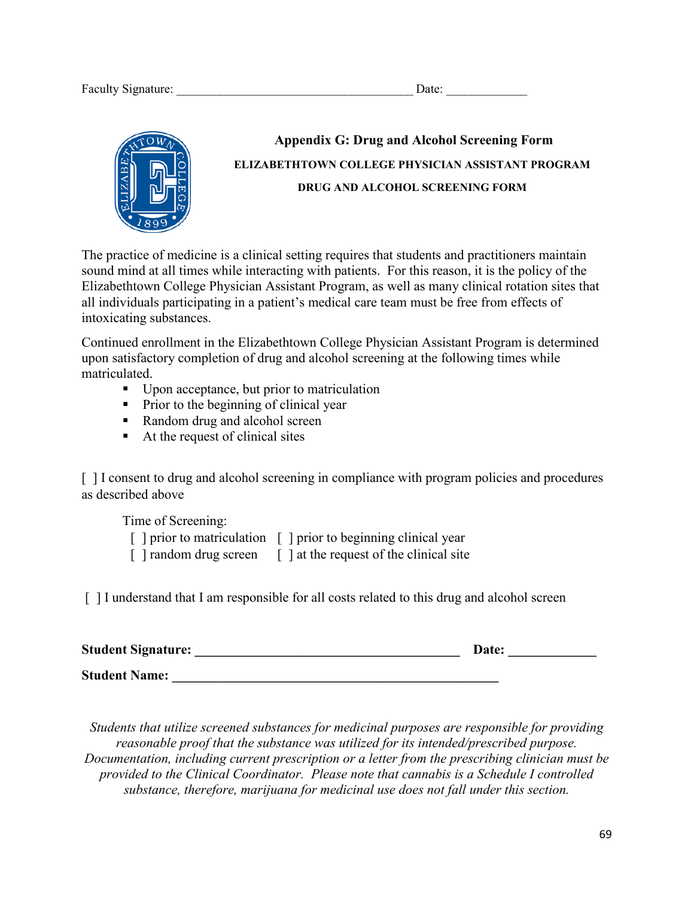Faculty Signature: _______________________________________ Date: _____________

## Appendix G: Drug and Alcohol Screening Form

**ELIZABETHTOWN COLLEGE PHYSICIAN ASSISTANT PROGRAM**

**DRUG AND ALCOHOL SCREENING FORM**

The practice of medicine is a clinical setting requires that students and practitioners maintain sound mind at all times while interacting with patients. For this reason, it is the policy of the Elizabethtown College Physician Assistant Program, as well as many clinical rotation sites that all individuals participating in a patient's medical care team must be free from effects of intoxicating substances.

Continued enrollment in the Elizabethtown College Physician Assistant Program is determined upon satisfactory completion of drug and alcohol screening at the following times while matriculated.

- Upon acceptance, but prior to matriculation
- Prior to the beginning of clinical year
- Random drug and alcohol screen
- At the request of clinical sites

[ ] I consent to drug and alcohol screening in compliance with program policies and procedures as described above

Time of Screening:

[ ] prior to matriculation [ ] prior to beginning clinical year
[ ] random drug screen [ ] at the request of the clinical site

[ ] I understand that I am responsible for all costs related to this drug and alcohol screen

**Student Signature: _______________________________________ Date: _____________**

**Student Name: ________________________________________________**

*Students that utilize screened substances for medicinal purposes are responsible for providing reasonable proof that the substance was utilized for its intended/prescribed purpose. Documentation, including current prescription or a letter from the prescribing clinician must be provided to the Clinical Coordinator. Please note that cannabis is a Schedule I controlled substance, therefore, marijuana for medicinal use does not fall under this section.*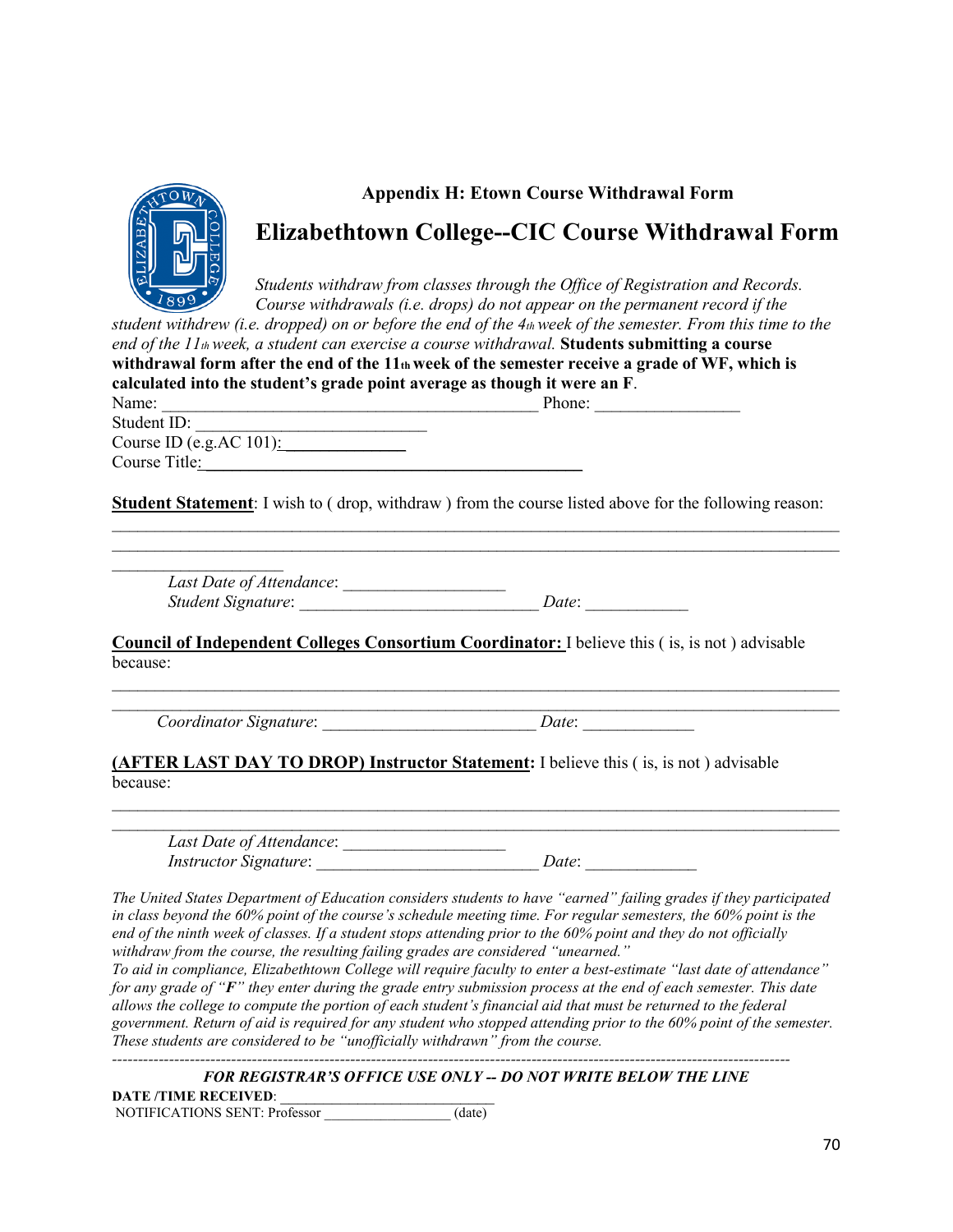**Appendix H: Etown Course Withdrawal Form**

# Elizabethtown College--CIC Course Withdrawal Form

*Students withdraw from classes through the Office of Registration and Records. Course withdrawals (i.e. drops) do not appear on the permanent record if the student withdrew (i.e. dropped) on or before the end of the 4th week of the semester. From this time to the end of the 11th week, a student can exercise a course withdrawal.* **Students submitting a course withdrawal form after the end of the 11th week of the semester receive a grade of WF, which is calculated into the student's grade point average as though it were an F**.

Name: _____________________________________________ Phone: _________________

Student ID: ____________________________

Course ID (e.g.AC 101):______________

Course Title:____________________________________________

**Student Statement**: I wish to ( drop, withdraw ) from the course listed above for the following reason:

_________________________________________________________________________________________

_________________________________________________________________________________________

____________________

*Last Date of Attendance*: ___________________

*Student Signature*: ____________________________ *Date*: ____________

**Council of Independent Colleges Consortium Coordinator:** I believe this ( is, is not ) advisable because:

_________________________________________________________________________________________

_________________________________________________________________________________________

*Coordinator Signature*: _________________________ *Date*: _____________

**(AFTER LAST DAY TO DROP) Instructor Statement:** I believe this ( is, is not ) advisable because:

_________________________________________________________________________________________

_________________________________________________________________________________________

*Last Date of Attendance*: ___________________

*Instructor Signature*: __________________________ *Date*: _____________

*The United States Department of Education considers students to have "earned" failing grades if they participated in class beyond the 60% point of the course's schedule meeting time. For regular semesters, the 60% point is the end of the ninth week of classes. If a student stops attending prior to the 60% point and they do not officially withdraw from the course, the resulting failing grades are considered "unearned."*

*To aid in compliance, Elizabethtown College will require faculty to enter a best-estimate "last date of attendance" for any grade of "**F**" they enter during the grade entry submission process at the end of each semester. This date allows the college to compute the portion of each student's financial aid that must be returned to the federal government. Return of aid is required for any student who stopped attending prior to the 60% point of the semester. These students are considered to be "unofficially withdrawn" from the course.*

---

***FOR REGISTRAR'S OFFICE USE ONLY -- DO NOT WRITE BELOW THE LINE***

**DATE /TIME RECEIVED**: ____________________________

NOTIFICATIONS SENT: Professor _________________ (date)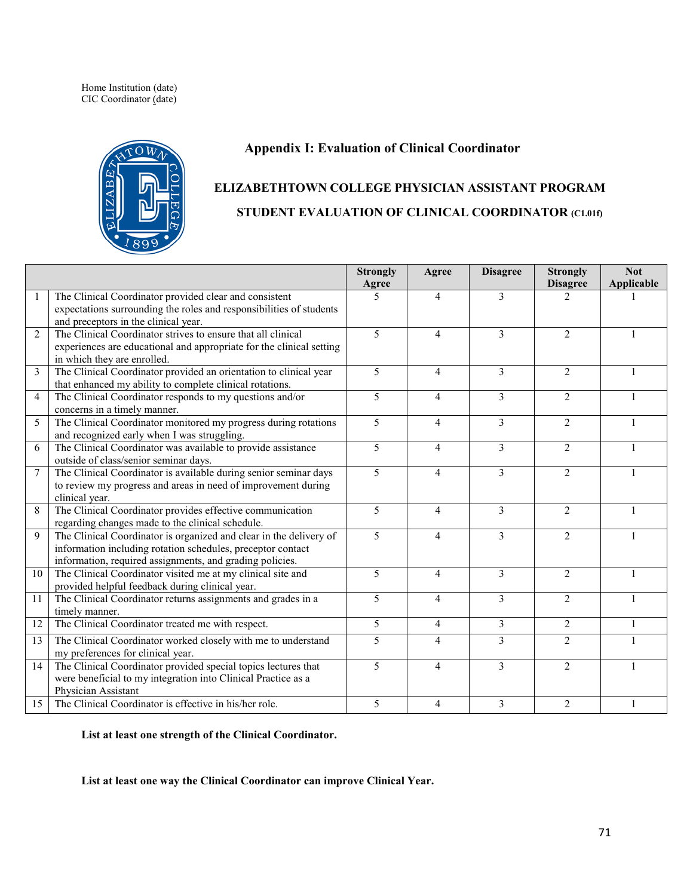Home Institution (date)
CIC Coordinator (date)

## Appendix I: Evaluation of Clinical Coordinator

### ELIZABETHTOWN COLLEGE PHYSICIAN ASSISTANT PROGRAM

### STUDENT EVALUATION OF CLINICAL COORDINATOR (C1.01f)

| | | Strongly Agree | Agree | Disagree | Strongly Disagree | Not Applicable |
|---|---|---|---|---|---|---|
| 1 | The Clinical Coordinator provided clear and consistent expectations surrounding the roles and responsibilities of students and preceptors in the clinical year. | 5 | 4 | 3 | 2 | 1 |
| 2 | The Clinical Coordinator strives to ensure that all clinical experiences are educational and appropriate for the clinical setting in which they are enrolled. | 5 | 4 | 3 | 2 | 1 |
| 3 | The Clinical Coordinator provided an orientation to clinical year that enhanced my ability to complete clinical rotations. | 5 | 4 | 3 | 2 | 1 |
| 4 | The Clinical Coordinator responds to my questions and/or concerns in a timely manner. | 5 | 4 | 3 | 2 | 1 |
| 5 | The Clinical Coordinator monitored my progress during rotations and recognized early when I was struggling. | 5 | 4 | 3 | 2 | 1 |
| 6 | The Clinical Coordinator was available to provide assistance outside of class/senior seminar days. | 5 | 4 | 3 | 2 | 1 |
| 7 | The Clinical Coordinator is available during senior seminar days to review my progress and areas in need of improvement during clinical year. | 5 | 4 | 3 | 2 | 1 |
| 8 | The Clinical Coordinator provides effective communication regarding changes made to the clinical schedule. | 5 | 4 | 3 | 2 | 1 |
| 9 | The Clinical Coordinator is organized and clear in the delivery of information including rotation schedules, preceptor contact information, required assignments, and grading policies. | 5 | 4 | 3 | 2 | 1 |
| 10 | The Clinical Coordinator visited me at my clinical site and provided helpful feedback during clinical year. | 5 | 4 | 3 | 2 | 1 |
| 11 | The Clinical Coordinator returns assignments and grades in a timely manner. | 5 | 4 | 3 | 2 | 1 |
| 12 | The Clinical Coordinator treated me with respect. | 5 | 4 | 3 | 2 | 1 |
| 13 | The Clinical Coordinator worked closely with me to understand my preferences for clinical year. | 5 | 4 | 3 | 2 | 1 |
| 14 | The Clinical Coordinator provided special topics lectures that were beneficial to my integration into Clinical Practice as a Physician Assistant | 5 | 4 | 3 | 2 | 1 |
| 15 | The Clinical Coordinator is effective in his/her role. | 5 | 4 | 3 | 2 | 1 |

**List at least one strength of the Clinical Coordinator.**

**List at least one way the Clinical Coordinator can improve Clinical Year.**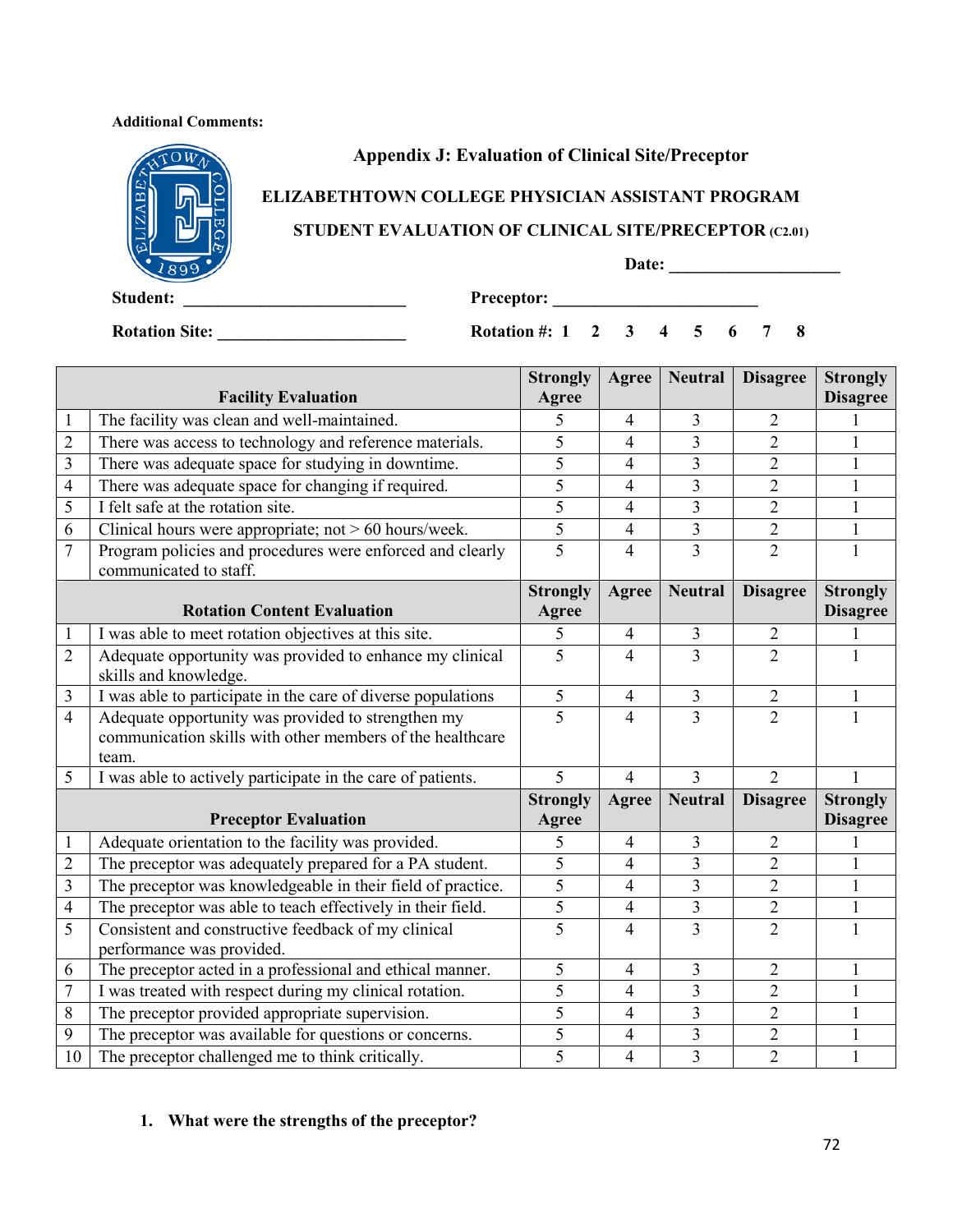**Additional Comments:**

## Appendix J: Evaluation of Clinical Site/Preceptor

### ELIZABETHTOWN COLLEGE PHYSICIAN ASSISTANT PROGRAM

### STUDENT EVALUATION OF CLINICAL SITE/PRECEPTOR (C2.01)

**Date:** ____________________

**Student:** __________________________ **Preceptor:** ________________________

**Rotation Site:** ______________________ **Rotation #: 1 2 3 4 5 6 7 8**

| | **Facility Evaluation** | **Strongly Agree** | **Agree** | **Neutral** | **Disagree** | **Strongly Disagree** |
|---|---|---|---|---|---|---|
| 1 | The facility was clean and well-maintained. | 5 | 4 | 3 | 2 | 1 |
| 2 | There was access to technology and reference materials. | 5 | 4 | 3 | 2 | 1 |
| 3 | There was adequate space for studying in downtime. | 5 | 4 | 3 | 2 | 1 |
| 4 | There was adequate space for changing if required. | 5 | 4 | 3 | 2 | 1 |
| 5 | I felt safe at the rotation site. | 5 | 4 | 3 | 2 | 1 |
| 6 | Clinical hours were appropriate; not > 60 hours/week. | 5 | 4 | 3 | 2 | 1 |
| 7 | Program policies and procedures were enforced and clearly communicated to staff. | 5 | 4 | 3 | 2 | 1 |
| | **Rotation Content Evaluation** | **Strongly Agree** | **Agree** | **Neutral** | **Disagree** | **Strongly Disagree** |
| 1 | I was able to meet rotation objectives at this site. | 5 | 4 | 3 | 2 | 1 |
| 2 | Adequate opportunity was provided to enhance my clinical skills and knowledge. | 5 | 4 | 3 | 2 | 1 |
| 3 | I was able to participate in the care of diverse populations | 5 | 4 | 3 | 2 | 1 |
| 4 | Adequate opportunity was provided to strengthen my communication skills with other members of the healthcare team. | 5 | 4 | 3 | 2 | 1 |
| 5 | I was able to actively participate in the care of patients. | 5 | 4 | 3 | 2 | 1 |
| | **Preceptor Evaluation** | **Strongly Agree** | **Agree** | **Neutral** | **Disagree** | **Strongly Disagree** |
| 1 | Adequate orientation to the facility was provided. | 5 | 4 | 3 | 2 | 1 |
| 2 | The preceptor was adequately prepared for a PA student. | 5 | 4 | 3 | 2 | 1 |
| 3 | The preceptor was knowledgeable in their field of practice. | 5 | 4 | 3 | 2 | 1 |
| 4 | The preceptor was able to teach effectively in their field. | 5 | 4 | 3 | 2 | 1 |
| 5 | Consistent and constructive feedback of my clinical performance was provided. | 5 | 4 | 3 | 2 | 1 |
| 6 | The preceptor acted in a professional and ethical manner. | 5 | 4 | 3 | 2 | 1 |
| 7 | I was treated with respect during my clinical rotation. | 5 | 4 | 3 | 2 | 1 |
| 8 | The preceptor provided appropriate supervision. | 5 | 4 | 3 | 2 | 1 |
| 9 | The preceptor was available for questions or concerns. | 5 | 4 | 3 | 2 | 1 |
| 10 | The preceptor challenged me to think critically. | 5 | 4 | 3 | 2 | 1 |

1. **What were the strengths of the preceptor?**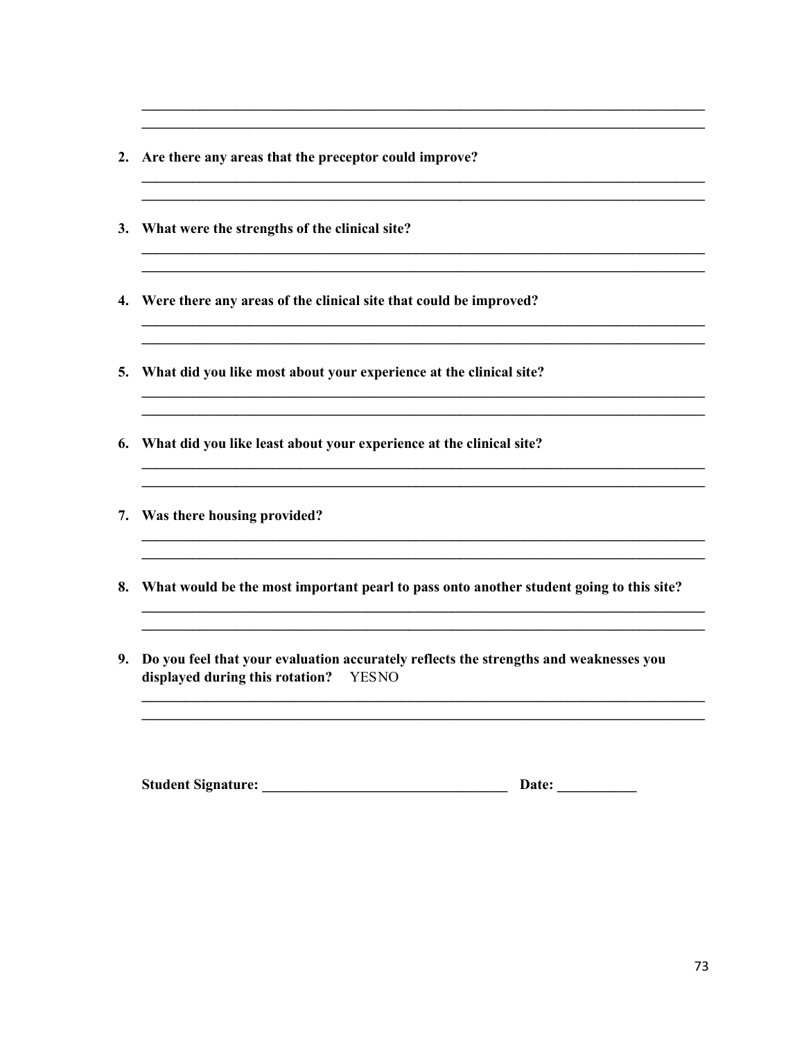______________________________________________________________________________
______________________________________________________________________________

2. **Are there any areas that the preceptor could improve?**

______________________________________________________________________________
______________________________________________________________________________

3. **What were the strengths of the clinical site?**

______________________________________________________________________________
______________________________________________________________________________

4. **Were there any areas of the clinical site that could be improved?**

______________________________________________________________________________
______________________________________________________________________________

5. **What did you like most about your experience at the clinical site?**

______________________________________________________________________________
______________________________________________________________________________

6. **What did you like least about your experience at the clinical site?**

______________________________________________________________________________
______________________________________________________________________________

7. **Was there housing provided?**

______________________________________________________________________________
______________________________________________________________________________

8. **What would be the most important pearl to pass onto another student going to this site?**

______________________________________________________________________________
______________________________________________________________________________

9. **Do you feel that your evaluation accurately reflects the strengths and weaknesses you displayed during this rotation?** YESNO

______________________________________________________________________________
______________________________________________________________________________

**Student Signature:** ________________________________ **Date:** __________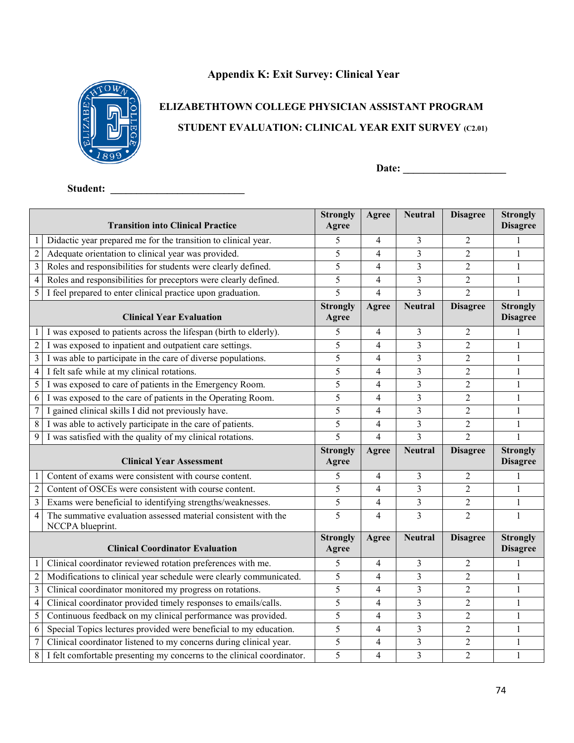# Appendix K: Exit Survey: Clinical Year

## ELIZABETHTOWN COLLEGE PHYSICIAN ASSISTANT PROGRAM

## STUDENT EVALUATION: CLINICAL YEAR EXIT SURVEY (C2.01)

**Date:** ____________________

**Student:** ___________________________

| | Transition into Clinical Practice | Strongly Agree | Agree | Neutral | Disagree | Strongly Disagree |
|---|---|---|---|---|---|---|
| 1 | Didactic year prepared me for the transition to clinical year. | 5 | 4 | 3 | 2 | 1 |
| 2 | Adequate orientation to clinical year was provided. | 5 | 4 | 3 | 2 | 1 |
| 3 | Roles and responsibilities for students were clearly defined. | 5 | 4 | 3 | 2 | 1 |
| 4 | Roles and responsibilities for preceptors were clearly defined. | 5 | 4 | 3 | 2 | 1 |
| 5 | I feel prepared to enter clinical practice upon graduation. | 5 | 4 | 3 | 2 | 1 |
| | **Clinical Year Evaluation** | **Strongly Agree** | **Agree** | **Neutral** | **Disagree** | **Strongly Disagree** |
| 1 | I was exposed to patients across the lifespan (birth to elderly). | 5 | 4 | 3 | 2 | 1 |
| 2 | I was exposed to inpatient and outpatient care settings. | 5 | 4 | 3 | 2 | 1 |
| 3 | I was able to participate in the care of diverse populations. | 5 | 4 | 3 | 2 | 1 |
| 4 | I felt safe while at my clinical rotations. | 5 | 4 | 3 | 2 | 1 |
| 5 | I was exposed to care of patients in the Emergency Room. | 5 | 4 | 3 | 2 | 1 |
| 6 | I was exposed to the care of patients in the Operating Room. | 5 | 4 | 3 | 2 | 1 |
| 7 | I gained clinical skills I did not previously have. | 5 | 4 | 3 | 2 | 1 |
| 8 | I was able to actively participate in the care of patients. | 5 | 4 | 3 | 2 | 1 |
| 9 | I was satisfied with the quality of my clinical rotations. | 5 | 4 | 3 | 2 | 1 |
| | **Clinical Year Assessment** | **Strongly Agree** | **Agree** | **Neutral** | **Disagree** | **Strongly Disagree** |
| 1 | Content of exams were consistent with course content. | 5 | 4 | 3 | 2 | 1 |
| 2 | Content of OSCEs were consistent with course content. | 5 | 4 | 3 | 2 | 1 |
| 3 | Exams were beneficial to identifying strengths/weaknesses. | 5 | 4 | 3 | 2 | 1 |
| 4 | The summative evaluation assessed material consistent with the NCCPA blueprint. | 5 | 4 | 3 | 2 | 1 |
| | **Clinical Coordinator Evaluation** | **Strongly Agree** | **Agree** | **Neutral** | **Disagree** | **Strongly Disagree** |
| 1 | Clinical coordinator reviewed rotation preferences with me. | 5 | 4 | 3 | 2 | 1 |
| 2 | Modifications to clinical year schedule were clearly communicated. | 5 | 4 | 3 | 2 | 1 |
| 3 | Clinical coordinator monitored my progress on rotations. | 5 | 4 | 3 | 2 | 1 |
| 4 | Clinical coordinator provided timely responses to emails/calls. | 5 | 4 | 3 | 2 | 1 |
| 5 | Continuous feedback on my clinical performance was provided. | 5 | 4 | 3 | 2 | 1 |
| 6 | Special Topics lectures provided were beneficial to my education. | 5 | 4 | 3 | 2 | 1 |
| 7 | Clinical coordinator listened to my concerns during clinical year. | 5 | 4 | 3 | 2 | 1 |
| 8 | I felt comfortable presenting my concerns to the clinical coordinator. | 5 | 4 | 3 | 2 | 1 |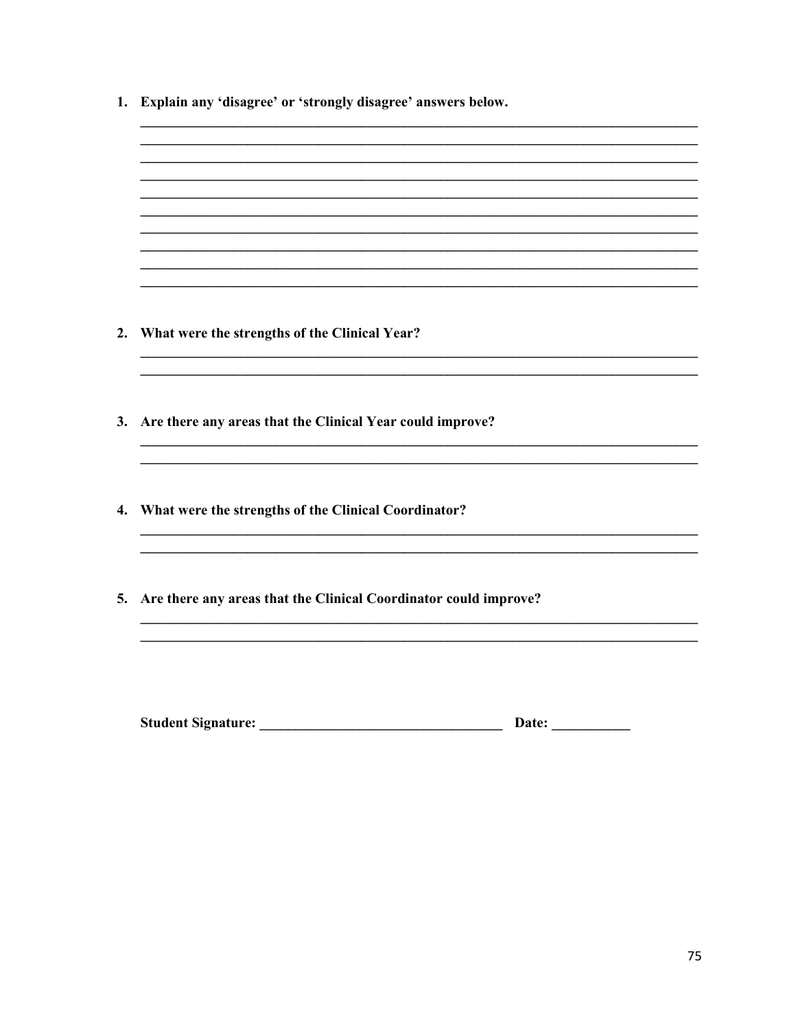1. **Explain any 'disagree' or 'strongly disagree' answers below.**

   ________________________________________________________________________________
   ________________________________________________________________________________
   ________________________________________________________________________________
   ________________________________________________________________________________
   ________________________________________________________________________________
   ________________________________________________________________________________
   ________________________________________________________________________________
   ________________________________________________________________________________
   ________________________________________________________________________________
   ________________________________________________________________________________

2. **What were the strengths of the Clinical Year?**

   ________________________________________________________________________________
   ________________________________________________________________________________

3. **Are there any areas that the Clinical Year could improve?**

   ________________________________________________________________________________
   ________________________________________________________________________________

4. **What were the strengths of the Clinical Coordinator?**

   ________________________________________________________________________________
   ________________________________________________________________________________

5. **Are there any areas that the Clinical Coordinator could improve?**

   ________________________________________________________________________________
   ________________________________________________________________________________

**Student Signature:** __________________________________ **Date:** ___________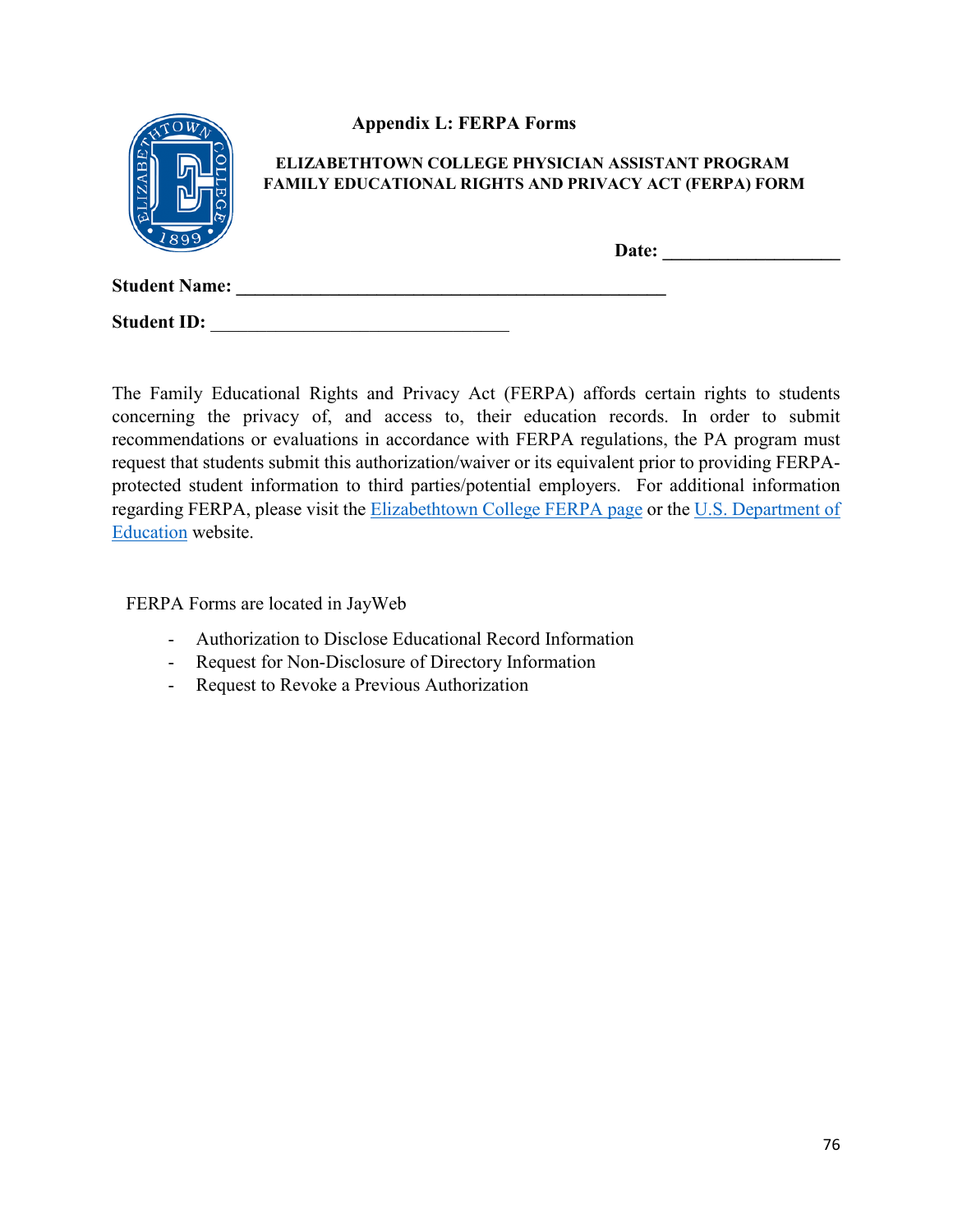## Appendix L: FERPA Forms

**ELIZABETHTOWN COLLEGE PHYSICIAN ASSISTANT PROGRAM**
**FAMILY EDUCATIONAL RIGHTS AND PRIVACY ACT (FERPA) FORM**

**Date:** ___________________

**Student Name:** _______________________________________________

**Student ID:** _________________________________

The Family Educational Rights and Privacy Act (FERPA) affords certain rights to students concerning the privacy of, and access to, their education records. In order to submit recommendations or evaluations in accordance with FERPA regulations, the PA program must request that students submit this authorization/waiver or its equivalent prior to providing FERPA-protected student information to third parties/potential employers. For additional information regarding FERPA, please visit the Elizabethtown College FERPA page or the U.S. Department of Education website.

FERPA Forms are located in JayWeb

- Authorization to Disclose Educational Record Information
- Request for Non-Disclosure of Directory Information
- Request to Revoke a Previous Authorization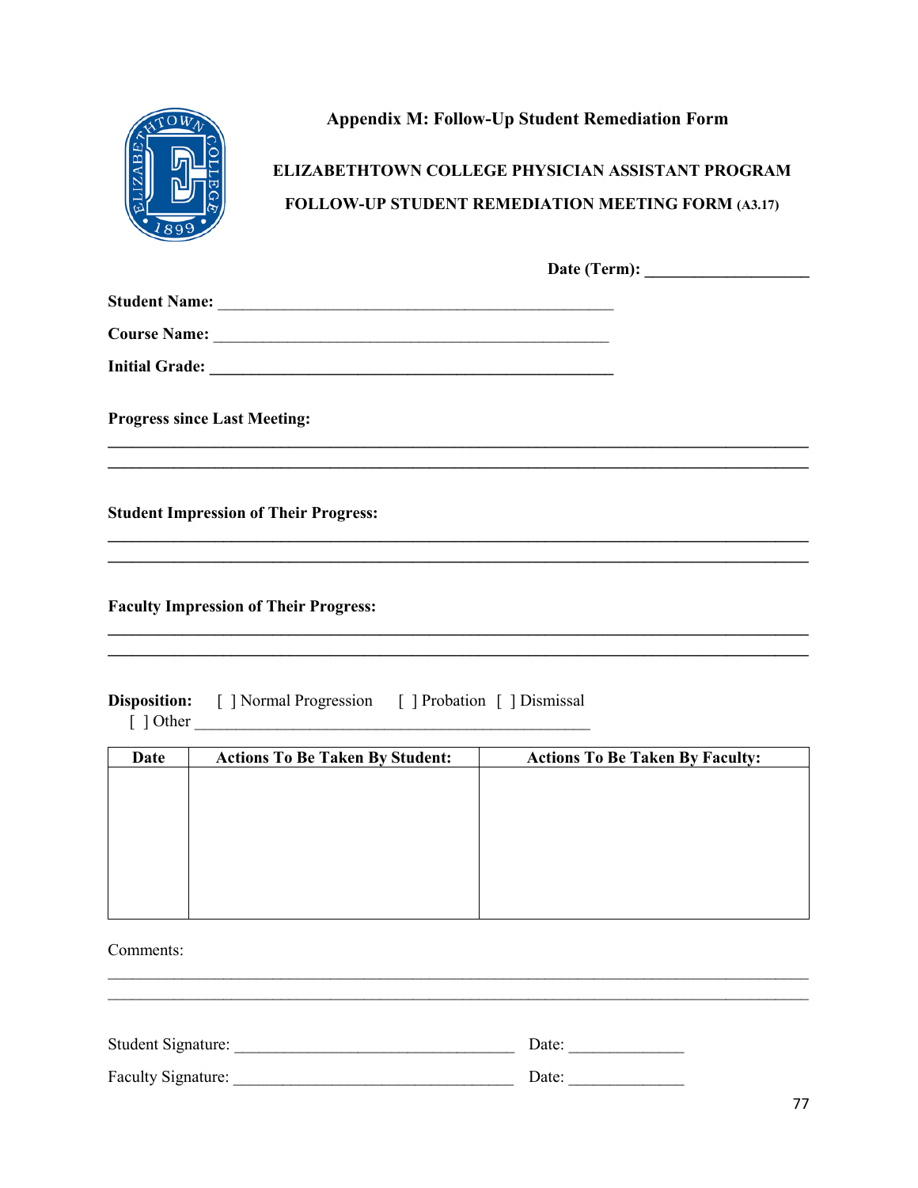## Appendix M: Follow-Up Student Remediation Form

**ELIZABETHTOWN COLLEGE PHYSICIAN ASSISTANT PROGRAM**

**FOLLOW-UP STUDENT REMEDIATION MEETING FORM (A3.17)**

**Date (Term):** ____________________

**Student Name:** __________________________________________________

**Course Name:** __________________________________________________

**Initial Grade:** __________________________________________________

**Progress since Last Meeting:**

________________________________________________________________________________
________________________________________________________________________________

**Student Impression of Their Progress:**

________________________________________________________________________________
________________________________________________________________________________

**Faculty Impression of Their Progress:**

________________________________________________________________________________
________________________________________________________________________________

**Disposition:** [ ] Normal Progression [ ] Probation [ ] Dismissal
[ ] Other __________________________________________________

| Date | Actions To Be Taken By Student: | Actions To Be Taken By Faculty: |
|---|---|---|
| | | |

Comments:

________________________________________________________________________________
________________________________________________________________________________

Student Signature: ___________________________________ Date: ______________

Faculty Signature: ___________________________________ Date: ______________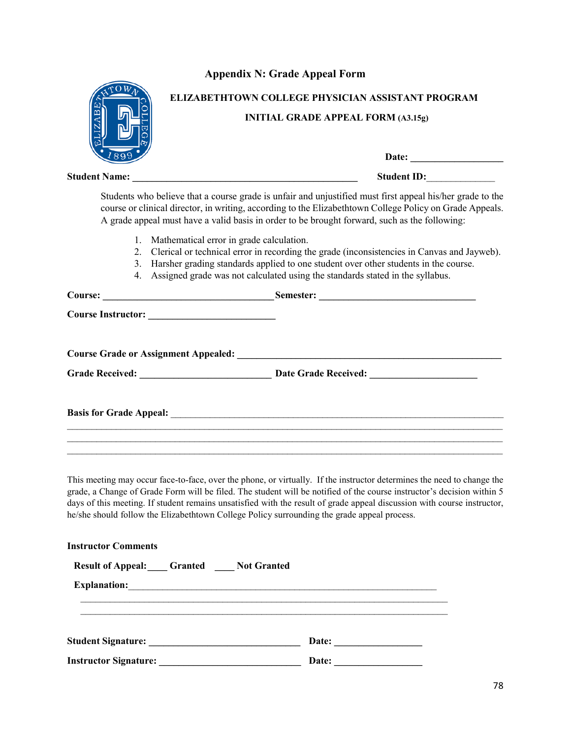## Appendix N: Grade Appeal Form

**ELIZABETHTOWN COLLEGE PHYSICIAN ASSISTANT PROGRAM**

**INITIAL GRADE APPEAL FORM (A3.15g)**

**Date:** ____________________

**Student Name:** ______________________________________________ **Student ID:**______________

Students who believe that a course grade is unfair and unjustified must first appeal his/her grade to the course or clinical director, in writing, according to the Elizabethtown College Policy on Grade Appeals. A grade appeal must have a valid basis in order to be brought forward, such as the following:

1. Mathematical error in grade calculation.
2. Clerical or technical error in recording the grade (inconsistencies in Canvas and Jayweb).
3. Harsher grading standards applied to one student over other students in the course.
4. Assigned grade was not calculated using the standards stated in the syllabus.

**Course:** ___________________________________ **Semester:** _________________________________

**Course Instructor:** ___________________________

**Course Grade or Assignment Appealed:** _______________________________________________________

**Grade Received:** ____________________________ **Date Grade Received:** ______________________

**Basis for Grade Appeal:** _________________________________________________________________

_______________________________________________________________________________________

_______________________________________________________________________________________

_______________________________________________________________________________________

This meeting may occur face-to-face, over the phone, or virtually. If the instructor determines the need to change the grade, a Change of Grade Form will be filed. The student will be notified of the course instructor's decision within 5 days of this meeting. If student remains unsatisfied with the result of grade appeal discussion with course instructor, he/she should follow the Elizabethtown College Policy surrounding the grade appeal process.

**Instructor Comments**

**Result of Appeal:**____ **Granted** ____ **Not Granted**

**Explanation:**_______________________________________________________________

_______________________________________________________________________________

_______________________________________________________________________________

**Student Signature:** _______________________________ **Date:** __________________

**Instructor Signature:** _____________________________ **Date:** __________________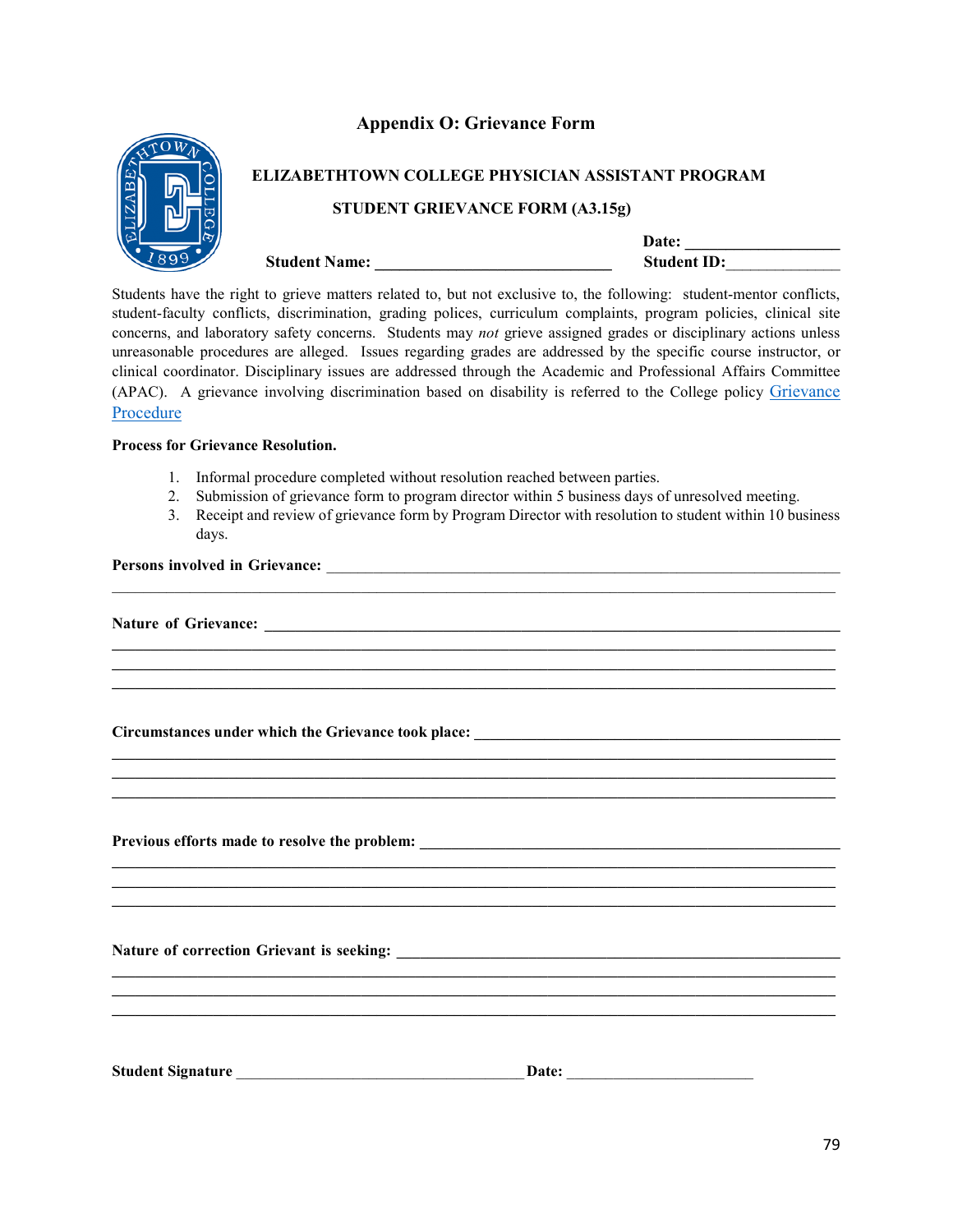# Appendix O: Grievance Form

**ELIZABETHTOWN COLLEGE PHYSICIAN ASSISTANT PROGRAM**

**STUDENT GRIEVANCE FORM (A3.15g)**

**Date:** ____________________

**Student Name:** ______________________________ **Student ID:**______________

Students have the right to grieve matters related to, but not exclusive to, the following: student-mentor conflicts, student-faculty conflicts, discrimination, grading polices, curriculum complaints, program policies, clinical site concerns, and laboratory safety concerns. Students may *not* grieve assigned grades or disciplinary actions unless unreasonable procedures are alleged. Issues regarding grades are addressed by the specific course instructor, or clinical coordinator. Disciplinary issues are addressed through the Academic and Professional Affairs Committee (APAC). A grievance involving discrimination based on disability is referred to the College policy Grievance Procedure

**Process for Grievance Resolution.**

1. Informal procedure completed without resolution reached between parties.
2. Submission of grievance form to program director within 5 business days of unresolved meeting.
3. Receipt and review of grievance form by Program Director with resolution to student within 10 business days.

**Persons involved in Grievance:** ____________________________________________________________
______________________________________________________________________________________

**Nature of Grievance:** ________________________________________________________________
______________________________________________________________________________________
______________________________________________________________________________________
______________________________________________________________________________________

**Circumstances under which the Grievance took place:** ________________________________________
______________________________________________________________________________________
______________________________________________________________________________________
______________________________________________________________________________________

**Previous efforts made to resolve the problem:** ______________________________________________
______________________________________________________________________________________
______________________________________________________________________________________
______________________________________________________________________________________

**Nature of correction Grievant is seeking:** _________________________________________________
______________________________________________________________________________________
______________________________________________________________________________________
______________________________________________________________________________________

**Student Signature** ____________________________________ **Date:** _________________________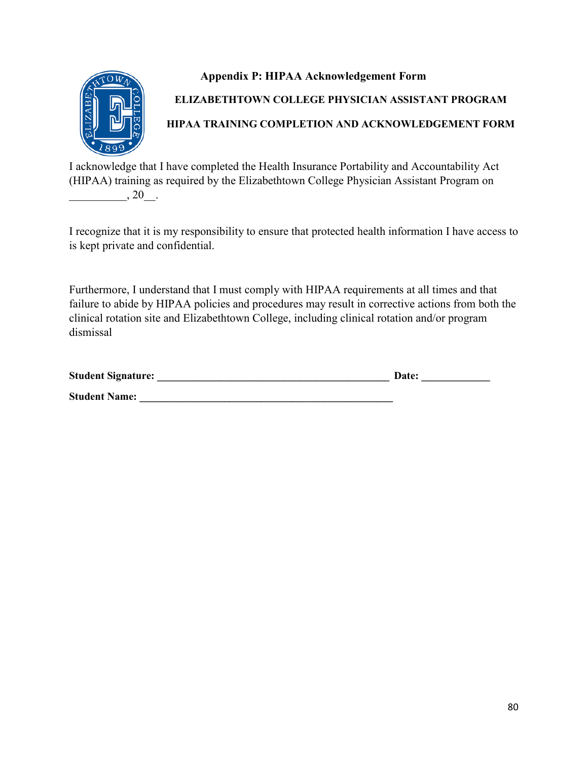## Appendix P: HIPAA Acknowledgement Form

**ELIZABETHTOWN COLLEGE PHYSICIAN ASSISTANT PROGRAM**

**HIPAA TRAINING COMPLETION AND ACKNOWLEDGEMENT FORM**

I acknowledge that I have completed the Health Insurance Portability and Accountability Act (HIPAA) training as required by the Elizabethtown College Physician Assistant Program on __________, 20__.

I recognize that it is my responsibility to ensure that protected health information I have access to is kept private and confidential.

Furthermore, I understand that I must comply with HIPAA requirements at all times and that failure to abide by HIPAA policies and procedures may result in corrective actions from both the clinical rotation site and Elizabethtown College, including clinical rotation and/or program dismissal

**Student Signature:** ____________________________________________ **Date:** _____________

**Student Name:** ________________________________________________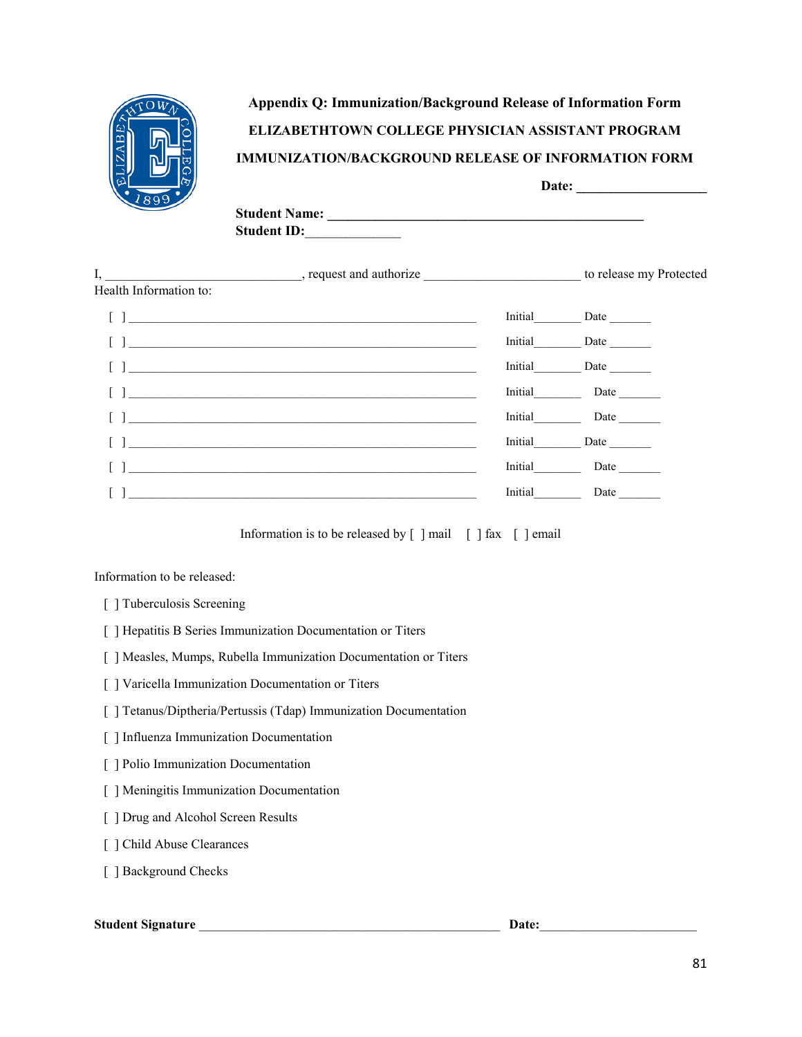# Appendix Q: Immunization/Background Release of Information Form

**ELIZABETHTOWN COLLEGE PHYSICIAN ASSISTANT PROGRAM**

**IMMUNIZATION/BACKGROUND RELEASE OF INFORMATION FORM**

**Date: ___________________**

**Student Name: ______________________________________________**
**Student ID:**______________

I, ______________________________, request and authorize ________________________ to release my Protected Health Information to:

[ ] ____________________________________________________ Initial________ Date _______

[ ] ____________________________________________________ Initial________ Date _______

[ ] ____________________________________________________ Initial________ Date _______

[ ] ____________________________________________________ Initial________ Date _______

[ ] ____________________________________________________ Initial________ Date _______

[ ] ____________________________________________________ Initial________ Date _______

[ ] ____________________________________________________ Initial________ Date _______

[ ] ____________________________________________________ Initial________ Date _______

Information is to be released by [ ] mail [ ] fax [ ] email

Information to be released:

[ ] Tuberculosis Screening

[ ] Hepatitis B Series Immunization Documentation or Titers

[ ] Measles, Mumps, Rubella Immunization Documentation or Titers

[ ] Varicella Immunization Documentation or Titers

[ ] Tetanus/Diptheria/Pertussis (Tdap) Immunization Documentation

[ ] Influenza Immunization Documentation

[ ] Polio Immunization Documentation

[ ] Meningitis Immunization Documentation

[ ] Drug and Alcohol Screen Results

[ ] Child Abuse Clearances

[ ] Background Checks

**Student Signature** ____________________________________________ **Date:**_______________________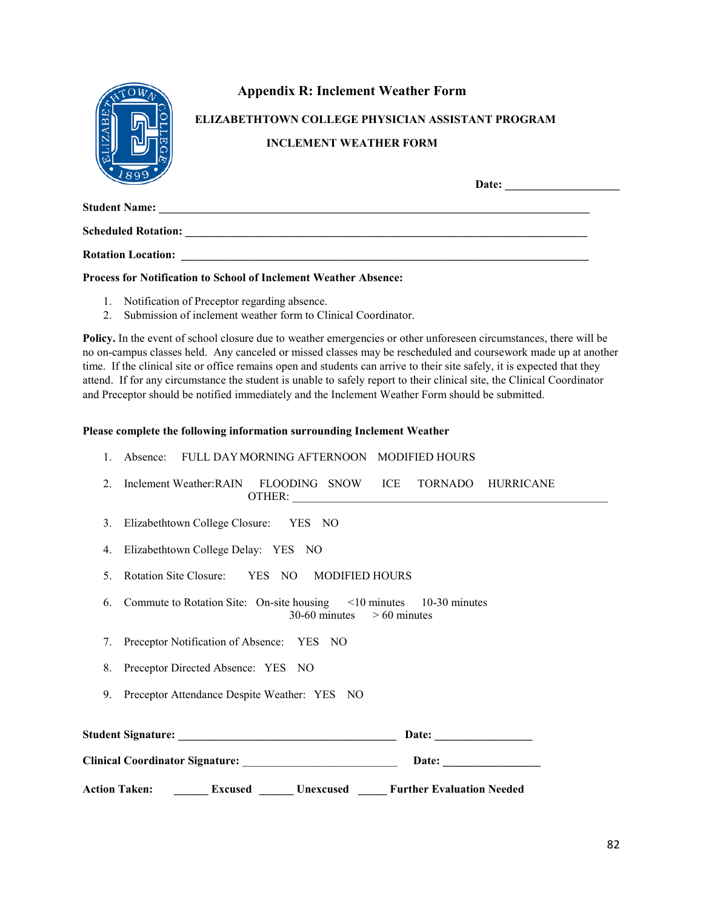# Appendix R: Inclement Weather Form

**ELIZABETHTOWN COLLEGE PHYSICIAN ASSISTANT PROGRAM**

**INCLEMENT WEATHER FORM**

**Date:** ____________________

**Student Name:** ______________________________________________________________________________

**Scheduled Rotation:** __________________________________________________________________________

**Rotation Location:** __________________________________________________________________________

**Process for Notification to School of Inclement Weather Absence:**

1. Notification of Preceptor regarding absence.
2. Submission of inclement weather form to Clinical Coordinator.

**Policy.** In the event of school closure due to weather emergencies or other unforeseen circumstances, there will be no on-campus classes held. Any canceled or missed classes may be rescheduled and coursework made up at another time. If the clinical site or office remains open and students can arrive to their site safely, it is expected that they attend. If for any circumstance the student is unable to safely report to their clinical site, the Clinical Coordinator and Preceptor should be notified immediately and the Inclement Weather Form should be submitted.

**Please complete the following information surrounding Inclement Weather**

1. Absence: FULL DAY MORNING AFTERNOON MODIFIED HOURS
2. Inclement Weather: RAIN FLOODING SNOW ICE TORNADO HURRICANE
   OTHER: ________________________________________________________
3. Elizabethtown College Closure: YES NO
4. Elizabethtown College Delay: YES NO
5. Rotation Site Closure: YES NO MODIFIED HOURS
6. Commute to Rotation Site: On-site housing <10 minutes 10-30 minutes
   30-60 minutes > 60 minutes
7. Preceptor Notification of Absence: YES NO
8. Preceptor Directed Absence: YES NO
9. Preceptor Attendance Despite Weather: YES NO

**Student Signature:** ________________________________________ **Date:** _________________

**Clinical Coordinator Signature:** ___________________________ **Date:** _________________

**Action Taken:** ______ **Excused** ______ **Unexcused** _____ **Further Evaluation Needed**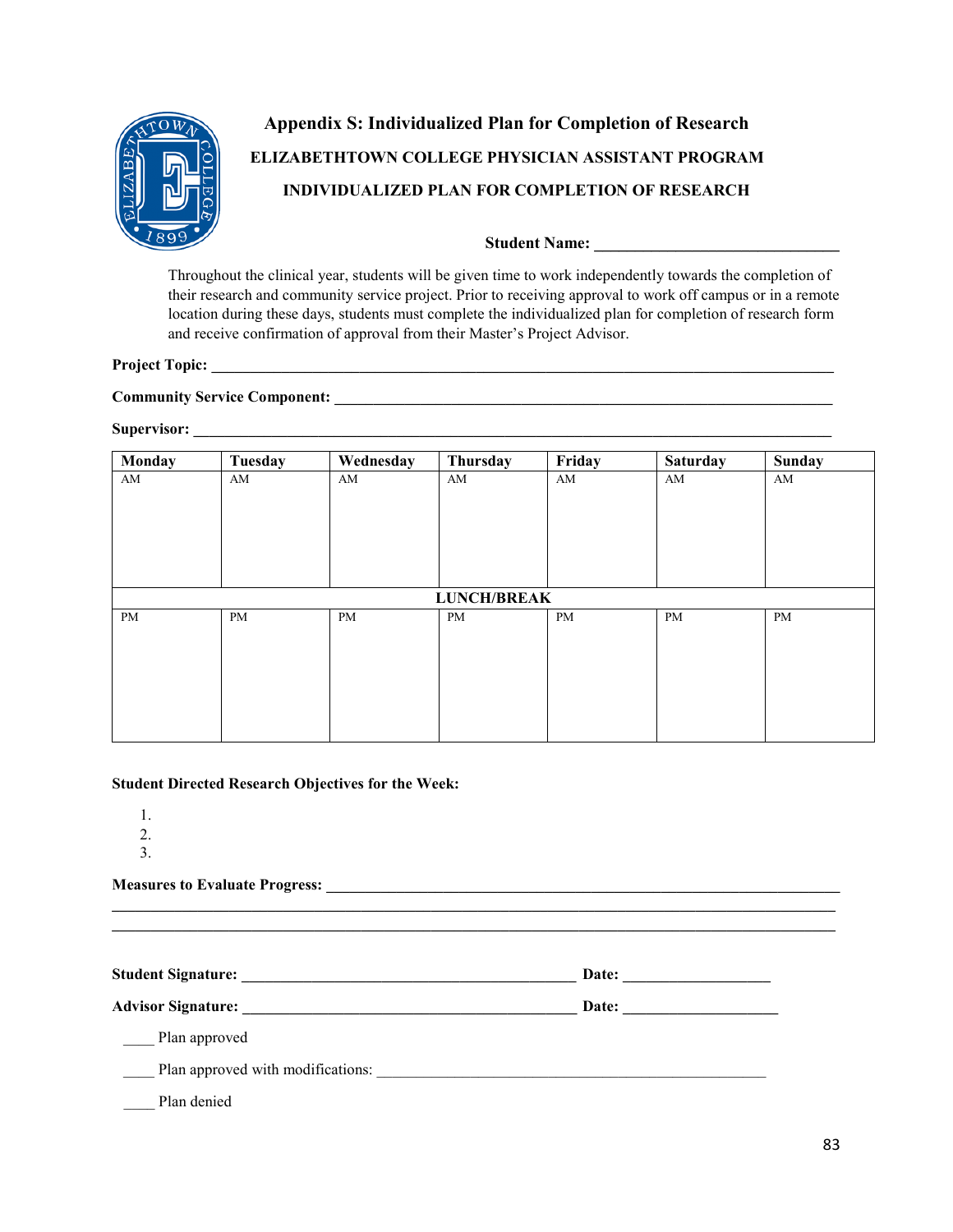# Appendix S: Individualized Plan for Completion of Research

**ELIZABETHTOWN COLLEGE PHYSICIAN ASSISTANT PROGRAM**

**INDIVIDUALIZED PLAN FOR COMPLETION OF RESEARCH**

**Student Name:** ______________________________

Throughout the clinical year, students will be given time to work independently towards the completion of their research and community service project. Prior to receiving approval to work off campus or in a remote location during these days, students must complete the individualized plan for completion of research form and receive confirmation of approval from their Master's Project Advisor.

**Project Topic:** ________________________________________________________________________________

**Community Service Component:** ____________________________________________________________

**Supervisor:** __________________________________________________________________________________

| Monday | Tuesday | Wednesday | Thursday | Friday | Saturday | Sunday |
|---|---|---|---|---|---|---|
| AM | AM | AM | AM | AM | AM | AM |
| | | | **LUNCH/BREAK** | | | |
| PM | PM | PM | PM | PM | PM | PM |

**Student Directed Research Objectives for the Week:**

1.
2.
3.

**Measures to Evaluate Progress:** ____________________________________________________________________
____________________________________________________________________________________________
____________________________________________________________________________________________

**Student Signature:** ________________________________________ **Date:** __________________

**Advisor Signature:** ________________________________________ **Date:** ___________________

____ Plan approved

____ Plan approved with modifications: ________________________________________________

____ Plan denied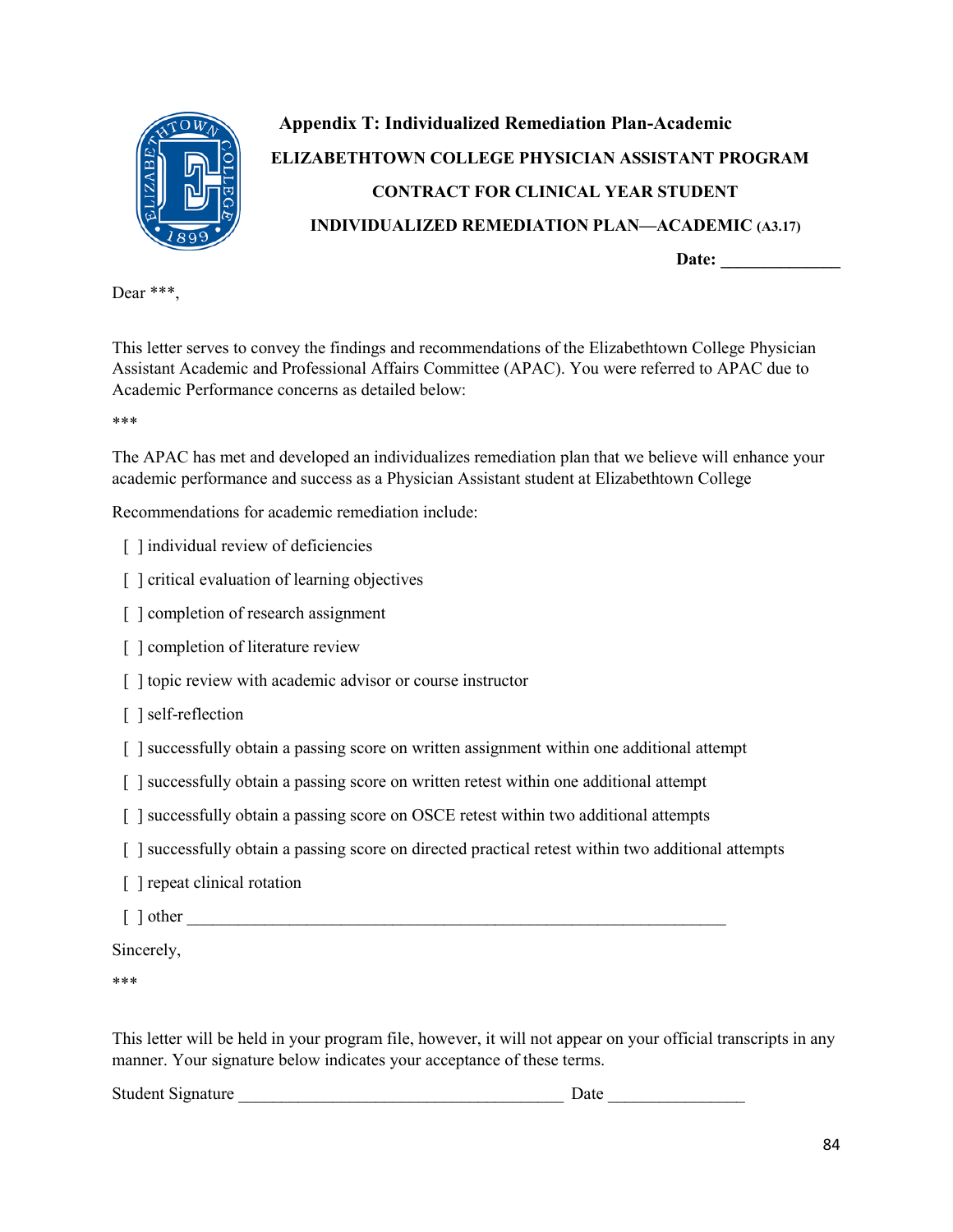# Appendix T: Individualized Remediation Plan-Academic

**ELIZABETHTOWN COLLEGE PHYSICIAN ASSISTANT PROGRAM**

**CONTRACT FOR CLINICAL YEAR STUDENT**

**INDIVIDUALIZED REMEDIATION PLAN—ACADEMIC (A3.17)**

**Date: _____________**

Dear ***,

This letter serves to convey the findings and recommendations of the Elizabethtown College Physician Assistant Academic and Professional Affairs Committee (APAC). You were referred to APAC due to Academic Performance concerns as detailed below:

***

The APAC has met and developed an individualizes remediation plan that we believe will enhance your academic performance and success as a Physician Assistant student at Elizabethtown College

Recommendations for academic remediation include:

[ ] individual review of deficiencies

[ ] critical evaluation of learning objectives

[ ] completion of research assignment

[ ] completion of literature review

[ ] topic review with academic advisor or course instructor

[ ] self-reflection

[ ] successfully obtain a passing score on written assignment within one additional attempt

[ ] successfully obtain a passing score on written retest within one additional attempt

[ ] successfully obtain a passing score on OSCE retest within two additional attempts

[ ] successfully obtain a passing score on directed practical retest within two additional attempts

[ ] repeat clinical rotation

[ ] other ____________________________________________________________

Sincerely,

***

This letter will be held in your program file, however, it will not appear on your official transcripts in any manner. Your signature below indicates your acceptance of these terms.

Student Signature ____________________________________ Date _______________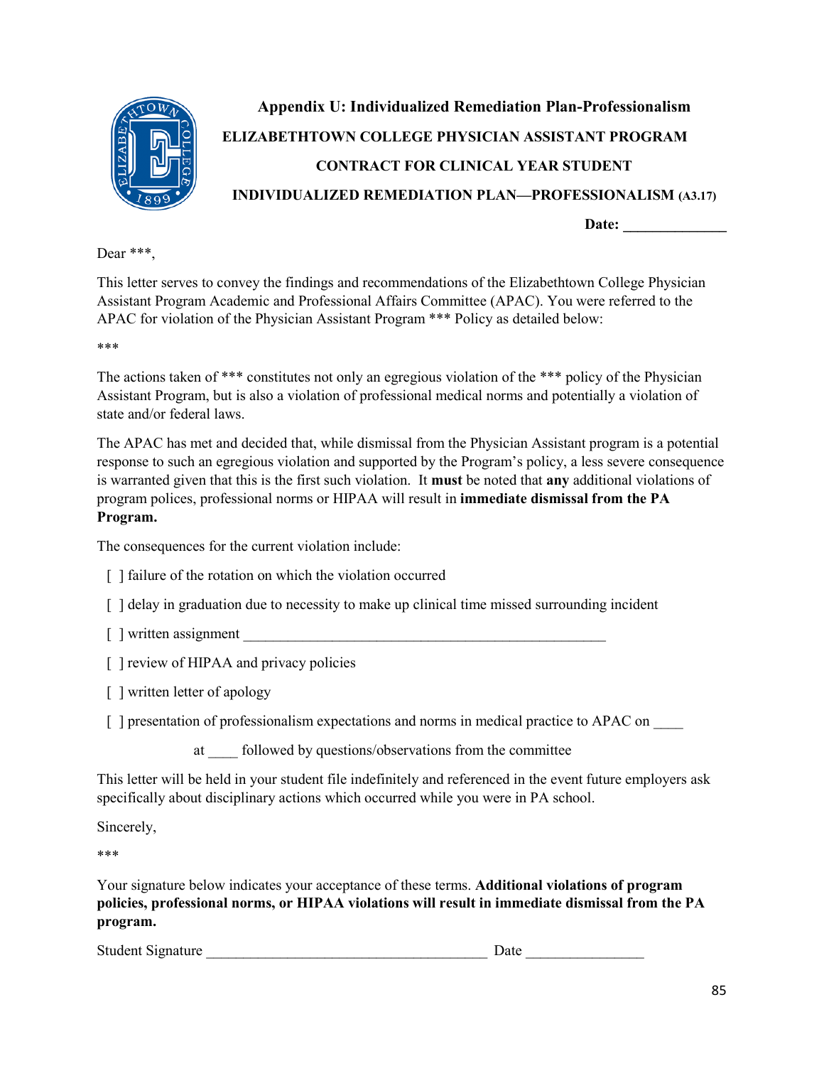# Appendix U: Individualized Remediation Plan-Professionalism

## ELIZABETHTOWN COLLEGE PHYSICIAN ASSISTANT PROGRAM

## CONTRACT FOR CLINICAL YEAR STUDENT

## INDIVIDUALIZED REMEDIATION PLAN—PROFESSIONALISM (A3.17)

**Date: _____________**

Dear ***,

This letter serves to convey the findings and recommendations of the Elizabethtown College Physician Assistant Program Academic and Professional Affairs Committee (APAC). You were referred to the APAC for violation of the Physician Assistant Program *** Policy as detailed below:

***

The actions taken of *** constitutes not only an egregious violation of the *** policy of the Physician Assistant Program, but is also a violation of professional medical norms and potentially a violation of state and/or federal laws.

The APAC has met and decided that, while dismissal from the Physician Assistant program is a potential response to such an egregious violation and supported by the Program's policy, a less severe consequence is warranted given that this is the first such violation. It **must** be noted that **any** additional violations of program polices, professional norms or HIPAA will result in **immediate dismissal from the PA Program.**

The consequences for the current violation include:

- [ ] failure of the rotation on which the violation occurred
- [ ] delay in graduation due to necessity to make up clinical time missed surrounding incident
- [ ] written assignment _______________________________________________
- [ ] review of HIPAA and privacy policies
- [ ] written letter of apology
- [ ] presentation of professionalism expectations and norms in medical practice to APAC on ____ at ____ followed by questions/observations from the committee

This letter will be held in your student file indefinitely and referenced in the event future employers ask specifically about disciplinary actions which occurred while you were in PA school.

Sincerely,

***

Your signature below indicates your acceptance of these terms. **Additional violations of program policies, professional norms, or HIPAA violations will result in immediate dismissal from the PA program.**

Student Signature ____________________________________ Date _______________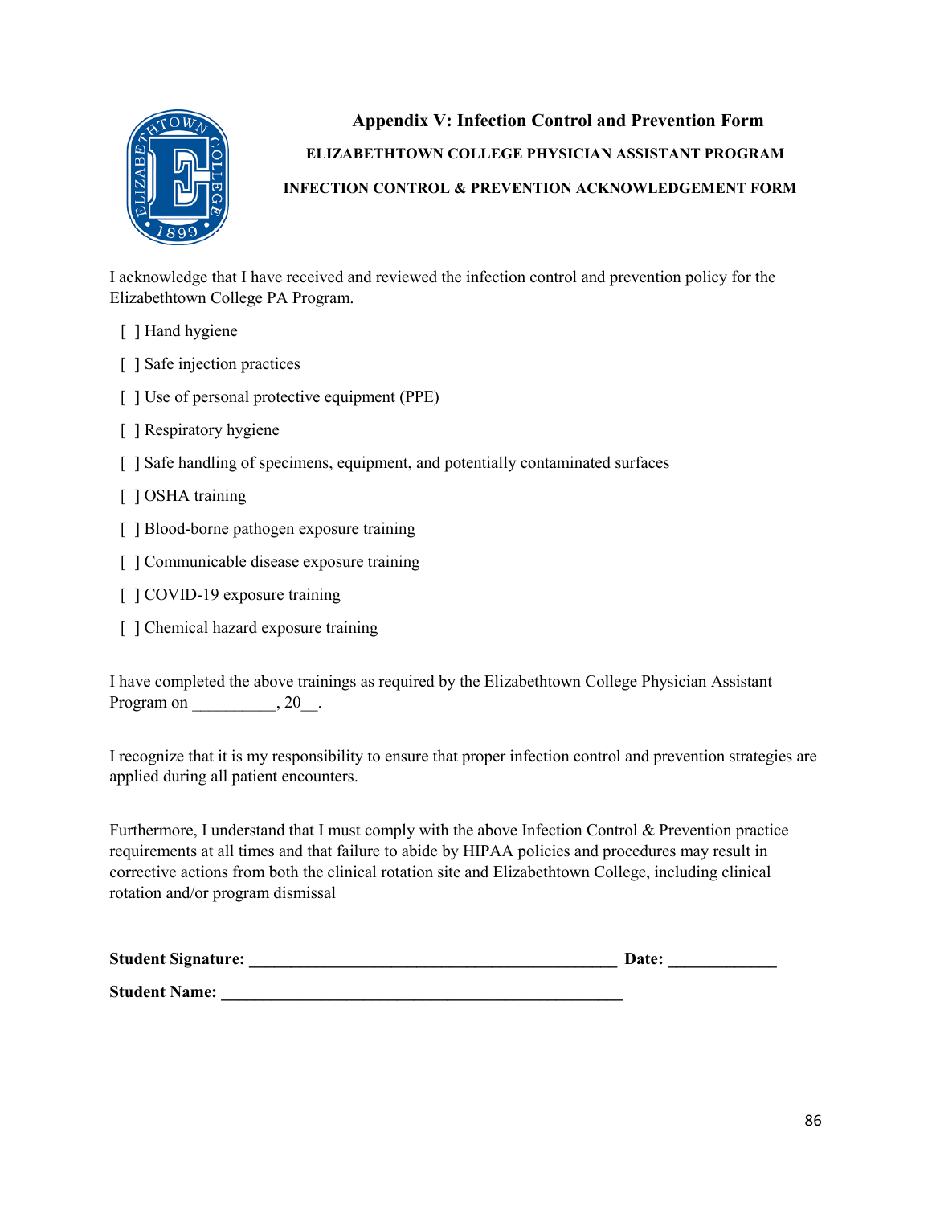# Appendix V: Infection Control and Prevention Form

**ELIZABETHTOWN COLLEGE PHYSICIAN ASSISTANT PROGRAM**

**INFECTION CONTROL & PREVENTION ACKNOWLEDGEMENT FORM**

I acknowledge that I have received and reviewed the infection control and prevention policy for the Elizabethtown College PA Program.

- [ ] Hand hygiene
- [ ] Safe injection practices
- [ ] Use of personal protective equipment (PPE)
- [ ] Respiratory hygiene
- [ ] Safe handling of specimens, equipment, and potentially contaminated surfaces
- [ ] OSHA training
- [ ] Blood-borne pathogen exposure training
- [ ] Communicable disease exposure training
- [ ] COVID-19 exposure training
- [ ] Chemical hazard exposure training

I have completed the above trainings as required by the Elizabethtown College Physician Assistant Program on __________, 20__.

I recognize that it is my responsibility to ensure that proper infection control and prevention strategies are applied during all patient encounters.

Furthermore, I understand that I must comply with the above Infection Control & Prevention practice requirements at all times and that failure to abide by HIPAA policies and procedures may result in corrective actions from both the clinical rotation site and Elizabethtown College, including clinical rotation and/or program dismissal

**Student Signature: ____________________________________________ Date: _____________**

**Student Name: ________________________________________________**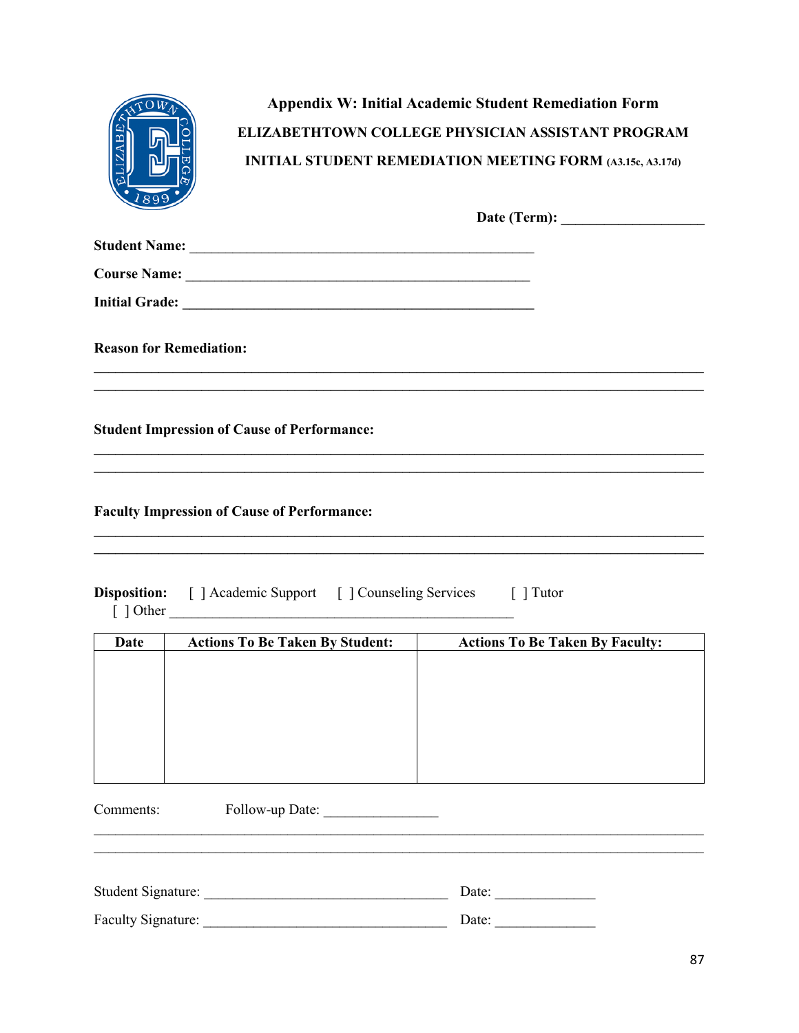# Appendix W: Initial Academic Student Remediation Form

**ELIZABETHTOWN COLLEGE PHYSICIAN ASSISTANT PROGRAM**

**INITIAL STUDENT REMEDIATION MEETING FORM (A3.15c, A3.17d)**

**Date (Term):** ____________________

**Student Name:** __________________________________________________

**Course Name:** __________________________________________________

**Initial Grade:** __________________________________________________

**Reason for Remediation:**

________________________________________________________________________________________

________________________________________________________________________________________

**Student Impression of Cause of Performance:**

________________________________________________________________________________________

________________________________________________________________________________________

**Faculty Impression of Cause of Performance:**

________________________________________________________________________________________

________________________________________________________________________________________

**Disposition:** [ ] Academic Support [ ] Counseling Services [ ] Tutor
[ ] Other __________________________________________________

| Date | Actions To Be Taken By Student: | Actions To Be Taken By Faculty: |
|---|---|---|
| | | |

Comments: Follow-up Date: ________________

________________________________________________________________________________________

________________________________________________________________________________________

Student Signature: ____________________________________ Date: ______________

Faculty Signature: ____________________________________ Date: ______________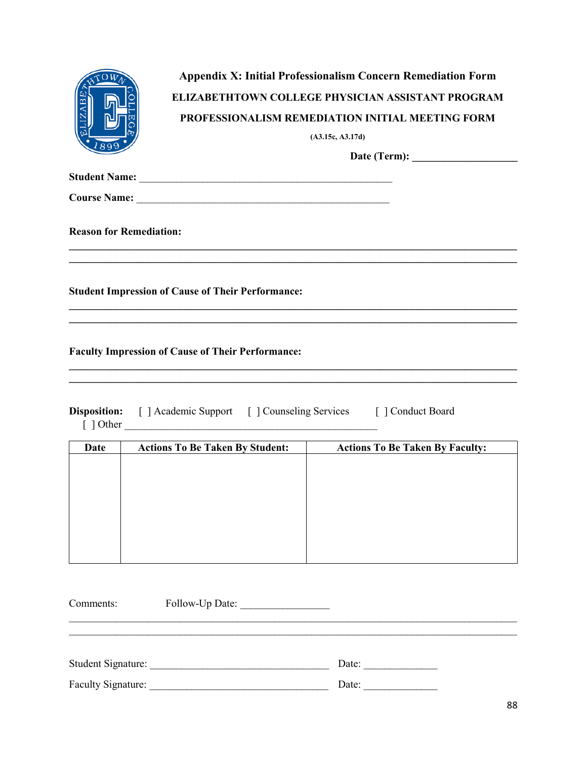# Appendix X: Initial Professionalism Concern Remediation Form

## ELIZABETHTOWN COLLEGE PHYSICIAN ASSISTANT PROGRAM

## PROFESSIONALISM REMEDIATION INITIAL MEETING FORM

**(A3.15c, A3.17d)**

**Date (Term): ___________________**

**Student Name:** _______________________________________________

**Course Name:** _______________________________________________

**Reason for Remediation:**

_______________________________________________________________________________

_______________________________________________________________________________

**Student Impression of Cause of Their Performance:**

_______________________________________________________________________________

_______________________________________________________________________________

**Faculty Impression of Cause of Their Performance:**

_______________________________________________________________________________

_______________________________________________________________________________

**Disposition:** [ ] Academic Support [ ] Counseling Services [ ] Conduct Board
[ ] Other _______________________________________________

| Date | Actions To Be Taken By Student: | Actions To Be Taken By Faculty: |
|---|---|---|
| | | |

Comments: Follow-Up Date: ________________

_______________________________________________________________________________

_______________________________________________________________________________

Student Signature: ________________________________ Date: ______________

Faculty Signature: ________________________________ Date: ______________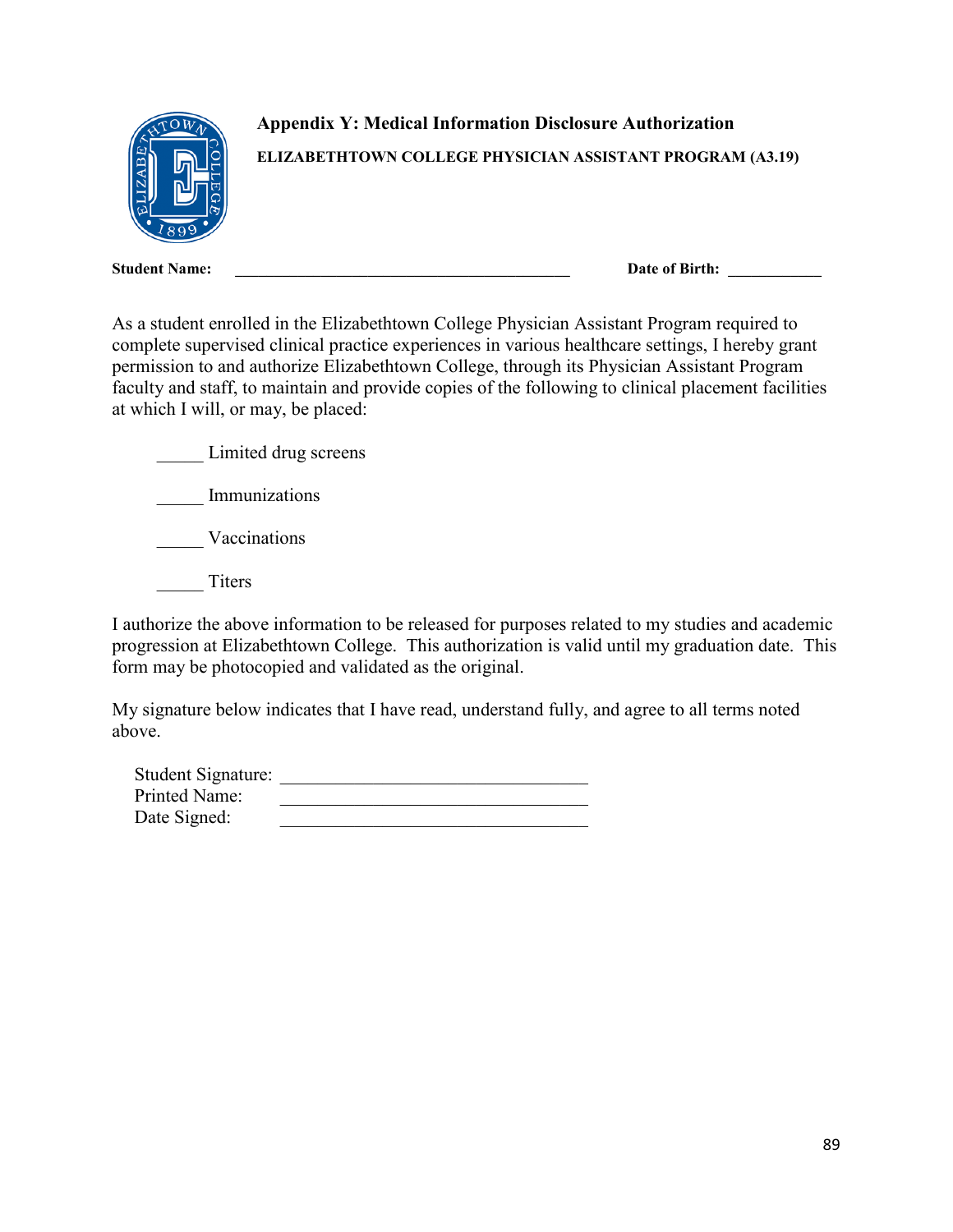## Appendix Y: Medical Information Disclosure Authorization

**ELIZABETHTOWN COLLEGE PHYSICIAN ASSISTANT PROGRAM (A3.19)**

**Student Name:** ___________________________________________ **Date of Birth:** ____________

As a student enrolled in the Elizabethtown College Physician Assistant Program required to complete supervised clinical practice experiences in various healthcare settings, I hereby grant permission to and authorize Elizabethtown College, through its Physician Assistant Program faculty and staff, to maintain and provide copies of the following to clinical placement facilities at which I will, or may, be placed:

_____ Limited drug screens

_____ Immunizations

_____ Vaccinations

_____ Titers

I authorize the above information to be released for purposes related to my studies and academic progression at Elizabethtown College. This authorization is valid until my graduation date. This form may be photocopied and validated as the original.

My signature below indicates that I have read, understand fully, and agree to all terms noted above.

Student Signature: ___________________________________

Printed Name: ___________________________________

Date Signed: ___________________________________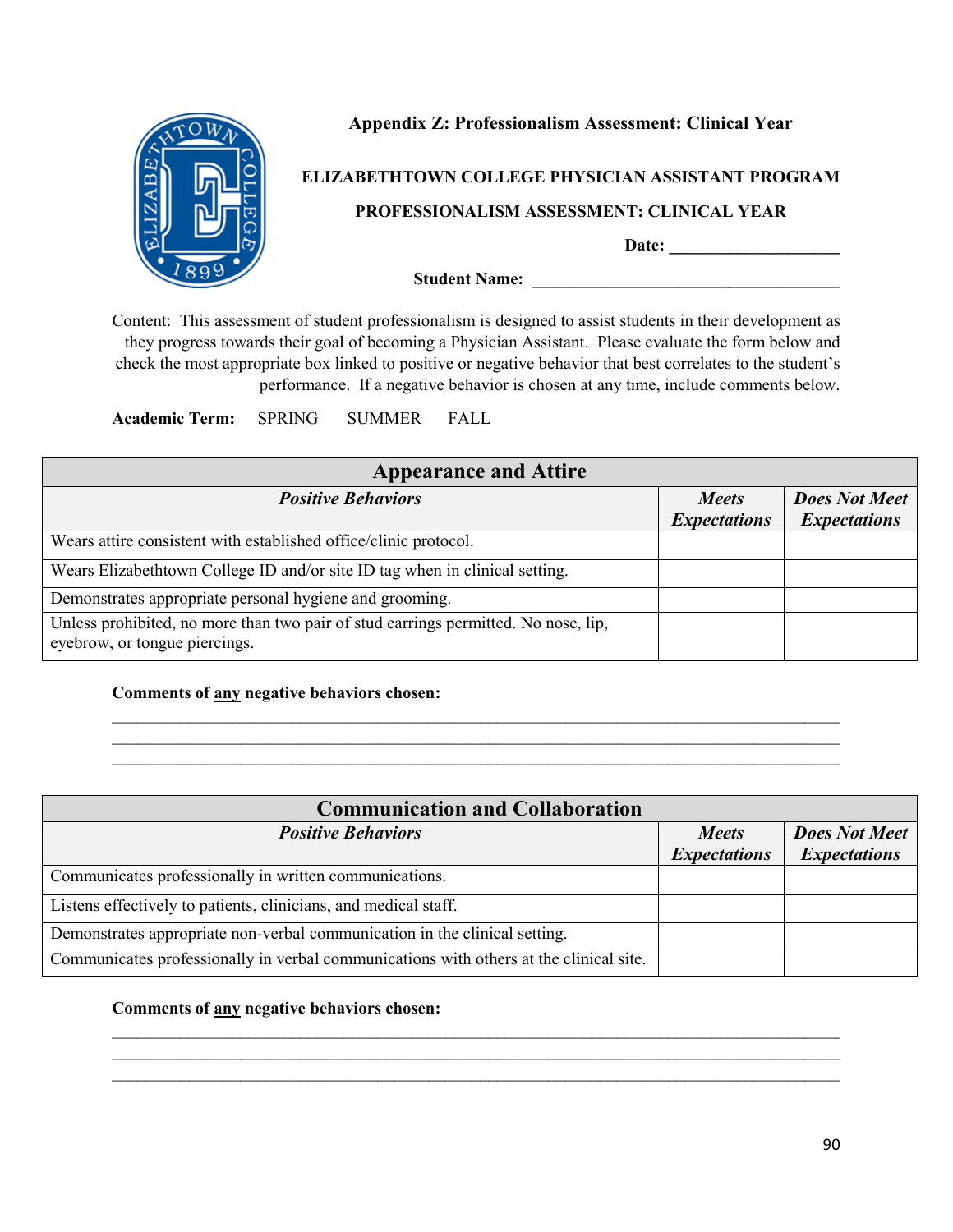## Appendix Z: Professionalism Assessment: Clinical Year

**ELIZABETHTOWN COLLEGE PHYSICIAN ASSISTANT PROGRAM**

**PROFESSIONALISM ASSESSMENT: CLINICAL YEAR**

**Date:** ____________________

**Student Name:** ____________________________________

Content: This assessment of student professionalism is designed to assist students in their development as they progress towards their goal of becoming a Physician Assistant. Please evaluate the form below and check the most appropriate box linked to positive or negative behavior that best correlates to the student's performance. If a negative behavior is chosen at any time, include comments below.

**Academic Term:** SPRING SUMMER FALL

| **Appearance and Attire** | | |
|---|---|---|
| ***Positive Behaviors*** | ***Meets Expectations*** | ***Does Not Meet Expectations*** |
| Wears attire consistent with established office/clinic protocol. | | |
| Wears Elizabethtown College ID and/or site ID tag when in clinical setting. | | |
| Demonstrates appropriate personal hygiene and grooming. | | |
| Unless prohibited, no more than two pair of stud earrings permitted. No nose, lip, eyebrow, or tongue piercings. | | |

**Comments of <u>any</u> negative behaviors chosen:**

________________________________________________________________________________
________________________________________________________________________________
________________________________________________________________________________

| **Communication and Collaboration** | | |
|---|---|---|
| ***Positive Behaviors*** | ***Meets Expectations*** | ***Does Not Meet Expectations*** |
| Communicates professionally in written communications. | | |
| Listens effectively to patients, clinicians, and medical staff. | | |
| Demonstrates appropriate non-verbal communication in the clinical setting. | | |
| Communicates professionally in verbal communications with others at the clinical site. | | |

**Comments of <u>any</u> negative behaviors chosen:**

________________________________________________________________________________
________________________________________________________________________________
________________________________________________________________________________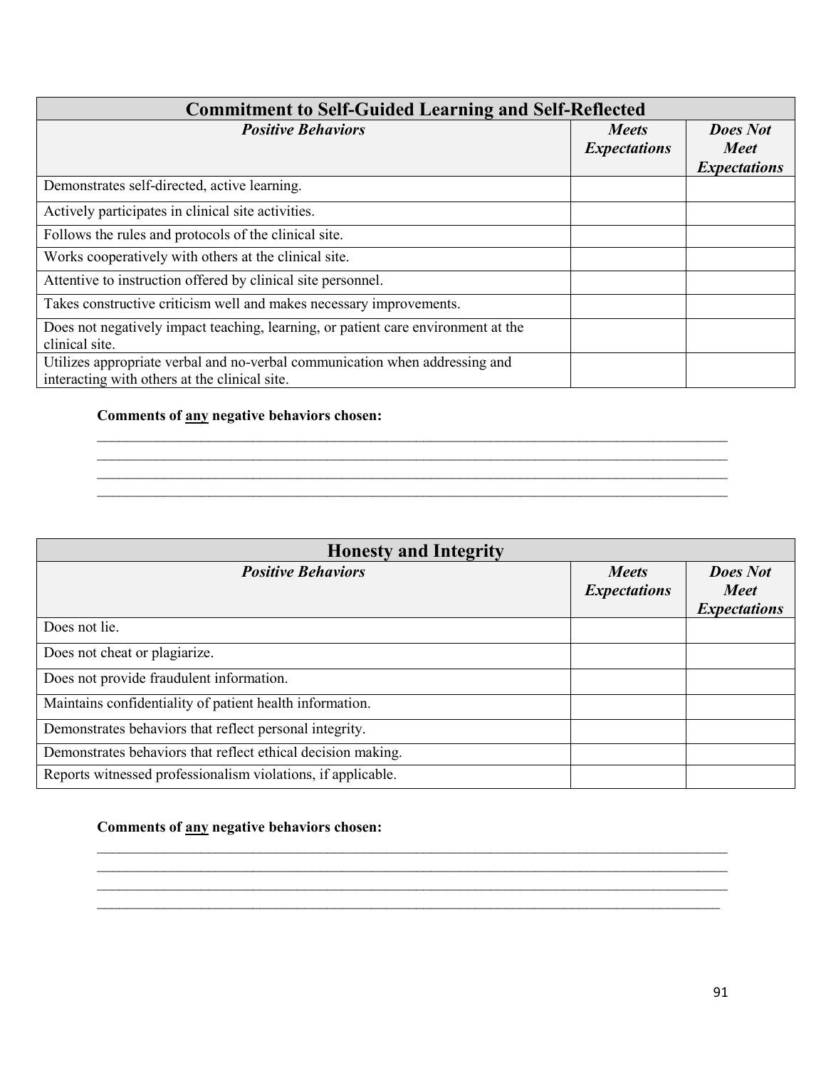| Commitment to Self-Guided Learning and Self-Reflected | | |
|---|---|---|
| ***Positive Behaviors*** | ***Meets Expectations*** | ***Does Not Meet Expectations*** |
| Demonstrates self-directed, active learning. | | |
| Actively participates in clinical site activities. | | |
| Follows the rules and protocols of the clinical site. | | |
| Works cooperatively with others at the clinical site. | | |
| Attentive to instruction offered by clinical site personnel. | | |
| Takes constructive criticism well and makes necessary improvements. | | |
| Does not negatively impact teaching, learning, or patient care environment at the clinical site. | | |
| Utilizes appropriate verbal and no-verbal communication when addressing and interacting with others at the clinical site. | | |

**Comments of <u>any</u> negative behaviors chosen:**

______________________________________________________________________________
______________________________________________________________________________
______________________________________________________________________________
______________________________________________________________________________

| Honesty and Integrity | | |
|---|---|---|
| ***Positive Behaviors*** | ***Meets Expectations*** | ***Does Not Meet Expectations*** |
| Does not lie. | | |
| Does not cheat or plagiarize. | | |
| Does not provide fraudulent information. | | |
| Maintains confidentiality of patient health information. | | |
| Demonstrates behaviors that reflect personal integrity. | | |
| Demonstrates behaviors that reflect ethical decision making. | | |
| Reports witnessed professionalism violations, if applicable. | | |

**Comments of <u>any</u> negative behaviors chosen:**

______________________________________________________________________________
______________________________________________________________________________
______________________________________________________________________________
______________________________________________________________________________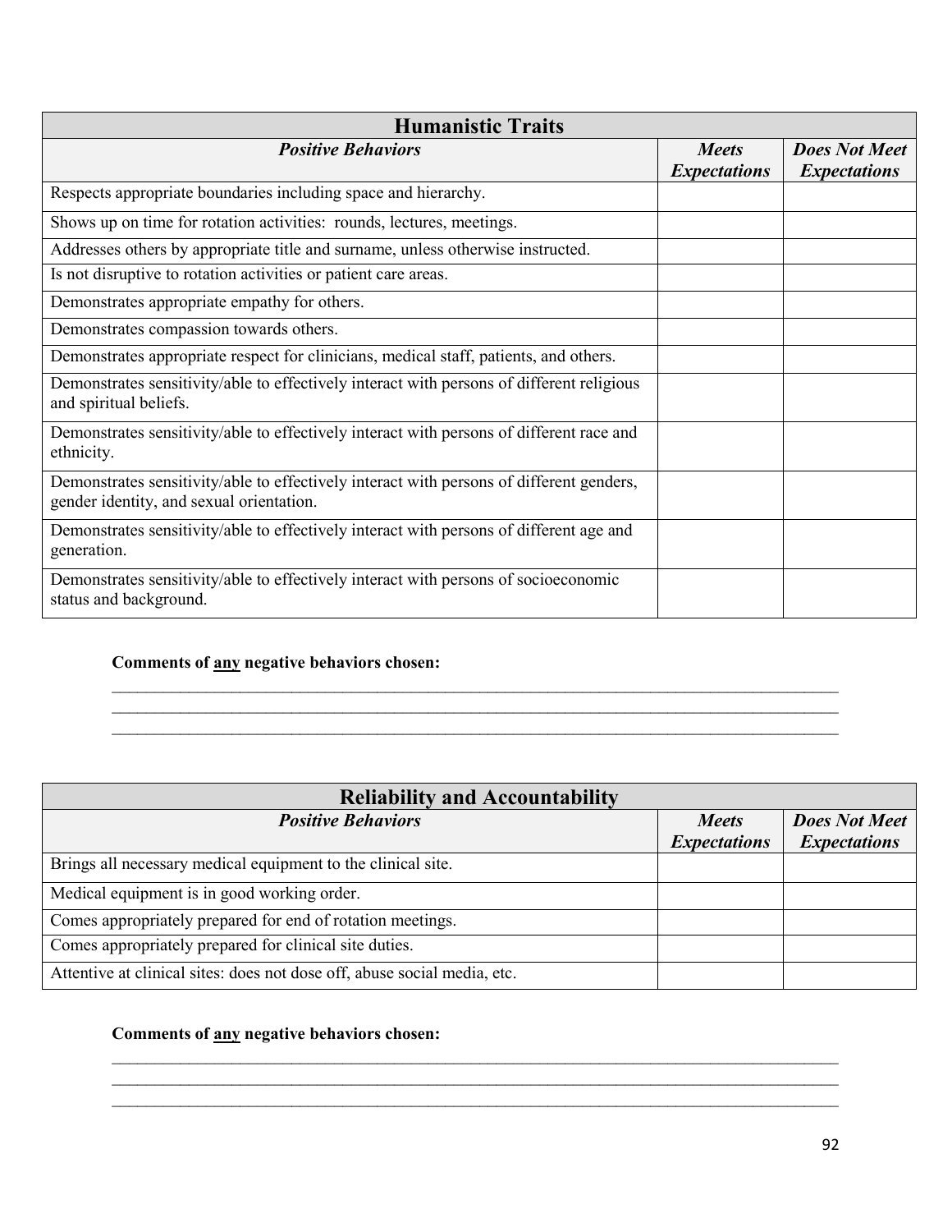| Humanistic Traits | | |
|---|---|---|
| ***Positive Behaviors*** | ***Meets Expectations*** | ***Does Not Meet Expectations*** |
| Respects appropriate boundaries including space and hierarchy. | | |
| Shows up on time for rotation activities: rounds, lectures, meetings. | | |
| Addresses others by appropriate title and surname, unless otherwise instructed. | | |
| Is not disruptive to rotation activities or patient care areas. | | |
| Demonstrates appropriate empathy for others. | | |
| Demonstrates compassion towards others. | | |
| Demonstrates appropriate respect for clinicians, medical staff, patients, and others. | | |
| Demonstrates sensitivity/able to effectively interact with persons of different religious and spiritual beliefs. | | |
| Demonstrates sensitivity/able to effectively interact with persons of different race and ethnicity. | | |
| Demonstrates sensitivity/able to effectively interact with persons of different genders, gender identity, and sexual orientation. | | |
| Demonstrates sensitivity/able to effectively interact with persons of different age and generation. | | |
| Demonstrates sensitivity/able to effectively interact with persons of socioeconomic status and background. | | |

**Comments of <u>any</u> negative behaviors chosen:**

_______________________________________________________________________________

_______________________________________________________________________________

_______________________________________________________________________________

| Reliability and Accountability | | |
|---|---|---|
| ***Positive Behaviors*** | ***Meets Expectations*** | ***Does Not Meet Expectations*** |
| Brings all necessary medical equipment to the clinical site. | | |
| Medical equipment is in good working order. | | |
| Comes appropriately prepared for end of rotation meetings. | | |
| Comes appropriately prepared for clinical site duties. | | |
| Attentive at clinical sites: does not dose off, abuse social media, etc. | | |

**Comments of <u>any</u> negative behaviors chosen:**

_______________________________________________________________________________

_______________________________________________________________________________

_______________________________________________________________________________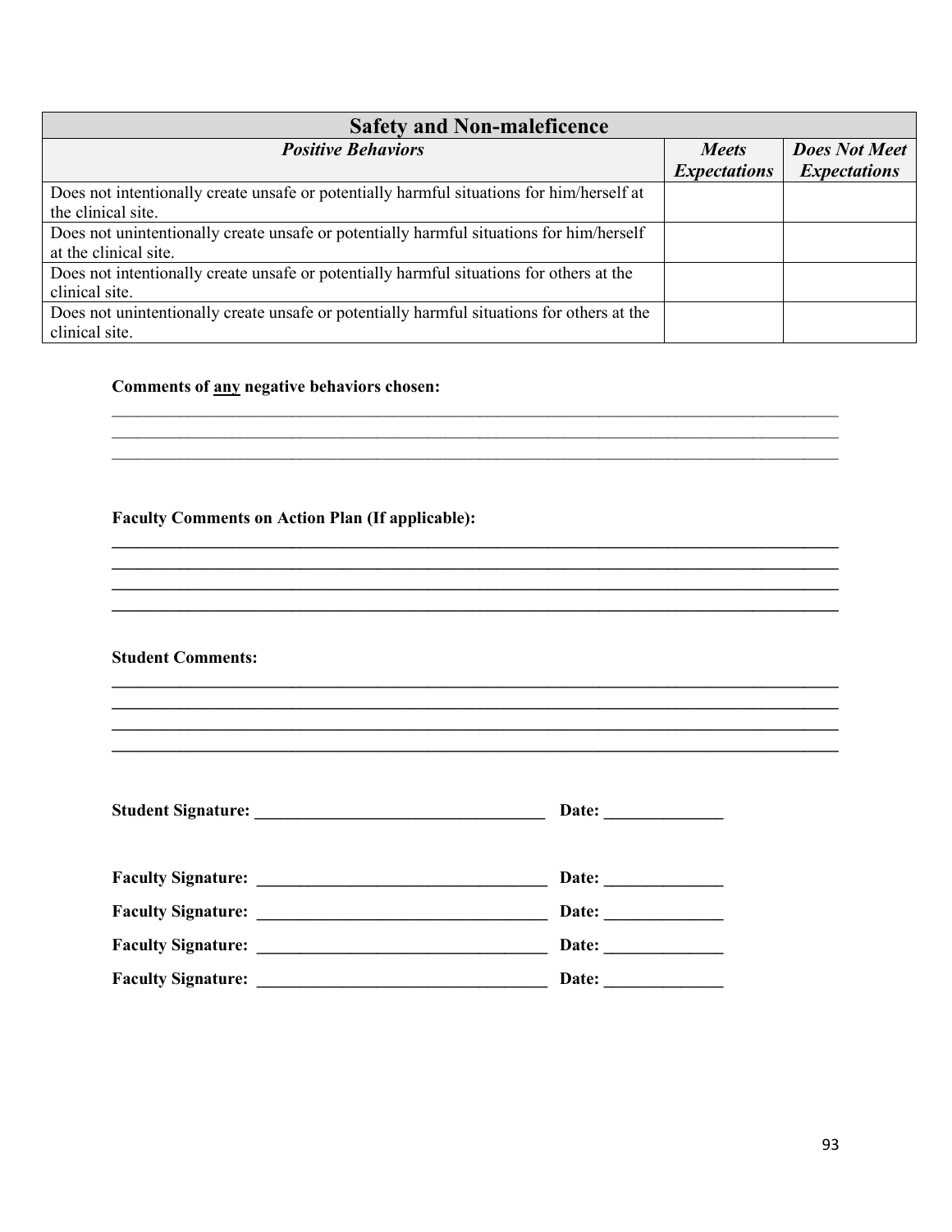| Safety and Non-maleficence | | |
|---|---|---|
| ***Positive Behaviors*** | ***Meets Expectations*** | ***Does Not Meet Expectations*** |
| Does not intentionally create unsafe or potentially harmful situations for him/herself at the clinical site. | | |
| Does not unintentionally create unsafe or potentially harmful situations for him/herself at the clinical site. | | |
| Does not intentionally create unsafe or potentially harmful situations for others at the clinical site. | | |
| Does not unintentionally create unsafe or potentially harmful situations for others at the clinical site. | | |

**Comments of <u>any</u> negative behaviors chosen:**

______________________________________________________________________________________
______________________________________________________________________________________
______________________________________________________________________________________

**Faculty Comments on Action Plan (If applicable):**

______________________________________________________________________________________
______________________________________________________________________________________
______________________________________________________________________________________
______________________________________________________________________________________

**Student Comments:**

______________________________________________________________________________________
______________________________________________________________________________________
______________________________________________________________________________________
______________________________________________________________________________________

**Student Signature: __________________________________ Date: ______________**

**Faculty Signature: __________________________________ Date: ______________**

**Faculty Signature: __________________________________ Date: ______________**

**Faculty Signature: __________________________________ Date: ______________**

**Faculty Signature: __________________________________ Date: ______________**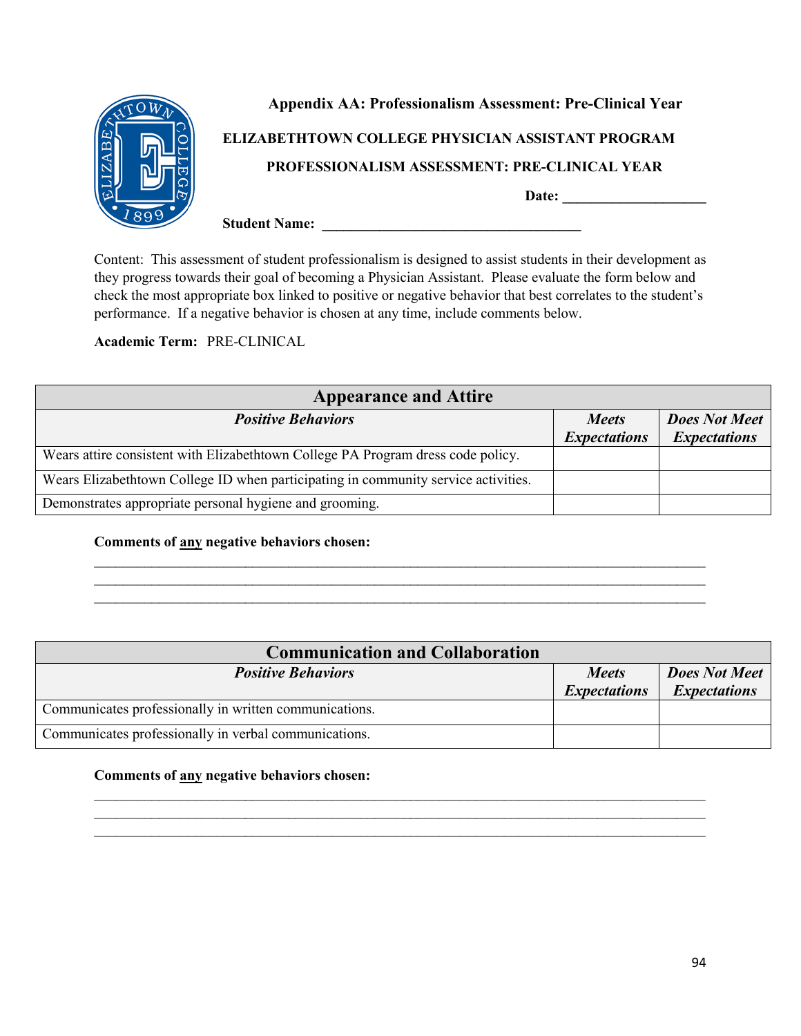### Appendix AA: Professionalism Assessment: Pre-Clinical Year

**ELIZABETHTOWN COLLEGE PHYSICIAN ASSISTANT PROGRAM**

**PROFESSIONALISM ASSESSMENT: PRE-CLINICAL YEAR**

**Date:** ____________________

**Student Name:** ____________________________________

Content: This assessment of student professionalism is designed to assist students in their development as they progress towards their goal of becoming a Physician Assistant. Please evaluate the form below and check the most appropriate box linked to positive or negative behavior that best correlates to the student's performance. If a negative behavior is chosen at any time, include comments below.

**Academic Term:** PRE-CLINICAL

| **Appearance and Attire** | | |
|---|---|---|
| ***Positive Behaviors*** | ***Meets Expectations*** | ***Does Not Meet Expectations*** |
| Wears attire consistent with Elizabethtown College PA Program dress code policy. | | |
| Wears Elizabethtown College ID when participating in community service activities. | | |
| Demonstrates appropriate personal hygiene and grooming. | | |

**Comments of <u>any</u> negative behaviors chosen:**

____________________________________________________________________________________
____________________________________________________________________________________
____________________________________________________________________________________

| **Communication and Collaboration** | | |
|---|---|---|
| ***Positive Behaviors*** | ***Meets Expectations*** | ***Does Not Meet Expectations*** |
| Communicates professionally in written communications. | | |
| Communicates professionally in verbal communications. | | |

**Comments of <u>any</u> negative behaviors chosen:**

____________________________________________________________________________________
____________________________________________________________________________________
____________________________________________________________________________________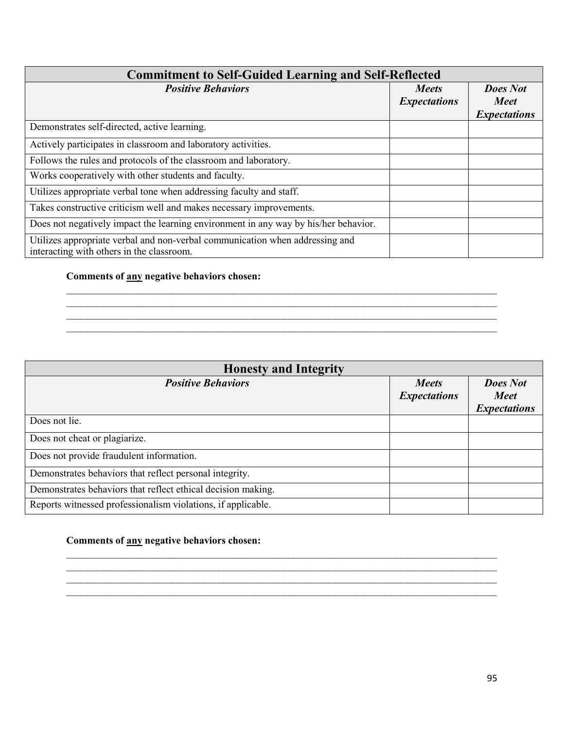| Commitment to Self-Guided Learning and Self-Reflected | | |
|---|---|---|
| ***Positive Behaviors*** | ***Meets Expectations*** | ***Does Not Meet Expectations*** |
| Demonstrates self-directed, active learning. | | |
| Actively participates in classroom and laboratory activities. | | |
| Follows the rules and protocols of the classroom and laboratory. | | |
| Works cooperatively with other students and faculty. | | |
| Utilizes appropriate verbal tone when addressing faculty and staff. | | |
| Takes constructive criticism well and makes necessary improvements. | | |
| Does not negatively impact the learning environment in any way by his/her behavior. | | |
| Utilizes appropriate verbal and non-verbal communication when addressing and interacting with others in the classroom. | | |

**Comments of <u>any</u> negative behaviors chosen:**

_______________________________________________________________________________________
_______________________________________________________________________________________
_______________________________________________________________________________________
_______________________________________________________________________________________

| Honesty and Integrity | | |
|---|---|---|
| ***Positive Behaviors*** | ***Meets Expectations*** | ***Does Not Meet Expectations*** |
| Does not lie. | | |
| Does not cheat or plagiarize. | | |
| Does not provide fraudulent information. | | |
| Demonstrates behaviors that reflect personal integrity. | | |
| Demonstrates behaviors that reflect ethical decision making. | | |
| Reports witnessed professionalism violations, if applicable. | | |

**Comments of <u>any</u> negative behaviors chosen:**

_______________________________________________________________________________________
_______________________________________________________________________________________
_______________________________________________________________________________________
_______________________________________________________________________________________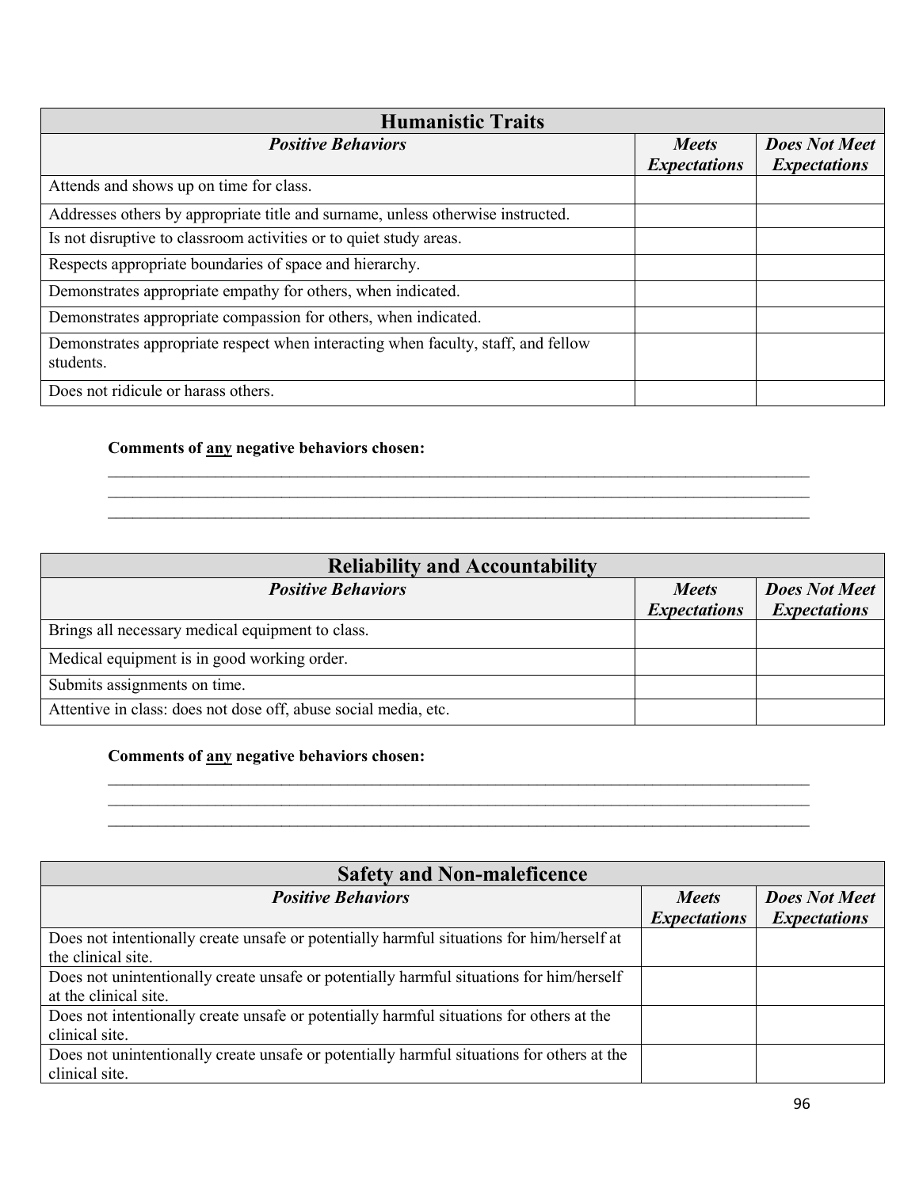| Humanistic Traits | | |
|---|---|---|
| ***Positive Behaviors*** | ***Meets Expectations*** | ***Does Not Meet Expectations*** |
| Attends and shows up on time for class. | | |
| Addresses others by appropriate title and surname, unless otherwise instructed. | | |
| Is not disruptive to classroom activities or to quiet study areas. | | |
| Respects appropriate boundaries of space and hierarchy. | | |
| Demonstrates appropriate empathy for others, when indicated. | | |
| Demonstrates appropriate compassion for others, when indicated. | | |
| Demonstrates appropriate respect when interacting when faculty, staff, and fellow students. | | |
| Does not ridicule or harass others. | | |

**Comments of <u>any</u> negative behaviors chosen:**

_______________________________________________________________________________________
_______________________________________________________________________________________
_______________________________________________________________________________________

| Reliability and Accountability | | |
|---|---|---|
| ***Positive Behaviors*** | ***Meets Expectations*** | ***Does Not Meet Expectations*** |
| Brings all necessary medical equipment to class. | | |
| Medical equipment is in good working order. | | |
| Submits assignments on time. | | |
| Attentive in class: does not dose off, abuse social media, etc. | | |

**Comments of <u>any</u> negative behaviors chosen:**

_______________________________________________________________________________________
_______________________________________________________________________________________
_______________________________________________________________________________________

| Safety and Non-maleficence | | |
|---|---|---|
| ***Positive Behaviors*** | ***Meets Expectations*** | ***Does Not Meet Expectations*** |
| Does not intentionally create unsafe or potentially harmful situations for him/herself at the clinical site. | | |
| Does not unintentionally create unsafe or potentially harmful situations for him/herself at the clinical site. | | |
| Does not intentionally create unsafe or potentially harmful situations for others at the clinical site. | | |
| Does not unintentionally create unsafe or potentially harmful situations for others at the clinical site. | | |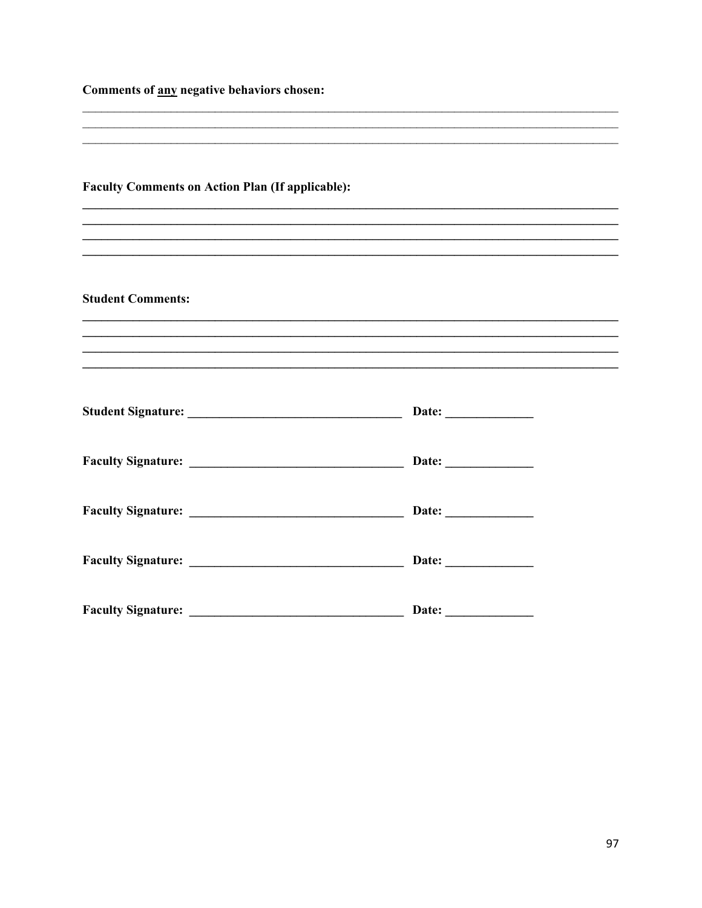**Comments of <u>any</u> negative behaviors chosen:**

_______________________________________________________________________________

_______________________________________________________________________________

_______________________________________________________________________________

**Faculty Comments on Action Plan (If applicable):**

_______________________________________________________________________________

_______________________________________________________________________________

_______________________________________________________________________________

_______________________________________________________________________________

**Student Comments:**

_______________________________________________________________________________

_______________________________________________________________________________

_______________________________________________________________________________

_______________________________________________________________________________

**Student Signature: _________________________________ Date: _____________**

**Faculty Signature: _________________________________ Date: _____________**

**Faculty Signature: _________________________________ Date: _____________**

**Faculty Signature: _________________________________ Date: _____________**

**Faculty Signature: _________________________________ Date: _____________**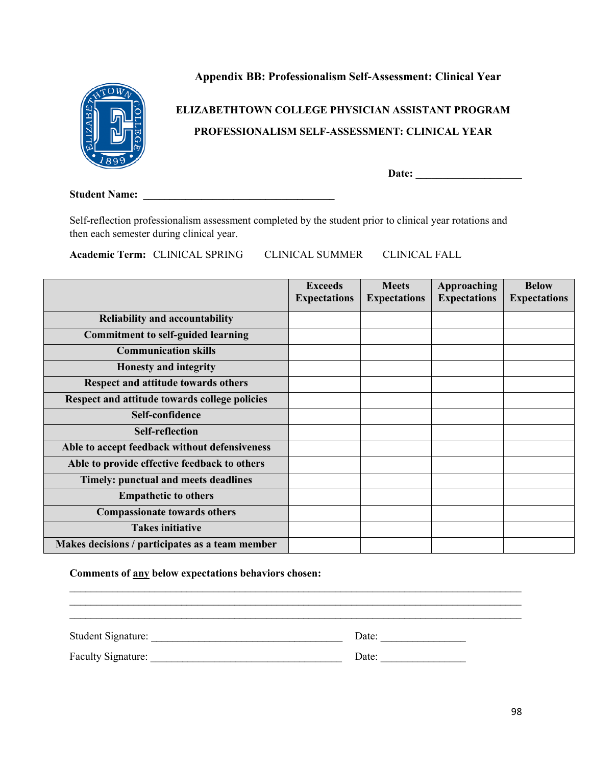## Appendix BB: Professionalism Self-Assessment: Clinical Year

**ELIZABETHTOWN COLLEGE PHYSICIAN ASSISTANT PROGRAM**

**PROFESSIONALISM SELF-ASSESSMENT: CLINICAL YEAR**

**Date:** ____________________

**Student Name:** ____________________________________

Self-reflection professionalism assessment completed by the student prior to clinical year rotations and then each semester during clinical year.

**Academic Term:** CLINICAL SPRING  CLINICAL SUMMER  CLINICAL FALL

| | Exceeds Expectations | Meets Expectations | Approaching Expectations | Below Expectations |
|---|---|---|---|---|
| **Reliability and accountability** | | | | |
| **Commitment to self-guided learning** | | | | |
| **Communication skills** | | | | |
| **Honesty and integrity** | | | | |
| **Respect and attitude towards others** | | | | |
| **Respect and attitude towards college policies** | | | | |
| **Self-confidence** | | | | |
| **Self-reflection** | | | | |
| **Able to accept feedback without defensiveness** | | | | |
| **Able to provide effective feedback to others** | | | | |
| **Timely: punctual and meets deadlines** | | | | |
| **Empathetic to others** | | | | |
| **Compassionate towards others** | | | | |
| **Takes initiative** | | | | |
| **Makes decisions / participates as a team member** | | | | |

**Comments of <u>any</u> below expectations behaviors chosen:**

______________________________________________________________________________________

______________________________________________________________________________________

______________________________________________________________________________________

Student Signature: ____________________________________ Date: ________________

Faculty Signature: ____________________________________ Date: ________________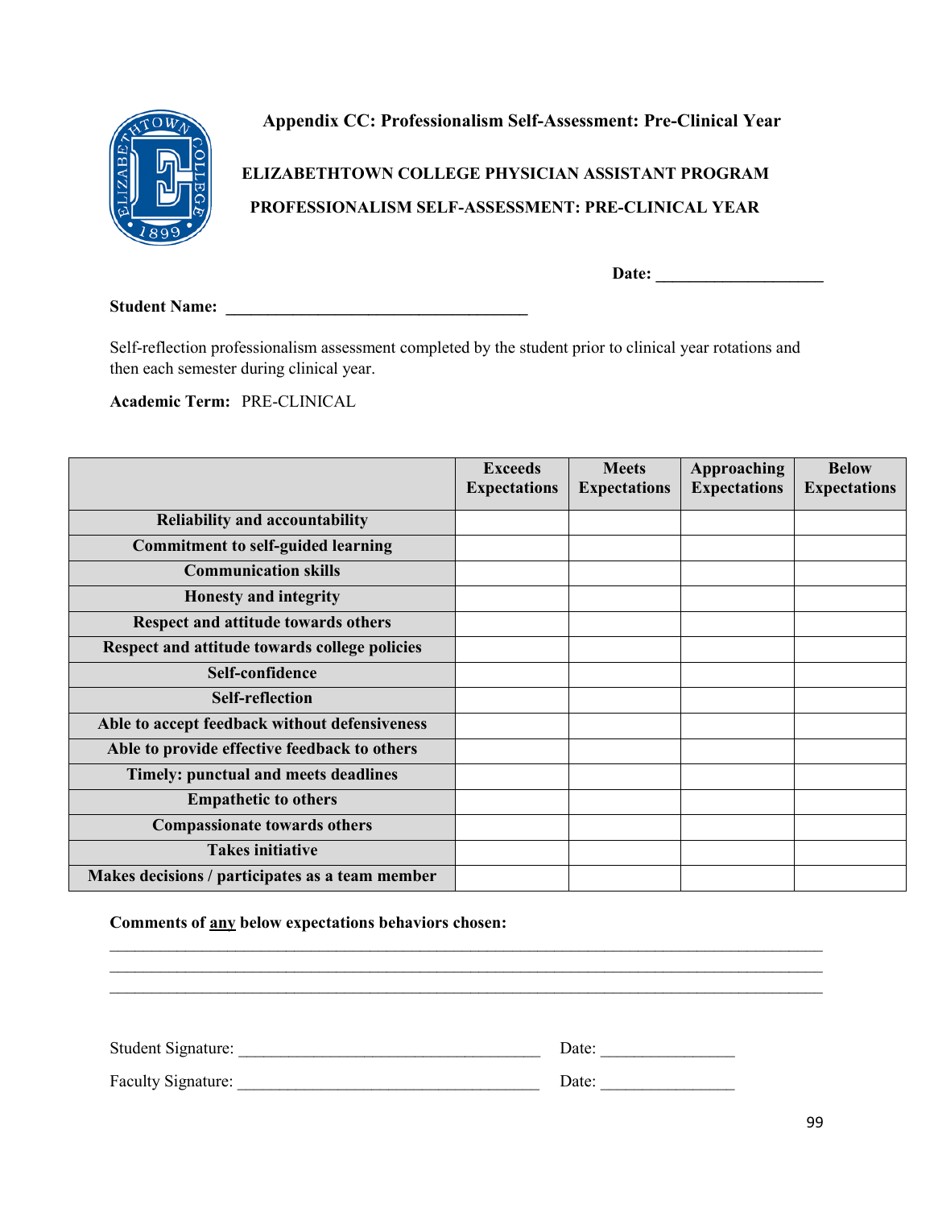# Appendix CC: Professionalism Self-Assessment: Pre-Clinical Year

## ELIZABETHTOWN COLLEGE PHYSICIAN ASSISTANT PROGRAM

## PROFESSIONALISM SELF-ASSESSMENT: PRE-CLINICAL YEAR

**Date:** ____________________

**Student Name:** ____________________________________

Self-reflection professionalism assessment completed by the student prior to clinical year rotations and then each semester during clinical year.

**Academic Term:** PRE-CLINICAL

| | Exceeds Expectations | Meets Expectations | Approaching Expectations | Below Expectations |
|---|---|---|---|---|
| **Reliability and accountability** | | | | |
| **Commitment to self-guided learning** | | | | |
| **Communication skills** | | | | |
| **Honesty and integrity** | | | | |
| **Respect and attitude towards others** | | | | |
| **Respect and attitude towards college policies** | | | | |
| **Self-confidence** | | | | |
| **Self-reflection** | | | | |
| **Able to accept feedback without defensiveness** | | | | |
| **Able to provide effective feedback to others** | | | | |
| **Timely: punctual and meets deadlines** | | | | |
| **Empathetic to others** | | | | |
| **Compassionate towards others** | | | | |
| **Takes initiative** | | | | |
| **Makes decisions / participates as a team member** | | | | |

**Comments of <u>any</u> below expectations behaviors chosen:**

______________________________________________________________________________________

______________________________________________________________________________________

______________________________________________________________________________________

Student Signature: ____________________________________ Date: ________________

Faculty Signature: ____________________________________ Date: ________________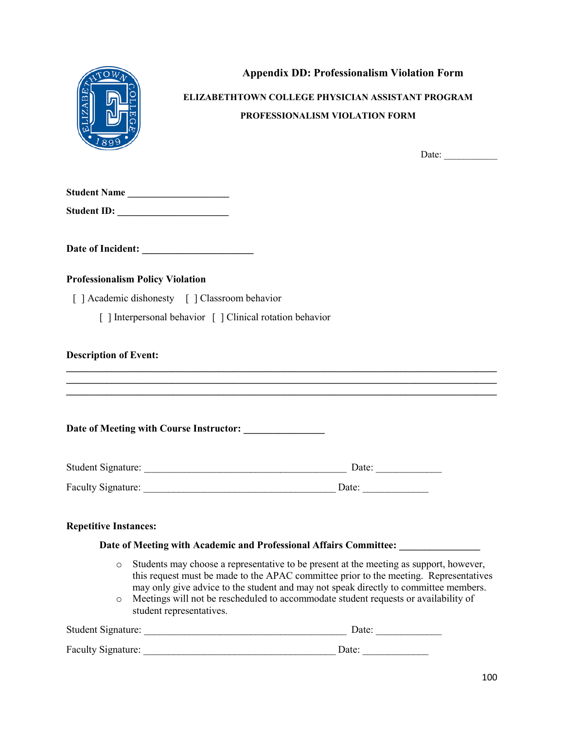# Appendix DD: Professionalism Violation Form

**ELIZABETHTOWN COLLEGE PHYSICIAN ASSISTANT PROGRAM**

**PROFESSIONALISM VIOLATION FORM**

Date: ___________

**Student Name** ____________________

**Student ID:** ______________________

**Date of Incident:** _____________________

**Professionalism Policy Violation**

[ ] Academic dishonesty [ ] Classroom behavior

[ ] Interpersonal behavior [ ] Clinical rotation behavior

**Description of Event:**

______________________________________________________________________________
______________________________________________________________________________
______________________________________________________________________________

**Date of Meeting with Course Instructor:** _______________

Student Signature: _______________________________________ Date: _____________

Faculty Signature: ______________________________________ Date: _____________

**Repetitive Instances:**

**Date of Meeting with Academic and Professional Affairs Committee:** _______________

- Students may choose a representative to be present at the meeting as support, however, this request must be made to the APAC committee prior to the meeting. Representatives may only give advice to the student and may not speak directly to committee members.
- Meetings will not be rescheduled to accommodate student requests or availability of student representatives.

Student Signature: _______________________________________ Date: _____________

Faculty Signature: ______________________________________ Date: _____________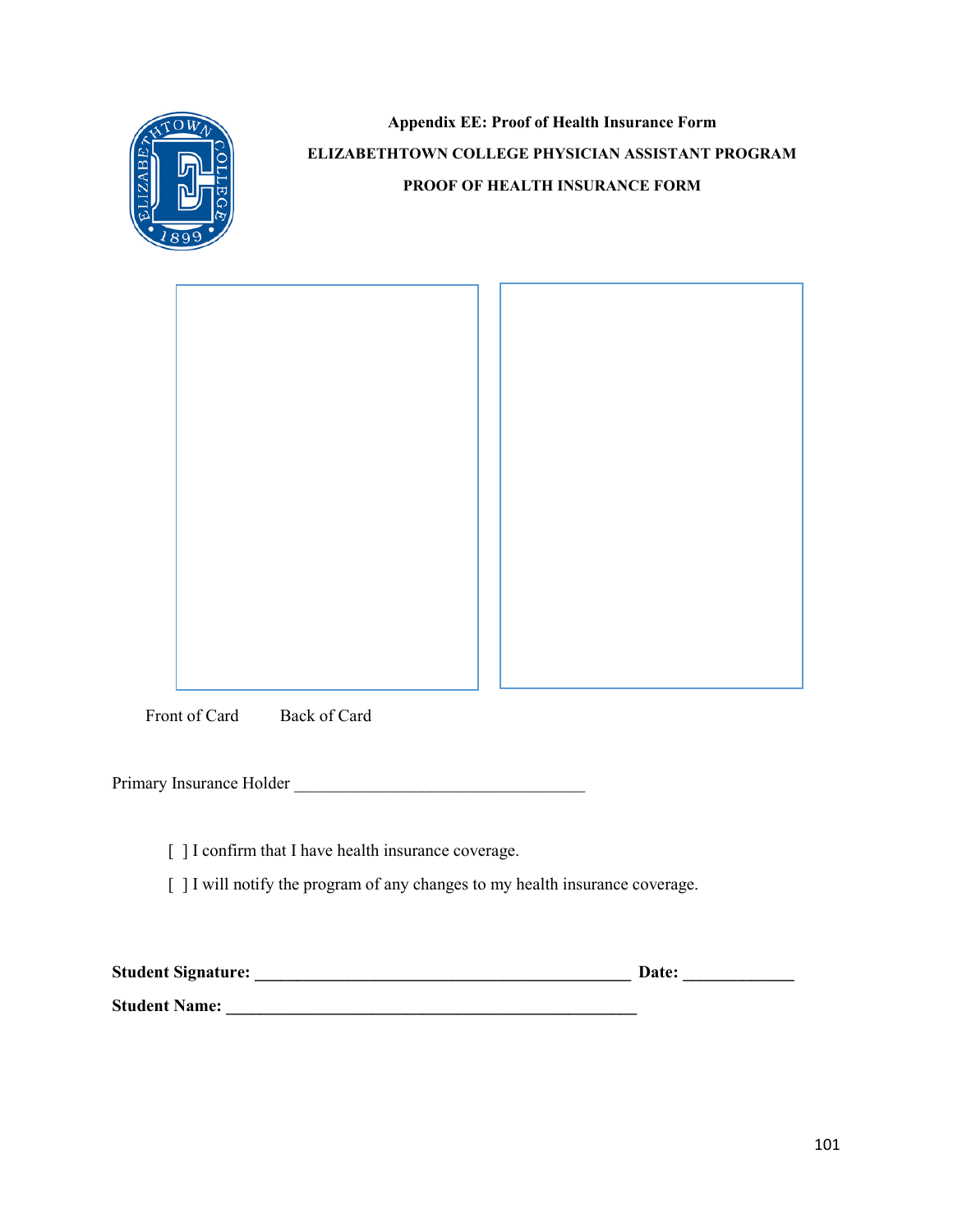**Appendix EE: Proof of Health Insurance Form**

**ELIZABETHTOWN COLLEGE PHYSICIAN ASSISTANT PROGRAM**

**PROOF OF HEALTH INSURANCE FORM**

Front of Card        Back of Card

Primary Insurance Holder ___________________________________

[ ] I confirm that I have health insurance coverage.

[ ] I will notify the program of any changes to my health insurance coverage.

**Student Signature: _____________________________________________ Date: _____________**

**Student Name: _________________________________________________**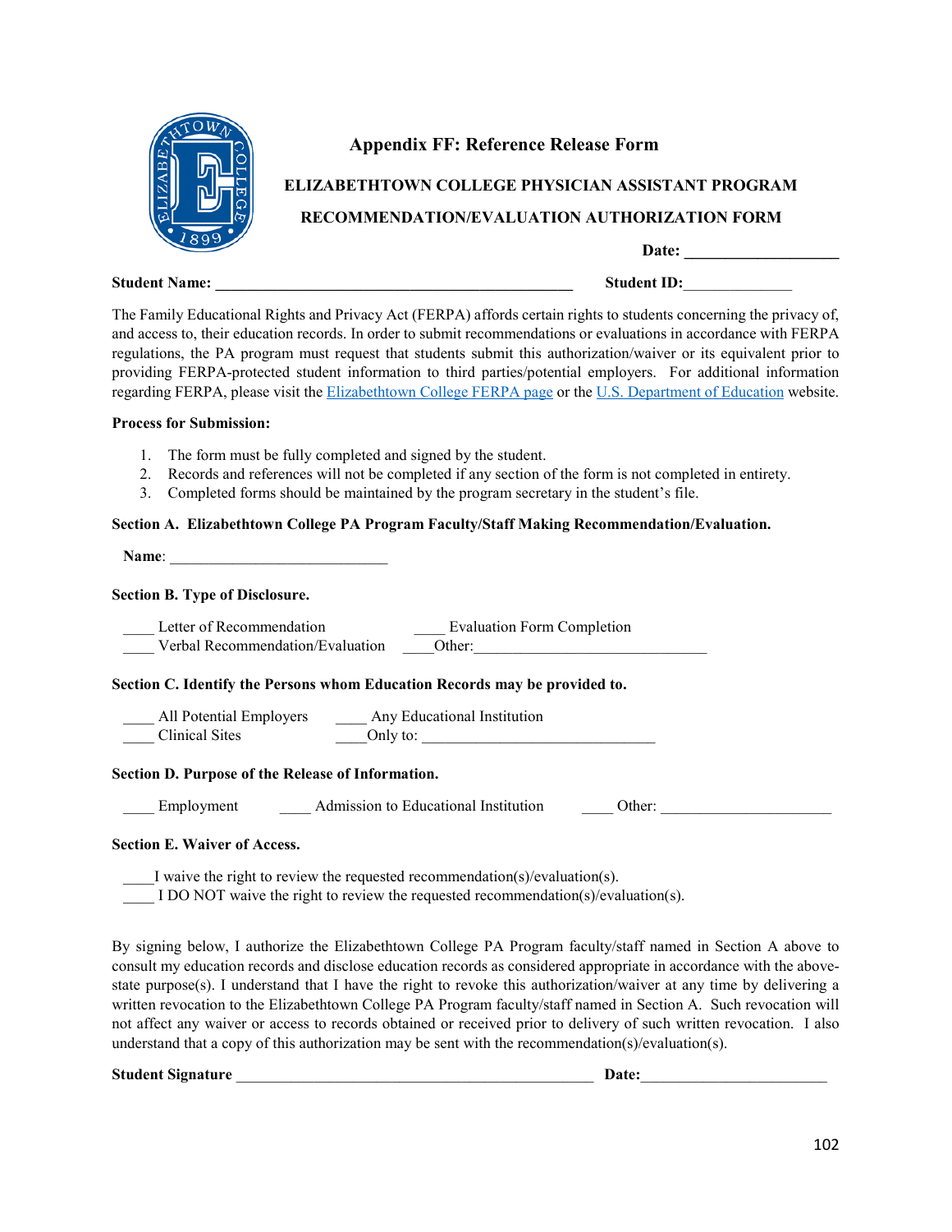# Appendix FF: Reference Release Form

**ELIZABETHTOWN COLLEGE PHYSICIAN ASSISTANT PROGRAM**

**RECOMMENDATION/EVALUATION AUTHORIZATION FORM**

**Date: ___________________**

**Student Name: _______________________________________________** **Student ID:**______________

The Family Educational Rights and Privacy Act (FERPA) affords certain rights to students concerning the privacy of, and access to, their education records. In order to submit recommendations or evaluations in accordance with FERPA regulations, the PA program must request that students submit this authorization/waiver or its equivalent prior to providing FERPA-protected student information to third parties/potential employers. For additional information regarding FERPA, please visit the Elizabethtown College FERPA page or the U.S. Department of Education website.

**Process for Submission:**

1. The form must be fully completed and signed by the student.
2. Records and references will not be completed if any section of the form is not completed in entirety.
3. Completed forms should be maintained by the program secretary in the student's file.

**Section A. Elizabethtown College PA Program Faculty/Staff Making Recommendation/Evaluation.**

**Name**: _____________________________

**Section B. Type of Disclosure.**

____ Letter of Recommendation ____ Evaluation Form Completion
____ Verbal Recommendation/Evaluation ____Other:______________________________

**Section C. Identify the Persons whom Education Records may be provided to.**

____ All Potential Employers ____ Any Educational Institution
____ Clinical Sites ____Only to: ______________________________

**Section D. Purpose of the Release of Information.**

____ Employment ____ Admission to Educational Institution ____ Other: ______________________

**Section E. Waiver of Access.**

____I waive the right to review the requested recommendation(s)/evaluation(s).
____ I DO NOT waive the right to review the requested recommendation(s)/evaluation(s).

By signing below, I authorize the Elizabethtown College PA Program faculty/staff named in Section A above to consult my education records and disclose education records as considered appropriate in accordance with the above-state purpose(s). I understand that I have the right to revoke this authorization/waiver at any time by delivering a written revocation to the Elizabethtown College PA Program faculty/staff named in Section A. Such revocation will not affect any waiver or access to records obtained or received prior to delivery of such written revocation. I also understand that a copy of this authorization may be sent with the recommendation(s)/evaluation(s).

**Student Signature** _______________________________________________ **Date:**________________________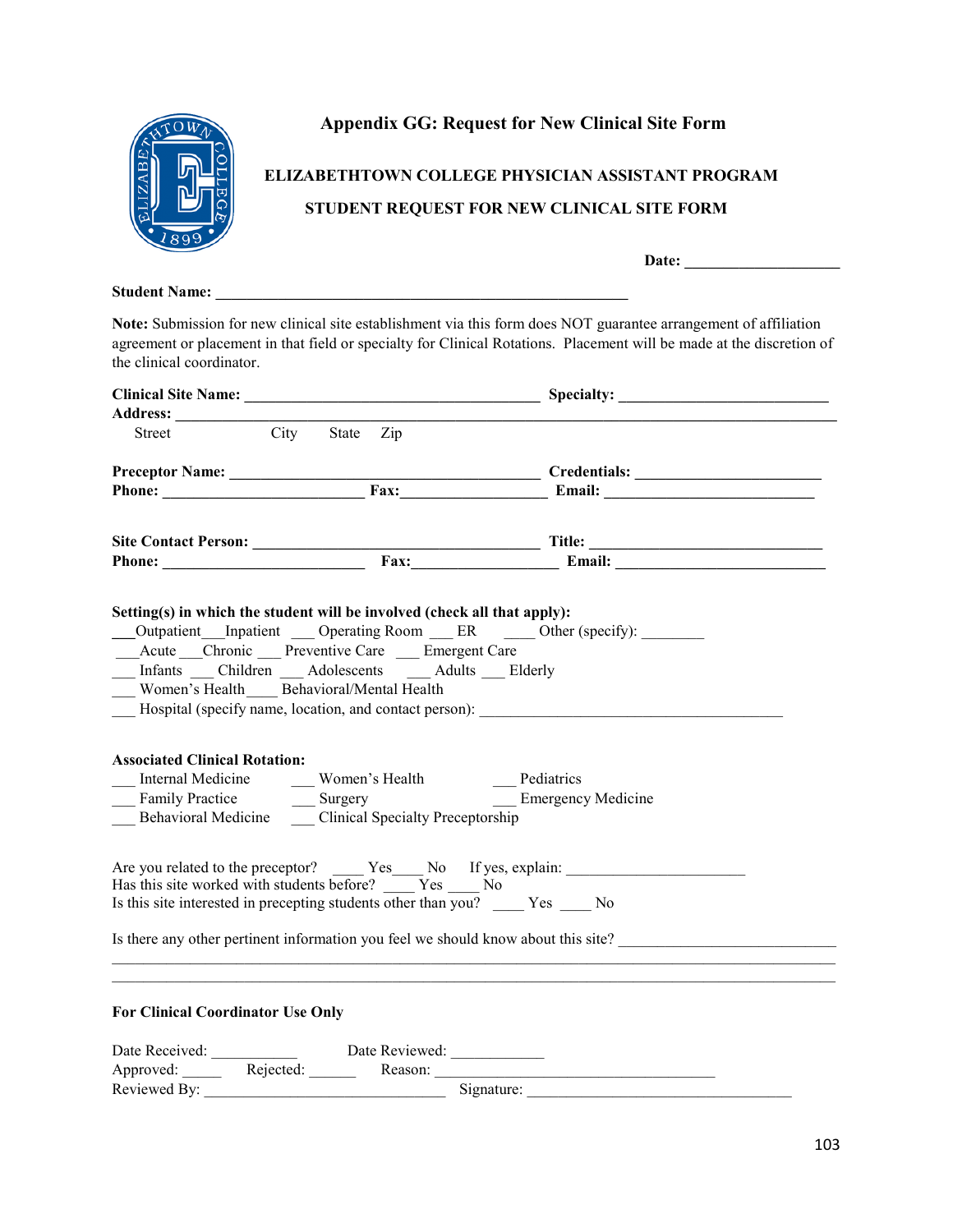# Appendix GG: Request for New Clinical Site Form

**ELIZABETHTOWN COLLEGE PHYSICIAN ASSISTANT PROGRAM**

**STUDENT REQUEST FOR NEW CLINICAL SITE FORM**

**Date:** ____________________

**Student Name:** ______________________________________________________

**Note:** Submission for new clinical site establishment via this form does NOT guarantee arrangement of affiliation agreement or placement in that field or specialty for Clinical Rotations. Placement will be made at the discretion of the clinical coordinator.

**Clinical Site Name:** ______________________________________ **Specialty:** ___________________________
**Address:** ____________________________________________________________________________________
Street City State Zip

**Preceptor Name:** ________________________________________ **Credentials:** ________________________
**Phone:** __________________________ **Fax:**___________________ **Email:** ___________________________

**Site Contact Person:** _____________________________________ **Title:** ______________________________
**Phone:** __________________________ **Fax:**___________________ **Email:** ___________________________

**Setting(s) in which the student will be involved (check all that apply):**
___Outpatient ___Inpatient ___ Operating Room ___ ER ____ Other (specify): ________
___Acute ___Chronic ___ Preventive Care ___ Emergent Care
___ Infants ___ Children ___ Adolescents ___ Adults ___ Elderly
___ Women's Health ____ Behavioral/Mental Health
___ Hospital (specify name, location, and contact person): ________________________________________

**Associated Clinical Rotation:**
___ Internal Medicine ___ Women's Health ___ Pediatrics
___ Family Practice ___ Surgery ___ Emergency Medicine
___ Behavioral Medicine ___ Clinical Specialty Preceptorship

Are you related to the preceptor? ____ Yes____ No If yes, explain: _______________________
Has this site worked with students before? ____ Yes ____ No
Is this site interested in precepting students other than you? ____ Yes ____ No

Is there any other pertinent information you feel we should know about this site? ___________________________
______________________________________________________________________________________________
______________________________________________________________________________________________

**For Clinical Coordinator Use Only**

Date Received: ___________ Date Reviewed: ____________
Approved: _____ Rejected: ______ Reason: ____________________________________
Reviewed By: ______________________________ Signature: __________________________________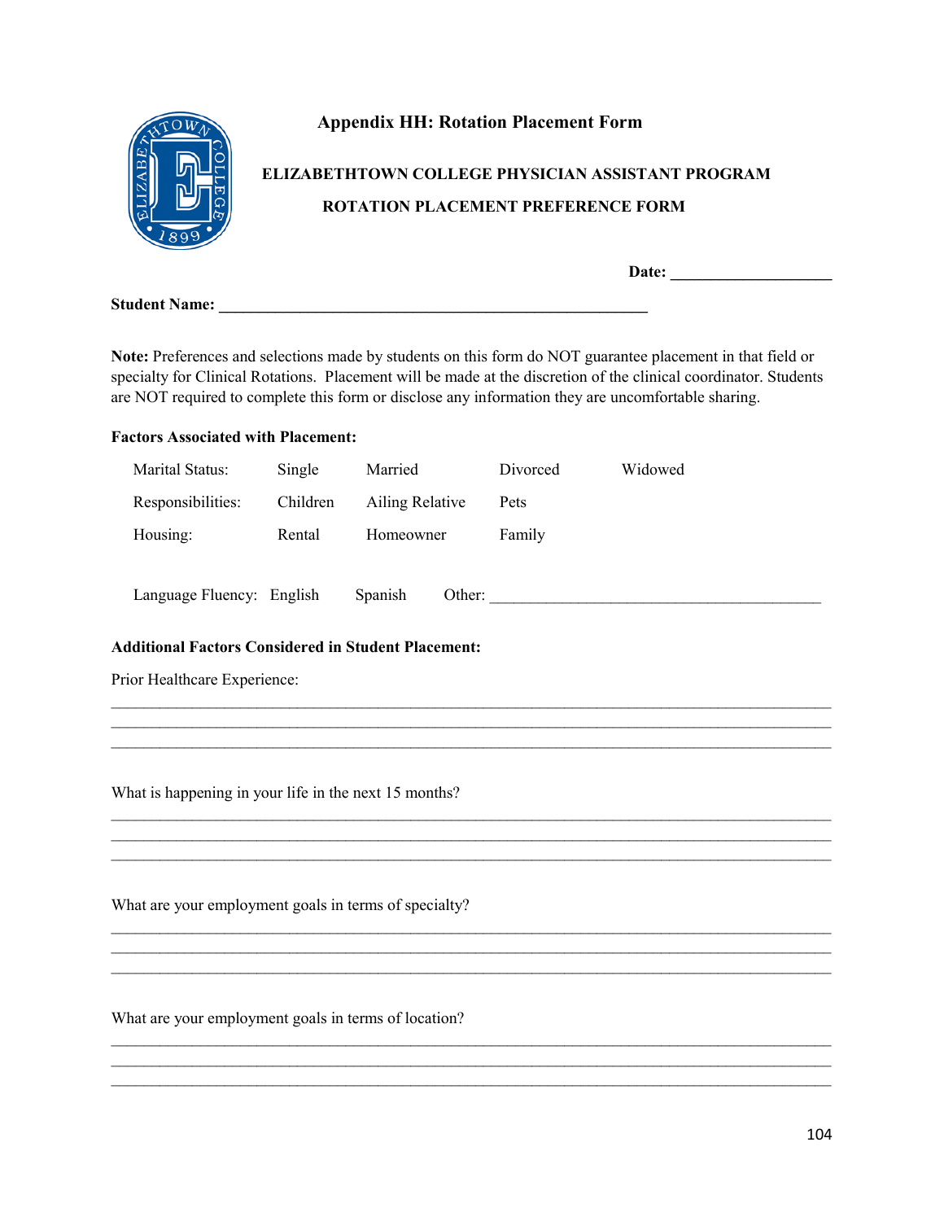# Appendix HH: Rotation Placement Form

## ELIZABETHTOWN COLLEGE PHYSICIAN ASSISTANT PROGRAM

## ROTATION PLACEMENT PREFERENCE FORM

**Date: ____________________**

**Student Name: ______________________________________________________**

**Note:** Preferences and selections made by students on this form do NOT guarantee placement in that field or specialty for Clinical Rotations. Placement will be made at the discretion of the clinical coordinator. Students are NOT required to complete this form or disclose any information they are uncomfortable sharing.

**Factors Associated with Placement:**

| | | | | |
|---|---|---|---|---|
| Marital Status: | Single | Married | Divorced | Widowed |
| Responsibilities: | Children | Ailing Relative | Pets | |
| Housing: | Rental | Homeowner | Family | |

Language Fluency: English Spanish Other: ________________________________________

**Additional Factors Considered in Student Placement:**

Prior Healthcare Experience:

________________________________________________________________________________
________________________________________________________________________________
________________________________________________________________________________

What is happening in your life in the next 15 months?

________________________________________________________________________________
________________________________________________________________________________
________________________________________________________________________________

What are your employment goals in terms of specialty?

________________________________________________________________________________
________________________________________________________________________________
________________________________________________________________________________

What are your employment goals in terms of location?

________________________________________________________________________________
________________________________________________________________________________
________________________________________________________________________________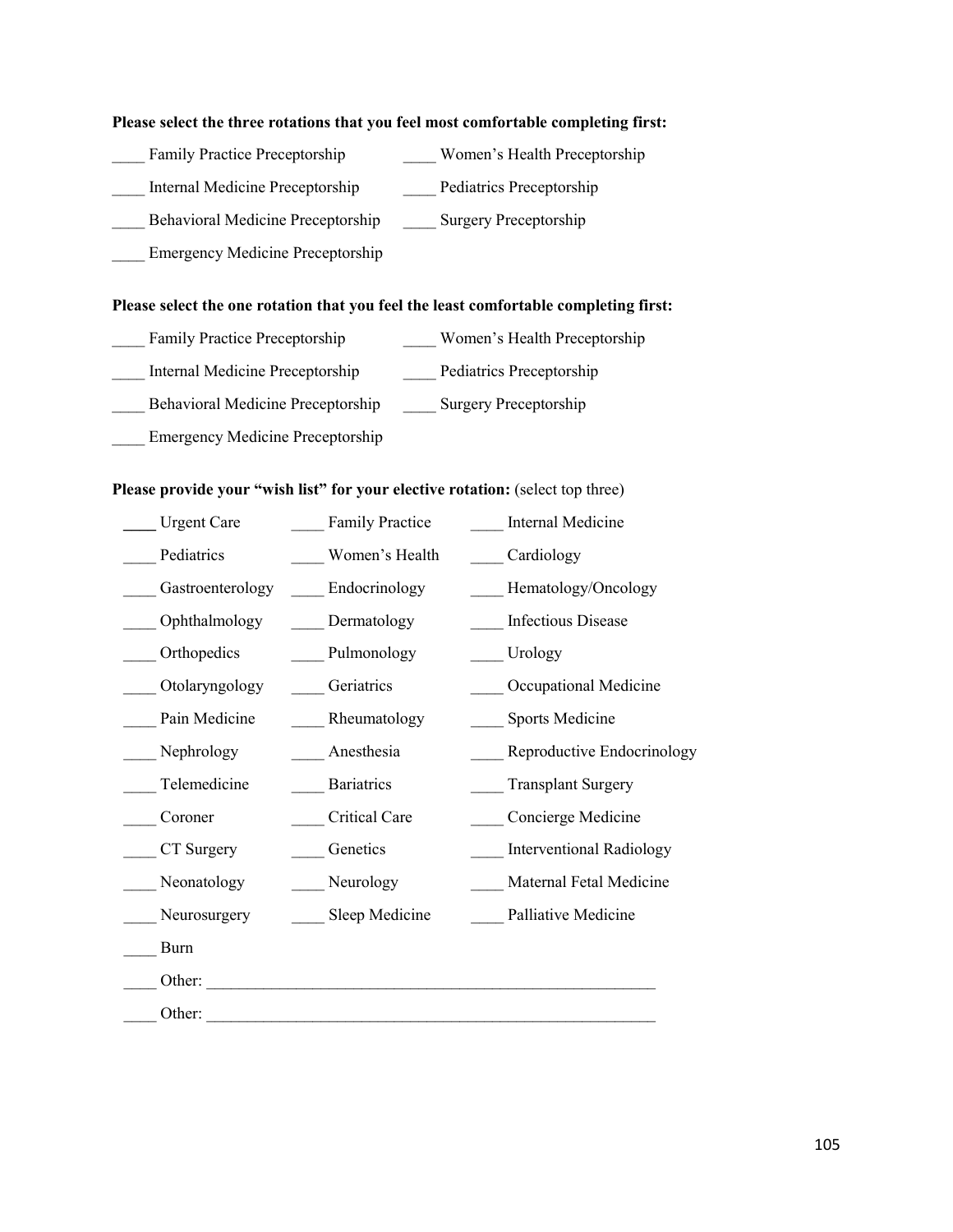**Please select the three rotations that you feel most comfortable completing first:**

____ Family Practice Preceptorship

____ Women's Health Preceptorship

____ Internal Medicine Preceptorship

____ Pediatrics Preceptorship

____ Behavioral Medicine Preceptorship

____ Surgery Preceptorship

____ Emergency Medicine Preceptorship

**Please select the one rotation that you feel the least comfortable completing first:**

____ Family Practice Preceptorship

____ Women's Health Preceptorship

____ Internal Medicine Preceptorship

____ Pediatrics Preceptorship

____ Behavioral Medicine Preceptorship

____ Surgery Preceptorship

____ Emergency Medicine Preceptorship

**Please provide your "wish list" for your elective rotation:** (select top three)

| | | |
|---|---|---|
| ____ Urgent Care | ____ Family Practice | ____ Internal Medicine |
| ____ Pediatrics | ____ Women's Health | ____ Cardiology |
| ____ Gastroenterology | ____ Endocrinology | ____ Hematology/Oncology |
| ____ Ophthalmology | ____ Dermatology | ____ Infectious Disease |
| ____ Orthopedics | ____ Pulmonology | ____ Urology |
| ____ Otolaryngology | ____ Geriatrics | ____ Occupational Medicine |
| ____ Pain Medicine | ____ Rheumatology | ____ Sports Medicine |
| ____ Nephrology | ____ Anesthesia | ____ Reproductive Endocrinology |
| ____ Telemedicine | ____ Bariatrics | ____ Transplant Surgery |
| ____ Coroner | ____ Critical Care | ____ Concierge Medicine |
| ____ CT Surgery | ____ Genetics | ____ Interventional Radiology |
| ____ Neonatology | ____ Neurology | ____ Maternal Fetal Medicine |
| ____ Neurosurgery | ____ Sleep Medicine | ____ Palliative Medicine |
| ____ Burn | | |

____ Other: ________________________________________________________

____ Other: ________________________________________________________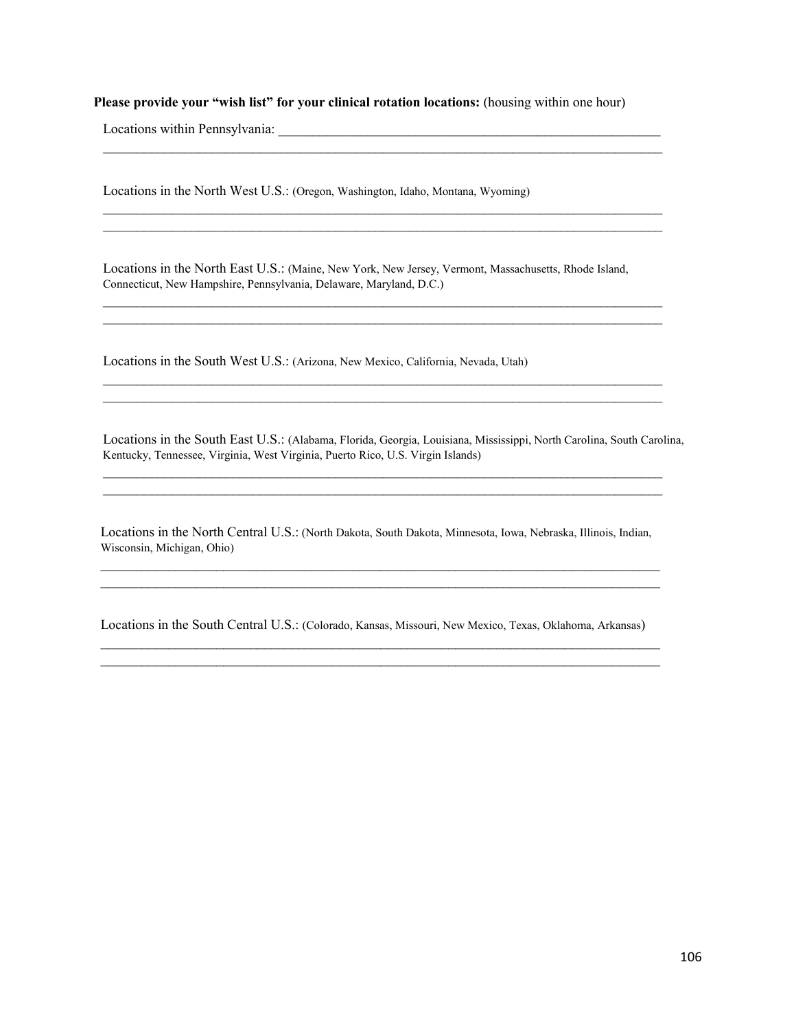**Please provide your "wish list" for your clinical rotation locations:** (housing within one hour)

Locations within Pennsylvania: ____________________________________________________________

__________________________________________________________________________________

Locations in the North West U.S.: (Oregon, Washington, Idaho, Montana, Wyoming)

__________________________________________________________________________________

__________________________________________________________________________________

Locations in the North East U.S.: (Maine, New York, New Jersey, Vermont, Massachusetts, Rhode Island, Connecticut, New Hampshire, Pennsylvania, Delaware, Maryland, D.C.)

__________________________________________________________________________________

__________________________________________________________________________________

Locations in the South West U.S.: (Arizona, New Mexico, California, Nevada, Utah)

__________________________________________________________________________________

__________________________________________________________________________________

Locations in the South East U.S.: (Alabama, Florida, Georgia, Louisiana, Mississippi, North Carolina, South Carolina, Kentucky, Tennessee, Virginia, West Virginia, Puerto Rico, U.S. Virgin Islands)

__________________________________________________________________________________

__________________________________________________________________________________

Locations in the North Central U.S.: (North Dakota, South Dakota, Minnesota, Iowa, Nebraska, Illinois, Indian, Wisconsin, Michigan, Ohio)

__________________________________________________________________________________

__________________________________________________________________________________

Locations in the South Central U.S.: (Colorado, Kansas, Missouri, New Mexico, Texas, Oklahoma, Arkansas)

__________________________________________________________________________________

__________________________________________________________________________________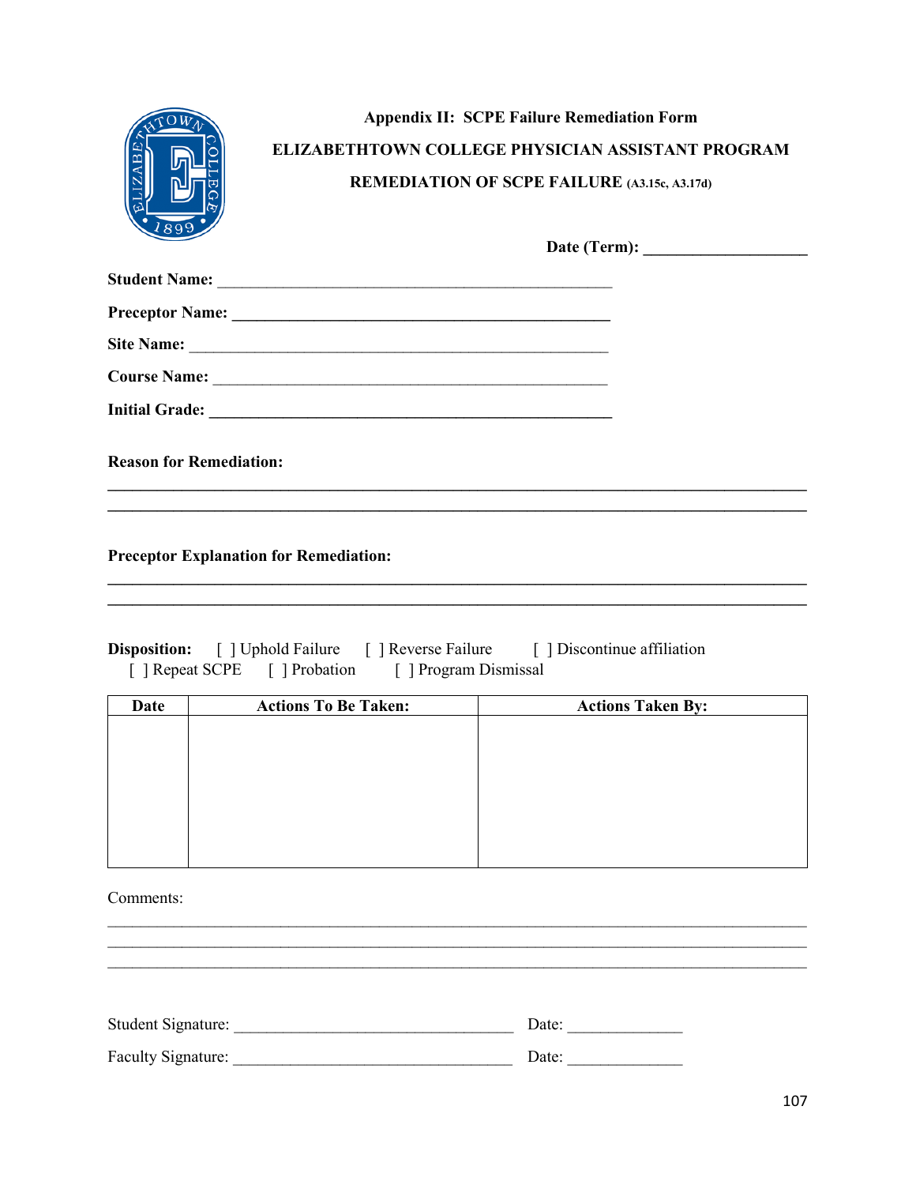**Appendix II: SCPE Failure Remediation Form**

**ELIZABETHTOWN COLLEGE PHYSICIAN ASSISTANT PROGRAM**

**REMEDIATION OF SCPE FAILURE (A3.15c, A3.17d)**

**Date (Term):** ____________________

**Student Name:** ________________________________________________

**Preceptor Name:** ______________________________________________

**Site Name:** ___________________________________________________

**Course Name:** _________________________________________________

**Initial Grade:** _________________________________________________

**Reason for Remediation:**

______________________________________________________________________________

______________________________________________________________________________

**Preceptor Explanation for Remediation:**

______________________________________________________________________________

______________________________________________________________________________

**Disposition:** [ ] Uphold Failure [ ] Reverse Failure [ ] Discontinue affiliation [ ] Repeat SCPE [ ] Probation [ ] Program Dismissal

| Date | Actions To Be Taken: | Actions Taken By: |
|---|---|---|
| | | |

Comments:

______________________________________________________________________________

______________________________________________________________________________

______________________________________________________________________________

Student Signature: __________________________________ Date: ______________

Faculty Signature: __________________________________ Date: ______________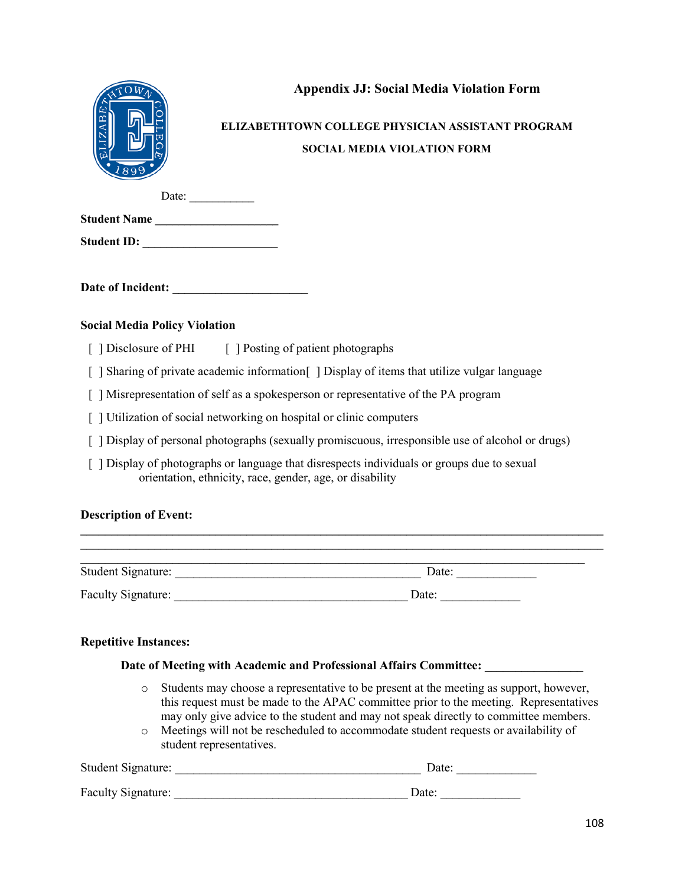## Appendix JJ: Social Media Violation Form

**ELIZABETHTOWN COLLEGE PHYSICIAN ASSISTANT PROGRAM**

**SOCIAL MEDIA VIOLATION FORM**

Date: ___________

**Student Name ____________________**

**Student ID: ______________________**

**Date of Incident: _____________________**

**Social Media Policy Violation**

[ ] Disclosure of PHI [ ] Posting of patient photographs

[ ] Sharing of private academic information[ ] Display of items that utilize vulgar language

[ ] Misrepresentation of self as a spokesperson or representative of the PA program

[ ] Utilization of social networking on hospital or clinic computers

[ ] Display of personal photographs (sexually promiscuous, irresponsible use of alcohol or drugs)

[ ] Display of photographs or language that disrespects individuals or groups due to sexual orientation, ethnicity, race, gender, age, or disability

**Description of Event:**

______________________________________________________________________________
______________________________________________________________________________
______________________________________________________________________________

Student Signature: ________________________________________ Date: _____________

Faculty Signature: ______________________________________ Date: _____________

**Repetitive Instances:**

**Date of Meeting with Academic and Professional Affairs Committee: _______________**

- Students may choose a representative to be present at the meeting as support, however, this request must be made to the APAC committee prior to the meeting. Representatives may only give advice to the student and may not speak directly to committee members.
- Meetings will not be rescheduled to accommodate student requests or availability of student representatives.

Student Signature: ________________________________________ Date: _____________

Faculty Signature: ______________________________________ Date: _____________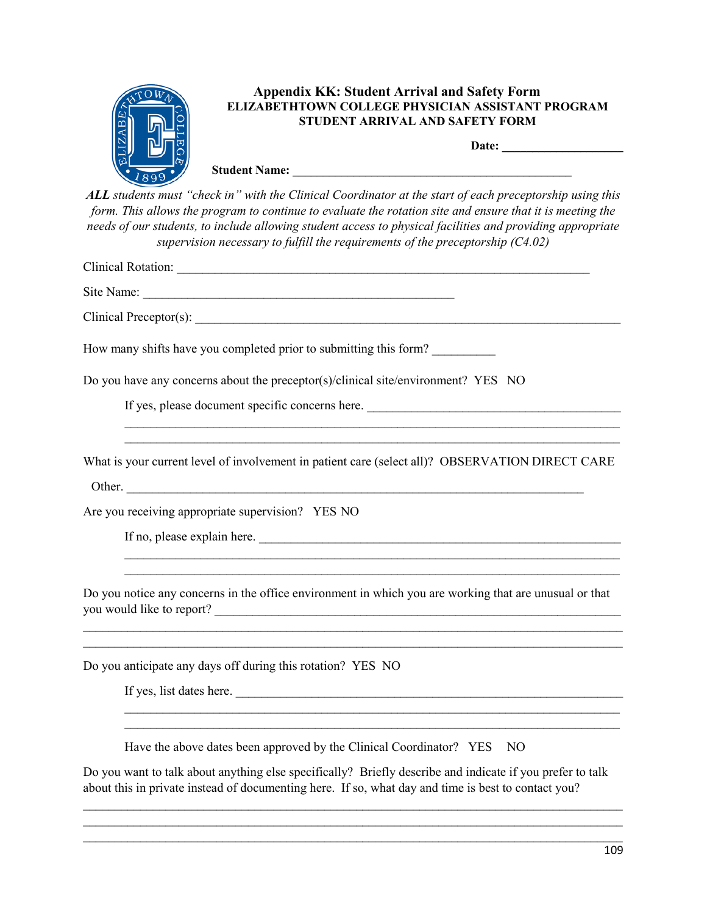# Appendix KK: Student Arrival and Safety Form

**ELIZABETHTOWN COLLEGE PHYSICIAN ASSISTANT PROGRAM**
**STUDENT ARRIVAL AND SAFETY FORM**

**Date:** ____________________

**Student Name:** ______________________________________________

***ALL*** *students must "check in" with the Clinical Coordinator at the start of each preceptorship using this form. This allows the program to continue to evaluate the rotation site and ensure that it is meeting the needs of our students, to include allowing student access to physical facilities and providing appropriate supervision necessary to fulfill the requirements of the preceptorship (C4.02)*

Clinical Rotation: ______________________________________________________________________

Site Name: ____________________________________________________

Clinical Preceptor(s): _____________________________________________________________________

How many shifts have you completed prior to submitting this form? __________

Do you have any concerns about the preceptor(s)/clinical site/environment? YES NO

If yes, please document specific concerns here. ________________________________________
_____________________________________________________________________________
_____________________________________________________________________________

What is your current level of involvement in patient care (select all)? OBSERVATION DIRECT CARE

Other. ____________________________________________________________________________

Are you receiving appropriate supervision? YES NO

If no, please explain here. ________________________________________________________
_____________________________________________________________________________
_____________________________________________________________________________

Do you notice any concerns in the office environment in which you are working that are unusual or that you would like to report? _________________________________________________________________
_____________________________________________________________________________________
_____________________________________________________________________________________

Do you anticipate any days off during this rotation? YES NO

If yes, list dates here. ____________________________________________________________
_____________________________________________________________________________
_____________________________________________________________________________

Have the above dates been approved by the Clinical Coordinator? YES NO

Do you want to talk about anything else specifically? Briefly describe and indicate if you prefer to talk about this in private instead of documenting here. If so, what day and time is best to contact you?

_____________________________________________________________________________________
_____________________________________________________________________________________
_____________________________________________________________________________________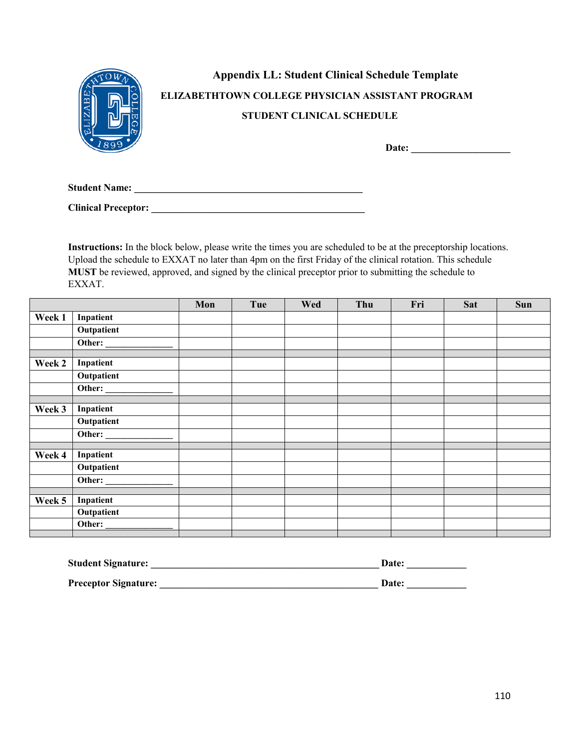# Appendix LL: Student Clinical Schedule Template

## ELIZABETHTOWN COLLEGE PHYSICIAN ASSISTANT PROGRAM

## STUDENT CLINICAL SCHEDULE

**Date: ____________________**

**Student Name: _______________________________________________**

**Clinical Preceptor: ____________________________________________**

**Instructions:** In the block below, please write the times you are scheduled to be at the preceptorship locations. Upload the schedule to EXXAT no later than 4pm on the first Friday of the clinical rotation. This schedule **MUST** be reviewed, approved, and signed by the clinical preceptor prior to submitting the schedule to EXXAT.

| | | Mon | Tue | Wed | Thu | Fri | Sat | Sun |
|---|---|---|---|---|---|---|---|---|
| **Week 1** | **Inpatient** | | | | | | | |
| | **Outpatient** | | | | | | | |
| | **Other: ______________** | | | | | | | |
| | | | | | | | | |
| **Week 2** | **Inpatient** | | | | | | | |
| | **Outpatient** | | | | | | | |
| | **Other: ______________** | | | | | | | |
| | | | | | | | | |
| **Week 3** | **Inpatient** | | | | | | | |
| | **Outpatient** | | | | | | | |
| | **Other: ______________** | | | | | | | |
| | | | | | | | | |
| **Week 4** | **Inpatient** | | | | | | | |
| | **Outpatient** | | | | | | | |
| | **Other: ______________** | | | | | | | |
| | | | | | | | | |
| **Week 5** | **Inpatient** | | | | | | | |
| | **Outpatient** | | | | | | | |
| | **Other: ______________** | | | | | | | |
| | | | | | | | | |

**Student Signature: _______________________________________________ Date: ____________**

**Preceptor Signature: _____________________________________________ Date: ____________**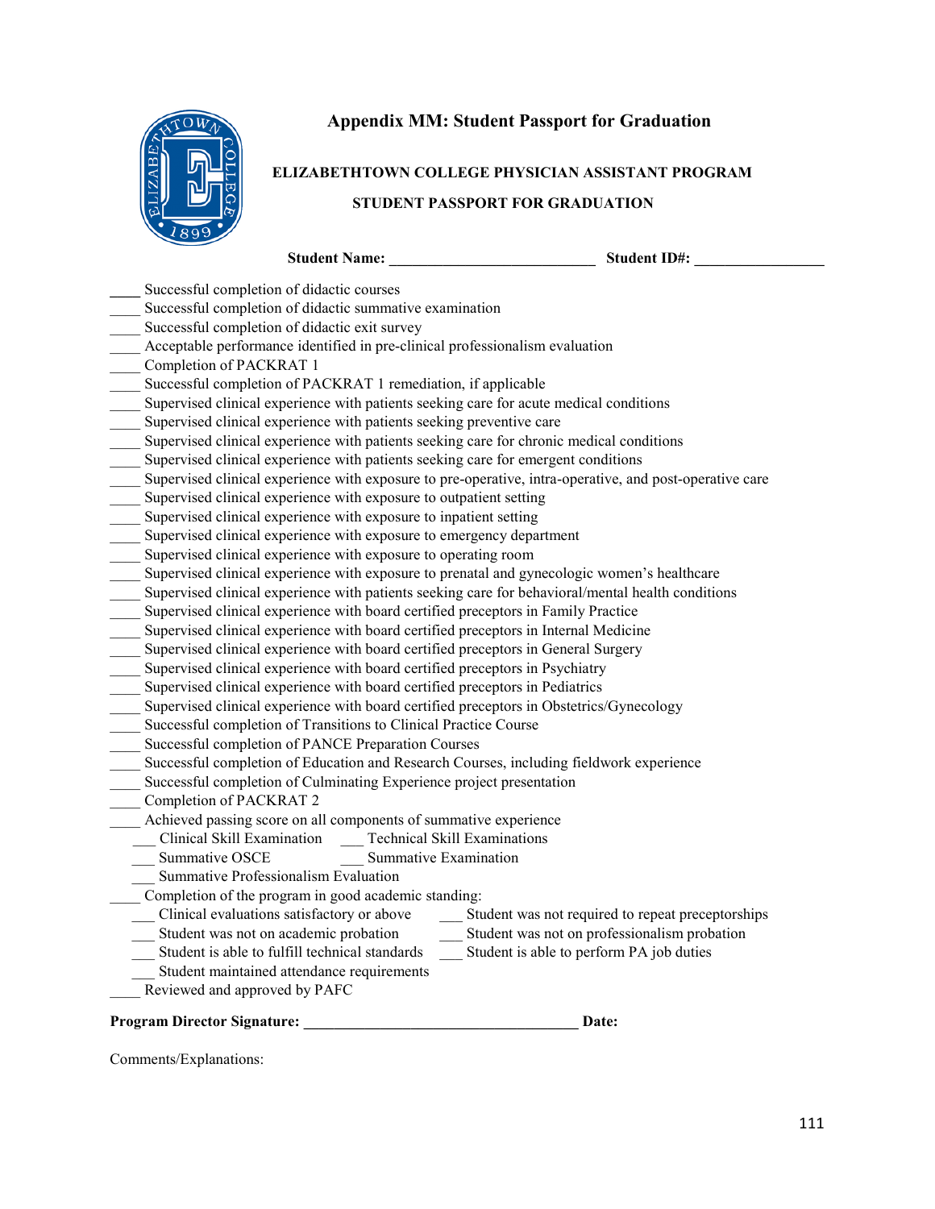# Appendix MM: Student Passport for Graduation

**ELIZABETHTOWN COLLEGE PHYSICIAN ASSISTANT PROGRAM**

**STUDENT PASSPORT FOR GRADUATION**

**Student Name: ___________________________ Student ID#: _________________**

____ Successful completion of didactic courses
____ Successful completion of didactic summative examination
____ Successful completion of didactic exit survey
____ Acceptable performance identified in pre-clinical professionalism evaluation
____ Completion of PACKRAT 1
____ Successful completion of PACKRAT 1 remediation, if applicable
____ Supervised clinical experience with patients seeking care for acute medical conditions
____ Supervised clinical experience with patients seeking preventive care
____ Supervised clinical experience with patients seeking care for chronic medical conditions
____ Supervised clinical experience with patients seeking care for emergent conditions
____ Supervised clinical experience with exposure to pre-operative, intra-operative, and post-operative care
____ Supervised clinical experience with exposure to outpatient setting
____ Supervised clinical experience with exposure to inpatient setting
____ Supervised clinical experience with exposure to emergency department
____ Supervised clinical experience with exposure to operating room
____ Supervised clinical experience with exposure to prenatal and gynecologic women's healthcare
____ Supervised clinical experience with patients seeking care for behavioral/mental health conditions
____ Supervised clinical experience with board certified preceptors in Family Practice
____ Supervised clinical experience with board certified preceptors in Internal Medicine
____ Supervised clinical experience with board certified preceptors in General Surgery
____ Supervised clinical experience with board certified preceptors in Psychiatry
____ Supervised clinical experience with board certified preceptors in Pediatrics
____ Supervised clinical experience with board certified preceptors in Obstetrics/Gynecology
____ Successful completion of Transitions to Clinical Practice Course
____ Successful completion of PANCE Preparation Courses
____ Successful completion of Education and Research Courses, including fieldwork experience
____ Successful completion of Culminating Experience project presentation
____ Completion of PACKRAT 2
____ Achieved passing score on all components of summative experience
  ___ Clinical Skill Examination
  ___ Technical Skill Examinations
  ___ Summative OSCE
  ___ Summative Examination
  ___ Summative Professionalism Evaluation
____ Completion of the program in good academic standing:
  ___ Clinical evaluations satisfactory or above
  ___ Student was not required to repeat preceptorships
  ___ Student was not on academic probation
  ___ Student was not on professionalism probation
  ___ Student is able to fulfill technical standards
  ___ Student is able to perform PA job duties
  ___ Student maintained attendance requirements
____ Reviewed and approved by PAFC

**Program Director Signature: ___________________________________ Date:**

Comments/Explanations: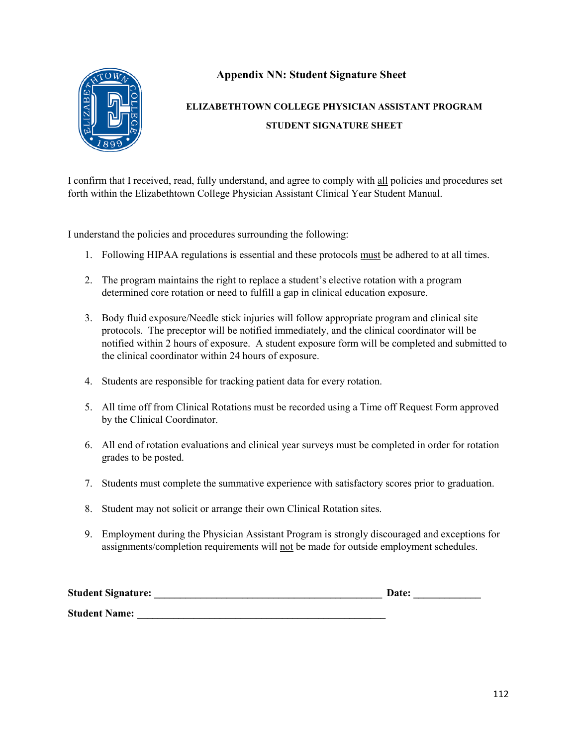# Appendix NN: Student Signature Sheet

**ELIZABETHTOWN COLLEGE PHYSICIAN ASSISTANT PROGRAM**

**STUDENT SIGNATURE SHEET**

I confirm that I received, read, fully understand, and agree to comply with <u>all</u> policies and procedures set forth within the Elizabethtown College Physician Assistant Clinical Year Student Manual.

I understand the policies and procedures surrounding the following:

1. Following HIPAA regulations is essential and these protocols <u>must</u> be adhered to at all times.
2. The program maintains the right to replace a student's elective rotation with a program determined core rotation or need to fulfill a gap in clinical education exposure.
3. Body fluid exposure/Needle stick injuries will follow appropriate program and clinical site protocols. The preceptor will be notified immediately, and the clinical coordinator will be notified within 2 hours of exposure. A student exposure form will be completed and submitted to the clinical coordinator within 24 hours of exposure.
4. Students are responsible for tracking patient data for every rotation.
5. All time off from Clinical Rotations must be recorded using a Time off Request Form approved by the Clinical Coordinator.
6. All end of rotation evaluations and clinical year surveys must be completed in order for rotation grades to be posted.
7. Students must complete the summative experience with satisfactory scores prior to graduation.
8. Student may not solicit or arrange their own Clinical Rotation sites.
9. Employment during the Physician Assistant Program is strongly discouraged and exceptions for assignments/completion requirements will <u>not</u> be made for outside employment schedules.

**Student Signature:** ___________________________________________ **Date:** _____________

**Student Name:** ______________________________________________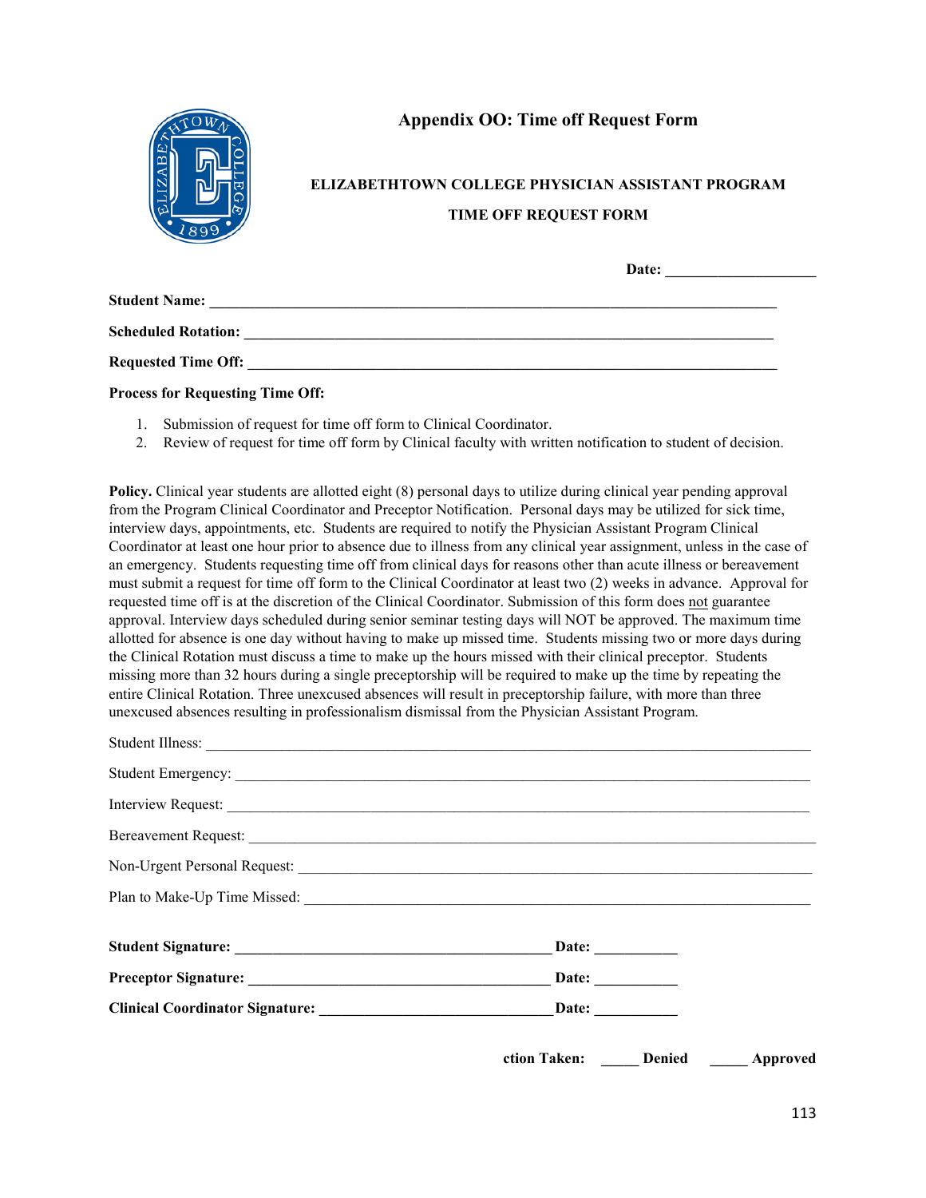# Appendix OO: Time off Request Form

**ELIZABETHTOWN COLLEGE PHYSICIAN ASSISTANT PROGRAM**

**TIME OFF REQUEST FORM**

**Date:** ____________________

**Student Name:** ________________________________________________________________________________

**Scheduled Rotation:** ___________________________________________________________________________

**Requested Time Off:** ___________________________________________________________________________

**Process for Requesting Time Off:**

1. Submission of request for time off form to Clinical Coordinator.
2. Review of request for time off form by Clinical faculty with written notification to student of decision.

**Policy.** Clinical year students are allotted eight (8) personal days to utilize during clinical year pending approval from the Program Clinical Coordinator and Preceptor Notification. Personal days may be utilized for sick time, interview days, appointments, etc. Students are required to notify the Physician Assistant Program Clinical Coordinator at least one hour prior to absence due to illness from any clinical year assignment, unless in the case of an emergency. Students requesting time off from clinical days for reasons other than acute illness or bereavement must submit a request for time off form to the Clinical Coordinator at least two (2) weeks in advance. Approval for requested time off is at the discretion of the Clinical Coordinator. Submission of this form does not guarantee approval. Interview days scheduled during senior seminar testing days will NOT be approved. The maximum time allotted for absence is one day without having to make up missed time. Students missing two or more days during the Clinical Rotation must discuss a time to make up the hours missed with their clinical preceptor. Students missing more than 32 hours during a single preceptorship will be required to make up the time by repeating the entire Clinical Rotation. Three unexcused absences will result in preceptorship failure, with more than three unexcused absences resulting in professionalism dismissal from the Physician Assistant Program.

Student Illness: ________________________________________________________________________________

Student Emergency: _____________________________________________________________________________

Interview Request: ______________________________________________________________________________

Bereavement Request: ___________________________________________________________________________

Non-Urgent Personal Request: _____________________________________________________________________

Plan to Make-Up Time Missed: _____________________________________________________________________

**Student Signature:** ____________________________________________ **Date:** ___________

**Preceptor Signature:** __________________________________________ **Date:** ___________

**Clinical Coordinator Signature:** ______________________________ **Date:** ___________

**ction Taken:** _____ **Denied** _____ **Approved**